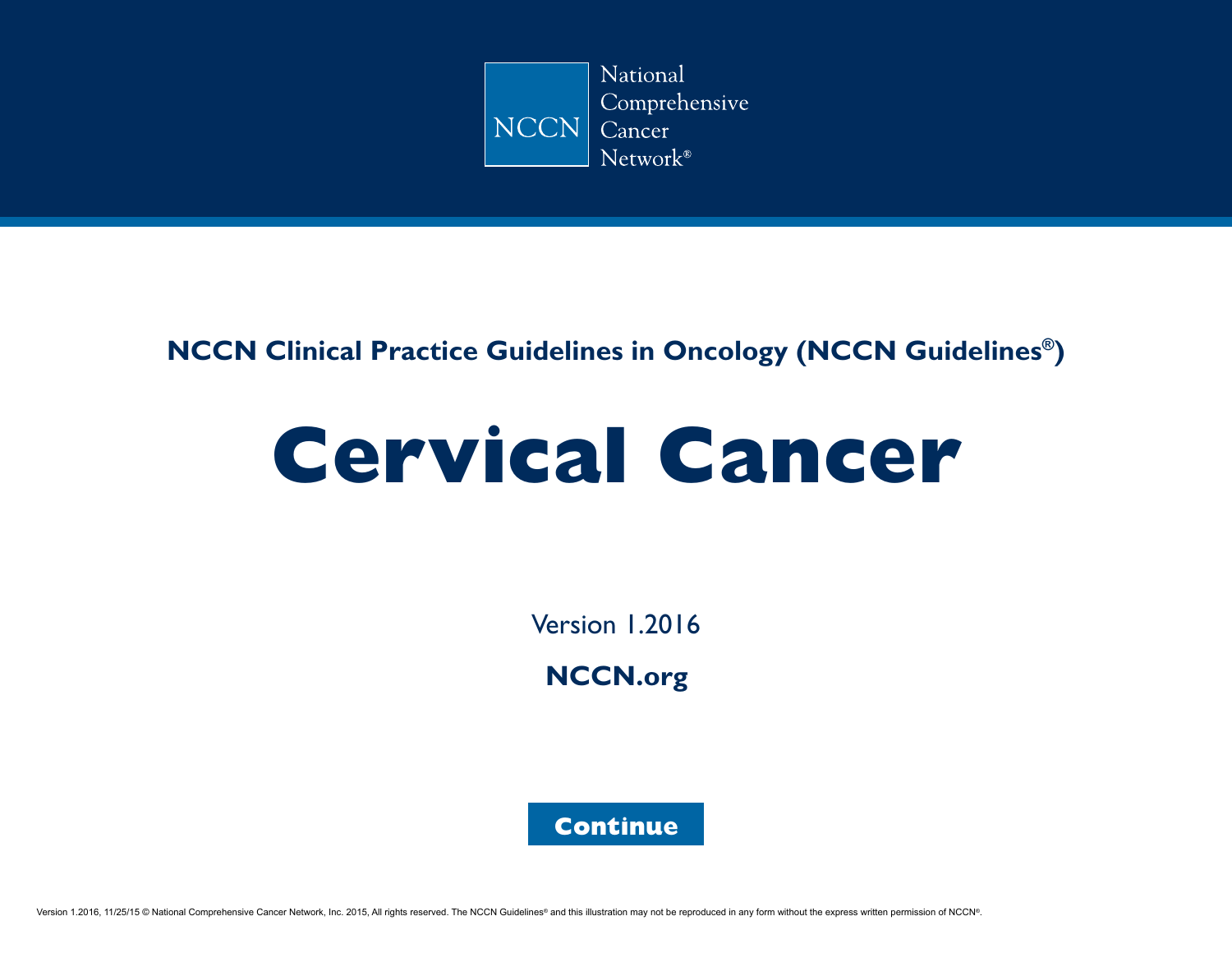National Comprehensive Cancer Network®

NCCN Clinical Practice Guidelines in Oncology (NCCN Guidelines®)

# Cervical Cancer

Version 1.2016

**NCCN.org**

Continue

Version 1.2016, 11/25/15 © National Comprehensive Cancer Network, Inc. 2015, All rights reserved. The NCCN Guidelines® and this illustration may not be reproduced in any form without the express written permission of NCCN®.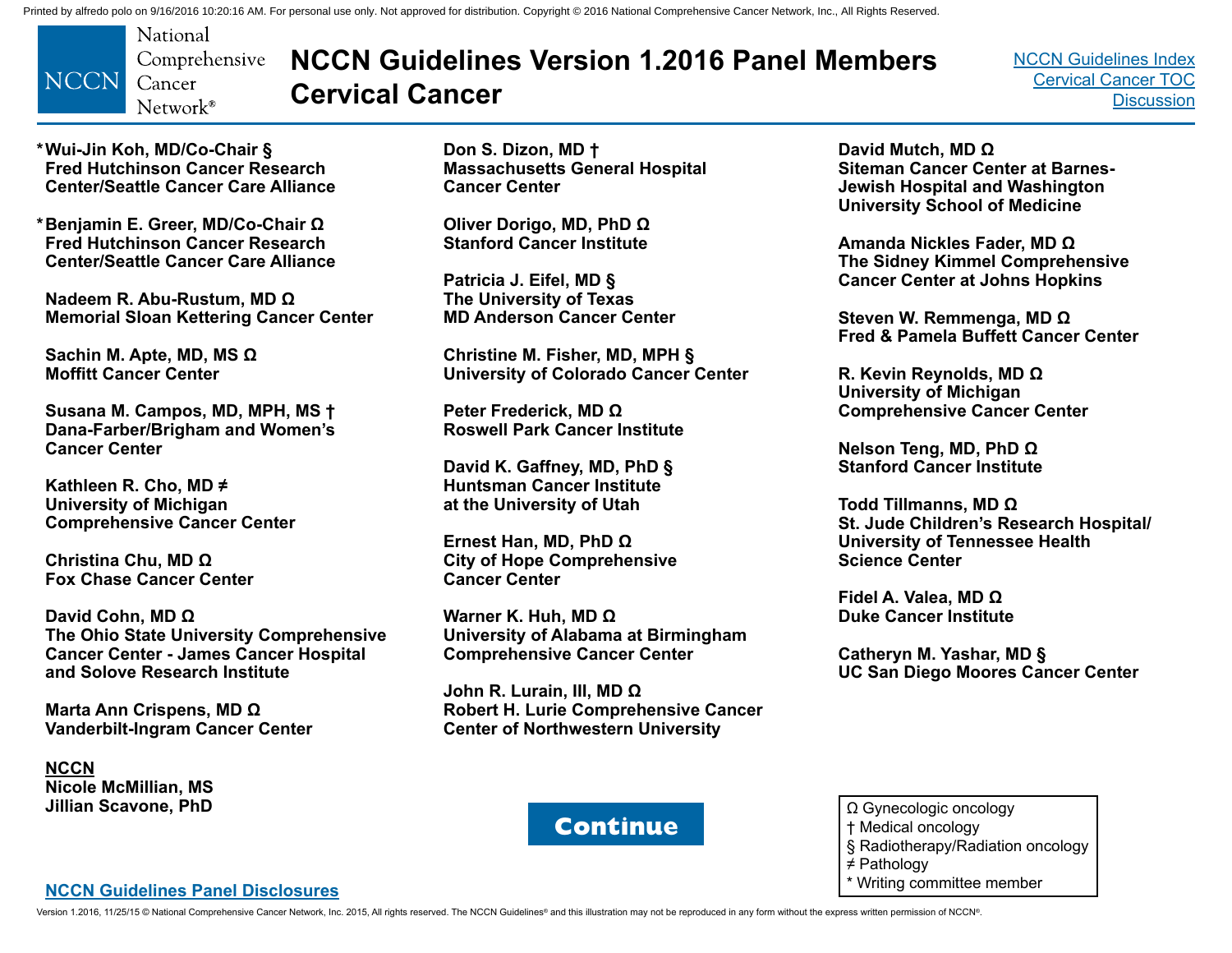# NCCN Guidelines Version 1.2016 Panel Members
# Cervical Cancer

[NCCN Guidelines Index](#)
[Cervical Cancer TOC](#)
[Discussion](#)

*Wui-Jin Koh, MD/Co-Chair §
Fred Hutchinson Cancer Research Center/Seattle Cancer Care Alliance

*Benjamin E. Greer, MD/Co-Chair Ω
Fred Hutchinson Cancer Research Center/Seattle Cancer Care Alliance

Nadeem R. Abu-Rustum, MD Ω
Memorial Sloan Kettering Cancer Center

Sachin M. Apte, MD, MS Ω
Moffitt Cancer Center

Susana M. Campos, MD, MPH, MS †
Dana-Farber/Brigham and Women's Cancer Center

Kathleen R. Cho, MD ≠
University of Michigan Comprehensive Cancer Center

Christina Chu, MD Ω
Fox Chase Cancer Center

David Cohn, MD Ω
The Ohio State University Comprehensive Cancer Center - James Cancer Hospital and Solove Research Institute

Marta Ann Crispens, MD Ω
Vanderbilt-Ingram Cancer Center

Don S. Dizon, MD †
Massachusetts General Hospital Cancer Center

Oliver Dorigo, MD, PhD Ω
Stanford Cancer Institute

Patricia J. Eifel, MD §
The University of Texas MD Anderson Cancer Center

Christine M. Fisher, MD, MPH §
University of Colorado Cancer Center

Peter Frederick, MD Ω
Roswell Park Cancer Institute

David K. Gaffney, MD, PhD §
Huntsman Cancer Institute at the University of Utah

Ernest Han, MD, PhD Ω
City of Hope Comprehensive Cancer Center

Warner K. Huh, MD Ω
University of Alabama at Birmingham Comprehensive Cancer Center

John R. Lurain, III, MD Ω
Robert H. Lurie Comprehensive Cancer Center of Northwestern University

David Mutch, MD Ω
Siteman Cancer Center at Barnes-Jewish Hospital and Washington University School of Medicine

Amanda Nickles Fader, MD Ω
The Sidney Kimmel Comprehensive Cancer Center at Johns Hopkins

Steven W. Remmenga, MD Ω
Fred & Pamela Buffett Cancer Center

R. Kevin Reynolds, MD Ω
University of Michigan Comprehensive Cancer Center

Nelson Teng, MD, PhD Ω
Stanford Cancer Institute

Todd Tillmanns, MD Ω
St. Jude Children's Research Hospital/ University of Tennessee Health Science Center

Fidel A. Valea, MD Ω
Duke Cancer Institute

Catheryn M. Yashar, MD §
UC San Diego Moores Cancer Center

**NCCN**
Nicole McMillian, MS
Jillian Scavone, PhD

Continue

Ω Gynecologic oncology
† Medical oncology
§ Radiotherapy/Radiation oncology
≠ Pathology
* Writing committee member

[NCCN Guidelines Panel Disclosures](#)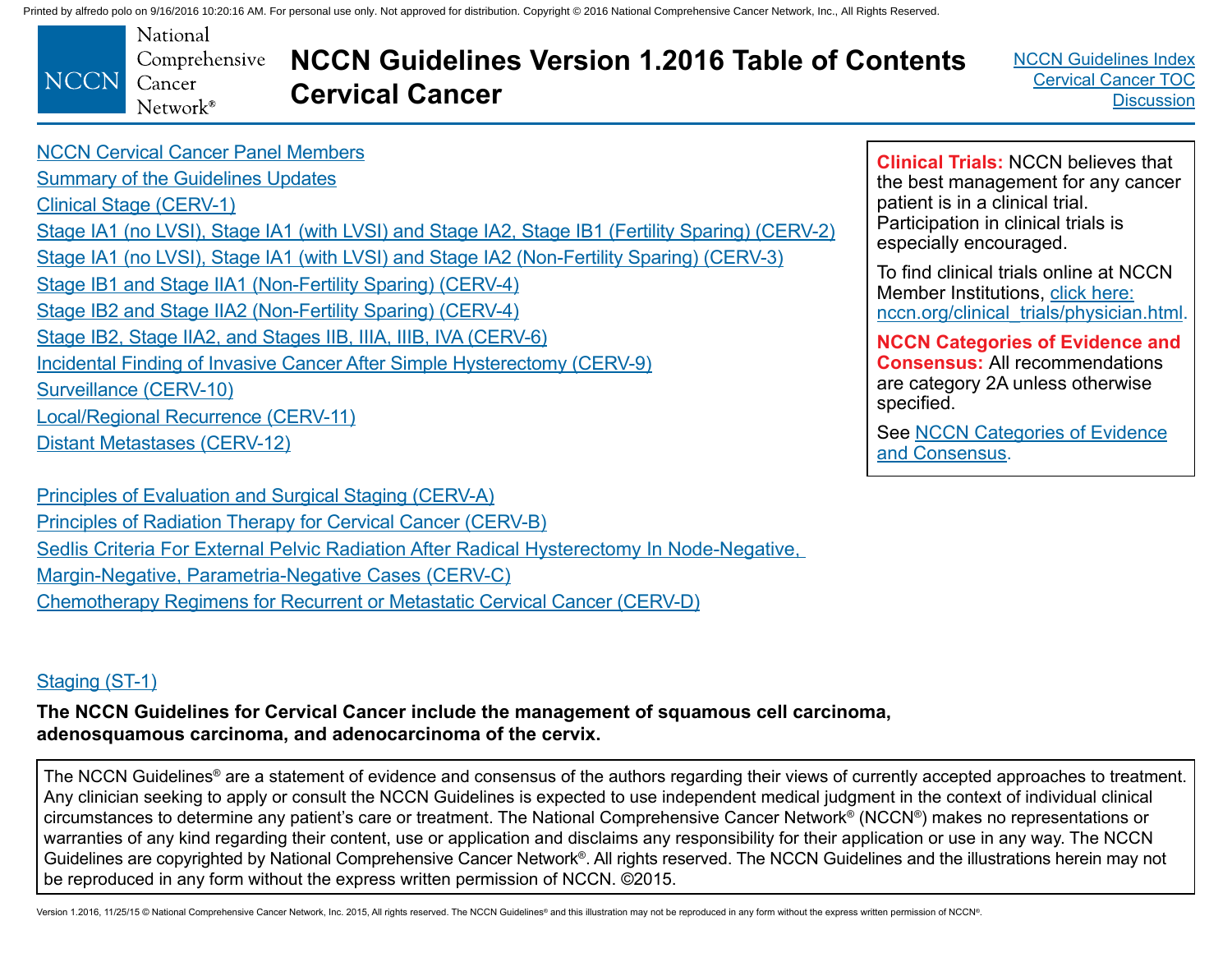# NCCN Guidelines Version 1.2016 Table of Contents Cervical Cancer

NCCN Guidelines Index
Cervical Cancer TOC
Discussion

- NCCN Cervical Cancer Panel Members
- Summary of the Guidelines Updates
- Clinical Stage (CERV-1)
- Stage IA1 (no LVSI), Stage IA1 (with LVSI) and Stage IA2, Stage IB1 (Fertility Sparing) (CERV-2)
- Stage IA1 (no LVSI), Stage IA1 (with LVSI) and Stage IA2 (Non-Fertility Sparing) (CERV-3)
- Stage IB1 and Stage IIA1 (Non-Fertility Sparing) (CERV-4)
- Stage IB2 and Stage IIA2 (Non-Fertility Sparing) (CERV-4)
- Stage IB2, Stage IIA2, and Stages IIB, IIIA, IIIB, IVA (CERV-6)
- Incidental Finding of Invasive Cancer After Simple Hysterectomy (CERV-9)
- Surveillance (CERV-10)
- Local/Regional Recurrence (CERV-11)
- Distant Metastases (CERV-12)

- Principles of Evaluation and Surgical Staging (CERV-A)
- Principles of Radiation Therapy for Cervical Cancer (CERV-B)
- Sedlis Criteria For External Pelvic Radiation After Radical Hysterectomy In Node-Negative, Margin-Negative, Parametria-Negative Cases (CERV-C)
- Chemotherapy Regimens for Recurrent or Metastatic Cervical Cancer (CERV-D)

- Staging (ST-1)

**The NCCN Guidelines for Cervical Cancer include the management of squamous cell carcinoma, adenosquamous carcinoma, and adenocarcinoma of the cervix.**

**Clinical Trials:** NCCN believes that the best management for any cancer patient is in a clinical trial. Participation in clinical trials is especially encouraged.

To find clinical trials online at NCCN Member Institutions, click here: nccn.org/clinical_trials/physician.html.

**NCCN Categories of Evidence and Consensus:** All recommendations are category 2A unless otherwise specified.

See NCCN Categories of Evidence and Consensus.

The NCCN Guidelines® are a statement of evidence and consensus of the authors regarding their views of currently accepted approaches to treatment. Any clinician seeking to apply or consult the NCCN Guidelines is expected to use independent medical judgment in the context of individual clinical circumstances to determine any patient's care or treatment. The National Comprehensive Cancer Network® (NCCN®) makes no representations or warranties of any kind regarding their content, use or application and disclaims any responsibility for their application or use in any way. The NCCN Guidelines are copyrighted by National Comprehensive Cancer Network®. All rights reserved. The NCCN Guidelines and the illustrations herein may not be reproduced in any form without the express written permission of NCCN. ©2015.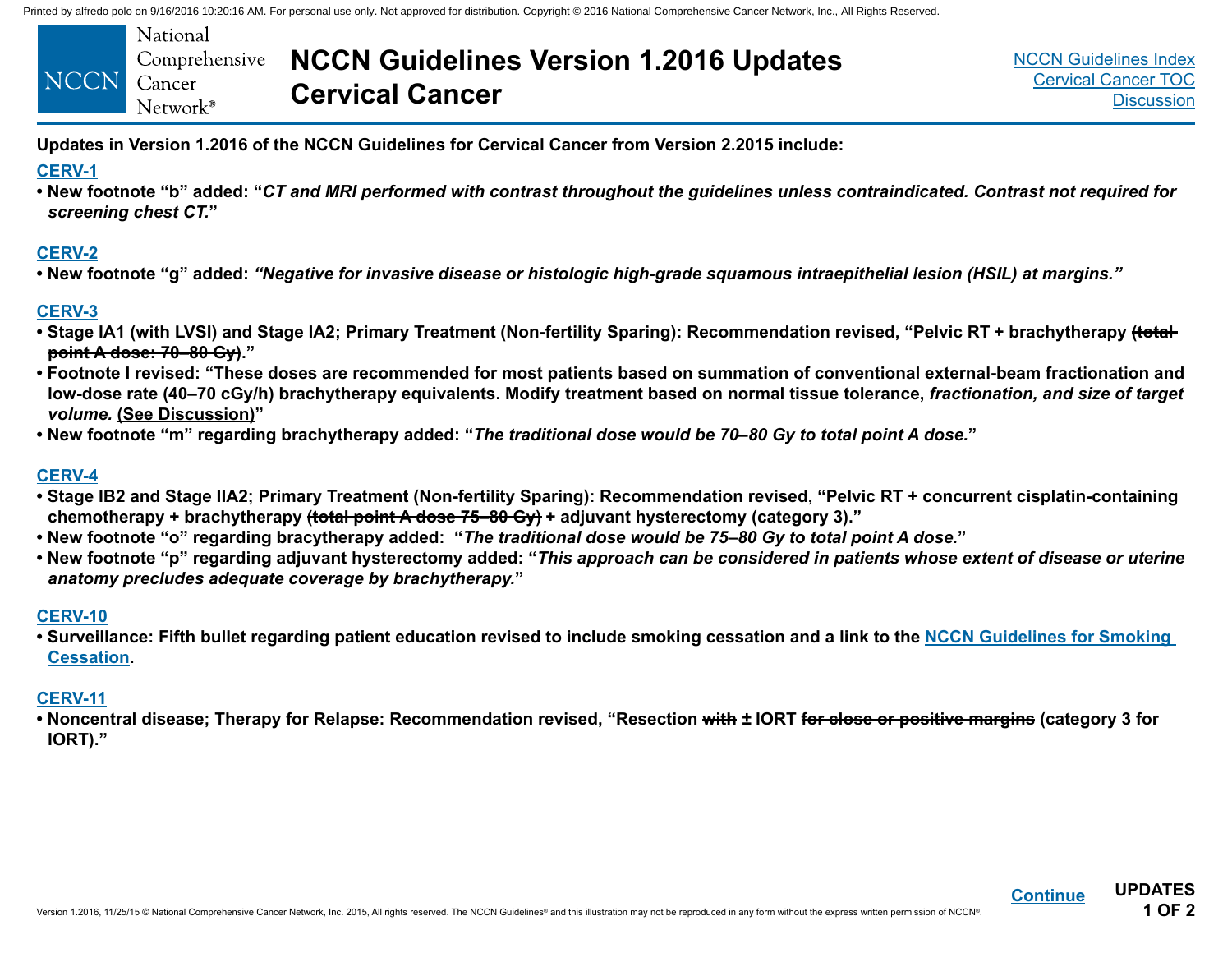# NCCN Guidelines Version 1.2016 Updates
# Cervical Cancer

**Updates in Version 1.2016 of the NCCN Guidelines for Cervical Cancer from Version 2.2015 include:**

### CERV-1

- **New footnote "b" added: "*CT and MRI performed with contrast throughout the guidelines unless contraindicated. Contrast not required for screening chest CT.*"**

### CERV-2

- **New footnote "g" added: *"Negative for invasive disease or histologic high-grade squamous intraepithelial lesion (HSIL) at margins."***

### CERV-3

- **Stage IA1 (with LVSI) and Stage IA2; Primary Treatment (Non-fertility Sparing): Recommendation revised, "Pelvic RT + brachytherapy ~~(total point A dose: 70–80 Gy)~~."**
- **Footnote l revised: "These doses are recommended for most patients based on summation of conventional external-beam fractionation and low-dose rate (40–70 cGy/h) brachytherapy equivalents. Modify treatment based on normal tissue tolerance, *fractionation, and size of target volume.* (See Discussion)"**
- **New footnote "m" regarding brachytherapy added: "*The traditional dose would be 70–80 Gy to total point A dose.*"**

### CERV-4

- **Stage IB2 and Stage IIA2; Primary Treatment (Non-fertility Sparing): Recommendation revised, "Pelvic RT + concurrent cisplatin-containing chemotherapy + brachytherapy ~~(total point A dose 75–80 Gy)~~ + adjuvant hysterectomy (category 3)."**
- **New footnote "o" regarding bracytherapy added: "*The traditional dose would be 75–80 Gy to total point A dose.*"**
- **New footnote "p" regarding adjuvant hysterectomy added: "*This approach can be considered in patients whose extent of disease or uterine anatomy precludes adequate coverage by brachytherapy.*"**

### CERV-10

- **Surveillance: Fifth bullet regarding patient education revised to include smoking cessation and a link to the NCCN Guidelines for Smoking Cessation.**

### CERV-11

- **Noncentral disease; Therapy for Relapse: Recommendation revised, "Resection ~~with~~ ± IORT ~~for close or positive margins~~ (category 3 for IORT)."**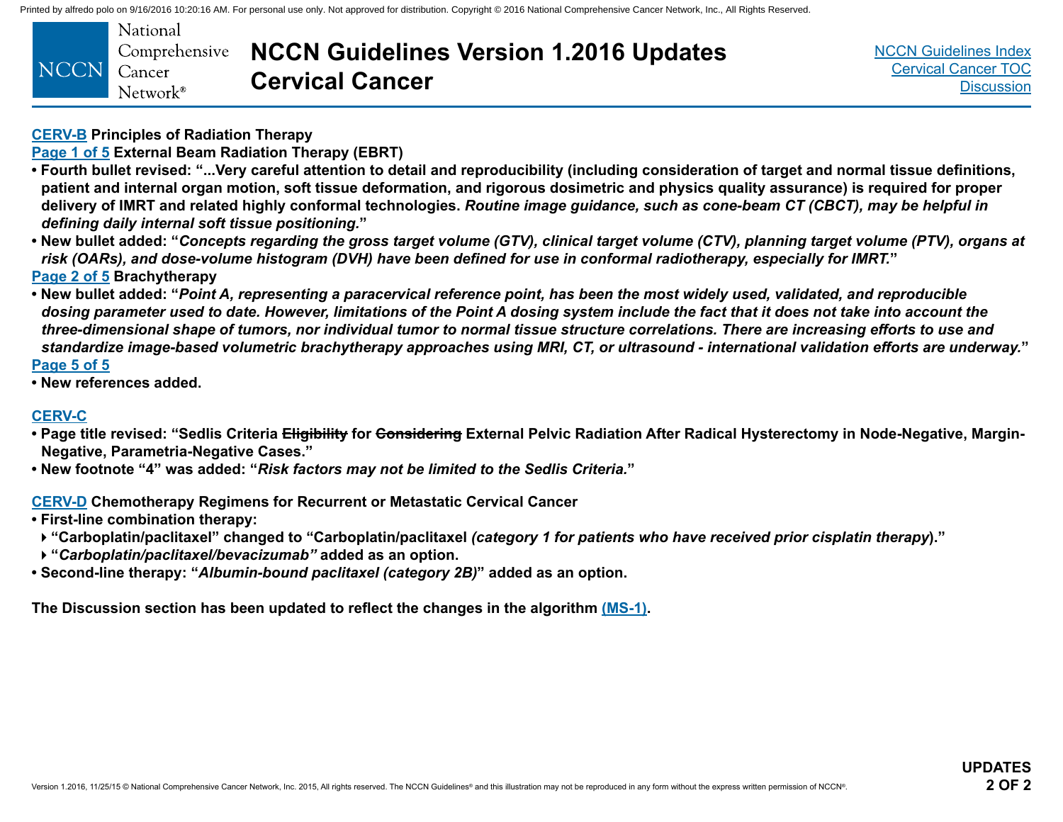# NCCN Guidelines Version 1.2016 Updates
# Cervical Cancer

**CERV-B Principles of Radiation Therapy**

**Page 1 of 5 External Beam Radiation Therapy (EBRT)**

- **Fourth bullet revised: "...Very careful attention to detail and reproducibility (including consideration of target and normal tissue definitions, patient and internal organ motion, soft tissue deformation, and rigorous dosimetric and physics quality assurance) is required for proper delivery of IMRT and related highly conformal technologies. *Routine image guidance, such as cone-beam CT (CBCT), may be helpful in defining daily internal soft tissue positioning.*"**
- **New bullet added: "*Concepts regarding the gross target volume (GTV), clinical target volume (CTV), planning target volume (PTV), organs at risk (OARs), and dose-volume histogram (DVH) have been defined for use in conformal radiotherapy, especially for IMRT.*"**

**Page 2 of 5 Brachytherapy**

- **New bullet added: "*Point A, representing a paracervical reference point, has been the most widely used, validated, and reproducible dosing parameter used to date. However, limitations of the Point A dosing system include the fact that it does not take into account the three-dimensional shape of tumors, nor individual tumor to normal tissue structure correlations. There are increasing efforts to use and standardize image-based volumetric brachytherapy approaches using MRI, CT, or ultrasound - international validation efforts are underway.*"**

**Page 5 of 5**

- **New references added.**

**CERV-C**

- **Page title revised: "Sedlis Criteria ~~Eligibility~~ for ~~Considering~~ External Pelvic Radiation After Radical Hysterectomy in Node-Negative, Margin-Negative, Parametria-Negative Cases."**
- **New footnote "4" was added: "*Risk factors may not be limited to the Sedlis Criteria.*"**

**CERV-D Chemotherapy Regimens for Recurrent or Metastatic Cervical Cancer**

- **First-line combination therapy:**
  - **"Carboplatin/paclitaxel" changed to "Carboplatin/paclitaxel *(category 1 for patients who have received prior cisplatin therapy*)."**
  - **"*Carboplatin/paclitaxel/bevacizumab*" added as an option.**
- **Second-line therapy: "*Albumin-bound paclitaxel (category 2B)*" added as an option.**

**The Discussion section has been updated to reflect the changes in the algorithm (MS-1).**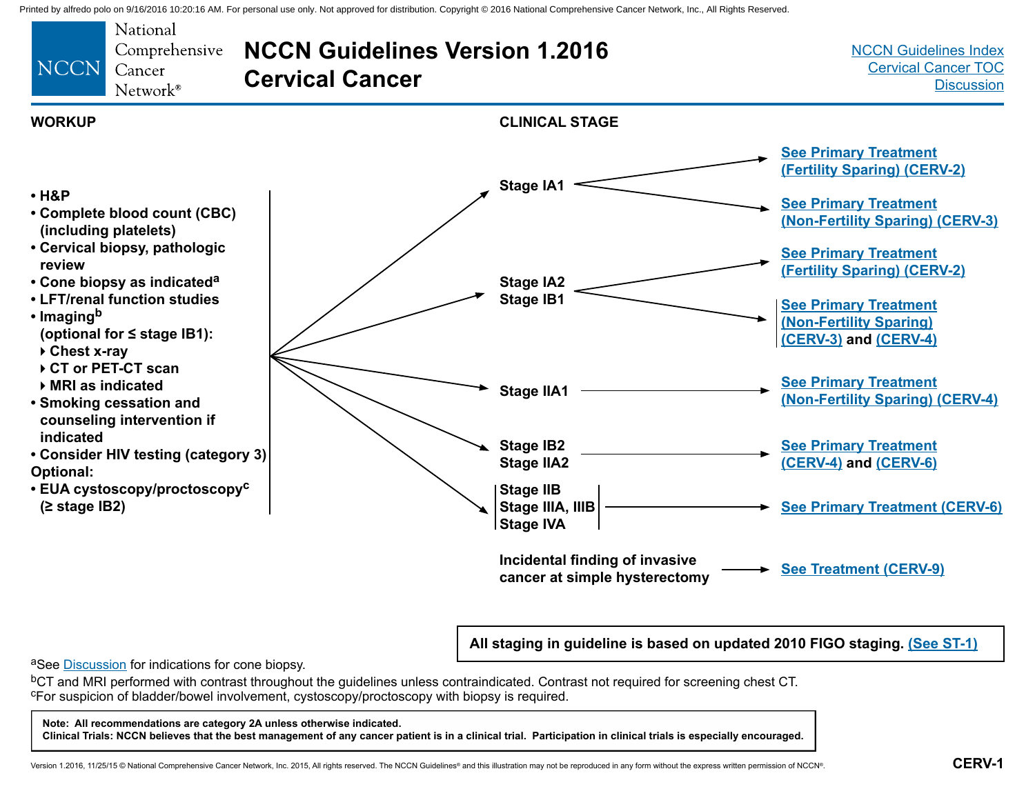# NCCN Guidelines Version 1.2016 Cervical Cancer

## WORKUP

- H&P
- Complete blood count (CBC) (including platelets)
- Cervical biopsy, pathologic review
- Cone biopsy as indicated[a]
- LFT/renal function studies
- Imaging[b] (optional for ≤ stage IB1):
  - Chest x-ray
  - CT or PET-CT scan
  - MRI as indicated
- Smoking cessation and counseling intervention if indicated
- Consider HIV testing (category 3)

Optional:

- EUA cystoscopy/proctoscopy[c] (≥ stage IB2)

## CLINICAL STAGE

| Clinical Stage | Primary Treatment |
| --- | --- |
| Stage IA1 | See Primary Treatment (Fertility Sparing) (CERV-2) |
| | See Primary Treatment (Non-Fertility Sparing) (CERV-3) |
| Stage IA2, Stage IB1 | See Primary Treatment (Fertility Sparing) (CERV-2) |
| | See Primary Treatment (Non-Fertility Sparing) (CERV-3) and (CERV-4) |
| Stage IIA1 | See Primary Treatment (Non-Fertility Sparing) (CERV-4) |
| Stage IB2, Stage IIA2 | See Primary Treatment (CERV-4) and (CERV-6) |
| Stage IIB, Stage IIIA, IIIB, Stage IVA | See Primary Treatment (CERV-6) |
| Incidental finding of invasive cancer at simple hysterectomy | See Treatment (CERV-9) |

**All staging in guideline is based on updated 2010 FIGO staging. (See ST-1)**

[a]See Discussion for indications for cone biopsy.

[b]CT and MRI performed with contrast throughout the guidelines unless contraindicated. Contrast not required for screening chest CT.

[c]For suspicion of bladder/bowel involvement, cystoscopy/proctoscopy with biopsy is required.

**Note: All recommendations are category 2A unless otherwise indicated.**
**Clinical Trials: NCCN believes that the best management of any cancer patient is in a clinical trial. Participation in clinical trials is especially encouraged.**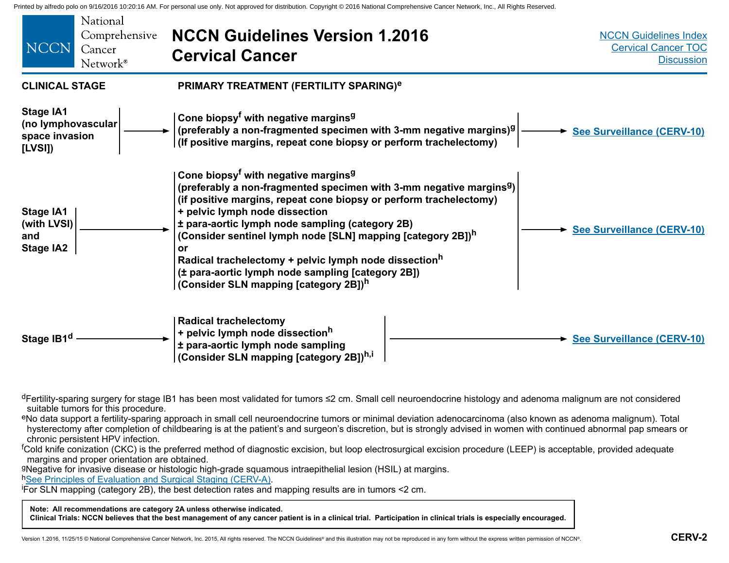# NCCN Guidelines Version 1.2016 Cervical Cancer

| CLINICAL STAGE | PRIMARY TREATMENT (FERTILITY SPARING)[e] | |
|---|---|---|
| Stage IA1 (no lymphovascular space invasion [LVSI]) | Cone biopsy[f] with negative margins[g] (preferably a non-fragmented specimen with 3-mm negative margins)[g] (If positive margins, repeat cone biopsy or perform trachelectomy) | See Surveillance (CERV-10) |
| Stage IA1 (with LVSI) and Stage IA2 | Cone biopsy[f] with negative margins[g] (preferably a non-fragmented specimen with 3-mm negative margins[g]) (if positive margins, repeat cone biopsy or perform trachelectomy) + pelvic lymph node dissection ± para-aortic lymph node sampling (category 2B) (Consider sentinel lymph node [SLN] mapping [category 2B])[h] or Radical trachelectomy + pelvic lymph node dissection[h] (± para-aortic lymph node sampling [category 2B]) (Consider SLN mapping [category 2B])[h] | See Surveillance (CERV-10) |
| Stage IB1[d] | Radical trachelectomy + pelvic lymph node dissection[h] ± para-aortic lymph node sampling (Consider SLN mapping [category 2B])[h,i] | See Surveillance (CERV-10) |

[d]Fertility-sparing surgery for stage IB1 has been most validated for tumors ≤2 cm. Small cell neuroendocrine histology and adenoma malignum are not considered suitable tumors for this procedure.

[e]No data support a fertility-sparing approach in small cell neuroendocrine tumors or minimal deviation adenocarcinoma (also known as adenoma malignum). Total hysterectomy after completion of childbearing is at the patient's and surgeon's discretion, but is strongly advised in women with continued abnormal pap smears or chronic persistent HPV infection.

[f]Cold knife conization (CKC) is the preferred method of diagnostic excision, but loop electrosurgical excision procedure (LEEP) is acceptable, provided adequate margins and proper orientation are obtained.

[g]Negative for invasive disease or histologic high-grade squamous intraepithelial lesion (HSIL) at margins.

[h]See Principles of Evaluation and Surgical Staging (CERV-A).

[i]For SLN mapping (category 2B), the best detection rates and mapping results are in tumors <2 cm.

**Note: All recommendations are category 2A unless otherwise indicated.**
**Clinical Trials: NCCN believes that the best management of any cancer patient is in a clinical trial. Participation in clinical trials is especially encouraged.**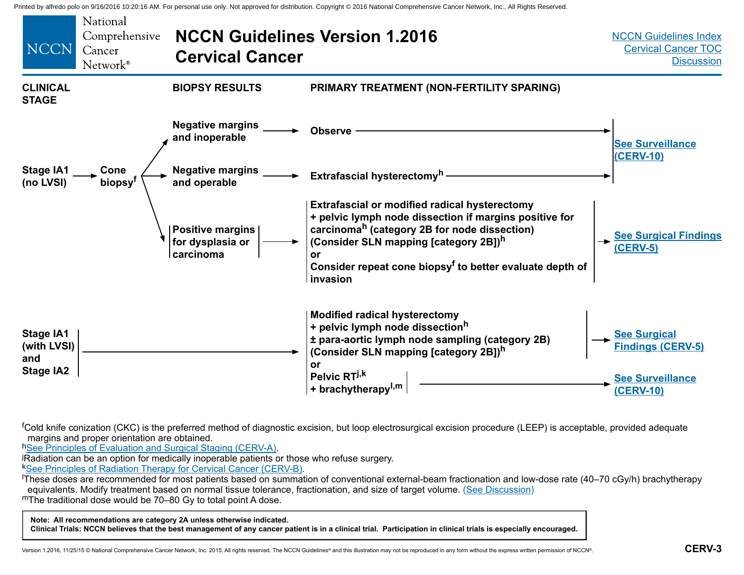# NCCN Guidelines Version 1.2016 Cervical Cancer

NCCN Guidelines Index
Cervical Cancer TOC
Discussion

| CLINICAL STAGE | | BIOPSY RESULTS | PRIMARY TREATMENT (NON-FERTILITY SPARING) | |
|---|---|---|---|---|
| Stage IA1 (no LVSI) | Cone biopsy[f] | Negative margins and inoperable | Observe | See Surveillance (CERV-10) |
| | | Negative margins and operable | Extrafascial hysterectomy[h] | See Surveillance (CERV-10) |
| | | Positive margins for dysplasia or carcinoma | Extrafascial or modified radical hysterectomy + pelvic lymph node dissection if margins positive for carcinoma[h] (category 2B for node dissection) (Consider SLN mapping [category 2B])[h] or Consider repeat cone biopsy[f] to better evaluate depth of invasion | See Surgical Findings (CERV-5) |
| Stage IA1 (with LVSI) and Stage IA2 | | | Modified radical hysterectomy + pelvic lymph node dissection[h] ± para-aortic lymph node sampling (category 2B) (Consider SLN mapping [category 2B])[h] | See Surgical Findings (CERV-5) |
| | | | or | |
| | | | Pelvic RT[j,k] + brachytherapy[l,m] | See Surveillance (CERV-10) |

[f]Cold knife conization (CKC) is the preferred method of diagnostic excision, but loop electrosurgical excision procedure (LEEP) is acceptable, provided adequate margins and proper orientation are obtained.
[h]See Principles of Evaluation and Surgical Staging (CERV-A).
[j]Radiation can be an option for medically inoperable patients or those who refuse surgery.
[k]See Principles of Radiation Therapy for Cervical Cancer (CERV-B).
[l]These doses are recommended for most patients based on summation of conventional external-beam fractionation and low-dose rate (40–70 cGy/h) brachytherapy equivalents. Modify treatment based on normal tissue tolerance, fractionation, and size of target volume. (See Discussion)
[m]The traditional dose would be 70–80 Gy to total point A dose.

**Note: All recommendations are category 2A unless otherwise indicated.**
**Clinical Trials: NCCN believes that the best management of any cancer patient is in a clinical trial. Participation in clinical trials is especially encouraged.**

CERV-3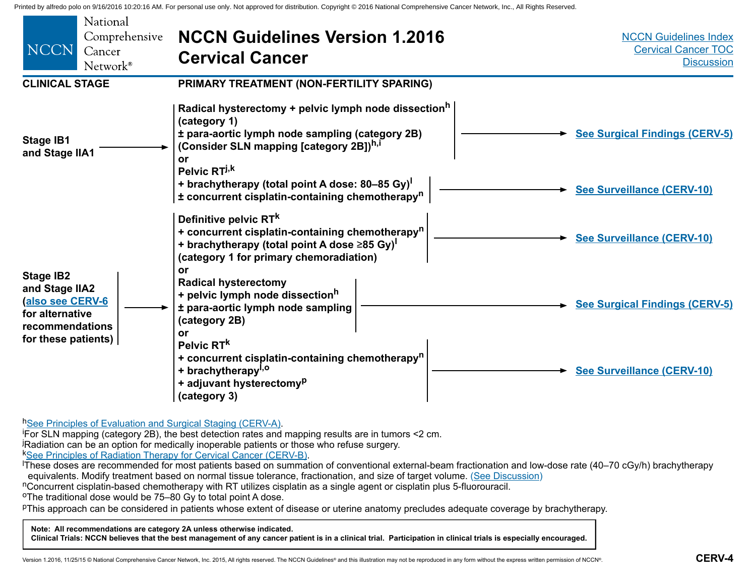# NCCN Guidelines Version 1.2016 Cervical Cancer

| CLINICAL STAGE | PRIMARY TREATMENT (NON-FERTILITY SPARING) | |
|---|---|---|
| Stage IB1 and Stage IIA1 | Radical hysterectomy + pelvic lymph node dissection[h] (category 1) ± para-aortic lymph node sampling (category 2B) (Consider SLN mapping [category 2B])[h,i] | See Surgical Findings (CERV-5) |
| | or | |
| | Pelvic RT[j,k] + brachytherapy (total point A dose: 80–85 Gy)[l] ± concurrent cisplatin-containing chemotherapy[n] | See Surveillance (CERV-10) |
| Stage IB2 and Stage IIA2 (also see CERV-6 for alternative recommendations for these patients) | Definitive pelvic RT[k] + concurrent cisplatin-containing chemotherapy[n] + brachytherapy (total point A dose ≥85 Gy)[l] (category 1 for primary chemoradiation) | See Surveillance (CERV-10) |
| | or | |
| | Radical hysterectomy + pelvic lymph node dissection[h] ± para-aortic lymph node sampling (category 2B) | See Surgical Findings (CERV-5) |
| | or | |
| | Pelvic RT[k] + concurrent cisplatin-containing chemotherapy[n] + brachytherapy[l,o] + adjuvant hysterectomy[p] (category 3) | See Surveillance (CERV-10) |

[h]See Principles of Evaluation and Surgical Staging (CERV-A).
[i]For SLN mapping (category 2B), the best detection rates and mapping results are in tumors <2 cm.
[j]Radiation can be an option for medically inoperable patients or those who refuse surgery.
[k]See Principles of Radiation Therapy for Cervical Cancer (CERV-B).
[l]These doses are recommended for most patients based on summation of conventional external-beam fractionation and low-dose rate (40–70 cGy/h) brachytherapy equivalents. Modify treatment based on normal tissue tolerance, fractionation, and size of target volume. (See Discussion)
[n]Concurrent cisplatin-based chemotherapy with RT utilizes cisplatin as a single agent or cisplatin plus 5-fluorouracil.
[o]The traditional dose would be 75–80 Gy to total point A dose.
[p]This approach can be considered in patients whose extent of disease or uterine anatomy precludes adequate coverage by brachytherapy.

**Note: All recommendations are category 2A unless otherwise indicated.**
**Clinical Trials: NCCN believes that the best management of any cancer patient is in a clinical trial. Participation in clinical trials is especially encouraged.**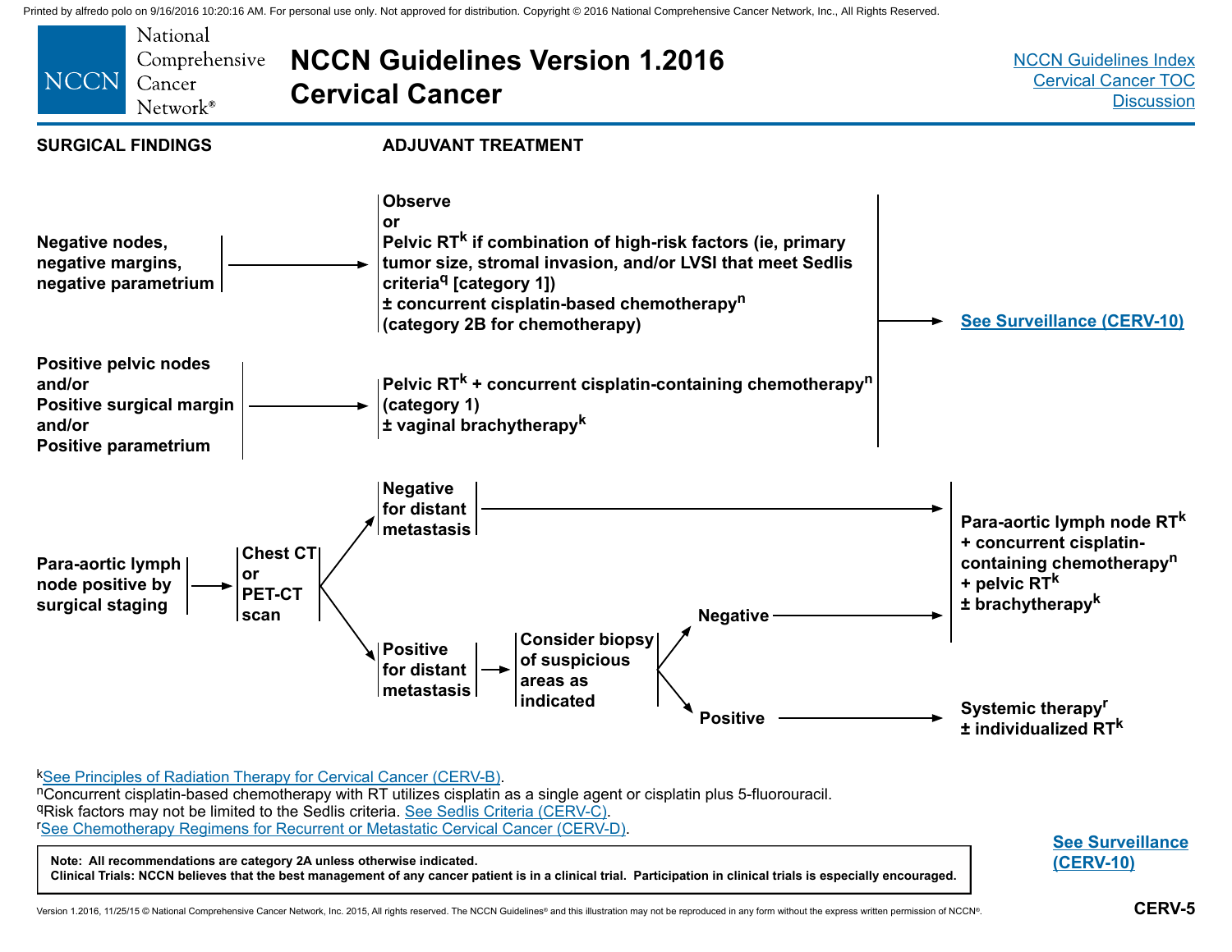# NCCN Guidelines Version 1.2016
# Cervical Cancer

[NCCN Guidelines Index](#)
[Cervical Cancer TOC](#)
[Discussion](#)

| SURGICAL FINDINGS | ADJUVANT TREATMENT | |
|---|---|---|
| Negative nodes, negative margins, negative parametrium → | Observe or Pelvic RT[k] if combination of high-risk factors (ie, primary tumor size, stromal invasion, and/or LVSI that meet Sedlis criteria[q] [category 1]) ± concurrent cisplatin-based chemotherapy[n] (category 2B for chemotherapy) | → See Surveillance (CERV-10) |
| Positive pelvic nodes and/or Positive surgical margin and/or Positive parametrium → | Pelvic RT[k] + concurrent cisplatin-containing chemotherapy[n] (category 1) ± vaginal brachytherapy[k] | → See Surveillance (CERV-10) |

**Para-aortic lymph node positive by surgical staging** → **Chest CT or PET-CT scan**
- **Negative for distant metastasis** → **Para-aortic lymph node RT[k] + concurrent cisplatin-containing chemotherapy[n] + pelvic RT[k] ± brachytherapy[k]**
- **Positive for distant metastasis** → **Consider biopsy of suspicious areas as indicated**
  - **Negative** → **Para-aortic lymph node RT[k] + concurrent cisplatin-containing chemotherapy[n] + pelvic RT[k] ± brachytherapy[k]**
  - **Positive** → **Systemic therapy[r] ± individualized RT[k]**

[k]See Principles of Radiation Therapy for Cervical Cancer (CERV-B).
[n]Concurrent cisplatin-based chemotherapy with RT utilizes cisplatin as a single agent or cisplatin plus 5-fluorouracil.
[q]Risk factors may not be limited to the Sedlis criteria. See Sedlis Criteria (CERV-C).
[r]See Chemotherapy Regimens for Recurrent or Metastatic Cervical Cancer (CERV-D).

**Note: All recommendations are category 2A unless otherwise indicated.**
**Clinical Trials: NCCN believes that the best management of any cancer patient is in a clinical trial. Participation in clinical trials is especially encouraged.**

**See Surveillance (CERV-10)**

CERV-5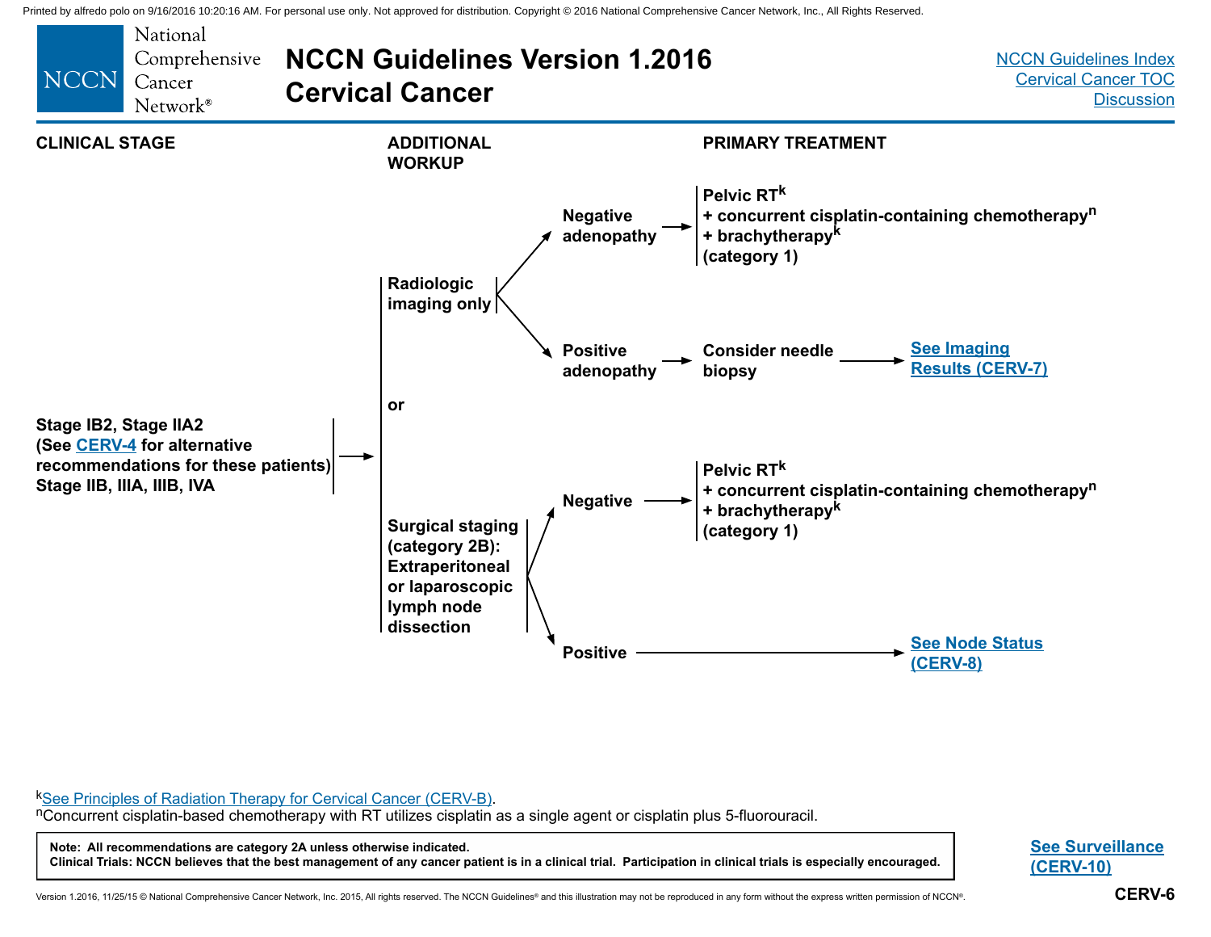# NCCN Guidelines Version 1.2016 Cervical Cancer

NCCN Guidelines Index
Cervical Cancer TOC
Discussion

| CLINICAL STAGE | ADDITIONAL WORKUP | | PRIMARY TREATMENT | |
|---|---|---|---|---|
| Stage IB2, Stage IIA2 (See CERV-4 for alternative recommendations for these patients) Stage IIB, IIIA, IIIB, IVA → | Radiologic imaging only | Negative adenopathy → | Pelvic RT[k] + concurrent cisplatin-containing chemotherapy[n] + brachytherapy[k] (category 1) | |
| | | Positive adenopathy → | Consider needle biopsy → | See Imaging Results (CERV-7) |
| | or | | | |
| | Surgical staging (category 2B): Extraperitoneal or laparoscopic lymph node dissection | Negative → | Pelvic RT[k] + concurrent cisplatin-containing chemotherapy[n] + brachytherapy[k] (category 1) | |
| | | Positive → | | See Node Status (CERV-8) |

[k]See Principles of Radiation Therapy for Cervical Cancer (CERV-B).
[n]Concurrent cisplatin-based chemotherapy with RT utilizes cisplatin as a single agent or cisplatin plus 5-fluorouracil.

**Note: All recommendations are category 2A unless otherwise indicated.**
**Clinical Trials: NCCN believes that the best management of any cancer patient is in a clinical trial. Participation in clinical trials is especially encouraged.**

See Surveillance (CERV-10)

CERV-6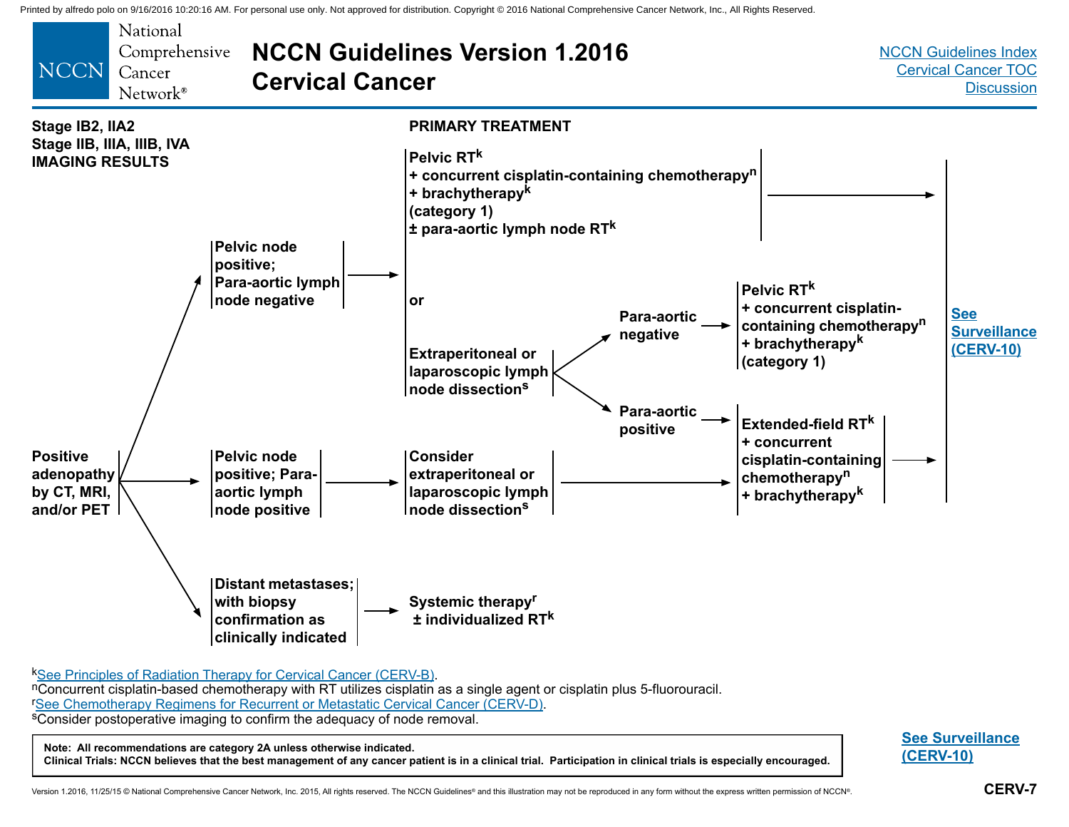# NCCN Guidelines Version 1.2016 Cervical Cancer

NCCN Guidelines Index
Cervical Cancer TOC
Discussion

**Stage IB2, IIA2**
**Stage IIB, IIIA, IIIB, IVA**
**IMAGING RESULTS**

**PRIMARY TREATMENT**

**Positive adenopathy by CT, MRI, and/or PET**

- **Pelvic node positive; Para-aortic lymph node negative** →
  - **Pelvic RT[k] + concurrent cisplatin-containing chemotherapy[n] + brachytherapy[k] (category 1) ± para-aortic lymph node RT[k]** → See Surveillance (CERV-10)
  - or
  - **Extraperitoneal or laparoscopic lymph node dissection[s]**
    - **Para-aortic negative** → **Pelvic RT[k] + concurrent cisplatin-containing chemotherapy[n] + brachytherapy[k] (category 1)** → See Surveillance (CERV-10)
    - **Para-aortic positive** → **Extended-field RT[k] + concurrent cisplatin-containing chemotherapy[n] + brachytherapy[k]** → See Surveillance (CERV-10)
- **Pelvic node positive; Para-aortic lymph node positive** → **Consider extraperitoneal or laparoscopic lymph node dissection[s]** → **Extended-field RT[k] + concurrent cisplatin-containing chemotherapy[n] + brachytherapy[k]** → See Surveillance (CERV-10)
- **Distant metastases; with biopsy confirmation as clinically indicated** → **Systemic therapy[r] ± individualized RT[k]**

[k]See Principles of Radiation Therapy for Cervical Cancer (CERV-B).
[n]Concurrent cisplatin-based chemotherapy with RT utilizes cisplatin as a single agent or cisplatin plus 5-fluorouracil.
[r]See Chemotherapy Regimens for Recurrent or Metastatic Cervical Cancer (CERV-D).
[s]Consider postoperative imaging to confirm the adequacy of node removal.

**Note: All recommendations are category 2A unless otherwise indicated.**
**Clinical Trials: NCCN believes that the best management of any cancer patient is in a clinical trial. Participation in clinical trials is especially encouraged.**

**See Surveillance (CERV-10)**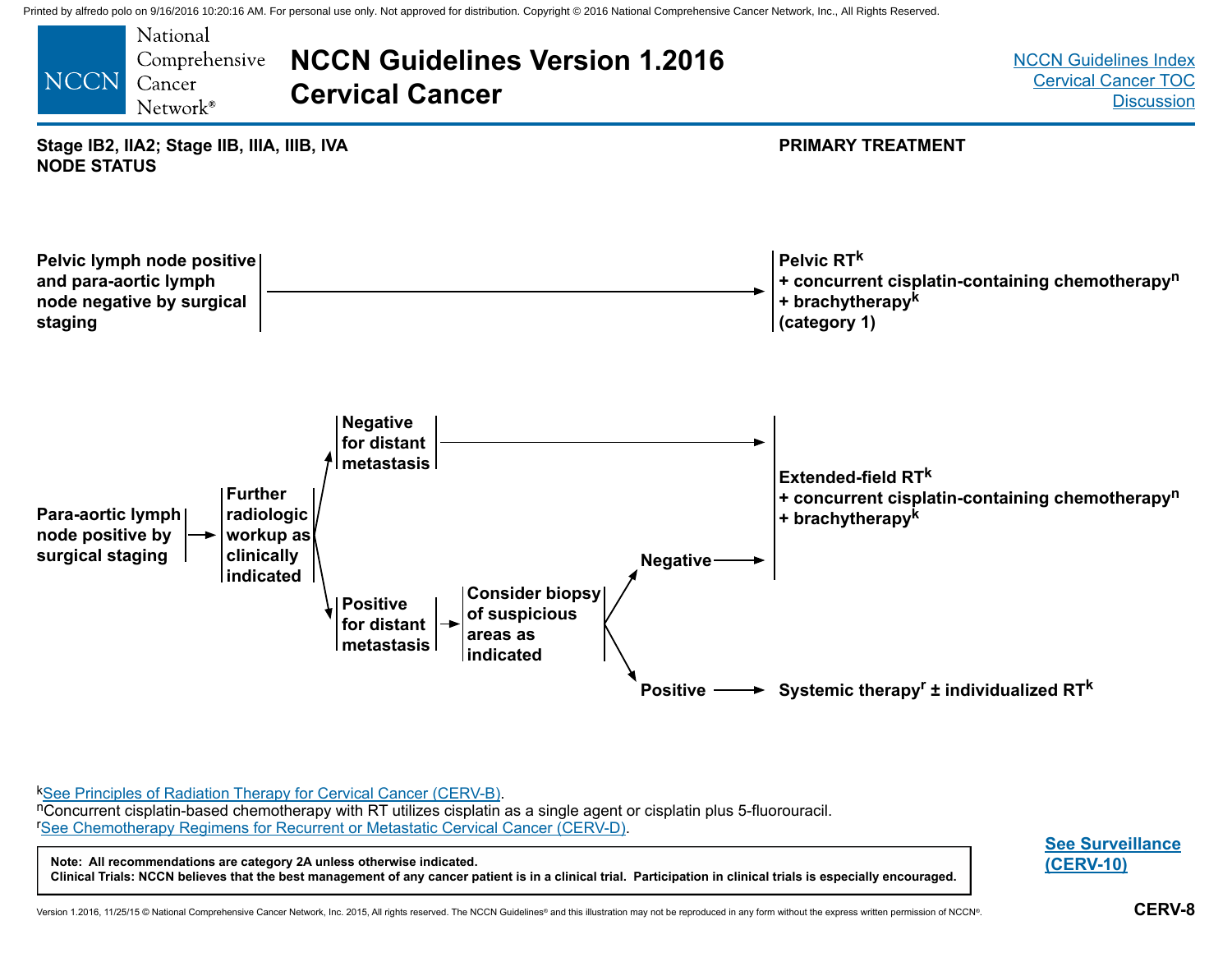# NCCN Guidelines Version 1.2016 Cervical Cancer

[NCCN Guidelines Index](#)
[Cervical Cancer TOC](#)
[Discussion](#)

**Stage IB2, IIA2; Stage IIB, IIIA, IIIB, IVA**
**NODE STATUS**

**PRIMARY TREATMENT**

**Pelvic lymph node positive and para-aortic lymph node negative by surgical staging** → **Pelvic RT[k] + concurrent cisplatin-containing chemotherapy[n] + brachytherapy[k] (category 1)**

**Para-aortic lymph node positive by surgical staging** → **Further radiologic workup as clinically indicated**
- **Negative for distant metastasis** → **Extended-field RT[k] + concurrent cisplatin-containing chemotherapy[n] + brachytherapy[k]**
- **Positive for distant metastasis** → **Consider biopsy of suspicious areas as indicated**
  - **Negative** → **Extended-field RT[k] + concurrent cisplatin-containing chemotherapy[n] + brachytherapy[k]**
  - **Positive** → **Systemic therapy[r] ± individualized RT[k]**

[k]See Principles of Radiation Therapy for Cervical Cancer (CERV-B).
[n]Concurrent cisplatin-based chemotherapy with RT utilizes cisplatin as a single agent or cisplatin plus 5-fluorouracil.
[r]See Chemotherapy Regimens for Recurrent or Metastatic Cervical Cancer (CERV-D).

**Note: All recommendations are category 2A unless otherwise indicated.**
**Clinical Trials: NCCN believes that the best management of any cancer patient is in a clinical trial. Participation in clinical trials is especially encouraged.**

**See Surveillance (CERV-10)**

CERV-8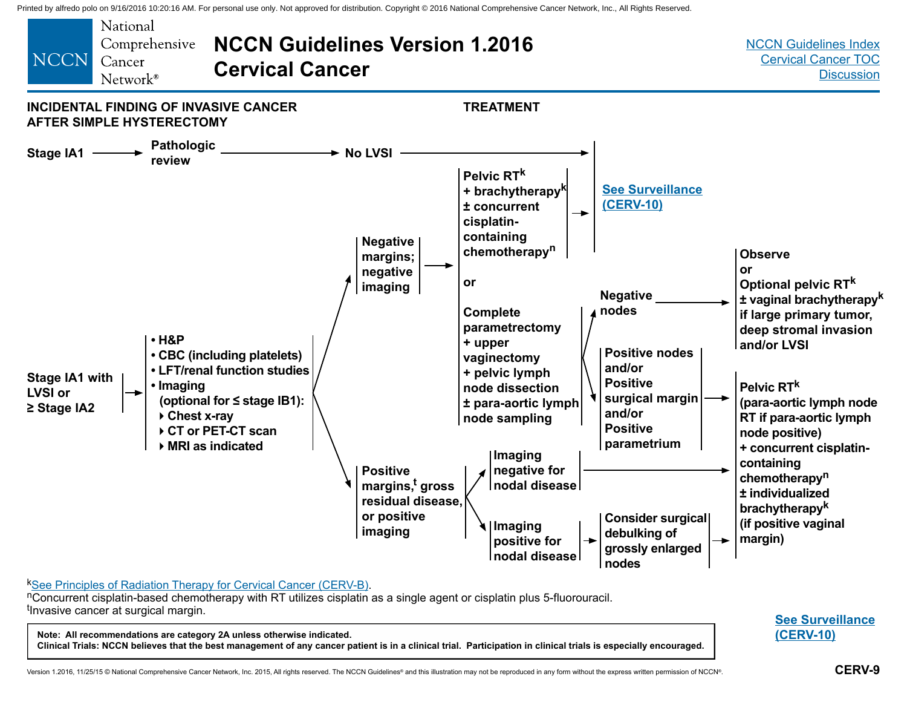# NCCN Guidelines Version 1.2016 Cervical Cancer

## INCIDENTAL FINDING OF INVASIVE CANCER AFTER SIMPLE HYSTERECTOMY

## TREATMENT

**Stage IA1** → **Pathologic review** → **No LVSI** → **See Surveillance (CERV-10)**

**Stage IA1 with LVSI or ≥ Stage IA2** →
- H&P
- CBC (including platelets)
- LFT/renal function studies
- Imaging (optional for ≤ stage IB1):
  - Chest x-ray
  - CT or PET-CT scan
  - MRI as indicated

→ **Negative margins; negative imaging** →
- Pelvic RT[k] + brachytherapy[k] ± concurrent cisplatin-containing chemotherapy[n] → **See Surveillance (CERV-10)**
- or
- Complete parametrectomy + upper vaginectomy + pelvic lymph node dissection ± para-aortic lymph node sampling →
  - **Negative nodes** → Observe or Optional pelvic RT[k] ± vaginal brachytherapy[k] if large primary tumor, deep stromal invasion and/or LVSI
  - **Positive nodes and/or Positive surgical margin and/or Positive parametrium** → Pelvic RT[k] (para-aortic lymph node RT if para-aortic lymph node positive) + concurrent cisplatin-containing chemotherapy[n] ± individualized brachytherapy[k] (if positive vaginal margin)

→ **Positive margins,[t] gross residual disease, or positive imaging** →
- **Imaging negative for nodal disease** → Pelvic RT[k] (para-aortic lymph node RT if para-aortic lymph node positive) + concurrent cisplatin-containing chemotherapy[n] ± individualized brachytherapy[k] (if positive vaginal margin)
- **Imaging positive for nodal disease** → Consider surgical debulking of grossly enlarged nodes → Pelvic RT[k] (para-aortic lymph node RT if para-aortic lymph node positive) + concurrent cisplatin-containing chemotherapy[n] ± individualized brachytherapy[k] (if positive vaginal margin)

**See Surveillance (CERV-10)**

[k]See Principles of Radiation Therapy for Cervical Cancer (CERV-B).

[n]Concurrent cisplatin-based chemotherapy with RT utilizes cisplatin as a single agent or cisplatin plus 5-fluorouracil.

[t]Invasive cancer at surgical margin.

**Note: All recommendations are category 2A unless otherwise indicated.**
**Clinical Trials: NCCN believes that the best management of any cancer patient is in a clinical trial. Participation in clinical trials is especially encouraged.**

CERV-9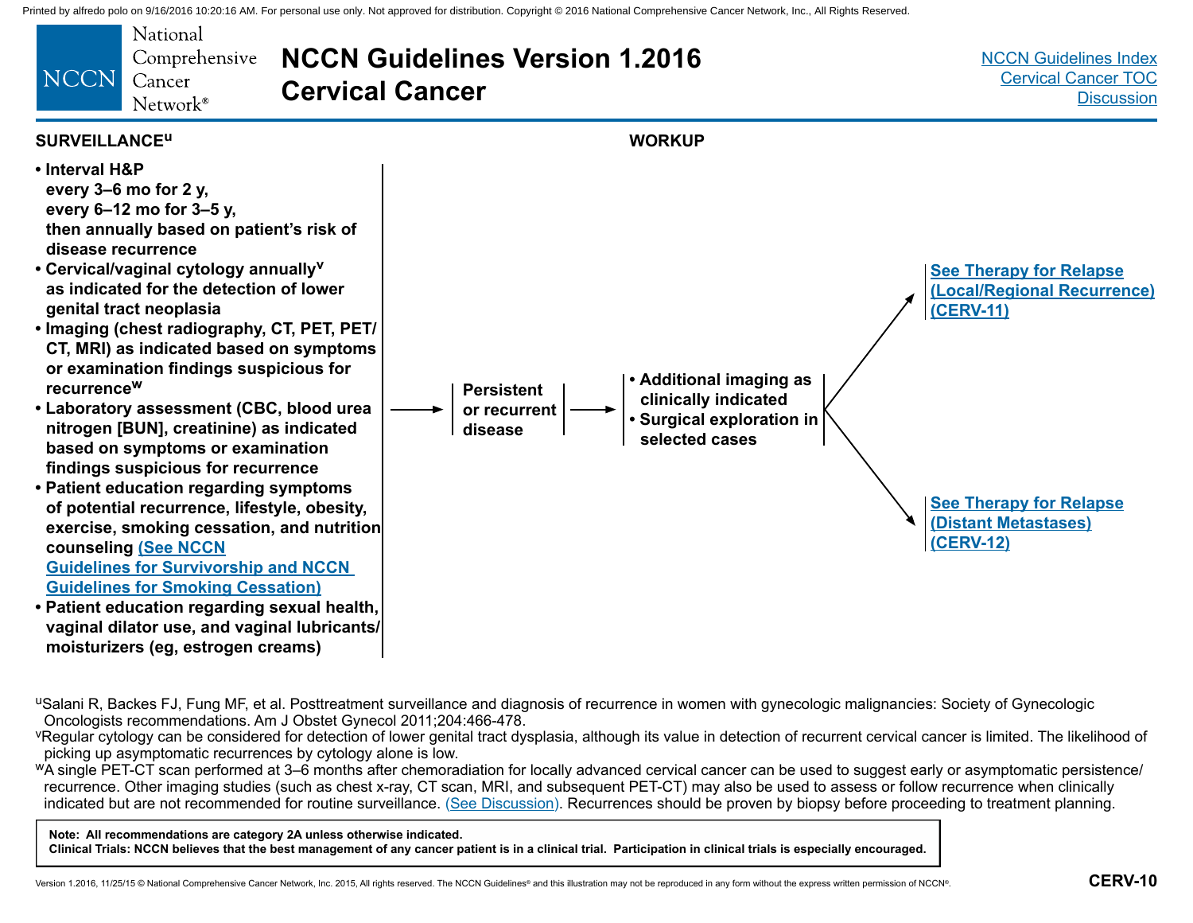# NCCN Guidelines Version 1.2016 Cervical Cancer

## SURVEILLANCE[u]

- **Interval H&P every 3–6 mo for 2 y, every 6–12 mo for 3–5 y, then annually based on patient's risk of disease recurrence**
- **Cervical/vaginal cytology annually[v] as indicated for the detection of lower genital tract neoplasia**
- **Imaging (chest radiography, CT, PET, PET/CT, MRI) as indicated based on symptoms or examination findings suspicious for recurrence[w]**
- **Laboratory assessment (CBC, blood urea nitrogen [BUN], creatinine) as indicated based on symptoms or examination findings suspicious for recurrence**
- **Patient education regarding symptoms of potential recurrence, lifestyle, obesity, exercise, smoking cessation, and nutrition counseling (See NCCN Guidelines for Survivorship and NCCN Guidelines for Smoking Cessation)**
- **Patient education regarding sexual health, vaginal dilator use, and vaginal lubricants/moisturizers (eg, estrogen creams)**

→ **Persistent or recurrent disease** →

## WORKUP

- **Additional imaging as clinically indicated**
- **Surgical exploration in selected cases**

→ **See Therapy for Relapse (Local/Regional Recurrence) (CERV-11)**

→ **See Therapy for Relapse (Distant Metastases) (CERV-12)**

---

[u] Salani R, Backes FJ, Fung MF, et al. Posttreatment surveillance and diagnosis of recurrence in women with gynecologic malignancies: Society of Gynecologic Oncologists recommendations. Am J Obstet Gynecol 2011;204:466-478.

[v] Regular cytology can be considered for detection of lower genital tract dysplasia, although its value in detection of recurrent cervical cancer is limited. The likelihood of picking up asymptomatic recurrences by cytology alone is low.

[w] A single PET-CT scan performed at 3–6 months after chemoradiation for locally advanced cervical cancer can be used to suggest early or asymptomatic persistence/recurrence. Other imaging studies (such as chest x-ray, CT scan, MRI, and subsequent PET-CT) may also be used to assess or follow recurrence when clinically indicated but are not recommended for routine surveillance. (See Discussion). Recurrences should be proven by biopsy before proceeding to treatment planning.

**Note: All recommendations are category 2A unless otherwise indicated.**
**Clinical Trials: NCCN believes that the best management of any cancer patient is in a clinical trial. Participation in clinical trials is especially encouraged.**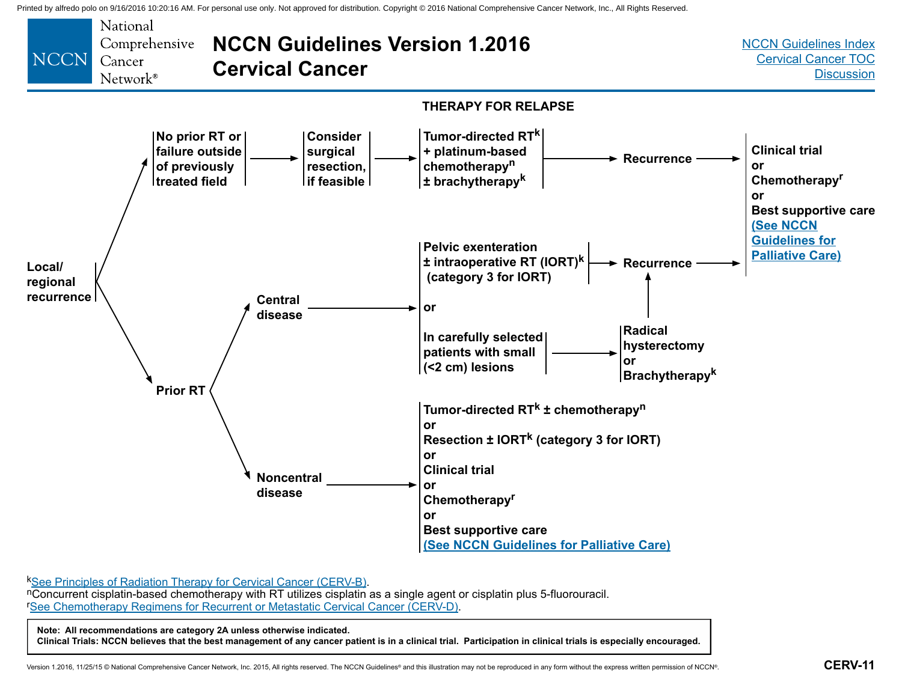# THERAPY FOR RELAPSE

**Local/regional recurrence**

- **No prior RT or failure outside of previously treated field** → **Consider surgical resection, if feasible** → **Tumor-directed RT[k] + platinum-based chemotherapy[n] ± brachytherapy[k]** → **Recurrence** → **Clinical trial or Chemotherapy[r] or Best supportive care** (See NCCN Guidelines for Palliative Care)

- **Prior RT**
  - **Central disease** →
    - **Pelvic exenteration ± intraoperative RT (IORT)[k] (category 3 for IORT)** → **Recurrence** → **Clinical trial or Chemotherapy[r] or Best supportive care** (See NCCN Guidelines for Palliative Care)
    - or
    - **In carefully selected patients with small (<2 cm) lesions** → **Radical hysterectomy or Brachytherapy[k]** → **Recurrence** → **Clinical trial or Chemotherapy[r] or Best supportive care** (See NCCN Guidelines for Palliative Care)
  - **Noncentral disease** →
    - **Tumor-directed RT[k] ± chemotherapy[n]**
    - or
    - **Resection ± IORT[k] (category 3 for IORT)**
    - or
    - **Clinical trial**
    - or
    - **Chemotherapy[r]**
    - or
    - **Best supportive care** (See NCCN Guidelines for Palliative Care)

[k]See Principles of Radiation Therapy for Cervical Cancer (CERV-B).

[n]Concurrent cisplatin-based chemotherapy with RT utilizes cisplatin as a single agent or cisplatin plus 5-fluorouracil.

[r]See Chemotherapy Regimens for Recurrent or Metastatic Cervical Cancer (CERV-D).

**Note: All recommendations are category 2A unless otherwise indicated.**
**Clinical Trials: NCCN believes that the best management of any cancer patient is in a clinical trial. Participation in clinical trials is especially encouraged.**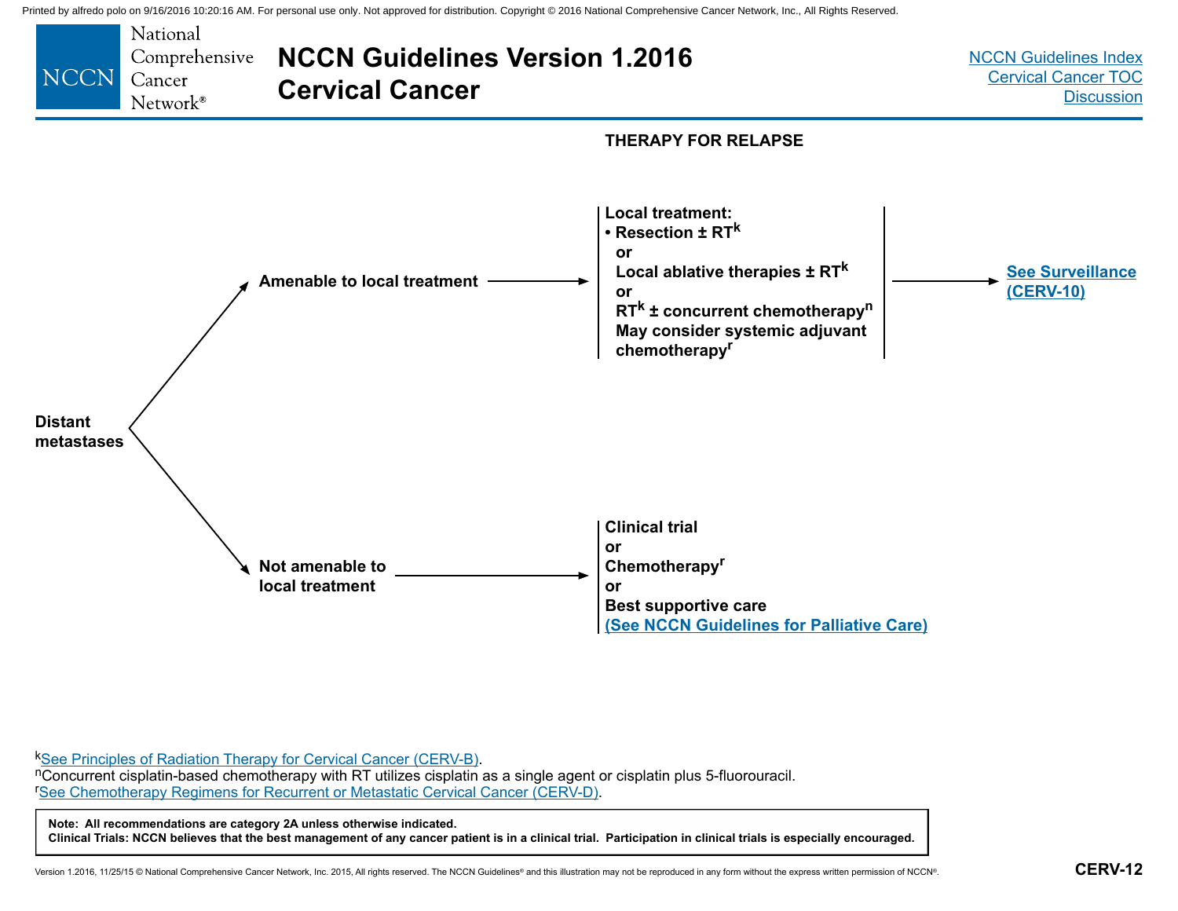# NCCN Guidelines Version 1.2016 Cervical Cancer

## THERAPY FOR RELAPSE

**Distant metastases**

- **Amenable to local treatment** → **Local treatment:**
  - **Resection ± RT[k]**
    **or**
    **Local ablative therapies ± RT[k]**
    **or**
    **RT[k] ± concurrent chemotherapy[n]**
    **May consider systemic adjuvant chemotherapy[r]**

  → **See Surveillance (CERV-10)**

- **Not amenable to local treatment** →
  **Clinical trial**
  **or**
  **Chemotherapy[r]**
  **or**
  **Best supportive care**
  **(See NCCN Guidelines for Palliative Care)**

[k]See Principles of Radiation Therapy for Cervical Cancer (CERV-B).
[n]Concurrent cisplatin-based chemotherapy with RT utilizes cisplatin as a single agent or cisplatin plus 5-fluorouracil.
[r]See Chemotherapy Regimens for Recurrent or Metastatic Cervical Cancer (CERV-D).

**Note: All recommendations are category 2A unless otherwise indicated.**
**Clinical Trials: NCCN believes that the best management of any cancer patient is in a clinical trial. Participation in clinical trials is especially encouraged.**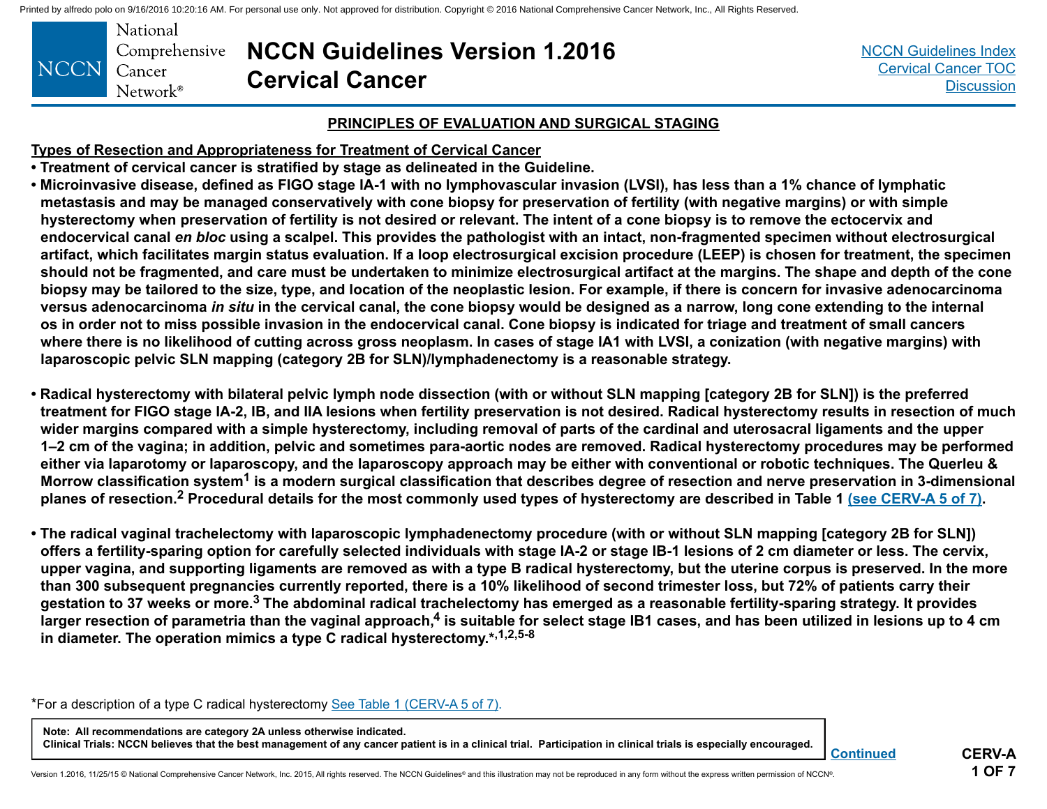## PRINCIPLES OF EVALUATION AND SURGICAL STAGING

**Types of Resection and Appropriateness for Treatment of Cervical Cancer**

- **Treatment of cervical cancer is stratified by stage as delineated in the Guideline.**
- **Microinvasive disease, defined as FIGO stage IA-1 with no lymphovascular invasion (LVSI), has less than a 1% chance of lymphatic metastasis and may be managed conservatively with cone biopsy for preservation of fertility (with negative margins) or with simple hysterectomy when preservation of fertility is not desired or relevant. The intent of a cone biopsy is to remove the ectocervix and endocervical canal *en bloc* using a scalpel. This provides the pathologist with an intact, non-fragmented specimen without electrosurgical artifact, which facilitates margin status evaluation. If a loop electrosurgical excision procedure (LEEP) is chosen for treatment, the specimen should not be fragmented, and care must be undertaken to minimize electrosurgical artifact at the margins. The shape and depth of the cone biopsy may be tailored to the size, type, and location of the neoplastic lesion. For example, if there is concern for invasive adenocarcinoma versus adenocarcinoma *in situ* in the cervical canal, the cone biopsy would be designed as a narrow, long cone extending to the internal os in order not to miss possible invasion in the endocervical canal. Cone biopsy is indicated for triage and treatment of small cancers where there is no likelihood of cutting across gross neoplasm. In cases of stage IA1 with LVSI, a conization (with negative margins) with laparoscopic pelvic SLN mapping (category 2B for SLN)/lymphadenectomy is a reasonable strategy.**

- **Radical hysterectomy with bilateral pelvic lymph node dissection (with or without SLN mapping [category 2B for SLN]) is the preferred treatment for FIGO stage IA-2, IB, and IIA lesions when fertility preservation is not desired. Radical hysterectomy results in resection of much wider margins compared with a simple hysterectomy, including removal of parts of the cardinal and uterosacral ligaments and the upper 1–2 cm of the vagina; in addition, pelvic and sometimes para-aortic nodes are removed. Radical hysterectomy procedures may be performed either via laparotomy or laparoscopy, and the laparoscopy approach may be either with conventional or robotic techniques. The Querleu & Morrow classification system[1] is a modern surgical classification that describes degree of resection and nerve preservation in 3-dimensional planes of resection.[2] Procedural details for the most commonly used types of hysterectomy are described in Table 1 (see CERV-A 5 of 7).**

- **The radical vaginal trachelectomy with laparoscopic lymphadenectomy procedure (with or without SLN mapping [category 2B for SLN]) offers a fertility-sparing option for carefully selected individuals with stage IA-2 or stage IB-1 lesions of 2 cm diameter or less. The cervix, upper vagina, and supporting ligaments are removed as with a type B radical hysterectomy, but the uterine corpus is preserved. In the more than 300 subsequent pregnancies currently reported, there is a 10% likelihood of second trimester loss, but 72% of patients carry their gestation to 37 weeks or more.[3] The abdominal radical trachelectomy has emerged as a reasonable fertility-sparing strategy. It provides larger resection of parametria than the vaginal approach,[4] is suitable for select stage IB1 cases, and has been utilized in lesions up to 4 cm in diameter. The operation mimics a type C radical hysterectomy.*[,1,2,5-8]**

*For a description of a type C radical hysterectomy See Table 1 (CERV-A 5 of 7).

**Note: All recommendations are category 2A unless otherwise indicated.**
**Clinical Trials: NCCN believes that the best management of any cancer patient is in a clinical trial. Participation in clinical trials is especially encouraged.**

**Continued**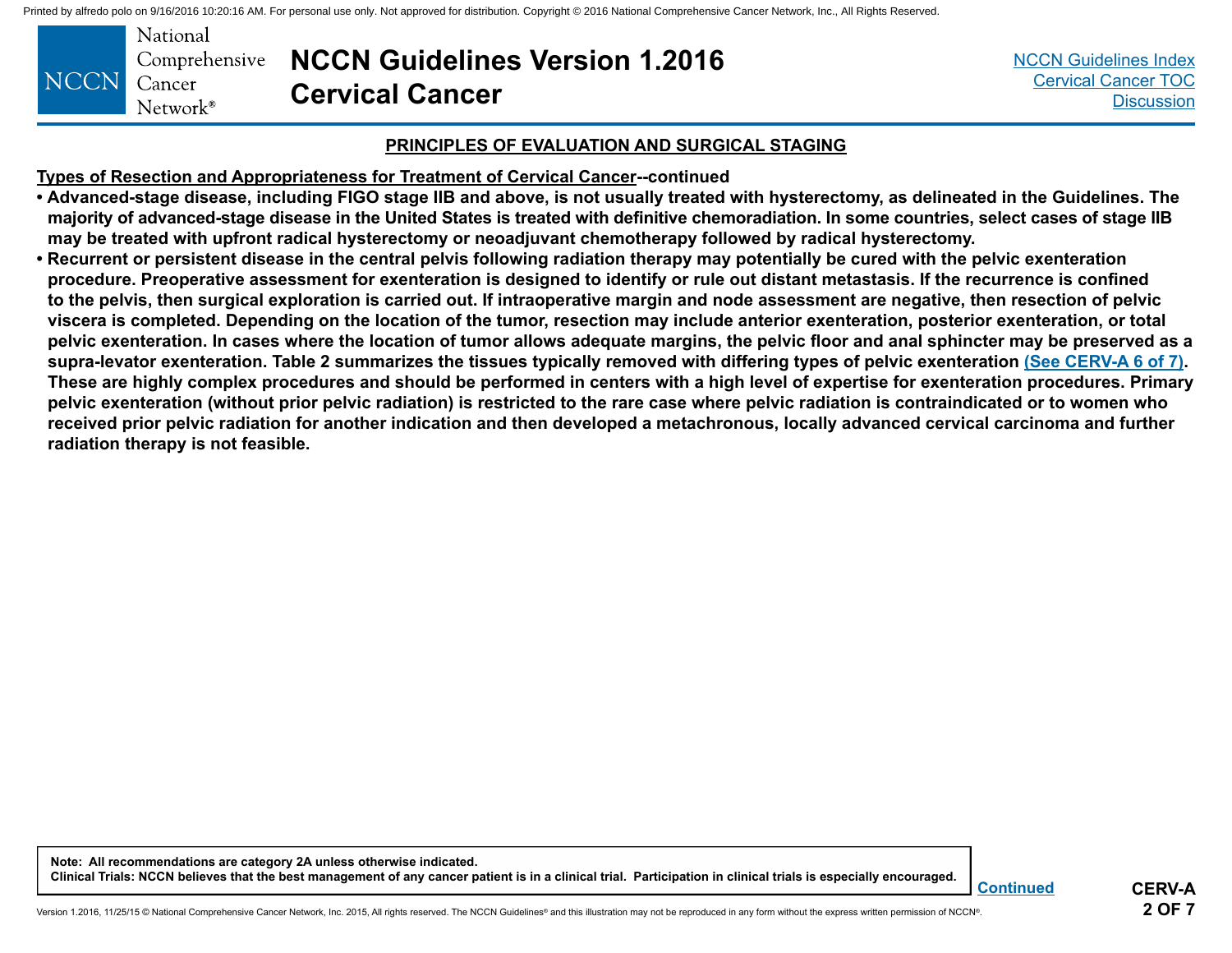## PRINCIPLES OF EVALUATION AND SURGICAL STAGING

**Types of Resection and Appropriateness for Treatment of Cervical Cancer--continued**

- **Advanced-stage disease, including FIGO stage IIB and above, is not usually treated with hysterectomy, as delineated in the Guidelines. The majority of advanced-stage disease in the United States is treated with definitive chemoradiation. In some countries, select cases of stage IIB may be treated with upfront radical hysterectomy or neoadjuvant chemotherapy followed by radical hysterectomy.**
- **Recurrent or persistent disease in the central pelvis following radiation therapy may potentially be cured with the pelvic exenteration procedure. Preoperative assessment for exenteration is designed to identify or rule out distant metastasis. If the recurrence is confined to the pelvis, then surgical exploration is carried out. If intraoperative margin and node assessment are negative, then resection of pelvic viscera is completed. Depending on the location of the tumor, resection may include anterior exenteration, posterior exenteration, or total pelvic exenteration. In cases where the location of tumor allows adequate margins, the pelvic floor and anal sphincter may be preserved as a supra-levator exenteration. Table 2 summarizes the tissues typically removed with differing types of pelvic exenteration (See CERV-A 6 of 7). These are highly complex procedures and should be performed in centers with a high level of expertise for exenteration procedures. Primary pelvic exenteration (without prior pelvic radiation) is restricted to the rare case where pelvic radiation is contraindicated or to women who received prior pelvic radiation for another indication and then developed a metachronous, locally advanced cervical carcinoma and further radiation therapy is not feasible.**

**Note: All recommendations are category 2A unless otherwise indicated.**
**Clinical Trials: NCCN believes that the best management of any cancer patient is in a clinical trial. Participation in clinical trials is especially encouraged.**

Continued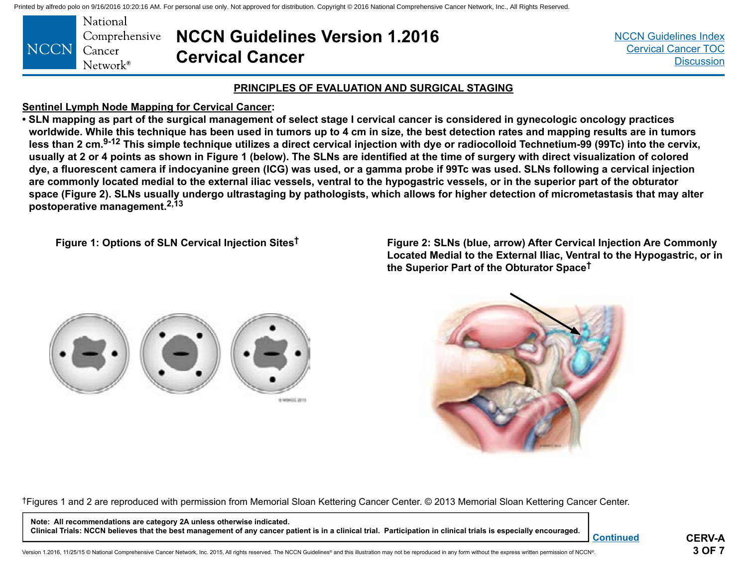## PRINCIPLES OF EVALUATION AND SURGICAL STAGING

**Sentinel Lymph Node Mapping for Cervical Cancer:**

- **SLN mapping as part of the surgical management of select stage I cervical cancer is considered in gynecologic oncology practices worldwide. While this technique has been used in tumors up to 4 cm in size, the best detection rates and mapping results are in tumors less than 2 cm.[9-12] This simple technique utilizes a direct cervical injection with dye or radiocolloid Technetium-99 (99Tc) into the cervix, usually at 2 or 4 points as shown in Figure 1 (below). The SLNs are identified at the time of surgery with direct visualization of colored dye, a fluorescent camera if indocyanine green (ICG) was used, or a gamma probe if 99Tc was used. SLNs following a cervical injection are commonly located medial to the external iliac vessels, ventral to the hypogastric vessels, or in the superior part of the obturator space (Figure 2). SLNs usually undergo ultrastaging by pathologists, which allows for higher detection of micrometastasis that may alter postoperative management.[2,13]**

**Figure 1: Options of SLN Cervical Injection Sites†**

**Figure 2: SLNs (blue, arrow) After Cervical Injection Are Commonly Located Medial to the External Iliac, Ventral to the Hypogastric, or in the Superior Part of the Obturator Space†**

†Figures 1 and 2 are reproduced with permission from Memorial Sloan Kettering Cancer Center. © 2013 Memorial Sloan Kettering Cancer Center.

**Note: All recommendations are category 2A unless otherwise indicated.**
**Clinical Trials: NCCN believes that the best management of any cancer patient is in a clinical trial. Participation in clinical trials is especially encouraged.**

Continued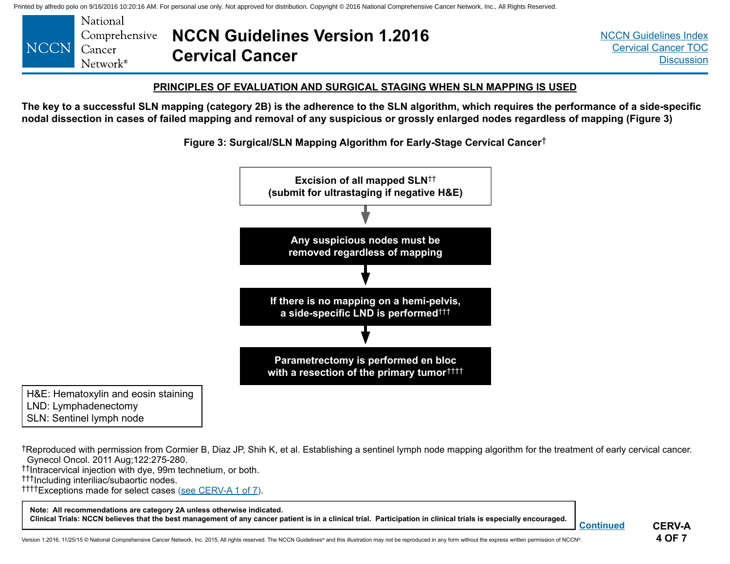## PRINCIPLES OF EVALUATION AND SURGICAL STAGING WHEN SLN MAPPING IS USED

**The key to a successful SLN mapping (category 2B) is the adherence to the SLN algorithm, which requires the performance of a side-specific nodal dissection in cases of failed mapping and removal of any suspicious or grossly enlarged nodes regardless of mapping (Figure 3)**

**Figure 3: Surgical/SLN Mapping Algorithm for Early-Stage Cervical Cancer†**

**Excision of all mapped SLN††**
**(submit for ultrastaging if negative H&E)**

↓

**Any suspicious nodes must be removed regardless of mapping**

↓

**If there is no mapping on a hemi-pelvis, a side-specific LND is performed†††**

↓

**Parametrectomy is performed en bloc with a resection of the primary tumor††††**

H&E: Hematoxylin and eosin staining
LND: Lymphadenectomy
SLN: Sentinel lymph node

†Reproduced with permission from Cormier B, Diaz JP, Shih K, et al. Establishing a sentinel lymph node mapping algorithm for the treatment of early cervical cancer. Gynecol Oncol. 2011 Aug;122:275-280.
††Intracervical injection with dye, 99m technetium, or both.
†††Including interiliac/subaortic nodes.
††††Exceptions made for select cases (see CERV-A 1 of 7).

**Note: All recommendations are category 2A unless otherwise indicated.**
**Clinical Trials: NCCN believes that the best management of any cancer patient is in a clinical trial. Participation in clinical trials is especially encouraged.**

Continued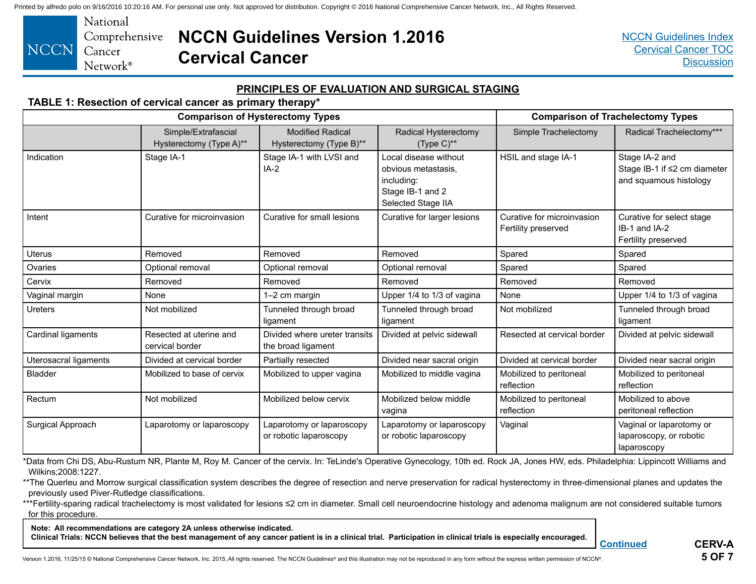## PRINCIPLES OF EVALUATION AND SURGICAL STAGING

**TABLE 1: Resection of cervical cancer as primary therapy***

| | Comparison of Hysterectomy Types | | | Comparison of Trachelectomy Types | |
|---|---|---|---|---|---|
| | Simple/Extrafascial Hysterectomy (Type A)** | Modified Radical Hysterectomy (Type B)** | Radical Hysterectomy (Type C)** | Simple Trachelectomy | Radical Trachelectomy*** |
| Indication | Stage IA-1 | Stage IA-1 with LVSI and IA-2 | Local disease without obvious metastasis, including: Stage IB-1 and 2 Selected Stage IIA | HSIL and stage IA-1 | Stage IA-2 and Stage IB-1 if ≤2 cm diameter and squamous histology |
| Intent | Curative for microinvasion | Curative for small lesions | Curative for larger lesions | Curative for microinvasion Fertility preserved | Curative for select stage IB-1 and IA-2 Fertility preserved |
| Uterus | Removed | Removed | Removed | Spared | Spared |
| Ovaries | Optional removal | Optional removal | Optional removal | Spared | Spared |
| Cervix | Removed | Removed | Removed | Removed | Removed |
| Vaginal margin | None | 1–2 cm margin | Upper 1/4 to 1/3 of vagina | None | Upper 1/4 to 1/3 of vagina |
| Ureters | Not mobilized | Tunneled through broad ligament | Tunneled through broad ligament | Not mobilized | Tunneled through broad ligament |
| Cardinal ligaments | Resected at uterine and cervical border | Divided where ureter transits the broad ligament | Divided at pelvic sidewall | Resected at cervical border | Divided at pelvic sidewall |
| Uterosacral ligaments | Divided at cervical border | Partially resected | Divided near sacral origin | Divided at cervical border | Divided near sacral origin |
| Bladder | Mobilized to base of cervix | Mobilized to upper vagina | Mobilized to middle vagina | Mobilized to peritoneal reflection | Mobilized to peritoneal reflection |
| Rectum | Not mobilized | Mobilized below cervix | Mobilized below middle vagina | Mobilized to peritoneal reflection | Mobilized to above peritoneal reflection |
| Surgical Approach | Laparotomy or laparoscopy | Laparotomy or laparoscopy or robotic laparoscopy | Laparotomy or laparoscopy or robotic laparoscopy | Vaginal | Vaginal or laparotomy or laparoscopy, or robotic laparoscopy |

*Data from Chi DS, Abu-Rustum NR, Plante M, Roy M. Cancer of the cervix. In: TeLinde's Operative Gynecology, 10th ed. Rock JA, Jones HW, eds. Philadelphia: Lippincott Williams and Wilkins;2008:1227.

**The Querleu and Morrow surgical classification system describes the degree of resection and nerve preservation for radical hysterectomy in three-dimensional planes and updates the previously used Piver-Rutledge classifications.

***Fertility-sparing radical trachelectomy is most validated for lesions ≤2 cm in diameter. Small cell neuroendocrine histology and adenoma malignum are not considered suitable tumors for this procedure.

**Note: All recommendations are category 2A unless otherwise indicated.**
**Clinical Trials: NCCN believes that the best management of any cancer patient is in a clinical trial. Participation in clinical trials is especially encouraged.**

Continued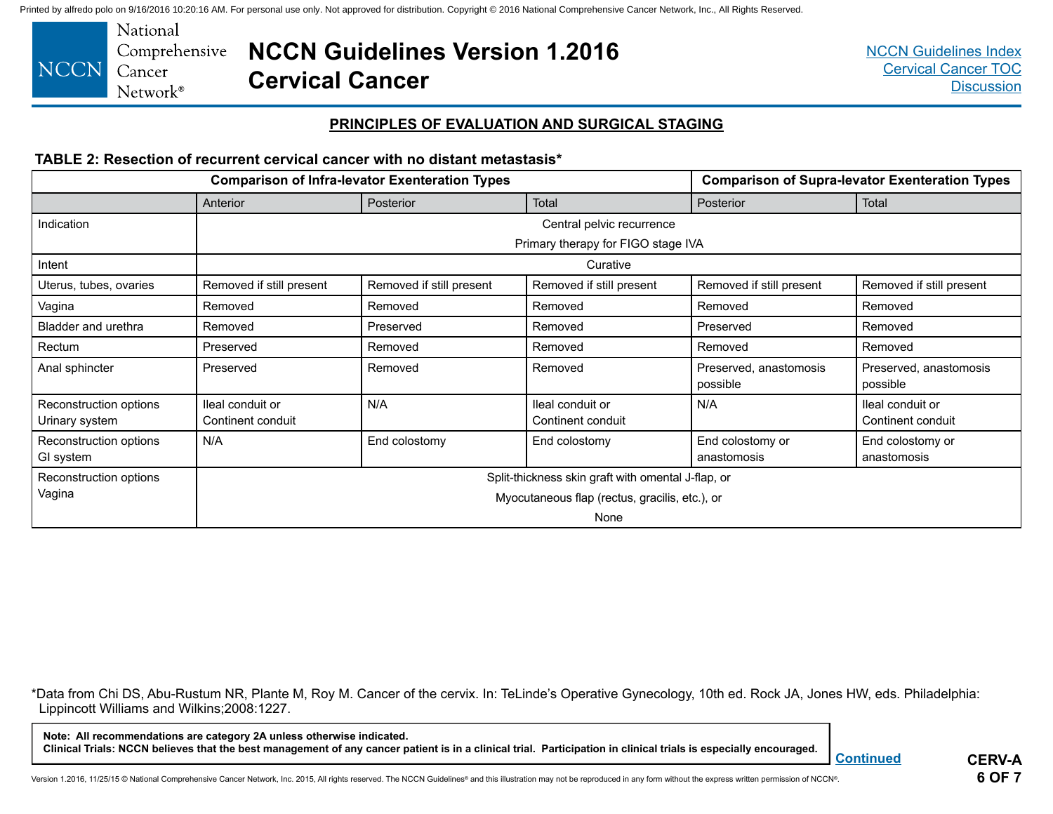## PRINCIPLES OF EVALUATION AND SURGICAL STAGING

**TABLE 2: Resection of recurrent cervical cancer with no distant metastasis***

| | Comparison of Infra-levator Exenteration Types | | | Comparison of Supra-levator Exenteration Types | |
|---|---|---|---|---|---|
| | Anterior | Posterior | Total | Posterior | Total |
| Indication | Central pelvic recurrence<br>Primary therapy for FIGO stage IVA | | | | |
| Intent | Curative | | | | |
| Uterus, tubes, ovaries | Removed if still present | Removed if still present | Removed if still present | Removed if still present | Removed if still present |
| Vagina | Removed | Removed | Removed | Removed | Removed |
| Bladder and urethra | Removed | Preserved | Removed | Preserved | Removed |
| Rectum | Preserved | Removed | Removed | Removed | Removed |
| Anal sphincter | Preserved | Removed | Removed | Preserved, anastomosis possible | Preserved, anastomosis possible |
| Reconstruction options Urinary system | Ileal conduit or Continent conduit | N/A | Ileal conduit or Continent conduit | N/A | Ileal conduit or Continent conduit |
| Reconstruction options GI system | N/A | End colostomy | End colostomy | End colostomy or anastomosis | End colostomy or anastomosis |
| Reconstruction options Vagina | Split-thickness skin graft with omental J-flap, or<br>Myocutaneous flap (rectus, gracilis, etc.), or<br>None | | | | |

*Data from Chi DS, Abu-Rustum NR, Plante M, Roy M. Cancer of the cervix. In: TeLinde's Operative Gynecology, 10th ed. Rock JA, Jones HW, eds. Philadelphia: Lippincott Williams and Wilkins;2008:1227.

**Note: All recommendations are category 2A unless otherwise indicated.**
**Clinical Trials: NCCN believes that the best management of any cancer patient is in a clinical trial. Participation in clinical trials is especially encouraged.**

Continued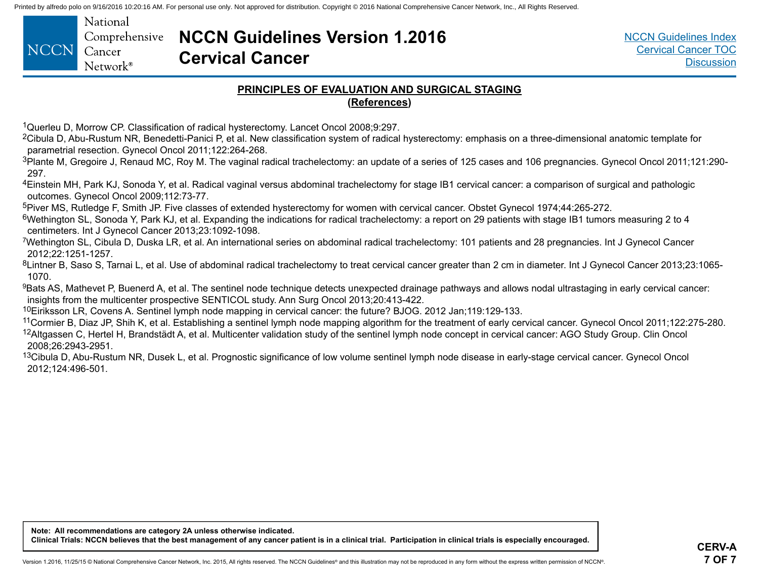## PRINCIPLES OF EVALUATION AND SURGICAL STAGING

### (References)

[1]Querleu D, Morrow CP. Classification of radical hysterectomy. Lancet Oncol 2008;9:297.

[2]Cibula D, Abu-Rustum NR, Benedetti-Panici P, et al. New classification system of radical hysterectomy: emphasis on a three-dimensional anatomic template for parametrial resection. Gynecol Oncol 2011;122:264-268.

[3]Plante M, Gregoire J, Renaud MC, Roy M. The vaginal radical trachelectomy: an update of a series of 125 cases and 106 pregnancies. Gynecol Oncol 2011;121:290-297.

[4]Einstein MH, Park KJ, Sonoda Y, et al. Radical vaginal versus abdominal trachelectomy for stage IB1 cervical cancer: a comparison of surgical and pathologic outcomes. Gynecol Oncol 2009;112:73-77.

[5]Piver MS, Rutledge F, Smith JP. Five classes of extended hysterectomy for women with cervical cancer. Obstet Gynecol 1974;44:265-272.

[6]Wethington SL, Sonoda Y, Park KJ, et al. Expanding the indications for radical trachelectomy: a report on 29 patients with stage IB1 tumors measuring 2 to 4 centimeters. Int J Gynecol Cancer 2013;23:1092-1098.

[7]Wethington SL, Cibula D, Duska LR, et al. An international series on abdominal radical trachelectomy: 101 patients and 28 pregnancies. Int J Gynecol Cancer 2012;22:1251-1257.

[8]Lintner B, Saso S, Tarnai L, et al. Use of abdominal radical trachelectomy to treat cervical cancer greater than 2 cm in diameter. Int J Gynecol Cancer 2013;23:1065-1070.

[9]Bats AS, Mathevet P, Buenerd A, et al. The sentinel node technique detects unexpected drainage pathways and allows nodal ultrastaging in early cervical cancer: insights from the multicenter prospective SENTICOL study. Ann Surg Oncol 2013;20:413-422.

[10]Eiriksson LR, Covens A. Sentinel lymph node mapping in cervical cancer: the future? BJOG. 2012 Jan;119:129-133.

[11]Cormier B, Diaz JP, Shih K, et al. Establishing a sentinel lymph node mapping algorithm for the treatment of early cervical cancer. Gynecol Oncol 2011;122:275-280.

[12]Altgassen C, Hertel H, Brandstädt A, et al. Multicenter validation study of the sentinel lymph node concept in cervical cancer: AGO Study Group. Clin Oncol 2008;26:2943-2951.

[13]Cibula D, Abu-Rustum NR, Dusek L, et al. Prognostic significance of low volume sentinel lymph node disease in early-stage cervical cancer. Gynecol Oncol 2012;124:496-501.

**Note: All recommendations are category 2A unless otherwise indicated.**
**Clinical Trials: NCCN believes that the best management of any cancer patient is in a clinical trial. Participation in clinical trials is especially encouraged.**

**CERV-A**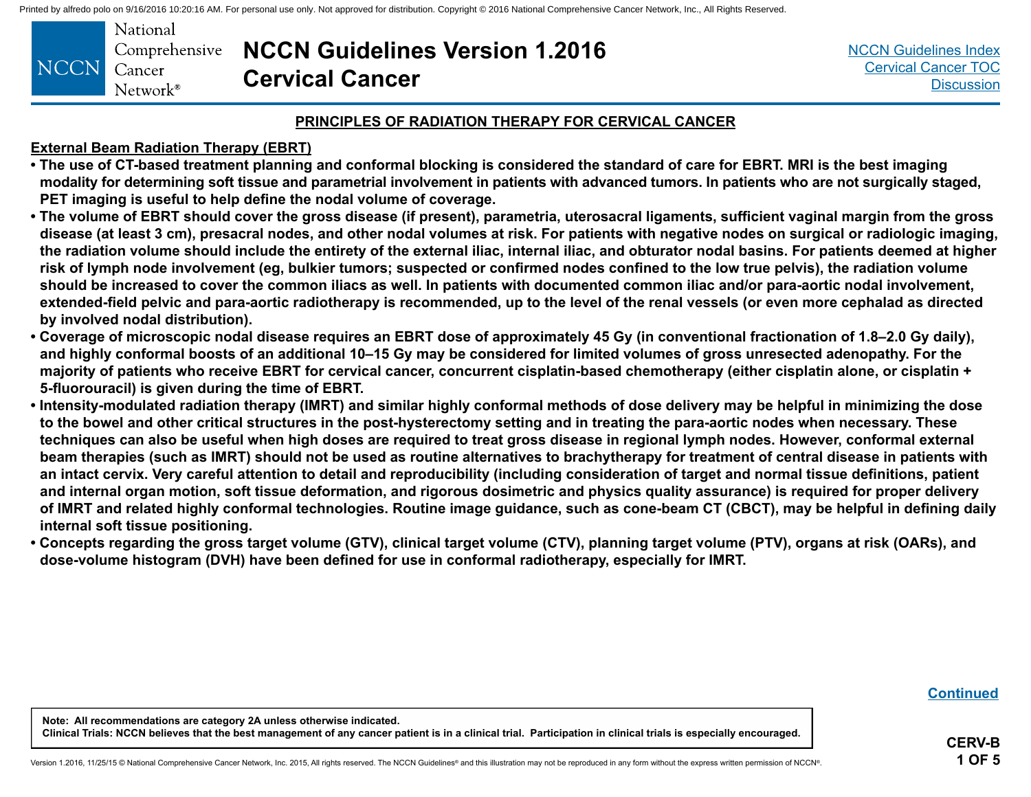## PRINCIPLES OF RADIATION THERAPY FOR CERVICAL CANCER

### External Beam Radiation Therapy (EBRT)

- **The use of CT-based treatment planning and conformal blocking is considered the standard of care for EBRT. MRI is the best imaging modality for determining soft tissue and parametrial involvement in patients with advanced tumors. In patients who are not surgically staged, PET imaging is useful to help define the nodal volume of coverage.**
- **The volume of EBRT should cover the gross disease (if present), parametria, uterosacral ligaments, sufficient vaginal margin from the gross disease (at least 3 cm), presacral nodes, and other nodal volumes at risk. For patients with negative nodes on surgical or radiologic imaging, the radiation volume should include the entirety of the external iliac, internal iliac, and obturator nodal basins. For patients deemed at higher risk of lymph node involvement (eg, bulkier tumors; suspected or confirmed nodes confined to the low true pelvis), the radiation volume should be increased to cover the common iliacs as well. In patients with documented common iliac and/or para-aortic nodal involvement, extended-field pelvic and para-aortic radiotherapy is recommended, up to the level of the renal vessels (or even more cephalad as directed by involved nodal distribution).**
- **Coverage of microscopic nodal disease requires an EBRT dose of approximately 45 Gy (in conventional fractionation of 1.8–2.0 Gy daily), and highly conformal boosts of an additional 10–15 Gy may be considered for limited volumes of gross unresected adenopathy. For the majority of patients who receive EBRT for cervical cancer, concurrent cisplatin-based chemotherapy (either cisplatin alone, or cisplatin + 5-fluorouracil) is given during the time of EBRT.**
- **Intensity-modulated radiation therapy (IMRT) and similar highly conformal methods of dose delivery may be helpful in minimizing the dose to the bowel and other critical structures in the post-hysterectomy setting and in treating the para-aortic nodes when necessary. These techniques can also be useful when high doses are required to treat gross disease in regional lymph nodes. However, conformal external beam therapies (such as IMRT) should not be used as routine alternatives to brachytherapy for treatment of central disease in patients with an intact cervix. Very careful attention to detail and reproducibility (including consideration of target and normal tissue definitions, patient and internal organ motion, soft tissue deformation, and rigorous dosimetric and physics quality assurance) is required for proper delivery of IMRT and related highly conformal technologies. Routine image guidance, such as cone-beam CT (CBCT), may be helpful in defining daily internal soft tissue positioning.**
- **Concepts regarding the gross target volume (GTV), clinical target volume (CTV), planning target volume (PTV), organs at risk (OARs), and dose-volume histogram (DVH) have been defined for use in conformal radiotherapy, especially for IMRT.**

Continued

**Note: All recommendations are category 2A unless otherwise indicated.**
**Clinical Trials: NCCN believes that the best management of any cancer patient is in a clinical trial. Participation in clinical trials is especially encouraged.**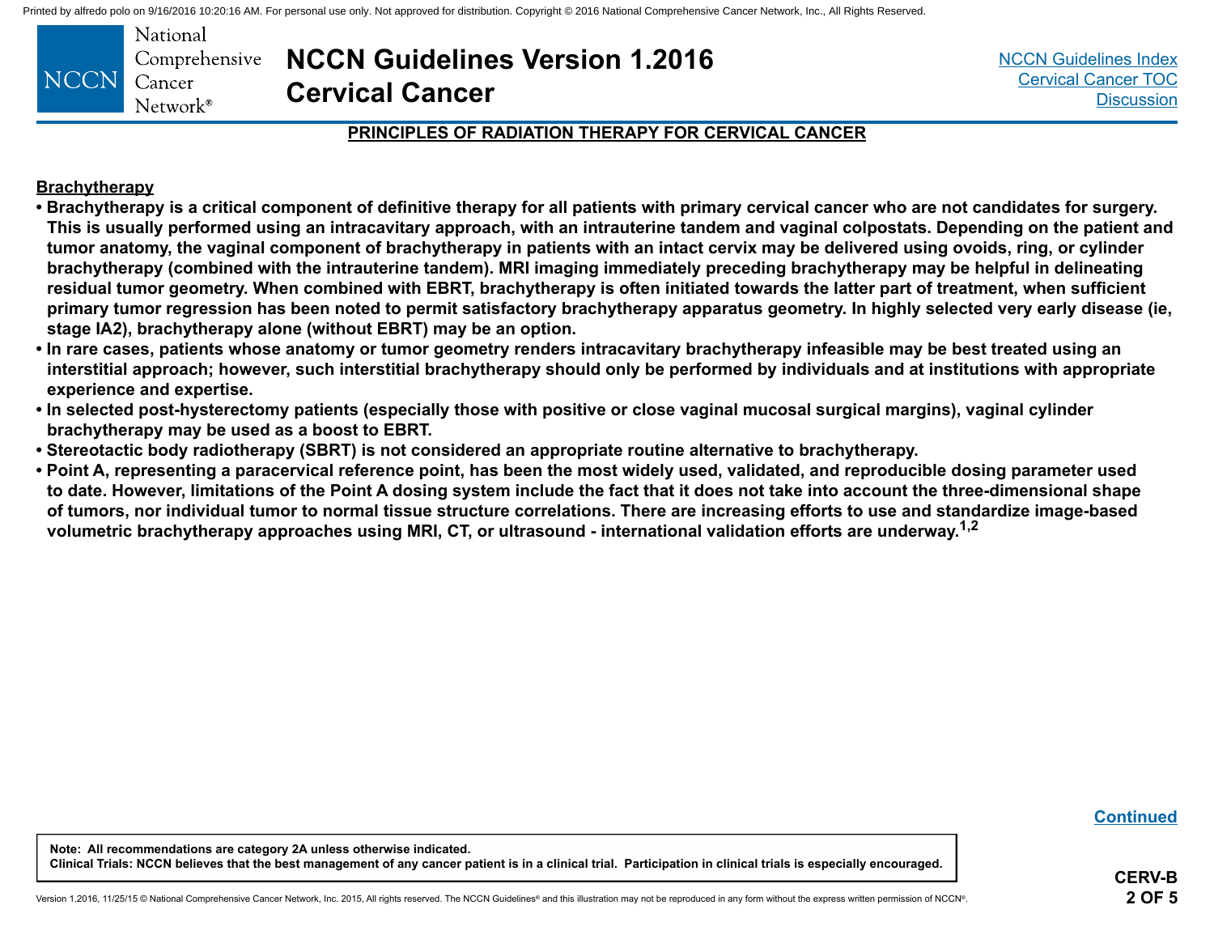## PRINCIPLES OF RADIATION THERAPY FOR CERVICAL CANCER

### Brachytherapy

- **Brachytherapy is a critical component of definitive therapy for all patients with primary cervical cancer who are not candidates for surgery. This is usually performed using an intracavitary approach, with an intrauterine tandem and vaginal colpostats. Depending on the patient and tumor anatomy, the vaginal component of brachytherapy in patients with an intact cervix may be delivered using ovoids, ring, or cylinder brachytherapy (combined with the intrauterine tandem). MRI imaging immediately preceding brachytherapy may be helpful in delineating residual tumor geometry. When combined with EBRT, brachytherapy is often initiated towards the latter part of treatment, when sufficient primary tumor regression has been noted to permit satisfactory brachytherapy apparatus geometry. In highly selected very early disease (ie, stage IA2), brachytherapy alone (without EBRT) may be an option.**
- **In rare cases, patients whose anatomy or tumor geometry renders intracavitary brachytherapy infeasible may be best treated using an interstitial approach; however, such interstitial brachytherapy should only be performed by individuals and at institutions with appropriate experience and expertise.**
- **In selected post-hysterectomy patients (especially those with positive or close vaginal mucosal surgical margins), vaginal cylinder brachytherapy may be used as a boost to EBRT.**
- **Stereotactic body radiotherapy (SBRT) is not considered an appropriate routine alternative to brachytherapy.**
- **Point A, representing a paracervical reference point, has been the most widely used, validated, and reproducible dosing parameter used to date. However, limitations of the Point A dosing system include the fact that it does not take into account the three-dimensional shape of tumors, nor individual tumor to normal tissue structure correlations. There are increasing efforts to use and standardize image-based volumetric brachytherapy approaches using MRI, CT, or ultrasound - international validation efforts are underway.[1,2]**

Continued

Note: All recommendations are category 2A unless otherwise indicated.
Clinical Trials: NCCN believes that the best management of any cancer patient is in a clinical trial. Participation in clinical trials is especially encouraged.

CERV-B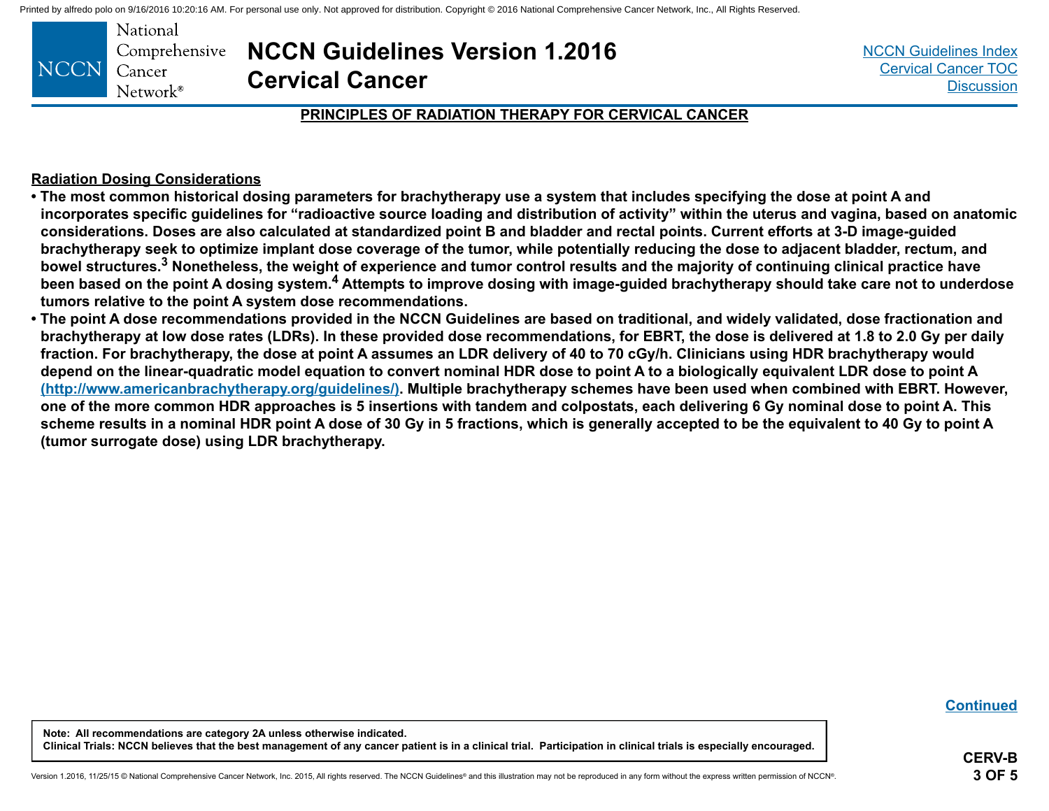## PRINCIPLES OF RADIATION THERAPY FOR CERVICAL CANCER

### Radiation Dosing Considerations

- **The most common historical dosing parameters for brachytherapy use a system that includes specifying the dose at point A and incorporates specific guidelines for "radioactive source loading and distribution of activity" within the uterus and vagina, based on anatomic considerations. Doses are also calculated at standardized point B and bladder and rectal points. Current efforts at 3-D image-guided brachytherapy seek to optimize implant dose coverage of the tumor, while potentially reducing the dose to adjacent bladder, rectum, and bowel structures.[3] Nonetheless, the weight of experience and tumor control results and the majority of continuing clinical practice have been based on the point A dosing system.[4] Attempts to improve dosing with image-guided brachytherapy should take care not to underdose tumors relative to the point A system dose recommendations.**
- **The point A dose recommendations provided in the NCCN Guidelines are based on traditional, and widely validated, dose fractionation and brachytherapy at low dose rates (LDRs). In these provided dose recommendations, for EBRT, the dose is delivered at 1.8 to 2.0 Gy per daily fraction. For brachytherapy, the dose at point A assumes an LDR delivery of 40 to 70 cGy/h. Clinicians using HDR brachytherapy would depend on the linear-quadratic model equation to convert nominal HDR dose to point A to a biologically equivalent LDR dose to point A (http://www.americanbrachytherapy.org/guidelines/). Multiple brachytherapy schemes have been used when combined with EBRT. However, one of the more common HDR approaches is 5 insertions with tandem and colpostats, each delivering 6 Gy nominal dose to point A. This scheme results in a nominal HDR point A dose of 30 Gy in 5 fractions, which is generally accepted to be the equivalent to 40 Gy to point A (tumor surrogate dose) using LDR brachytherapy.**

Continued

**Note: All recommendations are category 2A unless otherwise indicated.**
**Clinical Trials: NCCN believes that the best management of any cancer patient is in a clinical trial. Participation in clinical trials is especially encouraged.**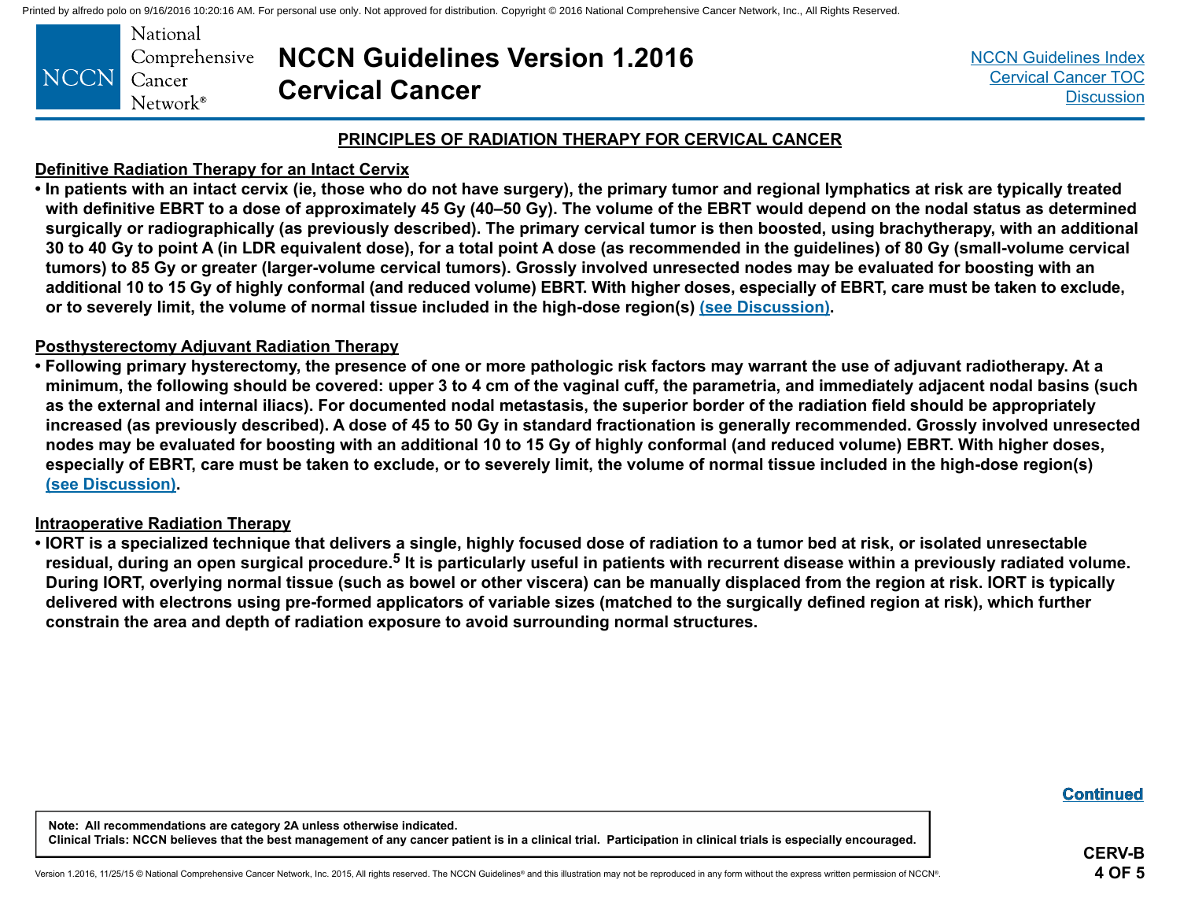## PRINCIPLES OF RADIATION THERAPY FOR CERVICAL CANCER

### Definitive Radiation Therapy for an Intact Cervix

- **In patients with an intact cervix (ie, those who do not have surgery), the primary tumor and regional lymphatics at risk are typically treated with definitive EBRT to a dose of approximately 45 Gy (40–50 Gy). The volume of the EBRT would depend on the nodal status as determined surgically or radiographically (as previously described). The primary cervical tumor is then boosted, using brachytherapy, with an additional 30 to 40 Gy to point A (in LDR equivalent dose), for a total point A dose (as recommended in the guidelines) of 80 Gy (small-volume cervical tumors) to 85 Gy or greater (larger-volume cervical tumors). Grossly involved unresected nodes may be evaluated for boosting with an additional 10 to 15 Gy of highly conformal (and reduced volume) EBRT. With higher doses, especially of EBRT, care must be taken to exclude, or to severely limit, the volume of normal tissue included in the high-dose region(s) (see Discussion).**

### Posthysterectomy Adjuvant Radiation Therapy

- **Following primary hysterectomy, the presence of one or more pathologic risk factors may warrant the use of adjuvant radiotherapy. At a minimum, the following should be covered: upper 3 to 4 cm of the vaginal cuff, the parametria, and immediately adjacent nodal basins (such as the external and internal iliacs). For documented nodal metastasis, the superior border of the radiation field should be appropriately increased (as previously described). A dose of 45 to 50 Gy in standard fractionation is generally recommended. Grossly involved unresected nodes may be evaluated for boosting with an additional 10 to 15 Gy of highly conformal (and reduced volume) EBRT. With higher doses, especially of EBRT, care must be taken to exclude, or to severely limit, the volume of normal tissue included in the high-dose region(s) (see Discussion).**

### Intraoperative Radiation Therapy

- **IORT is a specialized technique that delivers a single, highly focused dose of radiation to a tumor bed at risk, or isolated unresectable residual, during an open surgical procedure.[5] It is particularly useful in patients with recurrent disease within a previously radiated volume. During IORT, overlying normal tissue (such as bowel or other viscera) can be manually displaced from the region at risk. IORT is typically delivered with electrons using pre-formed applicators of variable sizes (matched to the surgically defined region at risk), which further constrain the area and depth of radiation exposure to avoid surrounding normal structures.**

Continued

**Note: All recommendations are category 2A unless otherwise indicated.**
**Clinical Trials: NCCN believes that the best management of any cancer patient is in a clinical trial. Participation in clinical trials is especially encouraged.**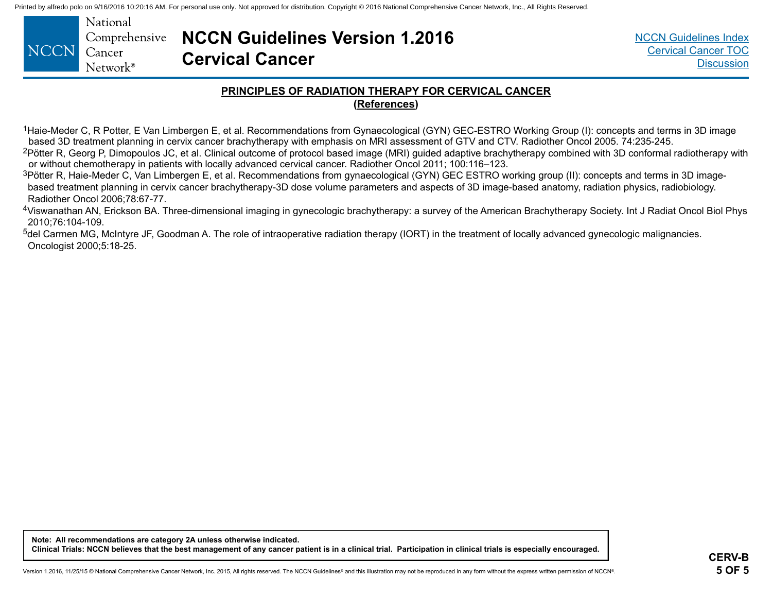## PRINCIPLES OF RADIATION THERAPY FOR CERVICAL CANCER

### (References)

[1] Haie-Meder C, R Potter, E Van Limbergen E, et al. Recommendations from Gynaecological (GYN) GEC-ESTRO Working Group (I): concepts and terms in 3D image based 3D treatment planning in cervix cancer brachytherapy with emphasis on MRI assessment of GTV and CTV. Radiother Oncol 2005. 74:235-245.

[2] Pötter R, Georg P, Dimopoulos JC, et al. Clinical outcome of protocol based image (MRI) guided adaptive brachytherapy combined with 3D conformal radiotherapy with or without chemotherapy in patients with locally advanced cervical cancer. Radiother Oncol 2011; 100:116–123.

[3] Pötter R, Haie-Meder C, Van Limbergen E, et al. Recommendations from gynaecological (GYN) GEC ESTRO working group (II): concepts and terms in 3D image-based treatment planning in cervix cancer brachytherapy-3D dose volume parameters and aspects of 3D image-based anatomy, radiation physics, radiobiology. Radiother Oncol 2006;78:67-77.

[4] Viswanathan AN, Erickson BA. Three-dimensional imaging in gynecologic brachytherapy: a survey of the American Brachytherapy Society. Int J Radiat Oncol Biol Phys 2010;76:104-109.

[5] del Carmen MG, McIntyre JF, Goodman A. The role of intraoperative radiation therapy (IORT) in the treatment of locally advanced gynecologic malignancies. Oncologist 2000;5:18-25.

**Note: All recommendations are category 2A unless otherwise indicated.**
**Clinical Trials: NCCN believes that the best management of any cancer patient is in a clinical trial. Participation in clinical trials is especially encouraged.**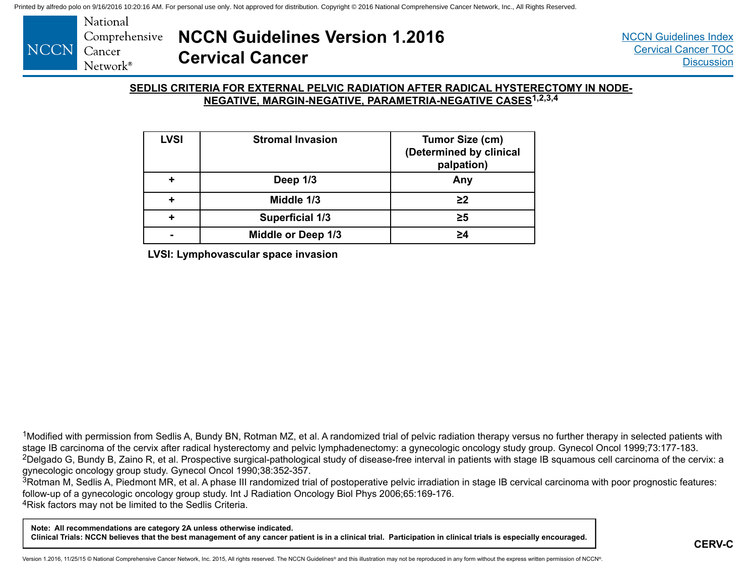## SEDLIS CRITERIA FOR EXTERNAL PELVIC RADIATION AFTER RADICAL HYSTERECTOMY IN NODE-NEGATIVE, MARGIN-NEGATIVE, PARAMETRIA-NEGATIVE CASES[1,2,3,4]

| LVSI | Stromal Invasion | Tumor Size (cm) (Determined by clinical palpation) |
|---|---|---|
| + | Deep 1/3 | Any |
| + | Middle 1/3 | ≥2 |
| + | Superficial 1/3 | ≥5 |
| - | Middle or Deep 1/3 | ≥4 |

**LVSI: Lymphovascular space invasion**

[1]Modified with permission from Sedlis A, Bundy BN, Rotman MZ, et al. A randomized trial of pelvic radiation therapy versus no further therapy in selected patients with stage IB carcinoma of the cervix after radical hysterectomy and pelvic lymphadenectomy: a gynecologic oncology study group. Gynecol Oncol 1999;73:177-183.

[2]Delgado G, Bundy B, Zaino R, et al. Prospective surgical-pathological study of disease-free interval in patients with stage IB squamous cell carcinoma of the cervix: a gynecologic oncology group study. Gynecol Oncol 1990;38:352-357.

[3]Rotman M, Sedlis A, Piedmont MR, et al. A phase III randomized trial of postoperative pelvic irradiation in stage IB cervical carcinoma with poor prognostic features: follow-up of a gynecologic oncology group study. Int J Radiation Oncology Biol Phys 2006;65:169-176.

[4]Risk factors may not be limited to the Sedlis Criteria.

**Note: All recommendations are category 2A unless otherwise indicated.**
**Clinical Trials: NCCN believes that the best management of any cancer patient is in a clinical trial. Participation in clinical trials is especially encouraged.**

CERV-C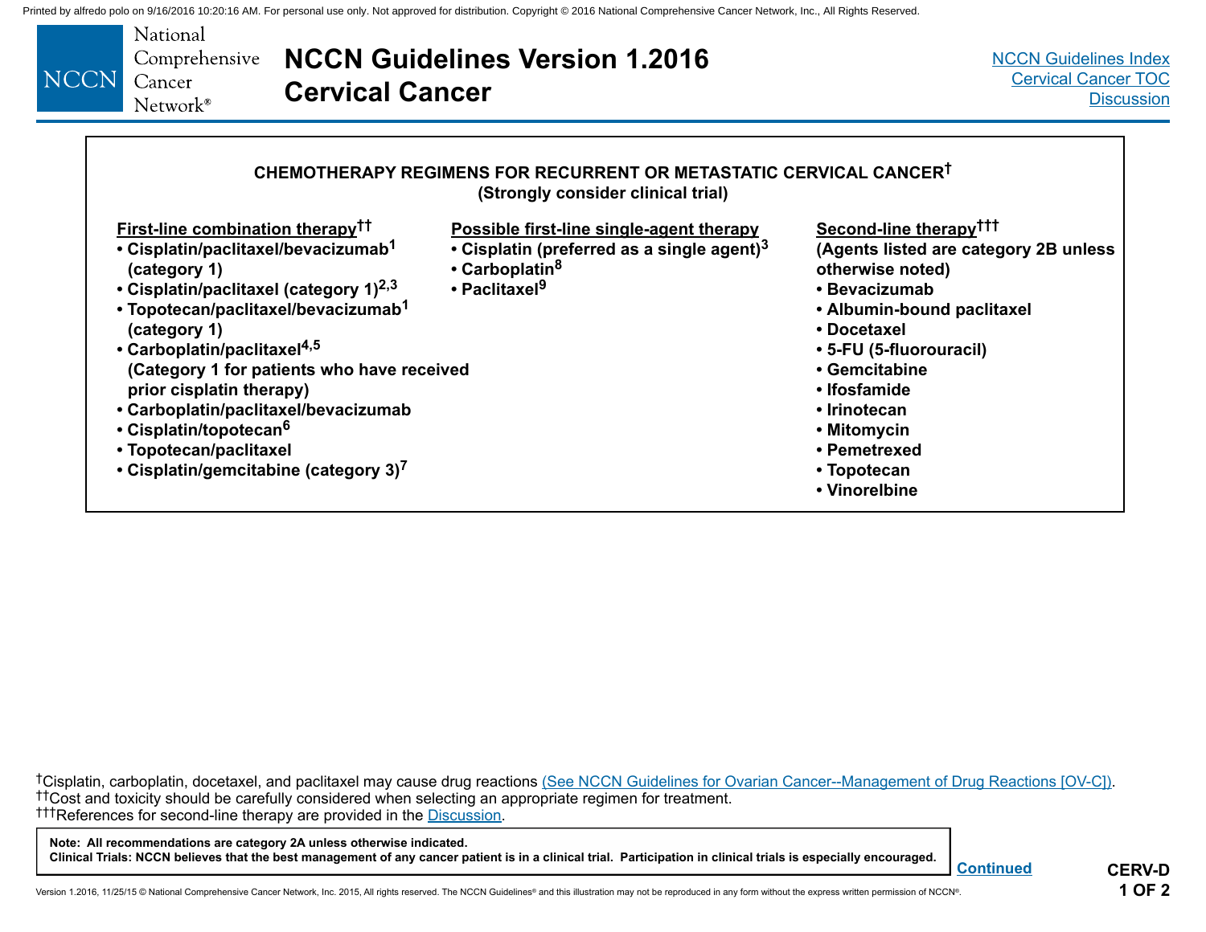## CHEMOTHERAPY REGIMENS FOR RECURRENT OR METASTATIC CERVICAL CANCER†
### (Strongly consider clinical trial)

**First-line combination therapy††**
- Cisplatin/paclitaxel/bevacizumab[1] (category 1)
- Cisplatin/paclitaxel (category 1)[2,3]
- Topotecan/paclitaxel/bevacizumab[1] (category 1)
- Carboplatin/paclitaxel[4,5] (Category 1 for patients who have received prior cisplatin therapy)
- Carboplatin/paclitaxel/bevacizumab
- Cisplatin/topotecan[6]
- Topotecan/paclitaxel
- Cisplatin/gemcitabine (category 3)[7]

**Possible first-line single-agent therapy**
- Cisplatin (preferred as a single agent)[3]
- Carboplatin[8]
- Paclitaxel[9]

**Second-line therapy†††**
(Agents listed are category 2B unless otherwise noted)
- Bevacizumab
- Albumin-bound paclitaxel
- Docetaxel
- 5-FU (5-fluorouracil)
- Gemcitabine
- Ifosfamide
- Irinotecan
- Mitomycin
- Pemetrexed
- Topotecan
- Vinorelbine

†Cisplatin, carboplatin, docetaxel, and paclitaxel may cause drug reactions (See NCCN Guidelines for Ovarian Cancer--Management of Drug Reactions [OV-C]).
††Cost and toxicity should be carefully considered when selecting an appropriate regimen for treatment.
†††References for second-line therapy are provided in the Discussion.

**Note: All recommendations are category 2A unless otherwise indicated.**
**Clinical Trials: NCCN believes that the best management of any cancer patient is in a clinical trial. Participation in clinical trials is especially encouraged.**

Continued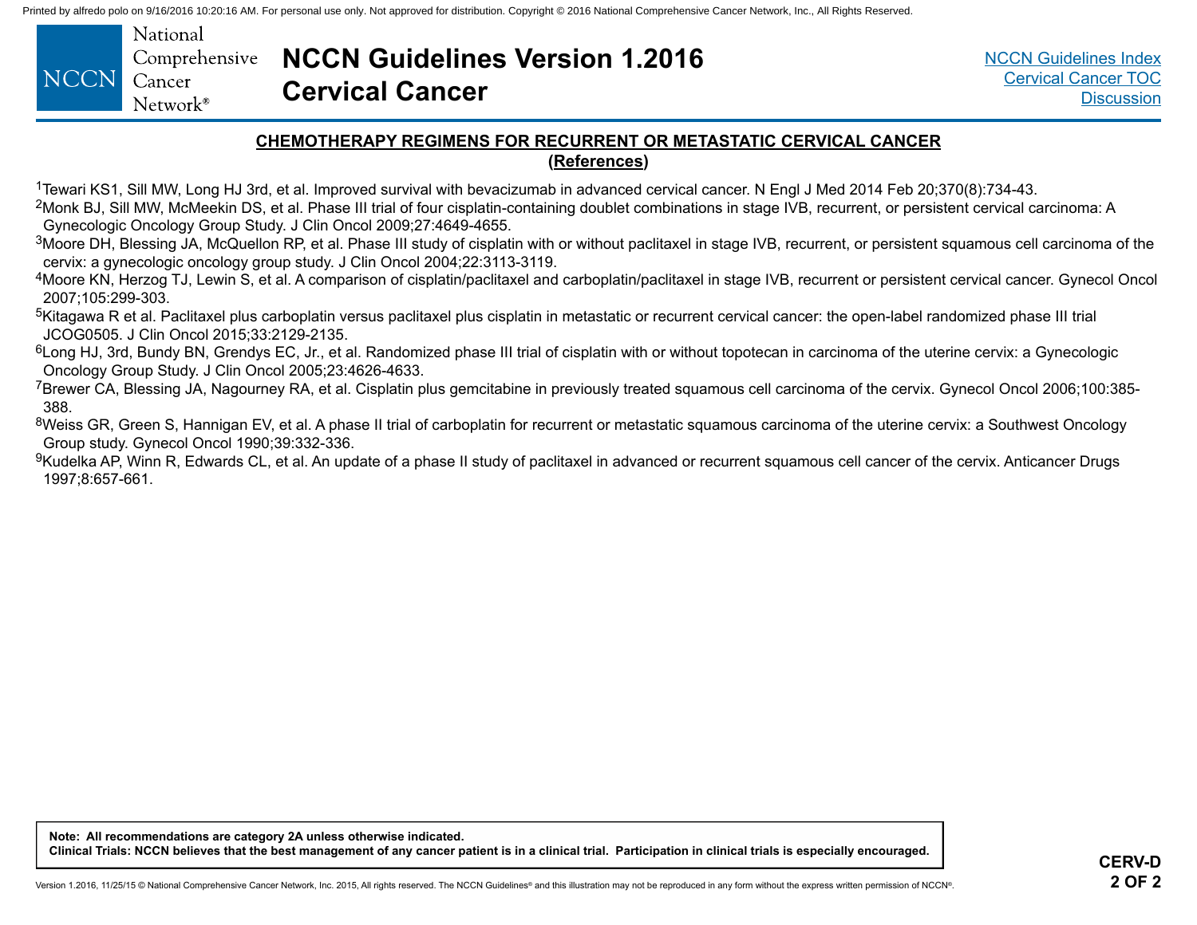## CHEMOTHERAPY REGIMENS FOR RECURRENT OR METASTATIC CERVICAL CANCER

### (References)

[1]Tewari KS1, Sill MW, Long HJ 3rd, et al. Improved survival with bevacizumab in advanced cervical cancer. N Engl J Med 2014 Feb 20;370(8):734-43.

[2]Monk BJ, Sill MW, McMeekin DS, et al. Phase III trial of four cisplatin-containing doublet combinations in stage IVB, recurrent, or persistent cervical carcinoma: A Gynecologic Oncology Group Study. J Clin Oncol 2009;27:4649-4655.

[3]Moore DH, Blessing JA, McQuellon RP, et al. Phase III study of cisplatin with or without paclitaxel in stage IVB, recurrent, or persistent squamous cell carcinoma of the cervix: a gynecologic oncology group study. J Clin Oncol 2004;22:3113-3119.

[4]Moore KN, Herzog TJ, Lewin S, et al. A comparison of cisplatin/paclitaxel and carboplatin/paclitaxel in stage IVB, recurrent or persistent cervical cancer. Gynecol Oncol 2007;105:299-303.

[5]Kitagawa R et al. Paclitaxel plus carboplatin versus paclitaxel plus cisplatin in metastatic or recurrent cervical cancer: the open-label randomized phase III trial JCOG0505. J Clin Oncol 2015;33:2129-2135.

[6]Long HJ, 3rd, Bundy BN, Grendys EC, Jr., et al. Randomized phase III trial of cisplatin with or without topotecan in carcinoma of the uterine cervix: a Gynecologic Oncology Group Study. J Clin Oncol 2005;23:4626-4633.

[7]Brewer CA, Blessing JA, Nagourney RA, et al. Cisplatin plus gemcitabine in previously treated squamous cell carcinoma of the cervix. Gynecol Oncol 2006;100:385-388.

[8]Weiss GR, Green S, Hannigan EV, et al. A phase II trial of carboplatin for recurrent or metastatic squamous carcinoma of the uterine cervix: a Southwest Oncology Group study. Gynecol Oncol 1990;39:332-336.

[9]Kudelka AP, Winn R, Edwards CL, et al. An update of a phase II study of paclitaxel in advanced or recurrent squamous cell cancer of the cervix. Anticancer Drugs 1997;8:657-661.

**Note: All recommendations are category 2A unless otherwise indicated.**
**Clinical Trials: NCCN believes that the best management of any cancer patient is in a clinical trial. Participation in clinical trials is especially encouraged.**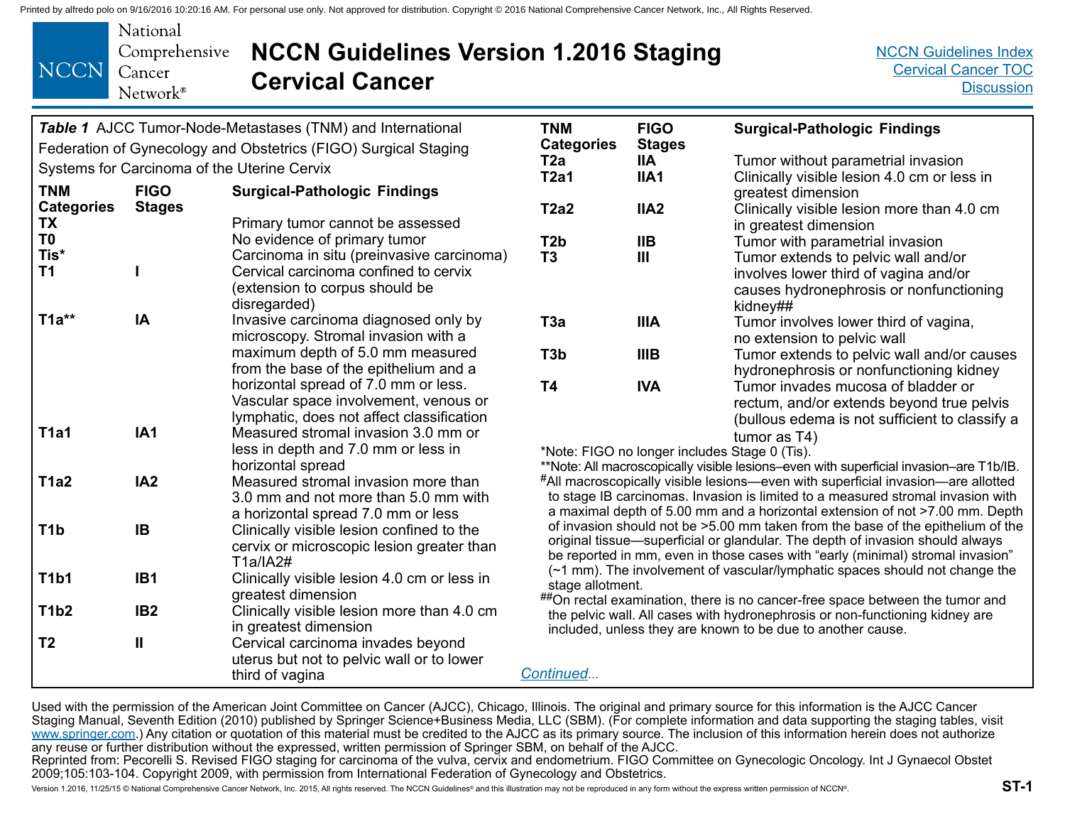# NCCN Guidelines Version 1.2016 Staging Cervical Cancer

*Table 1* AJCC Tumor-Node-Metastases (TNM) and International Federation of Gynecology and Obstetrics (FIGO) Surgical Staging Systems for Carcinoma of the Uterine Cervix

| TNM Categories | FIGO Stages | Surgical-Pathologic Findings |
|---|---|---|
| **TX** | | Primary tumor cannot be assessed |
| **T0** | | No evidence of primary tumor |
| **Tis*** | | Carcinoma in situ (preinvasive carcinoma) |
| **T1** | **I** | Cervical carcinoma confined to cervix (extension to corpus should be disregarded) |
| **T1a**** | **IA** | Invasive carcinoma diagnosed only by microscopy. Stromal invasion with a maximum depth of 5.0 mm measured from the base of the epithelium and a horizontal spread of 7.0 mm or less. Vascular space involvement, venous or lymphatic, does not affect classification |
| **T1a1** | **IA1** | Measured stromal invasion 3.0 mm or less in depth and 7.0 mm or less in horizontal spread |
| **T1a2** | **IA2** | Measured stromal invasion more than 3.0 mm and not more than 5.0 mm with a horizontal spread 7.0 mm or less |
| **T1b** | **IB** | Clinically visible lesion confined to the cervix or microscopic lesion greater than T1a/IA2# |
| **T1b1** | **IB1** | Clinically visible lesion 4.0 cm or less in greatest dimension |
| **T1b2** | **IB2** | Clinically visible lesion more than 4.0 cm in greatest dimension |
| **T2** | **II** | Cervical carcinoma invades beyond uterus but not to pelvic wall or to lower third of vagina |
| **T2a** | **IIA** | Tumor without parametrial invasion |
| **T2a1** | **IIA1** | Clinically visible lesion 4.0 cm or less in greatest dimension |
| **T2a2** | **IIA2** | Clinically visible lesion more than 4.0 cm in greatest dimension |
| **T2b** | **IIB** | Tumor with parametrial invasion |
| **T3** | **III** | Tumor extends to pelvic wall and/or involves lower third of vagina and/or causes hydronephrosis or nonfunctioning kidney## |
| **T3a** | **IIIA** | Tumor involves lower third of vagina, no extension to pelvic wall |
| **T3b** | **IIIB** | Tumor extends to pelvic wall and/or causes hydronephrosis or nonfunctioning kidney |
| **T4** | **IVA** | Tumor invades mucosa of bladder or rectum, and/or extends beyond true pelvis (bullous edema is not sufficient to classify a tumor as T4) |

*Note: FIGO no longer includes Stage 0 (Tis).

**Note: All macroscopically visible lesions–even with superficial invasion–are T1b/IB.

#All macroscopically visible lesions—even with superficial invasion—are allotted to stage IB carcinomas. Invasion is limited to a measured stromal invasion with a maximal depth of 5.00 mm and a horizontal extension of not >7.00 mm. Depth of invasion should not be >5.00 mm taken from the base of the epithelium of the original tissue—superficial or glandular. The depth of invasion should always be reported in mm, even in those cases with "early (minimal) stromal invasion" (~1 mm). The involvement of vascular/lymphatic spaces should not change the stage allotment.

##On rectal examination, there is no cancer-free space between the tumor and the pelvic wall. All cases with hydronephrosis or non-functioning kidney are included, unless they are known to be due to another cause.

*Continued...*

Used with the permission of the American Joint Committee on Cancer (AJCC), Chicago, Illinois. The original and primary source for this information is the AJCC Cancer Staging Manual, Seventh Edition (2010) published by Springer Science+Business Media, LLC (SBM). (For complete information and data supporting the staging tables, visit www.springer.com.) Any citation or quotation of this material must be credited to the AJCC as its primary source. The inclusion of this information herein does not authorize any reuse or further distribution without the expressed, written permission of Springer SBM, on behalf of the AJCC.

Reprinted from: Pecorelli S. Revised FIGO staging for carcinoma of the vulva, cervix and endometrium. FIGO Committee on Gynecologic Oncology. Int J Gynaecol Obstet 2009;105:103-104. Copyright 2009, with permission from International Federation of Gynecology and Obstetrics.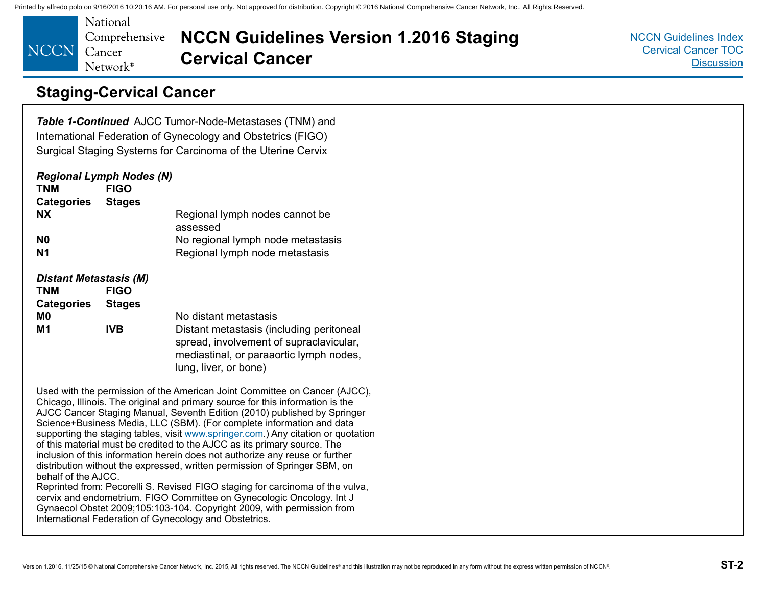## Staging-Cervical Cancer

***Table 1-Continued*** AJCC Tumor-Node-Metastases (TNM) and International Federation of Gynecology and Obstetrics (FIGO) Surgical Staging Systems for Carcinoma of the Uterine Cervix

***Regional Lymph Nodes (N)***

| TNM Categories | FIGO Stages | |
|---|---|---|
| **NX** | | Regional lymph nodes cannot be assessed |
| **N0** | | No regional lymph node metastasis |
| **N1** | | Regional lymph node metastasis |

***Distant Metastasis (M)***

| TNM Categories | FIGO Stages | |
|---|---|---|
| **M0** | | No distant metastasis |
| **M1** | **IVB** | Distant metastasis (including peritoneal spread, involvement of supraclavicular, mediastinal, or paraaortic lymph nodes, lung, liver, or bone) |

Used with the permission of the American Joint Committee on Cancer (AJCC), Chicago, Illinois. The original and primary source for this information is the AJCC Cancer Staging Manual, Seventh Edition (2010) published by Springer Science+Business Media, LLC (SBM). (For complete information and data supporting the staging tables, visit www.springer.com.) Any citation or quotation of this material must be credited to the AJCC as its primary source. The inclusion of this information herein does not authorize any reuse or further distribution without the expressed, written permission of Springer SBM, on behalf of the AJCC.
Reprinted from: Pecorelli S. Revised FIGO staging for carcinoma of the vulva, cervix and endometrium. FIGO Committee on Gynecologic Oncology. Int J Gynaecol Obstet 2009;105:103-104. Copyright 2009, with permission from International Federation of Gynecology and Obstetrics.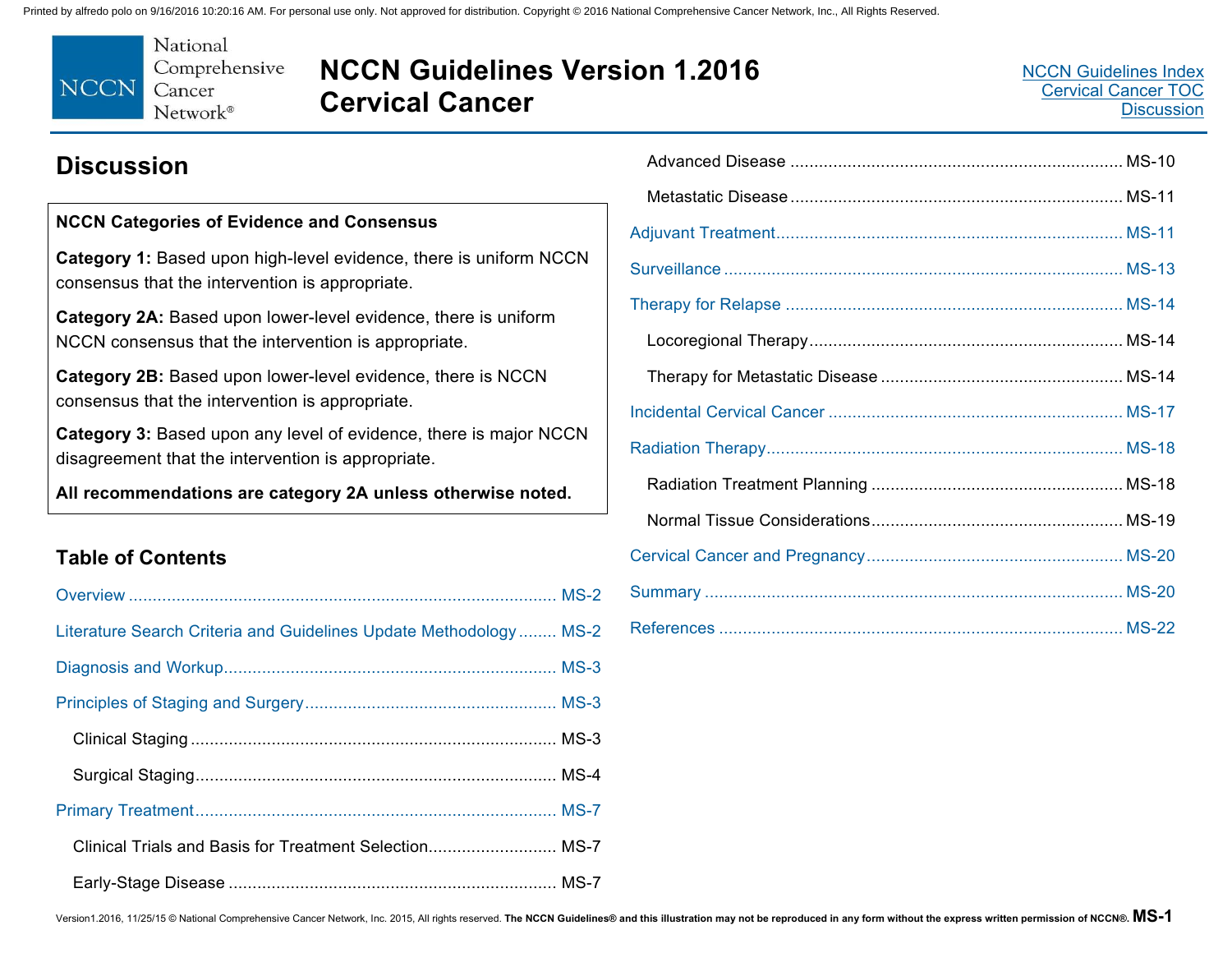## Discussion

**NCCN Categories of Evidence and Consensus**

**Category 1:** Based upon high-level evidence, there is uniform NCCN consensus that the intervention is appropriate.

**Category 2A:** Based upon lower-level evidence, there is uniform NCCN consensus that the intervention is appropriate.

**Category 2B:** Based upon lower-level evidence, there is NCCN consensus that the intervention is appropriate.

**Category 3:** Based upon any level of evidence, there is major NCCN disagreement that the intervention is appropriate.

**All recommendations are category 2A unless otherwise noted.**

### Table of Contents

- Overview ..... MS-2
- Literature Search Criteria and Guidelines Update Methodology ..... MS-2
- Diagnosis and Workup ..... MS-3
- Principles of Staging and Surgery ..... MS-3
  - Clinical Staging ..... MS-3
  - Surgical Staging ..... MS-4
- Primary Treatment ..... MS-7
  - Clinical Trials and Basis for Treatment Selection ..... MS-7
  - Early-Stage Disease ..... MS-7
  - Advanced Disease ..... MS-10
  - Metastatic Disease ..... MS-11
- Adjuvant Treatment ..... MS-11
- Surveillance ..... MS-13
- Therapy for Relapse ..... MS-14
  - Locoregional Therapy ..... MS-14
  - Therapy for Metastatic Disease ..... MS-14
- Incidental Cervical Cancer ..... MS-17
- Radiation Therapy ..... MS-18
  - Radiation Treatment Planning ..... MS-18
  - Normal Tissue Considerations ..... MS-19
- Cervical Cancer and Pregnancy ..... MS-20
- Summary ..... MS-20
- References ..... MS-22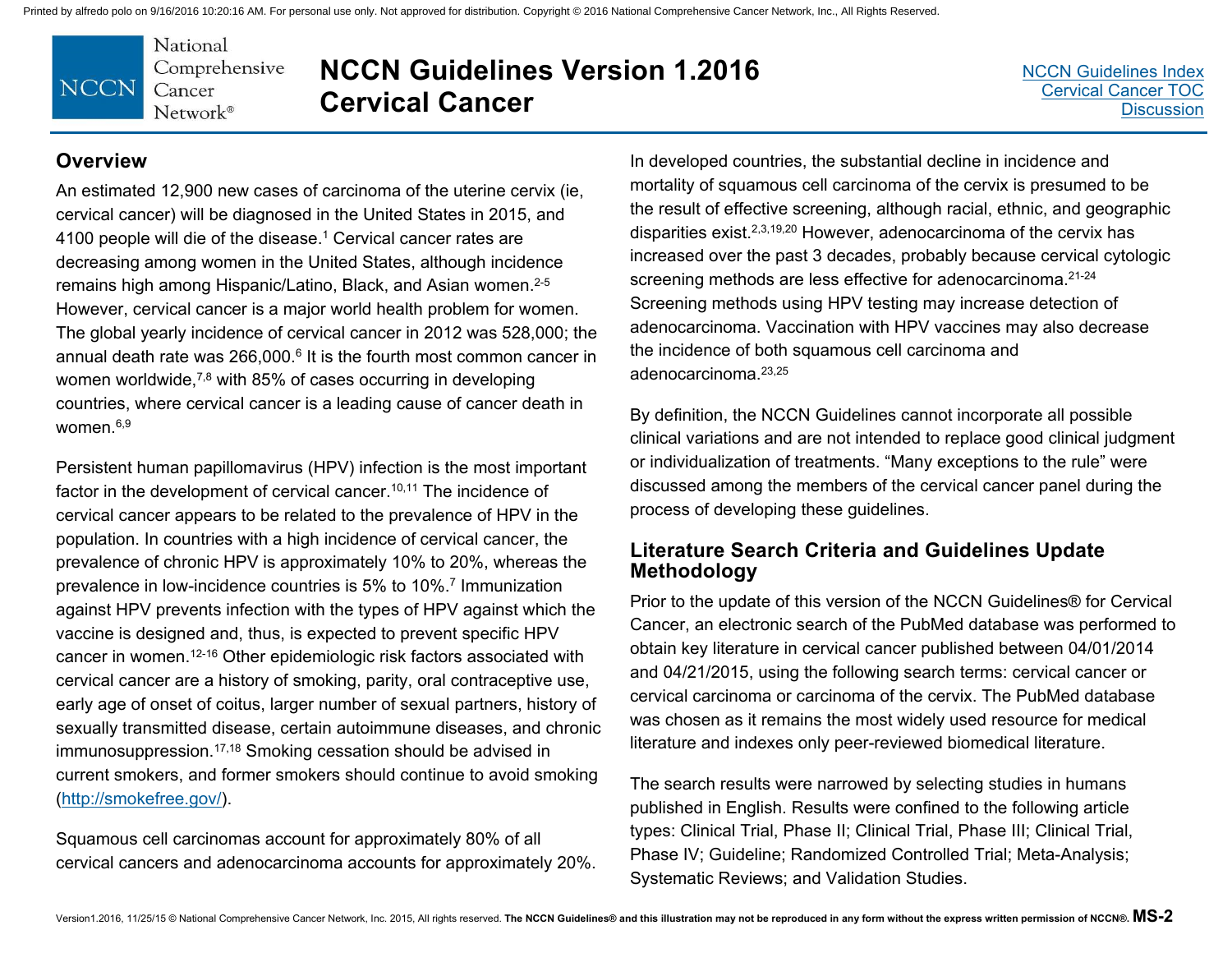## Overview

An estimated 12,900 new cases of carcinoma of the uterine cervix (ie, cervical cancer) will be diagnosed in the United States in 2015, and 4100 people will die of the disease.[1] Cervical cancer rates are decreasing among women in the United States, although incidence remains high among Hispanic/Latino, Black, and Asian women.[2-5] However, cervical cancer is a major world health problem for women. The global yearly incidence of cervical cancer in 2012 was 528,000; the annual death rate was 266,000.[6] It is the fourth most common cancer in women worldwide,[7,8] with 85% of cases occurring in developing countries, where cervical cancer is a leading cause of cancer death in women.[6,9]

Persistent human papillomavirus (HPV) infection is the most important factor in the development of cervical cancer.[10,11] The incidence of cervical cancer appears to be related to the prevalence of HPV in the population. In countries with a high incidence of cervical cancer, the prevalence of chronic HPV is approximately 10% to 20%, whereas the prevalence in low-incidence countries is 5% to 10%.[7] Immunization against HPV prevents infection with the types of HPV against which the vaccine is designed and, thus, is expected to prevent specific HPV cancer in women.[12-16] Other epidemiologic risk factors associated with cervical cancer are a history of smoking, parity, oral contraceptive use, early age of onset of coitus, larger number of sexual partners, history of sexually transmitted disease, certain autoimmune diseases, and chronic immunosuppression.[17,18] Smoking cessation should be advised in current smokers, and former smokers should continue to avoid smoking (http://smokefree.gov/).

Squamous cell carcinomas account for approximately 80% of all cervical cancers and adenocarcinoma accounts for approximately 20%. In developed countries, the substantial decline in incidence and mortality of squamous cell carcinoma of the cervix is presumed to be the result of effective screening, although racial, ethnic, and geographic disparities exist.[2,3,19,20] However, adenocarcinoma of the cervix has increased over the past 3 decades, probably because cervical cytologic screening methods are less effective for adenocarcinoma.[21-24] Screening methods using HPV testing may increase detection of adenocarcinoma. Vaccination with HPV vaccines may also decrease the incidence of both squamous cell carcinoma and adenocarcinoma.[23,25]

By definition, the NCCN Guidelines cannot incorporate all possible clinical variations and are not intended to replace good clinical judgment or individualization of treatments. "Many exceptions to the rule" were discussed among the members of the cervical cancer panel during the process of developing these guidelines.

## Literature Search Criteria and Guidelines Update Methodology

Prior to the update of this version of the NCCN Guidelines® for Cervical Cancer, an electronic search of the PubMed database was performed to obtain key literature in cervical cancer published between 04/01/2014 and 04/21/2015, using the following search terms: cervical cancer or cervical carcinoma or carcinoma of the cervix. The PubMed database was chosen as it remains the most widely used resource for medical literature and indexes only peer-reviewed biomedical literature.

The search results were narrowed by selecting studies in humans published in English. Results were confined to the following article types: Clinical Trial, Phase II; Clinical Trial, Phase III; Clinical Trial, Phase IV; Guideline; Randomized Controlled Trial; Meta-Analysis; Systematic Reviews; and Validation Studies.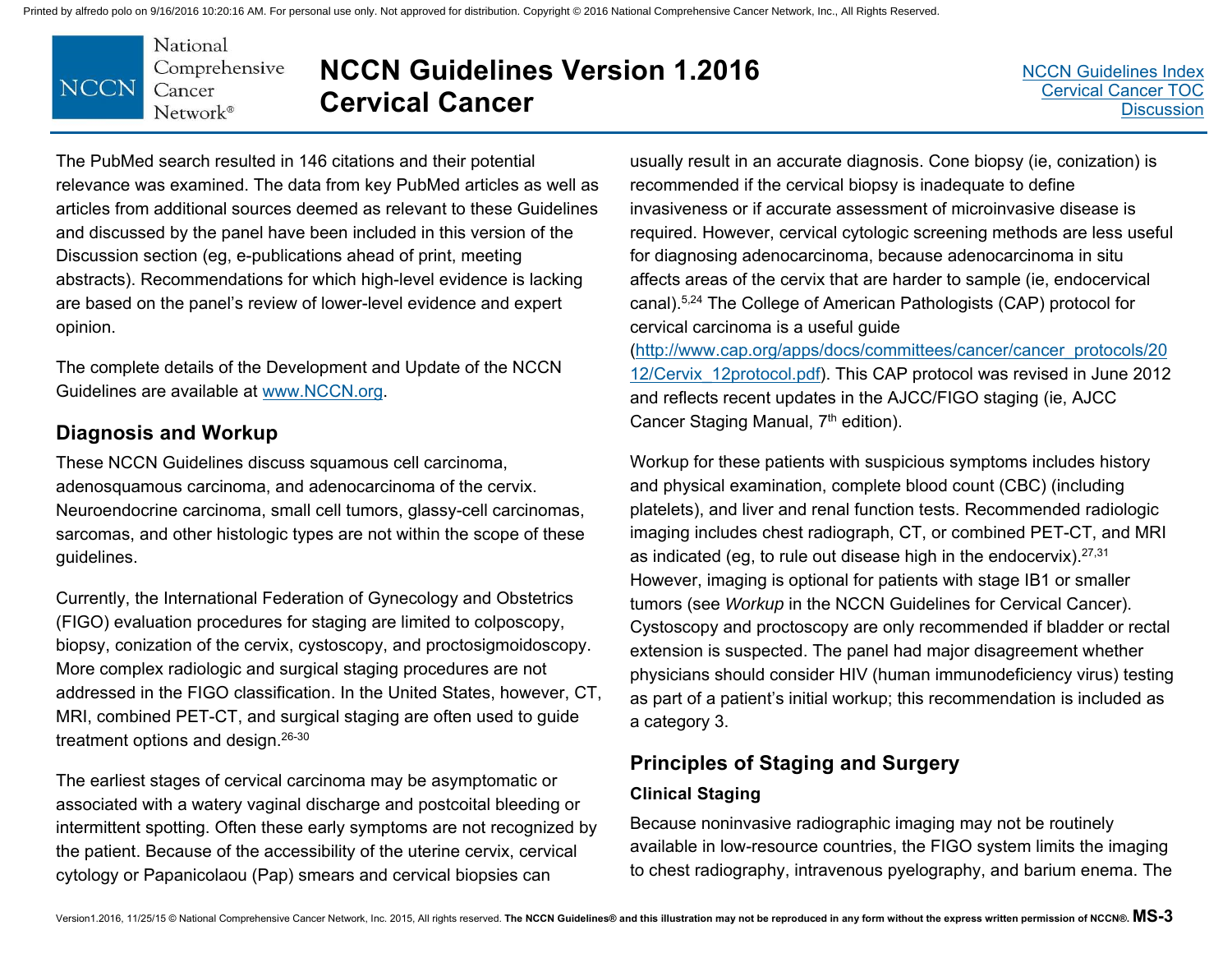The PubMed search resulted in 146 citations and their potential relevance was examined. The data from key PubMed articles as well as articles from additional sources deemed as relevant to these Guidelines and discussed by the panel have been included in this version of the Discussion section (eg, e-publications ahead of print, meeting abstracts). Recommendations for which high-level evidence is lacking are based on the panel's review of lower-level evidence and expert opinion.

The complete details of the Development and Update of the NCCN Guidelines are available at www.NCCN.org.

## Diagnosis and Workup

These NCCN Guidelines discuss squamous cell carcinoma, adenosquamous carcinoma, and adenocarcinoma of the cervix. Neuroendocrine carcinoma, small cell tumors, glassy-cell carcinomas, sarcomas, and other histologic types are not within the scope of these guidelines.

Currently, the International Federation of Gynecology and Obstetrics (FIGO) evaluation procedures for staging are limited to colposcopy, biopsy, conization of the cervix, cystoscopy, and proctosigmoidoscopy. More complex radiologic and surgical staging procedures are not addressed in the FIGO classification. In the United States, however, CT, MRI, combined PET-CT, and surgical staging are often used to guide treatment options and design.[26-30]

The earliest stages of cervical carcinoma may be asymptomatic or associated with a watery vaginal discharge and postcoital bleeding or intermittent spotting. Often these early symptoms are not recognized by the patient. Because of the accessibility of the uterine cervix, cervical cytology or Papanicolaou (Pap) smears and cervical biopsies can usually result in an accurate diagnosis. Cone biopsy (ie, conization) is recommended if the cervical biopsy is inadequate to define invasiveness or if accurate assessment of microinvasive disease is required. However, cervical cytologic screening methods are less useful for diagnosing adenocarcinoma, because adenocarcinoma in situ affects areas of the cervix that are harder to sample (ie, endocervical canal).[5,24] The College of American Pathologists (CAP) protocol for cervical carcinoma is a useful guide (http://www.cap.org/apps/docs/committees/cancer/cancer_protocols/2012/Cervix_12protocol.pdf). This CAP protocol was revised in June 2012 and reflects recent updates in the AJCC/FIGO staging (ie, AJCC Cancer Staging Manual, 7th edition).

Workup for these patients with suspicious symptoms includes history and physical examination, complete blood count (CBC) (including platelets), and liver and renal function tests. Recommended radiologic imaging includes chest radiograph, CT, or combined PET-CT, and MRI as indicated (eg, to rule out disease high in the endocervix).[27,31] However, imaging is optional for patients with stage IB1 or smaller tumors (see *Workup* in the NCCN Guidelines for Cervical Cancer). Cystoscopy and proctoscopy are only recommended if bladder or rectal extension is suspected. The panel had major disagreement whether physicians should consider HIV (human immunodeficiency virus) testing as part of a patient's initial workup; this recommendation is included as a category 3.

## Principles of Staging and Surgery

### Clinical Staging

Because noninvasive radiographic imaging may not be routinely available in low-resource countries, the FIGO system limits the imaging to chest radiography, intravenous pyelography, and barium enema. The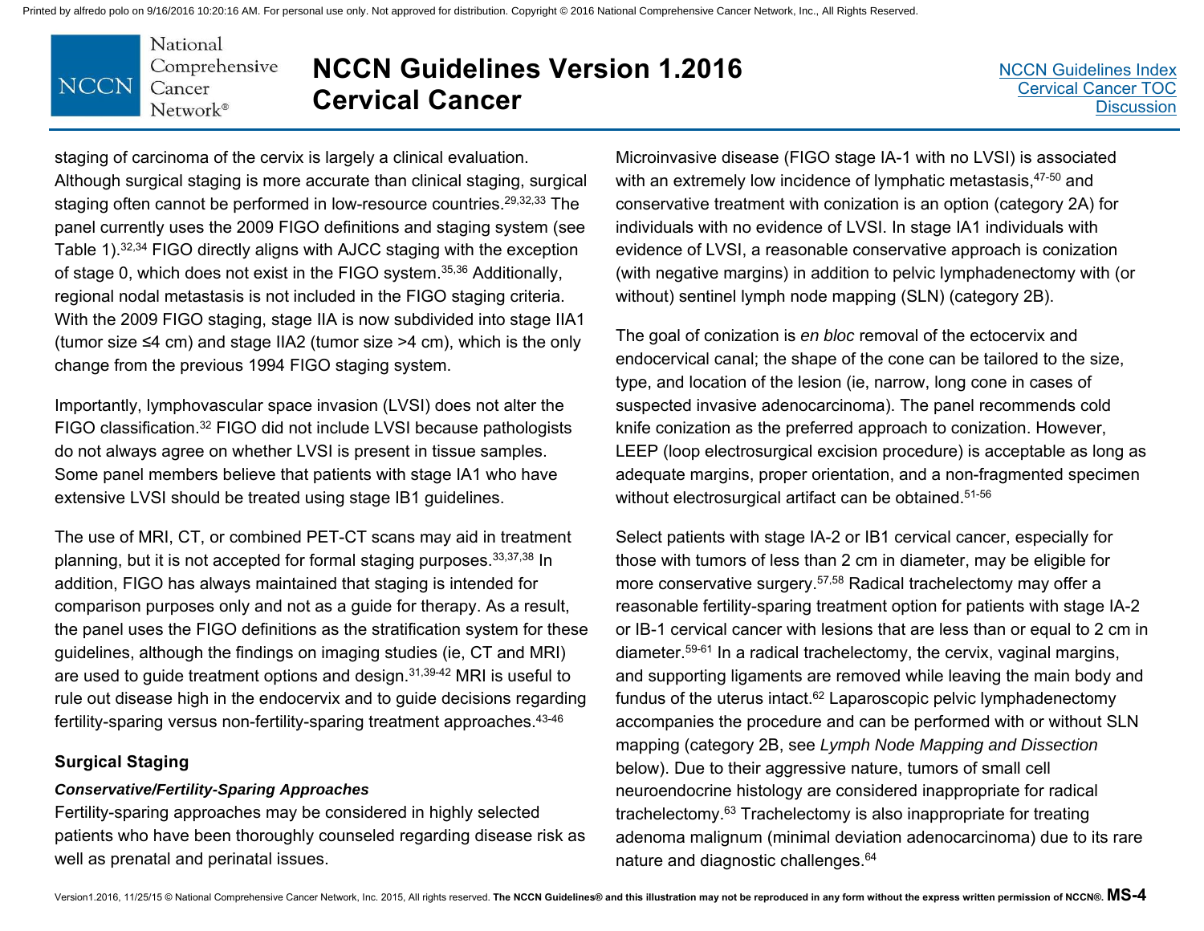staging of carcinoma of the cervix is largely a clinical evaluation. Although surgical staging is more accurate than clinical staging, surgical staging often cannot be performed in low-resource countries.[29,32,33] The panel currently uses the 2009 FIGO definitions and staging system (see Table 1).[32,34] FIGO directly aligns with AJCC staging with the exception of stage 0, which does not exist in the FIGO system.[35,36] Additionally, regional nodal metastasis is not included in the FIGO staging criteria. With the 2009 FIGO staging, stage IIA is now subdivided into stage IIA1 (tumor size ≤4 cm) and stage IIA2 (tumor size >4 cm), which is the only change from the previous 1994 FIGO staging system.

Importantly, lymphovascular space invasion (LVSI) does not alter the FIGO classification.[32] FIGO did not include LVSI because pathologists do not always agree on whether LVSI is present in tissue samples. Some panel members believe that patients with stage IA1 who have extensive LVSI should be treated using stage IB1 guidelines.

The use of MRI, CT, or combined PET-CT scans may aid in treatment planning, but it is not accepted for formal staging purposes.[33,37,38] In addition, FIGO has always maintained that staging is intended for comparison purposes only and not as a guide for therapy. As a result, the panel uses the FIGO definitions as the stratification system for these guidelines, although the findings on imaging studies (ie, CT and MRI) are used to guide treatment options and design.[31,39-42] MRI is useful to rule out disease high in the endocervix and to guide decisions regarding fertility-sparing versus non-fertility-sparing treatment approaches.[43-46]

### Surgical Staging

#### *Conservative/Fertility-Sparing Approaches*

Fertility-sparing approaches may be considered in highly selected patients who have been thoroughly counseled regarding disease risk as well as prenatal and perinatal issues.

Microinvasive disease (FIGO stage IA-1 with no LVSI) is associated with an extremely low incidence of lymphatic metastasis,[47-50] and conservative treatment with conization is an option (category 2A) for individuals with no evidence of LVSI. In stage IA1 individuals with evidence of LVSI, a reasonable conservative approach is conization (with negative margins) in addition to pelvic lymphadenectomy with (or without) sentinel lymph node mapping (SLN) (category 2B).

The goal of conization is *en bloc* removal of the ectocervix and endocervical canal; the shape of the cone can be tailored to the size, type, and location of the lesion (ie, narrow, long cone in cases of suspected invasive adenocarcinoma). The panel recommends cold knife conization as the preferred approach to conization. However, LEEP (loop electrosurgical excision procedure) is acceptable as long as adequate margins, proper orientation, and a non-fragmented specimen without electrosurgical artifact can be obtained.[51-56]

Select patients with stage IA-2 or IB1 cervical cancer, especially for those with tumors of less than 2 cm in diameter, may be eligible for more conservative surgery.[57,58] Radical trachelectomy may offer a reasonable fertility-sparing treatment option for patients with stage IA-2 or IB-1 cervical cancer with lesions that are less than or equal to 2 cm in diameter.[59-61] In a radical trachelectomy, the cervix, vaginal margins, and supporting ligaments are removed while leaving the main body and fundus of the uterus intact.[62] Laparoscopic pelvic lymphadenectomy accompanies the procedure and can be performed with or without SLN mapping (category 2B, see *Lymph Node Mapping and Dissection* below). Due to their aggressive nature, tumors of small cell neuroendocrine histology are considered inappropriate for radical trachelectomy.[63] Trachelectomy is also inappropriate for treating adenoma malignum (minimal deviation adenocarcinoma) due to its rare nature and diagnostic challenges.[64]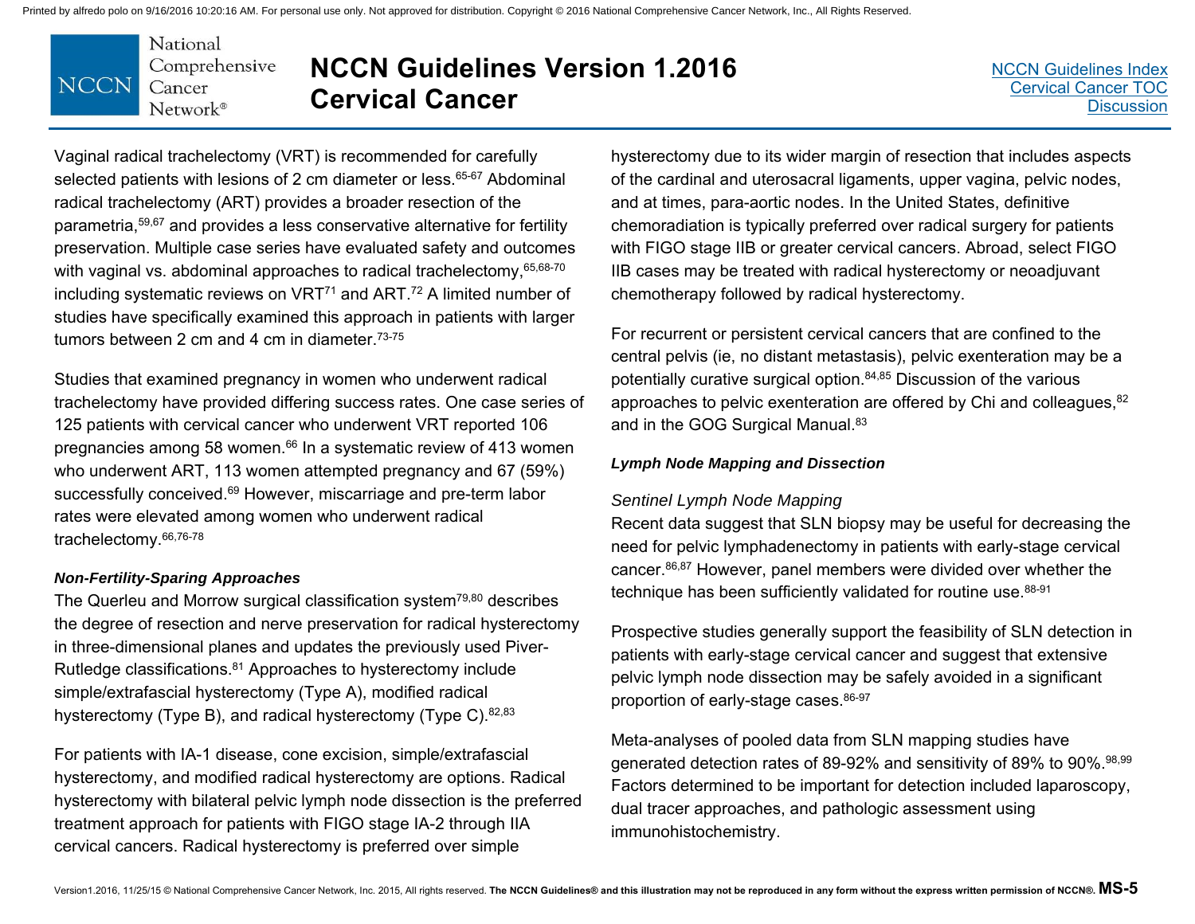Vaginal radical trachelectomy (VRT) is recommended for carefully selected patients with lesions of 2 cm diameter or less.[65-67] Abdominal radical trachelectomy (ART) provides a broader resection of the parametria,[59,67] and provides a less conservative alternative for fertility preservation. Multiple case series have evaluated safety and outcomes with vaginal vs. abdominal approaches to radical trachelectomy,[65,68-70] including systematic reviews on VRT[71] and ART.[72] A limited number of studies have specifically examined this approach in patients with larger tumors between 2 cm and 4 cm in diameter.[73-75]

Studies that examined pregnancy in women who underwent radical trachelectomy have provided differing success rates. One case series of 125 patients with cervical cancer who underwent VRT reported 106 pregnancies among 58 women.[66] In a systematic review of 413 women who underwent ART, 113 women attempted pregnancy and 67 (59%) successfully conceived.[69] However, miscarriage and pre-term labor rates were elevated among women who underwent radical trachelectomy.[66,76-78]

***Non-Fertility-Sparing Approaches***

The Querleu and Morrow surgical classification system[79,80] describes the degree of resection and nerve preservation for radical hysterectomy in three-dimensional planes and updates the previously used Piver-Rutledge classifications.[81] Approaches to hysterectomy include simple/extrafascial hysterectomy (Type A), modified radical hysterectomy (Type B), and radical hysterectomy (Type C).[82,83]

For patients with IA-1 disease, cone excision, simple/extrafascial hysterectomy, and modified radical hysterectomy are options. Radical hysterectomy with bilateral pelvic lymph node dissection is the preferred treatment approach for patients with FIGO stage IA-2 through IIA cervical cancers. Radical hysterectomy is preferred over simple hysterectomy due to its wider margin of resection that includes aspects of the cardinal and uterosacral ligaments, upper vagina, pelvic nodes, and at times, para-aortic nodes. In the United States, definitive chemoradiation is typically preferred over radical surgery for patients with FIGO stage IIB or greater cervical cancers. Abroad, select FIGO IIB cases may be treated with radical hysterectomy or neoadjuvant chemotherapy followed by radical hysterectomy.

For recurrent or persistent cervical cancers that are confined to the central pelvis (ie, no distant metastasis), pelvic exenteration may be a potentially curative surgical option.[84,85] Discussion of the various approaches to pelvic exenteration are offered by Chi and colleagues,[82] and in the GOG Surgical Manual.[83]

***Lymph Node Mapping and Dissection***

*Sentinel Lymph Node Mapping*

Recent data suggest that SLN biopsy may be useful for decreasing the need for pelvic lymphadenectomy in patients with early-stage cervical cancer.[86,87] However, panel members were divided over whether the technique has been sufficiently validated for routine use.[88-91]

Prospective studies generally support the feasibility of SLN detection in patients with early-stage cervical cancer and suggest that extensive pelvic lymph node dissection may be safely avoided in a significant proportion of early-stage cases.[86-97]

Meta-analyses of pooled data from SLN mapping studies have generated detection rates of 89-92% and sensitivity of 89% to 90%.[98,99] Factors determined to be important for detection included laparoscopy, dual tracer approaches, and pathologic assessment using immunohistochemistry.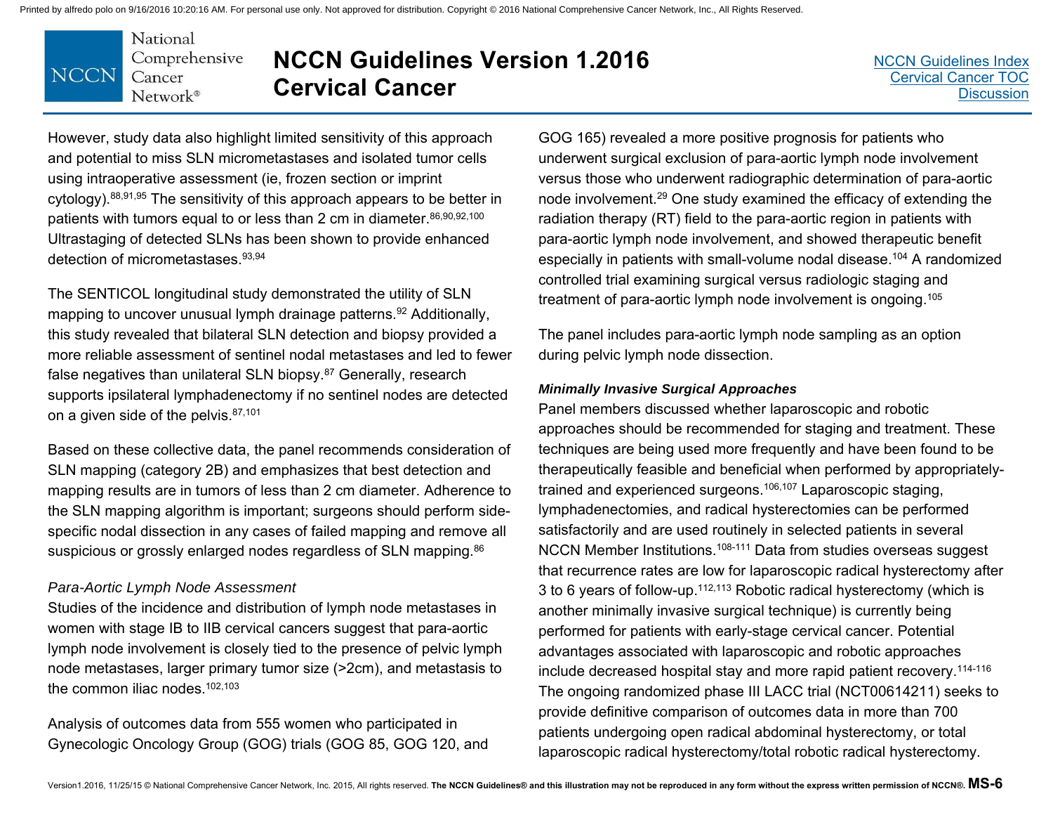However, study data also highlight limited sensitivity of this approach and potential to miss SLN micrometastases and isolated tumor cells using intraoperative assessment (ie, frozen section or imprint cytology).[88,91,95] The sensitivity of this approach appears to be better in patients with tumors equal to or less than 2 cm in diameter.[86,90,92,100] Ultrastaging of detected SLNs has been shown to provide enhanced detection of micrometastases.[93,94]

The SENTICOL longitudinal study demonstrated the utility of SLN mapping to uncover unusual lymph drainage patterns.[92] Additionally, this study revealed that bilateral SLN detection and biopsy provided a more reliable assessment of sentinel nodal metastases and led to fewer false negatives than unilateral SLN biopsy.[87] Generally, research supports ipsilateral lymphadenectomy if no sentinel nodes are detected on a given side of the pelvis.[87,101]

Based on these collective data, the panel recommends consideration of SLN mapping (category 2B) and emphasizes that best detection and mapping results are in tumors of less than 2 cm diameter. Adherence to the SLN mapping algorithm is important; surgeons should perform side-specific nodal dissection in any cases of failed mapping and remove all suspicious or grossly enlarged nodes regardless of SLN mapping.[86]

*Para-Aortic Lymph Node Assessment*

Studies of the incidence and distribution of lymph node metastases in women with stage IB to IIB cervical cancers suggest that para-aortic lymph node involvement is closely tied to the presence of pelvic lymph node metastases, larger primary tumor size (>2cm), and metastasis to the common iliac nodes.[102,103]

Analysis of outcomes data from 555 women who participated in Gynecologic Oncology Group (GOG) trials (GOG 85, GOG 120, and GOG 165) revealed a more positive prognosis for patients who underwent surgical exclusion of para-aortic lymph node involvement versus those who underwent radiographic determination of para-aortic node involvement.[29] One study examined the efficacy of extending the radiation therapy (RT) field to the para-aortic region in patients with para-aortic lymph node involvement, and showed therapeutic benefit especially in patients with small-volume nodal disease.[104] A randomized controlled trial examining surgical versus radiologic staging and treatment of para-aortic lymph node involvement is ongoing.[105]

The panel includes para-aortic lymph node sampling as an option during pelvic lymph node dissection.

***Minimally Invasive Surgical Approaches***

Panel members discussed whether laparoscopic and robotic approaches should be recommended for staging and treatment. These techniques are being used more frequently and have been found to be therapeutically feasible and beneficial when performed by appropriately-trained and experienced surgeons.[106,107] Laparoscopic staging, lymphadenectomies, and radical hysterectomies can be performed satisfactorily and are used routinely in selected patients in several NCCN Member Institutions.[108-111] Data from studies overseas suggest that recurrence rates are low for laparoscopic radical hysterectomy after 3 to 6 years of follow-up.[112,113] Robotic radical hysterectomy (which is another minimally invasive surgical technique) is currently being performed for patients with early-stage cervical cancer. Potential advantages associated with laparoscopic and robotic approaches include decreased hospital stay and more rapid patient recovery.[114-116] The ongoing randomized phase III LACC trial (NCT00614211) seeks to provide definitive comparison of outcomes data in more than 700 patients undergoing open radical abdominal hysterectomy, or total laparoscopic radical hysterectomy/total robotic radical hysterectomy.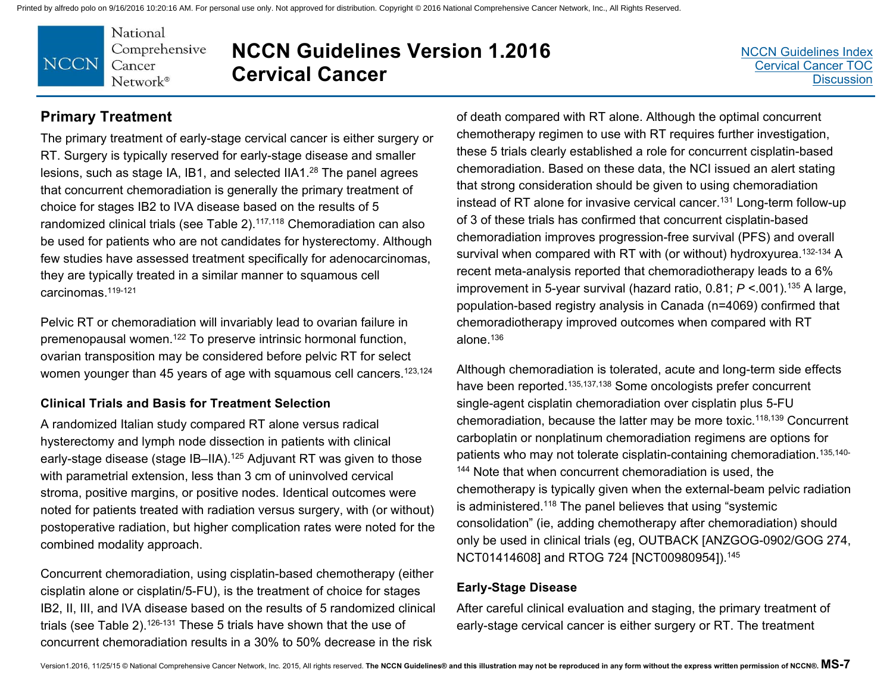## Primary Treatment

The primary treatment of early-stage cervical cancer is either surgery or RT. Surgery is typically reserved for early-stage disease and smaller lesions, such as stage IA, IB1, and selected IIA1.[28] The panel agrees that concurrent chemoradiation is generally the primary treatment of choice for stages IB2 to IVA disease based on the results of 5 randomized clinical trials (see Table 2).[117,118] Chemoradiation can also be used for patients who are not candidates for hysterectomy. Although few studies have assessed treatment specifically for adenocarcinomas, they are typically treated in a similar manner to squamous cell carcinomas.[119-121]

Pelvic RT or chemoradiation will invariably lead to ovarian failure in premenopausal women.[122] To preserve intrinsic hormonal function, ovarian transposition may be considered before pelvic RT for select women younger than 45 years of age with squamous cell cancers.[123,124]

### Clinical Trials and Basis for Treatment Selection

A randomized Italian study compared RT alone versus radical hysterectomy and lymph node dissection in patients with clinical early-stage disease (stage IB–IIA).[125] Adjuvant RT was given to those with parametrial extension, less than 3 cm of uninvolved cervical stroma, positive margins, or positive nodes. Identical outcomes were noted for patients treated with radiation versus surgery, with (or without) postoperative radiation, but higher complication rates were noted for the combined modality approach.

Concurrent chemoradiation, using cisplatin-based chemotherapy (either cisplatin alone or cisplatin/5-FU), is the treatment of choice for stages IB2, II, III, and IVA disease based on the results of 5 randomized clinical trials (see Table 2).[126-131] These 5 trials have shown that the use of concurrent chemoradiation results in a 30% to 50% decrease in the risk of death compared with RT alone. Although the optimal concurrent chemotherapy regimen to use with RT requires further investigation, these 5 trials clearly established a role for concurrent cisplatin-based chemoradiation. Based on these data, the NCI issued an alert stating that strong consideration should be given to using chemoradiation instead of RT alone for invasive cervical cancer.[131] Long-term follow-up of 3 of these trials has confirmed that concurrent cisplatin-based chemoradiation improves progression-free survival (PFS) and overall survival when compared with RT with (or without) hydroxyurea.[132-134] A recent meta-analysis reported that chemoradiotherapy leads to a 6% improvement in 5-year survival (hazard ratio, 0.81; $P$ <.001).[135] A large, population-based registry analysis in Canada (n=4069) confirmed that chemoradiotherapy improved outcomes when compared with RT alone.[136]

Although chemoradiation is tolerated, acute and long-term side effects have been reported.[135,137,138] Some oncologists prefer concurrent single-agent cisplatin chemoradiation over cisplatin plus 5-FU chemoradiation, because the latter may be more toxic.[118,139] Concurrent carboplatin or nonplatinum chemoradiation regimens are options for patients who may not tolerate cisplatin-containing chemoradiation.[135,140-144] Note that when concurrent chemoradiation is used, the chemotherapy is typically given when the external-beam pelvic radiation is administered.[118] The panel believes that using "systemic consolidation" (ie, adding chemotherapy after chemoradiation) should only be used in clinical trials (eg, OUTBACK [ANZGOG-0902/GOG 274, NCT01414608] and RTOG 724 [NCT00980954]).[145]

### Early-Stage Disease

After careful clinical evaluation and staging, the primary treatment of early-stage cervical cancer is either surgery or RT. The treatment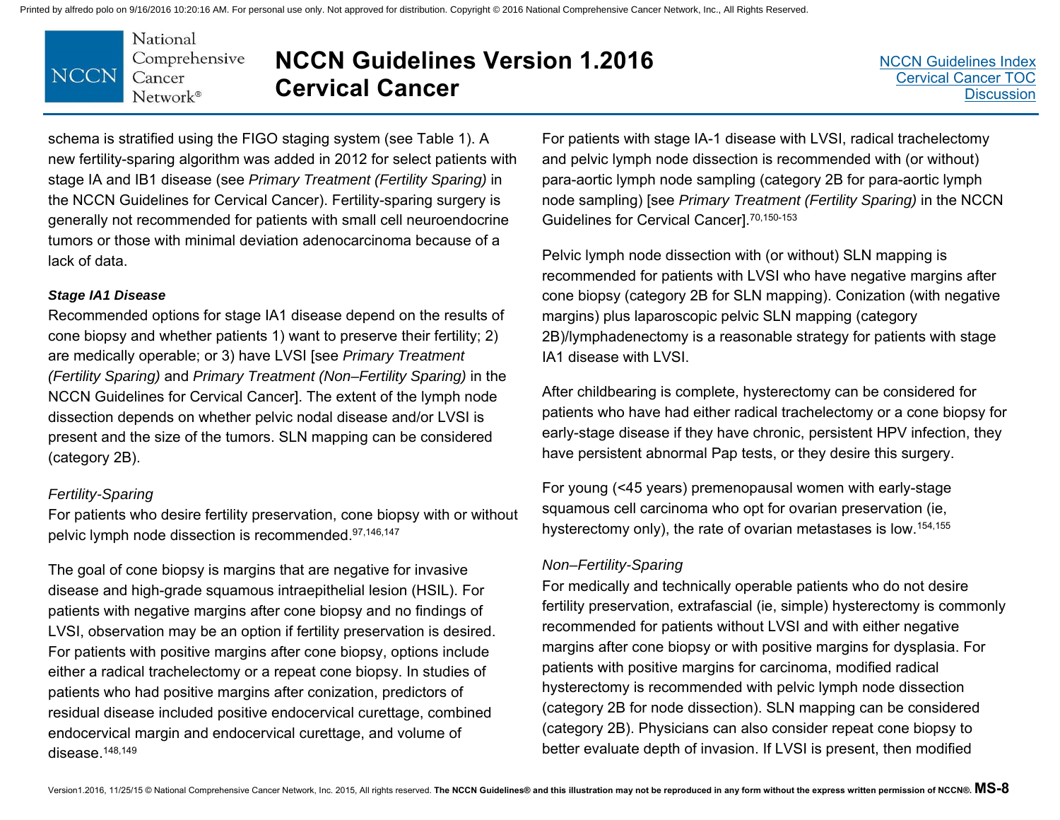schema is stratified using the FIGO staging system (see Table 1). A new fertility-sparing algorithm was added in 2012 for select patients with stage IA and IB1 disease (see *Primary Treatment (Fertility Sparing)* in the NCCN Guidelines for Cervical Cancer). Fertility-sparing surgery is generally not recommended for patients with small cell neuroendocrine tumors or those with minimal deviation adenocarcinoma because of a lack of data.

***Stage IA1 Disease***

Recommended options for stage IA1 disease depend on the results of cone biopsy and whether patients 1) want to preserve their fertility; 2) are medically operable; or 3) have LVSI [see *Primary Treatment (Fertility Sparing)* and *Primary Treatment (Non–Fertility Sparing)* in the NCCN Guidelines for Cervical Cancer]. The extent of the lymph node dissection depends on whether pelvic nodal disease and/or LVSI is present and the size of the tumors. SLN mapping can be considered (category 2B).

*Fertility-Sparing*

For patients who desire fertility preservation, cone biopsy with or without pelvic lymph node dissection is recommended.[97,146,147]

The goal of cone biopsy is margins that are negative for invasive disease and high-grade squamous intraepithelial lesion (HSIL). For patients with negative margins after cone biopsy and no findings of LVSI, observation may be an option if fertility preservation is desired. For patients with positive margins after cone biopsy, options include either a radical trachelectomy or a repeat cone biopsy. In studies of patients who had positive margins after conization, predictors of residual disease included positive endocervical curettage, combined endocervical margin and endocervical curettage, and volume of disease.[148,149]

For patients with stage IA-1 disease with LVSI, radical trachelectomy and pelvic lymph node dissection is recommended with (or without) para-aortic lymph node sampling (category 2B for para-aortic lymph node sampling) [see *Primary Treatment (Fertility Sparing)* in the NCCN Guidelines for Cervical Cancer].[70,150-153]

Pelvic lymph node dissection with (or without) SLN mapping is recommended for patients with LVSI who have negative margins after cone biopsy (category 2B for SLN mapping). Conization (with negative margins) plus laparoscopic pelvic SLN mapping (category 2B)/lymphadenectomy is a reasonable strategy for patients with stage IA1 disease with LVSI.

After childbearing is complete, hysterectomy can be considered for patients who have had either radical trachelectomy or a cone biopsy for early-stage disease if they have chronic, persistent HPV infection, they have persistent abnormal Pap tests, or they desire this surgery.

For young (<45 years) premenopausal women with early-stage squamous cell carcinoma who opt for ovarian preservation (ie, hysterectomy only), the rate of ovarian metastases is low.[154,155]

*Non–Fertility-Sparing*

For medically and technically operable patients who do not desire fertility preservation, extrafascial (ie, simple) hysterectomy is commonly recommended for patients without LVSI and with either negative margins after cone biopsy or with positive margins for dysplasia. For patients with positive margins for carcinoma, modified radical hysterectomy is recommended with pelvic lymph node dissection (category 2B for node dissection). SLN mapping can be considered (category 2B). Physicians can also consider repeat cone biopsy to better evaluate depth of invasion. If LVSI is present, then modified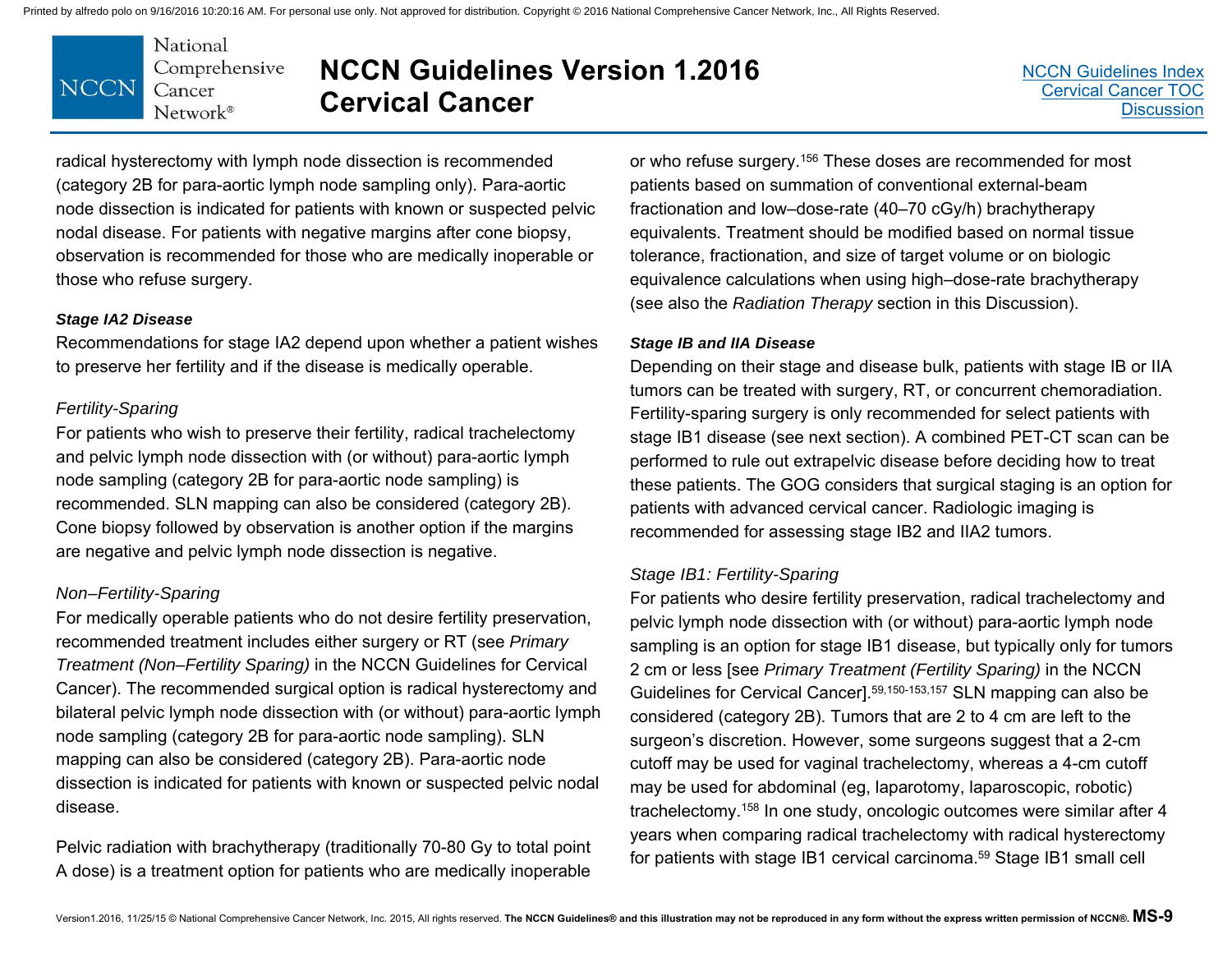radical hysterectomy with lymph node dissection is recommended (category 2B for para-aortic lymph node sampling only). Para-aortic node dissection is indicated for patients with known or suspected pelvic nodal disease. For patients with negative margins after cone biopsy, observation is recommended for those who are medically inoperable or those who refuse surgery.

#### *Stage IA2 Disease*

Recommendations for stage IA2 depend upon whether a patient wishes to preserve her fertility and if the disease is medically operable.

*Fertility-Sparing*

For patients who wish to preserve their fertility, radical trachelectomy and pelvic lymph node dissection with (or without) para-aortic lymph node sampling (category 2B for para-aortic node sampling) is recommended. SLN mapping can also be considered (category 2B). Cone biopsy followed by observation is another option if the margins are negative and pelvic lymph node dissection is negative.

*Non–Fertility-Sparing*

For medically operable patients who do not desire fertility preservation, recommended treatment includes either surgery or RT (see *Primary Treatment (Non–Fertility Sparing)* in the NCCN Guidelines for Cervical Cancer). The recommended surgical option is radical hysterectomy and bilateral pelvic lymph node dissection with (or without) para-aortic lymph node sampling (category 2B for para-aortic node sampling). SLN mapping can also be considered (category 2B). Para-aortic node dissection is indicated for patients with known or suspected pelvic nodal disease.

Pelvic radiation with brachytherapy (traditionally 70-80 Gy to total point A dose) is a treatment option for patients who are medically inoperable or who refuse surgery.[156] These doses are recommended for most patients based on summation of conventional external-beam fractionation and low–dose-rate (40–70 cGy/h) brachytherapy equivalents. Treatment should be modified based on normal tissue tolerance, fractionation, and size of target volume or on biologic equivalence calculations when using high–dose-rate brachytherapy (see also the *Radiation Therapy* section in this Discussion).

#### *Stage IB and IIA Disease*

Depending on their stage and disease bulk, patients with stage IB or IIA tumors can be treated with surgery, RT, or concurrent chemoradiation. Fertility-sparing surgery is only recommended for select patients with stage IB1 disease (see next section). A combined PET-CT scan can be performed to rule out extrapelvic disease before deciding how to treat these patients. The GOG considers that surgical staging is an option for patients with advanced cervical cancer. Radiologic imaging is recommended for assessing stage IB2 and IIA2 tumors.

*Stage IB1: Fertility-Sparing*

For patients who desire fertility preservation, radical trachelectomy and pelvic lymph node dissection with (or without) para-aortic lymph node sampling is an option for stage IB1 disease, but typically only for tumors 2 cm or less [see *Primary Treatment (Fertility Sparing)* in the NCCN Guidelines for Cervical Cancer].[59,150-153,157] SLN mapping can also be considered (category 2B). Tumors that are 2 to 4 cm are left to the surgeon's discretion. However, some surgeons suggest that a 2-cm cutoff may be used for vaginal trachelectomy, whereas a 4-cm cutoff may be used for abdominal (eg, laparotomy, laparoscopic, robotic) trachelectomy.[158] In one study, oncologic outcomes were similar after 4 years when comparing radical trachelectomy with radical hysterectomy for patients with stage IB1 cervical carcinoma.[59] Stage IB1 small cell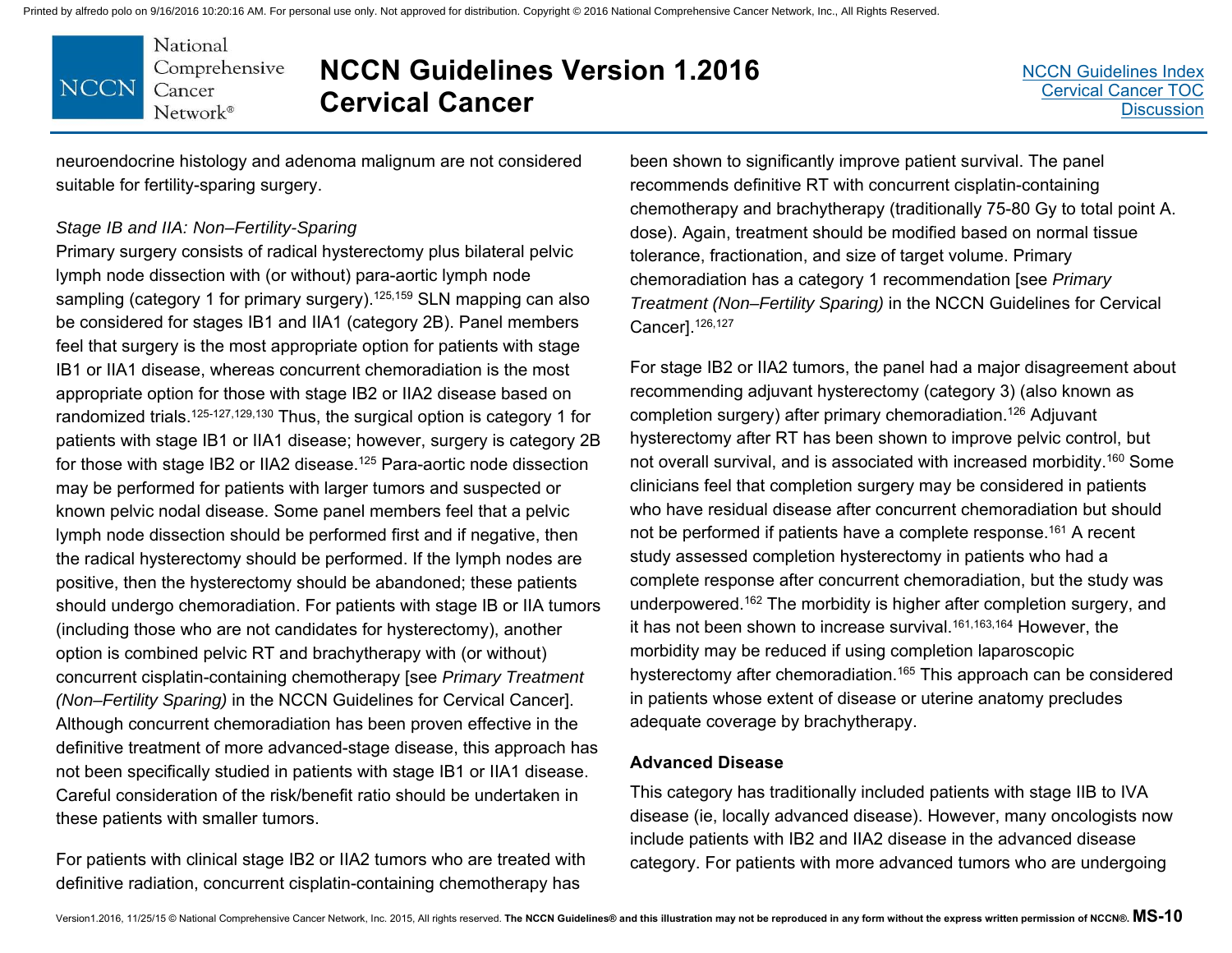neuroendocrine histology and adenoma malignum are not considered suitable for fertility-sparing surgery.

*Stage IB and IIA: Non–Fertility-Sparing*

Primary surgery consists of radical hysterectomy plus bilateral pelvic lymph node dissection with (or without) para-aortic lymph node sampling (category 1 for primary surgery).[125,159] SLN mapping can also be considered for stages IB1 and IIA1 (category 2B). Panel members feel that surgery is the most appropriate option for patients with stage IB1 or IIA1 disease, whereas concurrent chemoradiation is the most appropriate option for those with stage IB2 or IIA2 disease based on randomized trials.[125-127,129,130] Thus, the surgical option is category 1 for patients with stage IB1 or IIA1 disease; however, surgery is category 2B for those with stage IB2 or IIA2 disease.[125] Para-aortic node dissection may be performed for patients with larger tumors and suspected or known pelvic nodal disease. Some panel members feel that a pelvic lymph node dissection should be performed first and if negative, then the radical hysterectomy should be performed. If the lymph nodes are positive, then the hysterectomy should be abandoned; these patients should undergo chemoradiation. For patients with stage IB or IIA tumors (including those who are not candidates for hysterectomy), another option is combined pelvic RT and brachytherapy with (or without) concurrent cisplatin-containing chemotherapy [see *Primary Treatment (Non–Fertility Sparing)* in the NCCN Guidelines for Cervical Cancer]. Although concurrent chemoradiation has been proven effective in the definitive treatment of more advanced-stage disease, this approach has not been specifically studied in patients with stage IB1 or IIA1 disease. Careful consideration of the risk/benefit ratio should be undertaken in these patients with smaller tumors.

For patients with clinical stage IB2 or IIA2 tumors who are treated with definitive radiation, concurrent cisplatin-containing chemotherapy has been shown to significantly improve patient survival. The panel recommends definitive RT with concurrent cisplatin-containing chemotherapy and brachytherapy (traditionally 75-80 Gy to total point A. dose). Again, treatment should be modified based on normal tissue tolerance, fractionation, and size of target volume. Primary chemoradiation has a category 1 recommendation [see *Primary Treatment (Non–Fertility Sparing)* in the NCCN Guidelines for Cervical Cancer].[126,127]

For stage IB2 or IIA2 tumors, the panel had a major disagreement about recommending adjuvant hysterectomy (category 3) (also known as completion surgery) after primary chemoradiation.[126] Adjuvant hysterectomy after RT has been shown to improve pelvic control, but not overall survival, and is associated with increased morbidity.[160] Some clinicians feel that completion surgery may be considered in patients who have residual disease after concurrent chemoradiation but should not be performed if patients have a complete response.[161] A recent study assessed completion hysterectomy in patients who had a complete response after concurrent chemoradiation, but the study was underpowered.[162] The morbidity is higher after completion surgery, and it has not been shown to increase survival.[161,163,164] However, the morbidity may be reduced if using completion laparoscopic hysterectomy after chemoradiation.[165] This approach can be considered in patients whose extent of disease or uterine anatomy precludes adequate coverage by brachytherapy.

### Advanced Disease

This category has traditionally included patients with stage IIB to IVA disease (ie, locally advanced disease). However, many oncologists now include patients with IB2 and IIA2 disease in the advanced disease category. For patients with more advanced tumors who are undergoing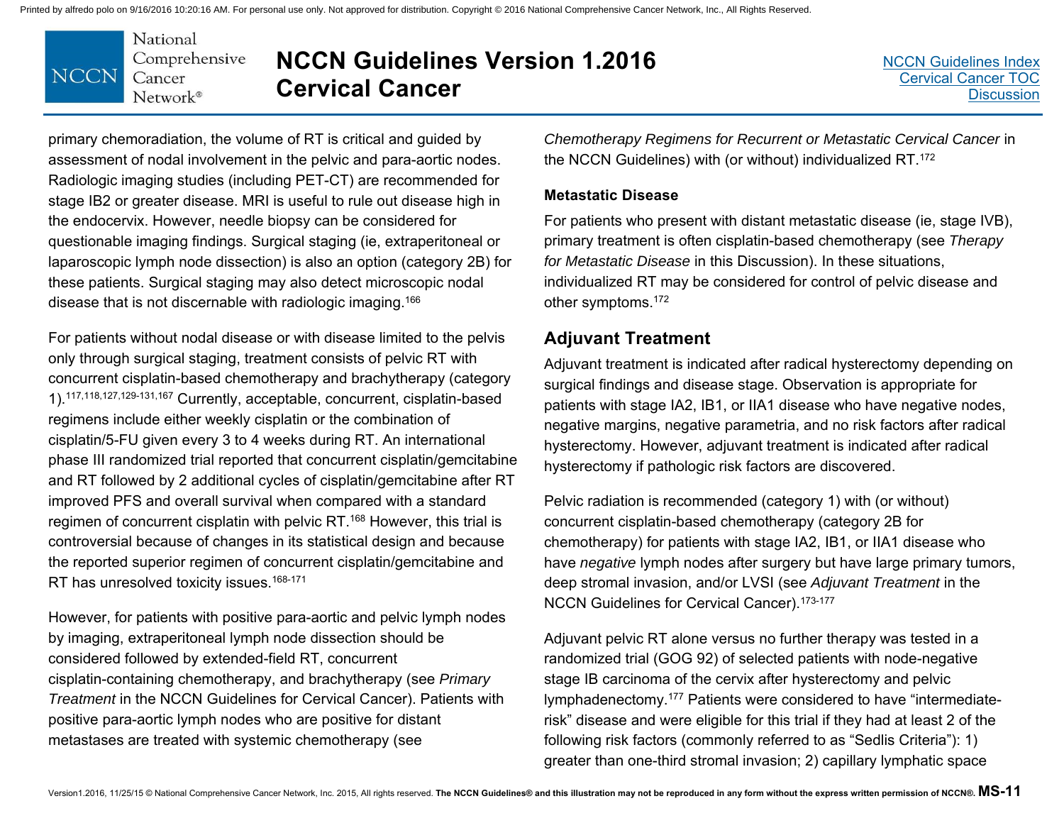primary chemoradiation, the volume of RT is critical and guided by assessment of nodal involvement in the pelvic and para-aortic nodes. Radiologic imaging studies (including PET-CT) are recommended for stage IB2 or greater disease. MRI is useful to rule out disease high in the endocervix. However, needle biopsy can be considered for questionable imaging findings. Surgical staging (ie, extraperitoneal or laparoscopic lymph node dissection) is also an option (category 2B) for these patients. Surgical staging may also detect microscopic nodal disease that is not discernable with radiologic imaging.[166]

For patients without nodal disease or with disease limited to the pelvis only through surgical staging, treatment consists of pelvic RT with concurrent cisplatin-based chemotherapy and brachytherapy (category 1).[117,118,127,129-131,167] Currently, acceptable, concurrent, cisplatin-based regimens include either weekly cisplatin or the combination of cisplatin/5-FU given every 3 to 4 weeks during RT. An international phase III randomized trial reported that concurrent cisplatin/gemcitabine and RT followed by 2 additional cycles of cisplatin/gemcitabine after RT improved PFS and overall survival when compared with a standard regimen of concurrent cisplatin with pelvic RT.[168] However, this trial is controversial because of changes in its statistical design and because the reported superior regimen of concurrent cisplatin/gemcitabine and RT has unresolved toxicity issues.[168-171]

However, for patients with positive para-aortic and pelvic lymph nodes by imaging, extraperitoneal lymph node dissection should be considered followed by extended-field RT, concurrent cisplatin-containing chemotherapy, and brachytherapy (see *Primary Treatment* in the NCCN Guidelines for Cervical Cancer). Patients with positive para-aortic lymph nodes who are positive for distant metastases are treated with systemic chemotherapy (see *Chemotherapy Regimens for Recurrent or Metastatic Cervical Cancer* in the NCCN Guidelines) with (or without) individualized RT.[172]

### Metastatic Disease

For patients who present with distant metastatic disease (ie, stage IVB), primary treatment is often cisplatin-based chemotherapy (see *Therapy for Metastatic Disease* in this Discussion). In these situations, individualized RT may be considered for control of pelvic disease and other symptoms.[172]

## Adjuvant Treatment

Adjuvant treatment is indicated after radical hysterectomy depending on surgical findings and disease stage. Observation is appropriate for patients with stage IA2, IB1, or IIA1 disease who have negative nodes, negative margins, negative parametria, and no risk factors after radical hysterectomy. However, adjuvant treatment is indicated after radical hysterectomy if pathologic risk factors are discovered.

Pelvic radiation is recommended (category 1) with (or without) concurrent cisplatin-based chemotherapy (category 2B for chemotherapy) for patients with stage IA2, IB1, or IIA1 disease who have *negative* lymph nodes after surgery but have large primary tumors, deep stromal invasion, and/or LVSI (see *Adjuvant Treatment* in the NCCN Guidelines for Cervical Cancer).[173-177]

Adjuvant pelvic RT alone versus no further therapy was tested in a randomized trial (GOG 92) of selected patients with node-negative stage IB carcinoma of the cervix after hysterectomy and pelvic lymphadenectomy.[177] Patients were considered to have "intermediate-risk" disease and were eligible for this trial if they had at least 2 of the following risk factors (commonly referred to as "Sedlis Criteria"): 1) greater than one-third stromal invasion; 2) capillary lymphatic space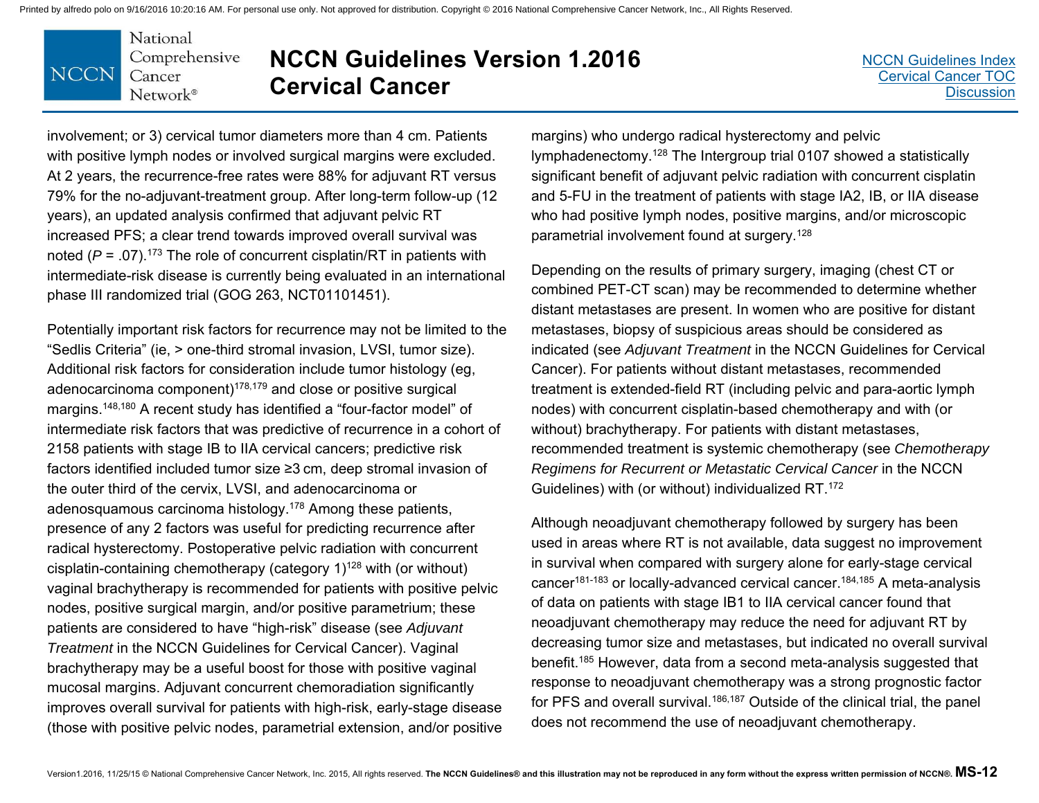involvement; or 3) cervical tumor diameters more than 4 cm. Patients with positive lymph nodes or involved surgical margins were excluded. At 2 years, the recurrence-free rates were 88% for adjuvant RT versus 79% for the no-adjuvant-treatment group. After long-term follow-up (12 years), an updated analysis confirmed that adjuvant pelvic RT increased PFS; a clear trend towards improved overall survival was noted ($P$ = .07).[173] The role of concurrent cisplatin/RT in patients with intermediate-risk disease is currently being evaluated in an international phase III randomized trial (GOG 263, NCT01101451).

Potentially important risk factors for recurrence may not be limited to the "Sedlis Criteria" (ie, > one-third stromal invasion, LVSI, tumor size). Additional risk factors for consideration include tumor histology (eg, adenocarcinoma component)[178,179] and close or positive surgical margins.[148,180] A recent study has identified a "four-factor model" of intermediate risk factors that was predictive of recurrence in a cohort of 2158 patients with stage IB to IIA cervical cancers; predictive risk factors identified included tumor size ≥3 cm, deep stromal invasion of the outer third of the cervix, LVSI, and adenocarcinoma or adenosquamous carcinoma histology.[178] Among these patients, presence of any 2 factors was useful for predicting recurrence after radical hysterectomy. Postoperative pelvic radiation with concurrent cisplatin-containing chemotherapy (category 1)[128] with (or without) vaginal brachytherapy is recommended for patients with positive pelvic nodes, positive surgical margin, and/or positive parametrium; these patients are considered to have "high-risk" disease (see *Adjuvant Treatment* in the NCCN Guidelines for Cervical Cancer). Vaginal brachytherapy may be a useful boost for those with positive vaginal mucosal margins. Adjuvant concurrent chemoradiation significantly improves overall survival for patients with high-risk, early-stage disease (those with positive pelvic nodes, parametrial extension, and/or positive margins) who undergo radical hysterectomy and pelvic lymphadenectomy.[128] The Intergroup trial 0107 showed a statistically significant benefit of adjuvant pelvic radiation with concurrent cisplatin and 5-FU in the treatment of patients with stage IA2, IB, or IIA disease who had positive lymph nodes, positive margins, and/or microscopic parametrial involvement found at surgery.[128]

Depending on the results of primary surgery, imaging (chest CT or combined PET-CT scan) may be recommended to determine whether distant metastases are present. In women who are positive for distant metastases, biopsy of suspicious areas should be considered as indicated (see *Adjuvant Treatment* in the NCCN Guidelines for Cervical Cancer). For patients without distant metastases, recommended treatment is extended-field RT (including pelvic and para-aortic lymph nodes) with concurrent cisplatin-based chemotherapy and with (or without) brachytherapy. For patients with distant metastases, recommended treatment is systemic chemotherapy (see *Chemotherapy Regimens for Recurrent or Metastatic Cervical Cancer* in the NCCN Guidelines) with (or without) individualized RT.[172]

Although neoadjuvant chemotherapy followed by surgery has been used in areas where RT is not available, data suggest no improvement in survival when compared with surgery alone for early-stage cervical cancer[181-183] or locally-advanced cervical cancer.[184,185] A meta-analysis of data on patients with stage IB1 to IIA cervical cancer found that neoadjuvant chemotherapy may reduce the need for adjuvant RT by decreasing tumor size and metastases, but indicated no overall survival benefit.[185] However, data from a second meta-analysis suggested that response to neoadjuvant chemotherapy was a strong prognostic factor for PFS and overall survival.[186,187] Outside of the clinical trial, the panel does not recommend the use of neoadjuvant chemotherapy.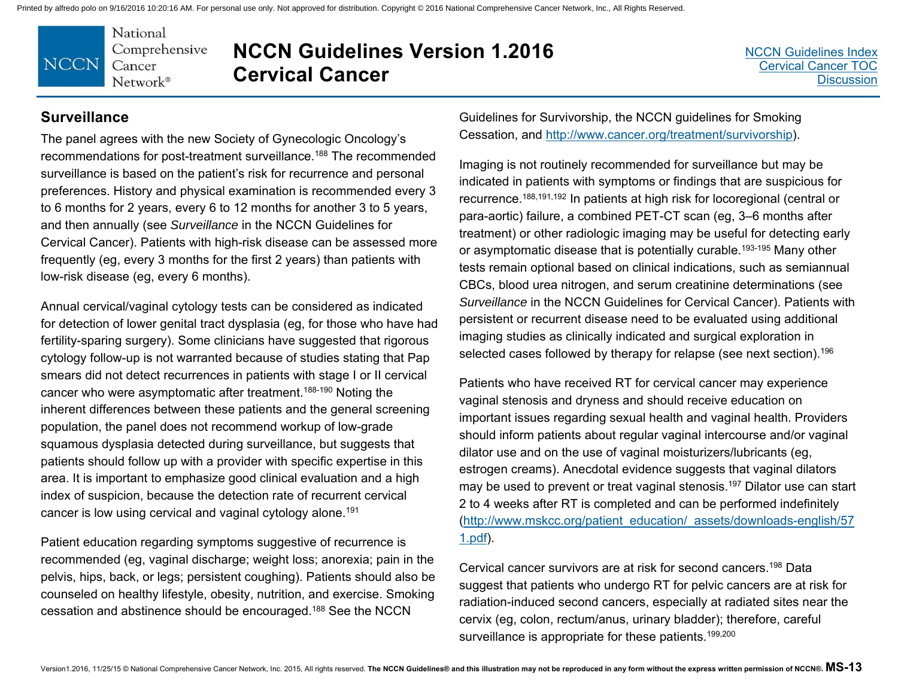## Surveillance

The panel agrees with the new Society of Gynecologic Oncology's recommendations for post-treatment surveillance.[188] The recommended surveillance is based on the patient's risk for recurrence and personal preferences. History and physical examination is recommended every 3 to 6 months for 2 years, every 6 to 12 months for another 3 to 5 years, and then annually (see *Surveillance* in the NCCN Guidelines for Cervical Cancer). Patients with high-risk disease can be assessed more frequently (eg, every 3 months for the first 2 years) than patients with low-risk disease (eg, every 6 months).

Annual cervical/vaginal cytology tests can be considered as indicated for detection of lower genital tract dysplasia (eg, for those who have had fertility-sparing surgery). Some clinicians have suggested that rigorous cytology follow-up is not warranted because of studies stating that Pap smears did not detect recurrences in patients with stage I or II cervical cancer who were asymptomatic after treatment.[188-190] Noting the inherent differences between these patients and the general screening population, the panel does not recommend workup of low-grade squamous dysplasia detected during surveillance, but suggests that patients should follow up with a provider with specific expertise in this area. It is important to emphasize good clinical evaluation and a high index of suspicion, because the detection rate of recurrent cervical cancer is low using cervical and vaginal cytology alone.[191]

Patient education regarding symptoms suggestive of recurrence is recommended (eg, vaginal discharge; weight loss; anorexia; pain in the pelvis, hips, back, or legs; persistent coughing). Patients should also be counseled on healthy lifestyle, obesity, nutrition, and exercise. Smoking cessation and abstinence should be encouraged.[188] See the NCCN Guidelines for Survivorship, the NCCN guidelines for Smoking Cessation, and http://www.cancer.org/treatment/survivorship).

Imaging is not routinely recommended for surveillance but may be indicated in patients with symptoms or findings that are suspicious for recurrence.[188,191,192] In patients at high risk for locoregional (central or para-aortic) failure, a combined PET-CT scan (eg, 3–6 months after treatment) or other radiologic imaging may be useful for detecting early or asymptomatic disease that is potentially curable.[193-195] Many other tests remain optional based on clinical indications, such as semiannual CBCs, blood urea nitrogen, and serum creatinine determinations (see *Surveillance* in the NCCN Guidelines for Cervical Cancer). Patients with persistent or recurrent disease need to be evaluated using additional imaging studies as clinically indicated and surgical exploration in selected cases followed by therapy for relapse (see next section).[196]

Patients who have received RT for cervical cancer may experience vaginal stenosis and dryness and should receive education on important issues regarding sexual health and vaginal health. Providers should inform patients about regular vaginal intercourse and/or vaginal dilator use and on the use of vaginal moisturizers/lubricants (eg, estrogen creams). Anecdotal evidence suggests that vaginal dilators may be used to prevent or treat vaginal stenosis.[197] Dilator use can start 2 to 4 weeks after RT is completed and can be performed indefinitely (http://www.mskcc.org/patient_education/_assets/downloads-english/571.pdf).

Cervical cancer survivors are at risk for second cancers.[198] Data suggest that patients who undergo RT for pelvic cancers are at risk for radiation-induced second cancers, especially at radiated sites near the cervix (eg, colon, rectum/anus, urinary bladder); therefore, careful surveillance is appropriate for these patients.[199,200]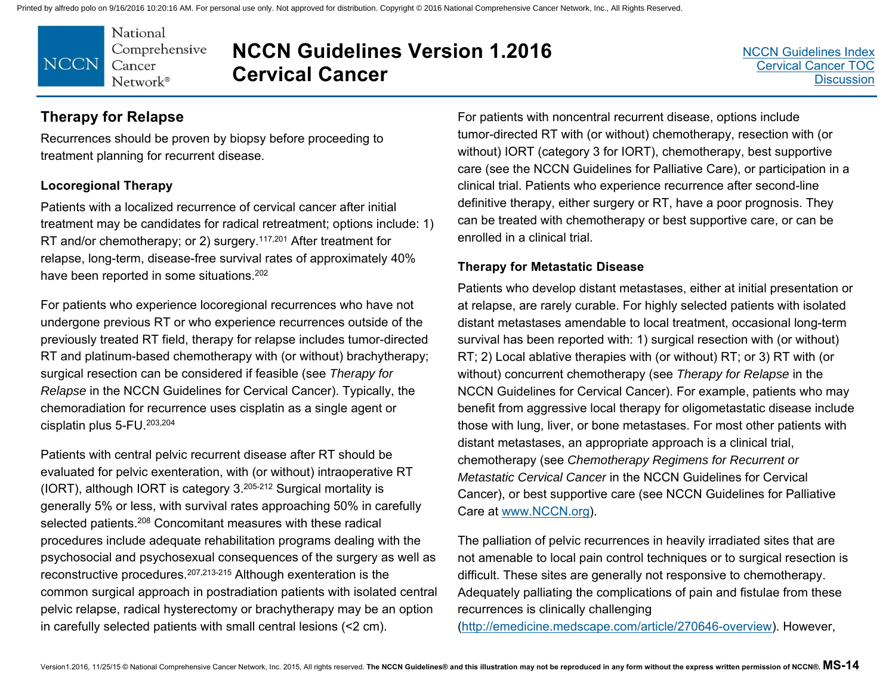## Therapy for Relapse

Recurrences should be proven by biopsy before proceeding to treatment planning for recurrent disease.

### Locoregional Therapy

Patients with a localized recurrence of cervical cancer after initial treatment may be candidates for radical retreatment; options include: 1) RT and/or chemotherapy; or 2) surgery.[117,201] After treatment for relapse, long-term, disease-free survival rates of approximately 40% have been reported in some situations.[202]

For patients who experience locoregional recurrences who have not undergone previous RT or who experience recurrences outside of the previously treated RT field, therapy for relapse includes tumor-directed RT and platinum-based chemotherapy with (or without) brachytherapy; surgical resection can be considered if feasible (see *Therapy for Relapse* in the NCCN Guidelines for Cervical Cancer). Typically, the chemoradiation for recurrence uses cisplatin as a single agent or cisplatin plus 5-FU.[203,204]

Patients with central pelvic recurrent disease after RT should be evaluated for pelvic exenteration, with (or without) intraoperative RT (IORT), although IORT is category 3.[205-212] Surgical mortality is generally 5% or less, with survival rates approaching 50% in carefully selected patients.[208] Concomitant measures with these radical procedures include adequate rehabilitation programs dealing with the psychosocial and psychosexual consequences of the surgery as well as reconstructive procedures.[207,213-215] Although exenteration is the common surgical approach in postradiation patients with isolated central pelvic relapse, radical hysterectomy or brachytherapy may be an option in carefully selected patients with small central lesions (<2 cm).

For patients with noncentral recurrent disease, options include tumor-directed RT with (or without) chemotherapy, resection with (or without) IORT (category 3 for IORT), chemotherapy, best supportive care (see the NCCN Guidelines for Palliative Care), or participation in a clinical trial. Patients who experience recurrence after second-line definitive therapy, either surgery or RT, have a poor prognosis. They can be treated with chemotherapy or best supportive care, or can be enrolled in a clinical trial.

### Therapy for Metastatic Disease

Patients who develop distant metastases, either at initial presentation or at relapse, are rarely curable. For highly selected patients with isolated distant metastases amendable to local treatment, occasional long-term survival has been reported with: 1) surgical resection with (or without) RT; 2) Local ablative therapies with (or without) RT; or 3) RT with (or without) concurrent chemotherapy (see *Therapy for Relapse* in the NCCN Guidelines for Cervical Cancer). For example, patients who may benefit from aggressive local therapy for oligometastatic disease include those with lung, liver, or bone metastases. For most other patients with distant metastases, an appropriate approach is a clinical trial, chemotherapy (see *Chemotherapy Regimens for Recurrent or Metastatic Cervical Cancer* in the NCCN Guidelines for Cervical Cancer), or best supportive care (see NCCN Guidelines for Palliative Care at www.NCCN.org).

The palliation of pelvic recurrences in heavily irradiated sites that are not amenable to local pain control techniques or to surgical resection is difficult. These sites are generally not responsive to chemotherapy. Adequately palliating the complications of pain and fistulae from these recurrences is clinically challenging (http://emedicine.medscape.com/article/270646-overview). However,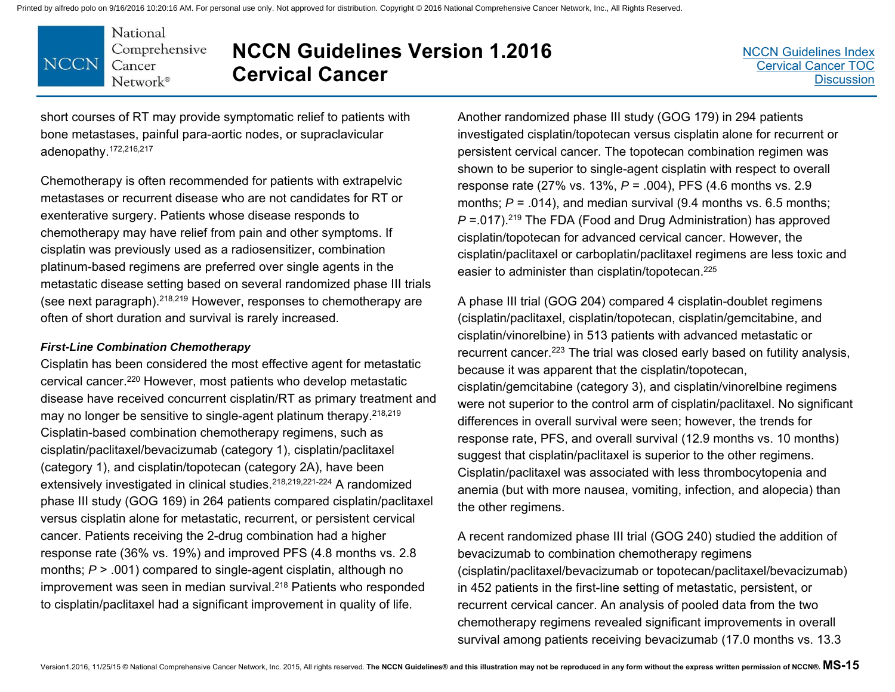short courses of RT may provide symptomatic relief to patients with bone metastases, painful para-aortic nodes, or supraclavicular adenopathy.[172,216,217]

Chemotherapy is often recommended for patients with extrapelvic metastases or recurrent disease who are not candidates for RT or exenterative surgery. Patients whose disease responds to chemotherapy may have relief from pain and other symptoms. If cisplatin was previously used as a radiosensitizer, combination platinum-based regimens are preferred over single agents in the metastatic disease setting based on several randomized phase III trials (see next paragraph).[218,219] However, responses to chemotherapy are often of short duration and survival is rarely increased.

***First-Line Combination Chemotherapy***

Cisplatin has been considered the most effective agent for metastatic cervical cancer.[220] However, most patients who develop metastatic disease have received concurrent cisplatin/RT as primary treatment and may no longer be sensitive to single-agent platinum therapy.[218,219] Cisplatin-based combination chemotherapy regimens, such as cisplatin/paclitaxel/bevacizumab (category 1), cisplatin/paclitaxel (category 1), and cisplatin/topotecan (category 2A), have been extensively investigated in clinical studies.[218,219,221-224] A randomized phase III study (GOG 169) in 264 patients compared cisplatin/paclitaxel versus cisplatin alone for metastatic, recurrent, or persistent cervical cancer. Patients receiving the 2-drug combination had a higher response rate (36% vs. 19%) and improved PFS (4.8 months vs. 2.8 months; $P > .001$) compared to single-agent cisplatin, although no improvement was seen in median survival.[218] Patients who responded to cisplatin/paclitaxel had a significant improvement in quality of life.

Another randomized phase III study (GOG 179) in 294 patients investigated cisplatin/topotecan versus cisplatin alone for recurrent or persistent cervical cancer. The topotecan combination regimen was shown to be superior to single-agent cisplatin with respect to overall response rate (27% vs. 13%, $P = .004$), PFS (4.6 months vs. 2.9 months; $P = .014$), and median survival (9.4 months vs. 6.5 months; $P = .017$).[219] The FDA (Food and Drug Administration) has approved cisplatin/topotecan for advanced cervical cancer. However, the cisplatin/paclitaxel or carboplatin/paclitaxel regimens are less toxic and easier to administer than cisplatin/topotecan.[225]

A phase III trial (GOG 204) compared 4 cisplatin-doublet regimens (cisplatin/paclitaxel, cisplatin/topotecan, cisplatin/gemcitabine, and cisplatin/vinorelbine) in 513 patients with advanced metastatic or recurrent cancer.[223] The trial was closed early based on futility analysis, because it was apparent that the cisplatin/topotecan, cisplatin/gemcitabine (category 3), and cisplatin/vinorelbine regimens were not superior to the control arm of cisplatin/paclitaxel. No significant differences in overall survival were seen; however, the trends for response rate, PFS, and overall survival (12.9 months vs. 10 months) suggest that cisplatin/paclitaxel is superior to the other regimens. Cisplatin/paclitaxel was associated with less thrombocytopenia and anemia (but with more nausea, vomiting, infection, and alopecia) than the other regimens.

A recent randomized phase III trial (GOG 240) studied the addition of bevacizumab to combination chemotherapy regimens (cisplatin/paclitaxel/bevacizumab or topotecan/paclitaxel/bevacizumab) in 452 patients in the first-line setting of metastatic, persistent, or recurrent cervical cancer. An analysis of pooled data from the two chemotherapy regimens revealed significant improvements in overall survival among patients receiving bevacizumab (17.0 months vs. 13.3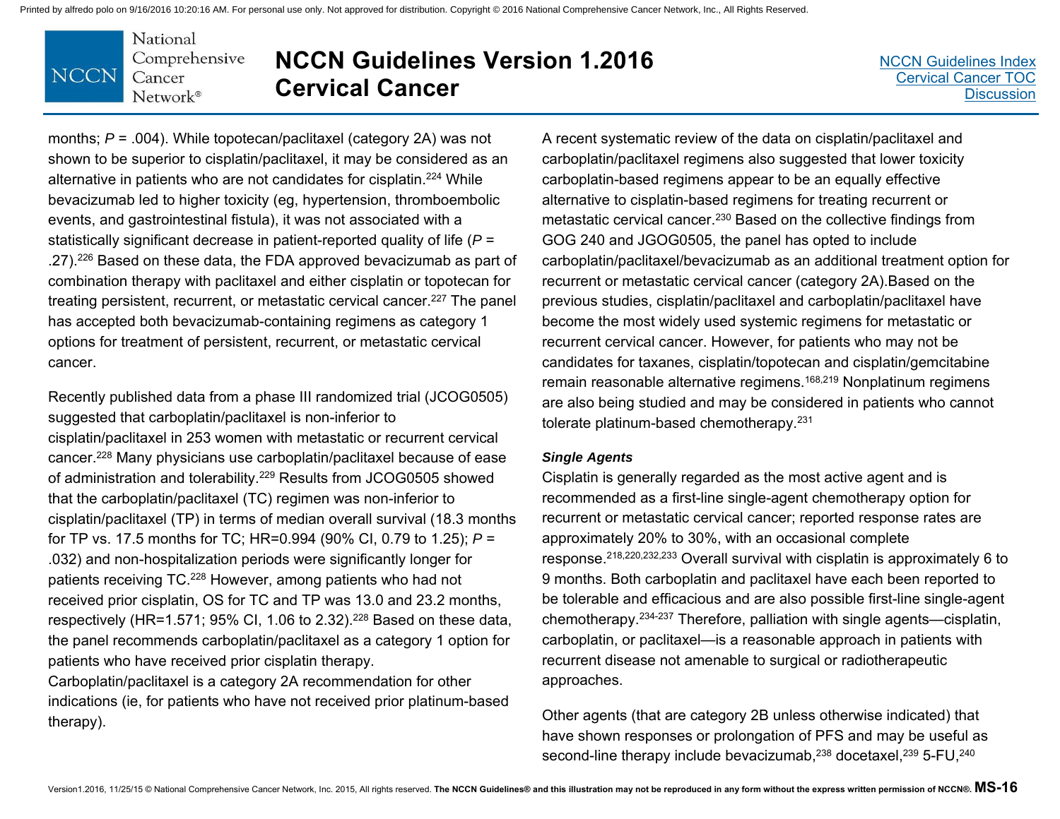months; $P$ = .004). While topotecan/paclitaxel (category 2A) was not shown to be superior to cisplatin/paclitaxel, it may be considered as an alternative in patients who are not candidates for cisplatin.[224] While bevacizumab led to higher toxicity (eg, hypertension, thromboembolic events, and gastrointestinal fistula), it was not associated with a statistically significant decrease in patient-reported quality of life ($P$ = .27).[226] Based on these data, the FDA approved bevacizumab as part of combination therapy with paclitaxel and either cisplatin or topotecan for treating persistent, recurrent, or metastatic cervical cancer.[227] The panel has accepted both bevacizumab-containing regimens as category 1 options for treatment of persistent, recurrent, or metastatic cervical cancer.

Recently published data from a phase III randomized trial (JCOG0505) suggested that carboplatin/paclitaxel is non-inferior to cisplatin/paclitaxel in 253 women with metastatic or recurrent cervical cancer.[228] Many physicians use carboplatin/paclitaxel because of ease of administration and tolerability.[229] Results from JCOG0505 showed that the carboplatin/paclitaxel (TC) regimen was non-inferior to cisplatin/paclitaxel (TP) in terms of median overall survival (18.3 months for TP vs. 17.5 months for TC; HR=0.994 (90% CI, 0.79 to 1.25); $P$ = .032) and non-hospitalization periods were significantly longer for patients receiving TC.[228] However, among patients who had not received prior cisplatin, OS for TC and TP was 13.0 and 23.2 months, respectively (HR=1.571; 95% CI, 1.06 to 2.32).[228] Based on these data, the panel recommends carboplatin/paclitaxel as a category 1 option for patients who have received prior cisplatin therapy.
Carboplatin/paclitaxel is a category 2A recommendation for other indications (ie, for patients who have not received prior platinum-based therapy).

A recent systematic review of the data on cisplatin/paclitaxel and carboplatin/paclitaxel regimens also suggested that lower toxicity carboplatin-based regimens appear to be an equally effective alternative to cisplatin-based regimens for treating recurrent or metastatic cervical cancer.[230] Based on the collective findings from GOG 240 and JGOG0505, the panel has opted to include carboplatin/paclitaxel/bevacizumab as an additional treatment option for recurrent or metastatic cervical cancer (category 2A).Based on the previous studies, cisplatin/paclitaxel and carboplatin/paclitaxel have become the most widely used systemic regimens for metastatic or recurrent cervical cancer. However, for patients who may not be candidates for taxanes, cisplatin/topotecan and cisplatin/gemcitabine remain reasonable alternative regimens.[168,219] Nonplatinum regimens are also being studied and may be considered in patients who cannot tolerate platinum-based chemotherapy.[231]

***Single Agents***

Cisplatin is generally regarded as the most active agent and is recommended as a first-line single-agent chemotherapy option for recurrent or metastatic cervical cancer; reported response rates are approximately 20% to 30%, with an occasional complete response.[218,220,232,233] Overall survival with cisplatin is approximately 6 to 9 months. Both carboplatin and paclitaxel have each been reported to be tolerable and efficacious and are also possible first-line single-agent chemotherapy.[234-237] Therefore, palliation with single agents—cisplatin, carboplatin, or paclitaxel—is a reasonable approach in patients with recurrent disease not amenable to surgical or radiotherapeutic approaches.

Other agents (that are category 2B unless otherwise indicated) that have shown responses or prolongation of PFS and may be useful as second-line therapy include bevacizumab,[238] docetaxel,[239] 5-FU,[240]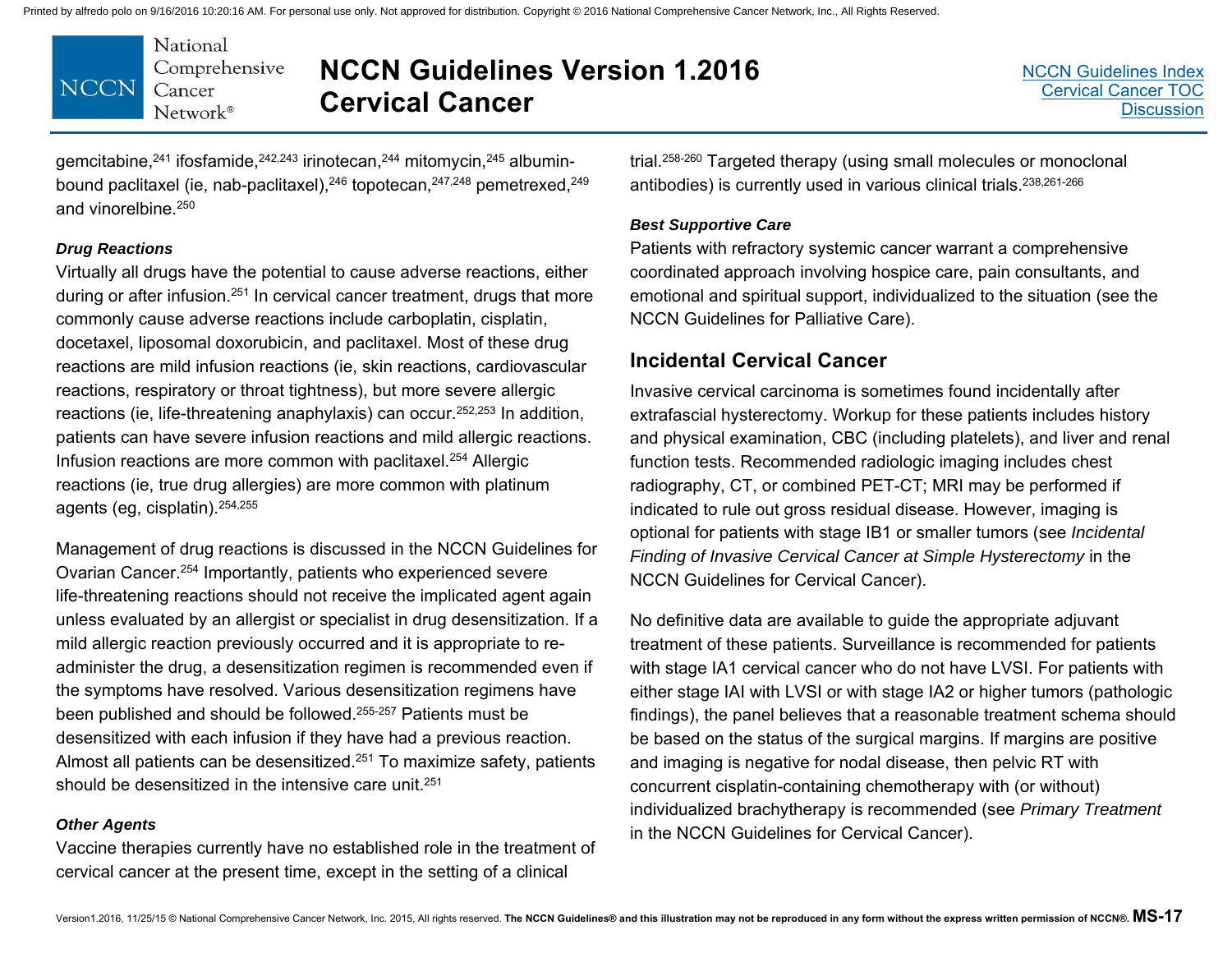gemcitabine,[241] ifosfamide,[242,243] irinotecan,[244] mitomycin,[245] albumin-bound paclitaxel (ie, nab-paclitaxel),[246] topotecan,[247,248] pemetrexed,[249] and vinorelbine.[250]

#### *Drug Reactions*

Virtually all drugs have the potential to cause adverse reactions, either during or after infusion.[251] In cervical cancer treatment, drugs that more commonly cause adverse reactions include carboplatin, cisplatin, docetaxel, liposomal doxorubicin, and paclitaxel. Most of these drug reactions are mild infusion reactions (ie, skin reactions, cardiovascular reactions, respiratory or throat tightness), but more severe allergic reactions (ie, life-threatening anaphylaxis) can occur.[252,253] In addition, patients can have severe infusion reactions and mild allergic reactions. Infusion reactions are more common with paclitaxel.[254] Allergic reactions (ie, true drug allergies) are more common with platinum agents (eg, cisplatin).[254,255]

Management of drug reactions is discussed in the NCCN Guidelines for Ovarian Cancer.[254] Importantly, patients who experienced severe life-threatening reactions should not receive the implicated agent again unless evaluated by an allergist or specialist in drug desensitization. If a mild allergic reaction previously occurred and it is appropriate to re-administer the drug, a desensitization regimen is recommended even if the symptoms have resolved. Various desensitization regimens have been published and should be followed.[255-257] Patients must be desensitized with each infusion if they have had a previous reaction. Almost all patients can be desensitized.[251] To maximize safety, patients should be desensitized in the intensive care unit.[251]

#### *Other Agents*

Vaccine therapies currently have no established role in the treatment of cervical cancer at the present time, except in the setting of a clinical trial.[258-260] Targeted therapy (using small molecules or monoclonal antibodies) is currently used in various clinical trials.[238,261-266]

#### *Best Supportive Care*

Patients with refractory systemic cancer warrant a comprehensive coordinated approach involving hospice care, pain consultants, and emotional and spiritual support, individualized to the situation (see the NCCN Guidelines for Palliative Care).

## Incidental Cervical Cancer

Invasive cervical carcinoma is sometimes found incidentally after extrafascial hysterectomy. Workup for these patients includes history and physical examination, CBC (including platelets), and liver and renal function tests. Recommended radiologic imaging includes chest radiography, CT, or combined PET-CT; MRI may be performed if indicated to rule out gross residual disease. However, imaging is optional for patients with stage IB1 or smaller tumors (see *Incidental Finding of Invasive Cervical Cancer at Simple Hysterectomy* in the NCCN Guidelines for Cervical Cancer).

No definitive data are available to guide the appropriate adjuvant treatment of these patients. Surveillance is recommended for patients with stage IA1 cervical cancer who do not have LVSI. For patients with either stage IAI with LVSI or with stage IA2 or higher tumors (pathologic findings), the panel believes that a reasonable treatment schema should be based on the status of the surgical margins. If margins are positive and imaging is negative for nodal disease, then pelvic RT with concurrent cisplatin-containing chemotherapy with (or without) individualized brachytherapy is recommended (see *Primary Treatment* in the NCCN Guidelines for Cervical Cancer).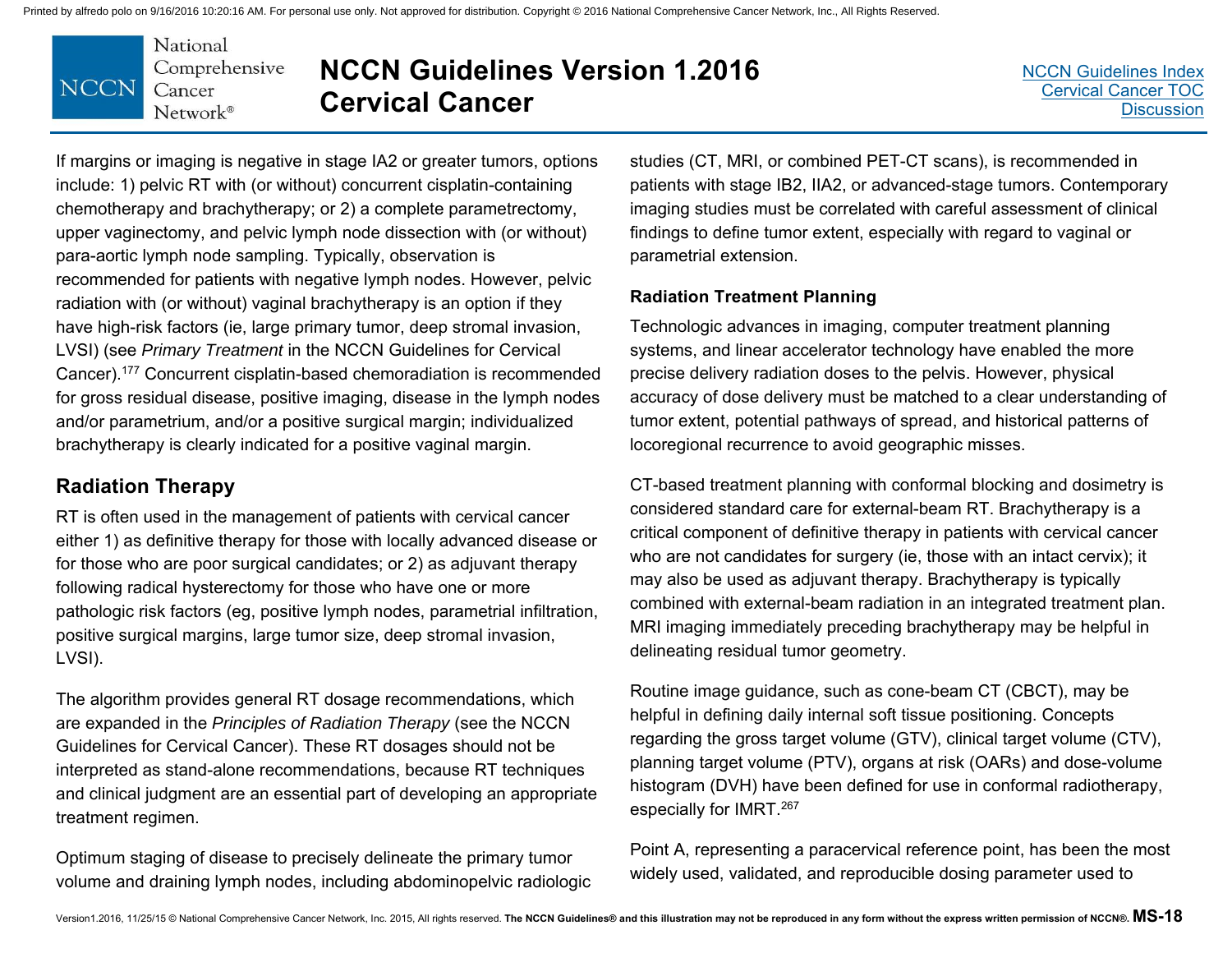If margins or imaging is negative in stage IA2 or greater tumors, options include: 1) pelvic RT with (or without) concurrent cisplatin-containing chemotherapy and brachytherapy; or 2) a complete parametrectomy, upper vaginectomy, and pelvic lymph node dissection with (or without) para-aortic lymph node sampling. Typically, observation is recommended for patients with negative lymph nodes. However, pelvic radiation with (or without) vaginal brachytherapy is an option if they have high-risk factors (ie, large primary tumor, deep stromal invasion, LVSI) (see *Primary Treatment* in the NCCN Guidelines for Cervical Cancer).[177] Concurrent cisplatin-based chemoradiation is recommended for gross residual disease, positive imaging, disease in the lymph nodes and/or parametrium, and/or a positive surgical margin; individualized brachytherapy is clearly indicated for a positive vaginal margin.

## Radiation Therapy

RT is often used in the management of patients with cervical cancer either 1) as definitive therapy for those with locally advanced disease or for those who are poor surgical candidates; or 2) as adjuvant therapy following radical hysterectomy for those who have one or more pathologic risk factors (eg, positive lymph nodes, parametrial infiltration, positive surgical margins, large tumor size, deep stromal invasion, LVSI).

The algorithm provides general RT dosage recommendations, which are expanded in the *Principles of Radiation Therapy* (see the NCCN Guidelines for Cervical Cancer). These RT dosages should not be interpreted as stand-alone recommendations, because RT techniques and clinical judgment are an essential part of developing an appropriate treatment regimen.

Optimum staging of disease to precisely delineate the primary tumor volume and draining lymph nodes, including abdominopelvic radiologic studies (CT, MRI, or combined PET-CT scans), is recommended in patients with stage IB2, IIA2, or advanced-stage tumors. Contemporary imaging studies must be correlated with careful assessment of clinical findings to define tumor extent, especially with regard to vaginal or parametrial extension.

### Radiation Treatment Planning

Technologic advances in imaging, computer treatment planning systems, and linear accelerator technology have enabled the more precise delivery radiation doses to the pelvis. However, physical accuracy of dose delivery must be matched to a clear understanding of tumor extent, potential pathways of spread, and historical patterns of locoregional recurrence to avoid geographic misses.

CT-based treatment planning with conformal blocking and dosimetry is considered standard care for external-beam RT. Brachytherapy is a critical component of definitive therapy in patients with cervical cancer who are not candidates for surgery (ie, those with an intact cervix); it may also be used as adjuvant therapy. Brachytherapy is typically combined with external-beam radiation in an integrated treatment plan. MRI imaging immediately preceding brachytherapy may be helpful in delineating residual tumor geometry.

Routine image guidance, such as cone-beam CT (CBCT), may be helpful in defining daily internal soft tissue positioning. Concepts regarding the gross target volume (GTV), clinical target volume (CTV), planning target volume (PTV), organs at risk (OARs) and dose-volume histogram (DVH) have been defined for use in conformal radiotherapy, especially for IMRT.[267]

Point A, representing a paracervical reference point, has been the most widely used, validated, and reproducible dosing parameter used to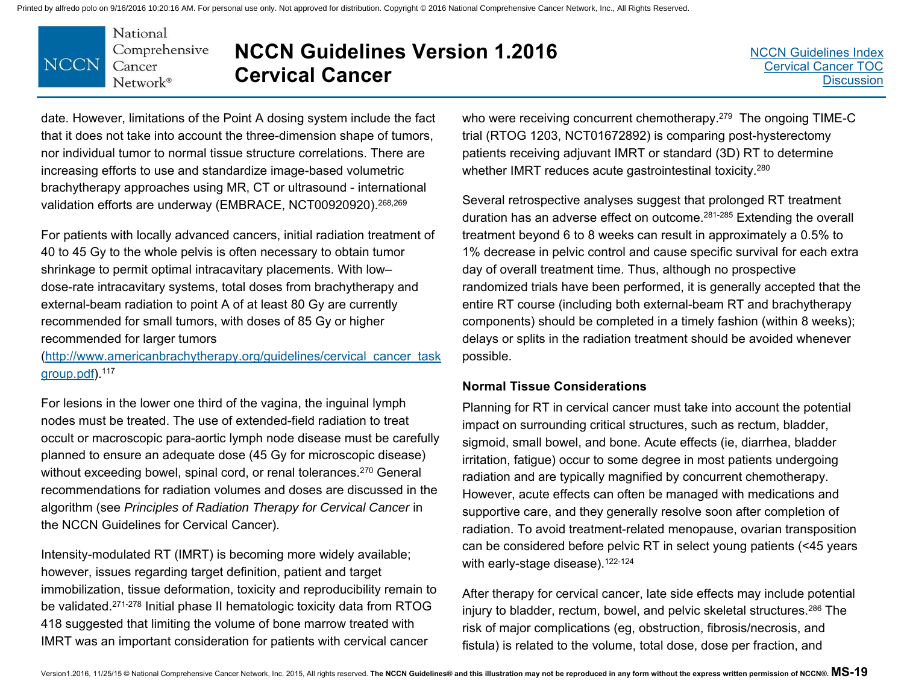date. However, limitations of the Point A dosing system include the fact that it does not take into account the three-dimension shape of tumors, nor individual tumor to normal tissue structure correlations. There are increasing efforts to use and standardize image-based volumetric brachytherapy approaches using MR, CT or ultrasound - international validation efforts are underway (EMBRACE, NCT00920920).[268,269]

For patients with locally advanced cancers, initial radiation treatment of 40 to 45 Gy to the whole pelvis is often necessary to obtain tumor shrinkage to permit optimal intracavitary placements. With low–dose-rate intracavitary systems, total doses from brachytherapy and external-beam radiation to point A of at least 80 Gy are currently recommended for small tumors, with doses of 85 Gy or higher recommended for larger tumors (http://www.americanbrachytherapy.org/guidelines/cervical_cancer_taskgroup.pdf).[117]

For lesions in the lower one third of the vagina, the inguinal lymph nodes must be treated. The use of extended-field radiation to treat occult or macroscopic para-aortic lymph node disease must be carefully planned to ensure an adequate dose (45 Gy for microscopic disease) without exceeding bowel, spinal cord, or renal tolerances.[270] General recommendations for radiation volumes and doses are discussed in the algorithm (see *Principles of Radiation Therapy for Cervical Cancer* in the NCCN Guidelines for Cervical Cancer).

Intensity-modulated RT (IMRT) is becoming more widely available; however, issues regarding target definition, patient and target immobilization, tissue deformation, toxicity and reproducibility remain to be validated.[271-278] Initial phase II hematologic toxicity data from RTOG 418 suggested that limiting the volume of bone marrow treated with IMRT was an important consideration for patients with cervical cancer who were receiving concurrent chemotherapy.[279] The ongoing TIME-C trial (RTOG 1203, NCT01672892) is comparing post-hysterectomy patients receiving adjuvant IMRT or standard (3D) RT to determine whether IMRT reduces acute gastrointestinal toxicity.[280]

Several retrospective analyses suggest that prolonged RT treatment duration has an adverse effect on outcome.[281-285] Extending the overall treatment beyond 6 to 8 weeks can result in approximately a 0.5% to 1% decrease in pelvic control and cause specific survival for each extra day of overall treatment time. Thus, although no prospective randomized trials have been performed, it is generally accepted that the entire RT course (including both external-beam RT and brachytherapy components) should be completed in a timely fashion (within 8 weeks); delays or splits in the radiation treatment should be avoided whenever possible.

### Normal Tissue Considerations

Planning for RT in cervical cancer must take into account the potential impact on surrounding critical structures, such as rectum, bladder, sigmoid, small bowel, and bone. Acute effects (ie, diarrhea, bladder irritation, fatigue) occur to some degree in most patients undergoing radiation and are typically magnified by concurrent chemotherapy. However, acute effects can often be managed with medications and supportive care, and they generally resolve soon after completion of radiation. To avoid treatment-related menopause, ovarian transposition can be considered before pelvic RT in select young patients (<45 years with early-stage disease).[122-124]

After therapy for cervical cancer, late side effects may include potential injury to bladder, rectum, bowel, and pelvic skeletal structures.[286] The risk of major complications (eg, obstruction, fibrosis/necrosis, and fistula) is related to the volume, total dose, dose per fraction, and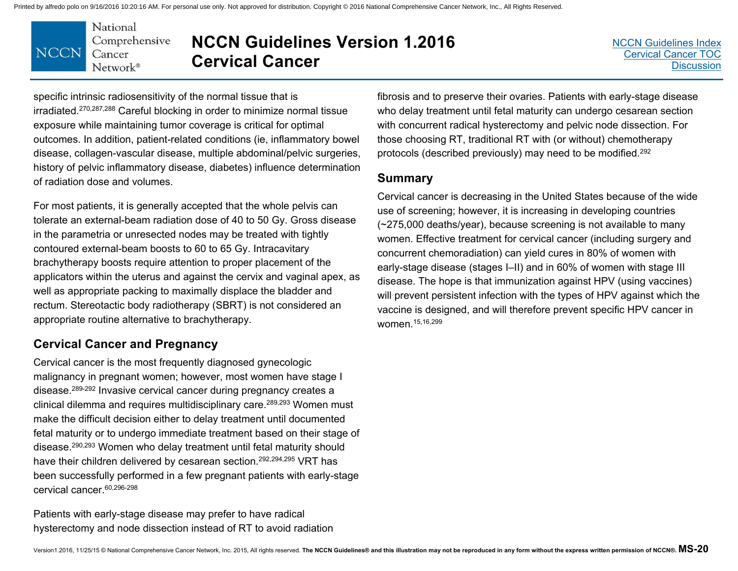specific intrinsic radiosensitivity of the normal tissue that is irradiated.[270,287,288] Careful blocking in order to minimize normal tissue exposure while maintaining tumor coverage is critical for optimal outcomes. In addition, patient-related conditions (ie, inflammatory bowel disease, collagen-vascular disease, multiple abdominal/pelvic surgeries, history of pelvic inflammatory disease, diabetes) influence determination of radiation dose and volumes.

For most patients, it is generally accepted that the whole pelvis can tolerate an external-beam radiation dose of 40 to 50 Gy. Gross disease in the parametria or unresected nodes may be treated with tightly contoured external-beam boosts to 60 to 65 Gy. Intracavitary brachytherapy boosts require attention to proper placement of the applicators within the uterus and against the cervix and vaginal apex, as well as appropriate packing to maximally displace the bladder and rectum. Stereotactic body radiotherapy (SBRT) is not considered an appropriate routine alternative to brachytherapy.

## Cervical Cancer and Pregnancy

Cervical cancer is the most frequently diagnosed gynecologic malignancy in pregnant women; however, most women have stage I disease.[289-292] Invasive cervical cancer during pregnancy creates a clinical dilemma and requires multidisciplinary care.[289,293] Women must make the difficult decision either to delay treatment until documented fetal maturity or to undergo immediate treatment based on their stage of disease.[290,293] Women who delay treatment until fetal maturity should have their children delivered by cesarean section.[292,294,295] VRT has been successfully performed in a few pregnant patients with early-stage cervical cancer.[60,296-298]

Patients with early-stage disease may prefer to have radical hysterectomy and node dissection instead of RT to avoid radiation fibrosis and to preserve their ovaries. Patients with early-stage disease who delay treatment until fetal maturity can undergo cesarean section with concurrent radical hysterectomy and pelvic node dissection. For those choosing RT, traditional RT with (or without) chemotherapy protocols (described previously) may need to be modified.[292]

## Summary

Cervical cancer is decreasing in the United States because of the wide use of screening; however, it is increasing in developing countries (~275,000 deaths/year), because screening is not available to many women. Effective treatment for cervical cancer (including surgery and concurrent chemoradiation) can yield cures in 80% of women with early-stage disease (stages I–II) and in 60% of women with stage III disease. The hope is that immunization against HPV (using vaccines) will prevent persistent infection with the types of HPV against which the vaccine is designed, and will therefore prevent specific HPV cancer in women.[15,16,299]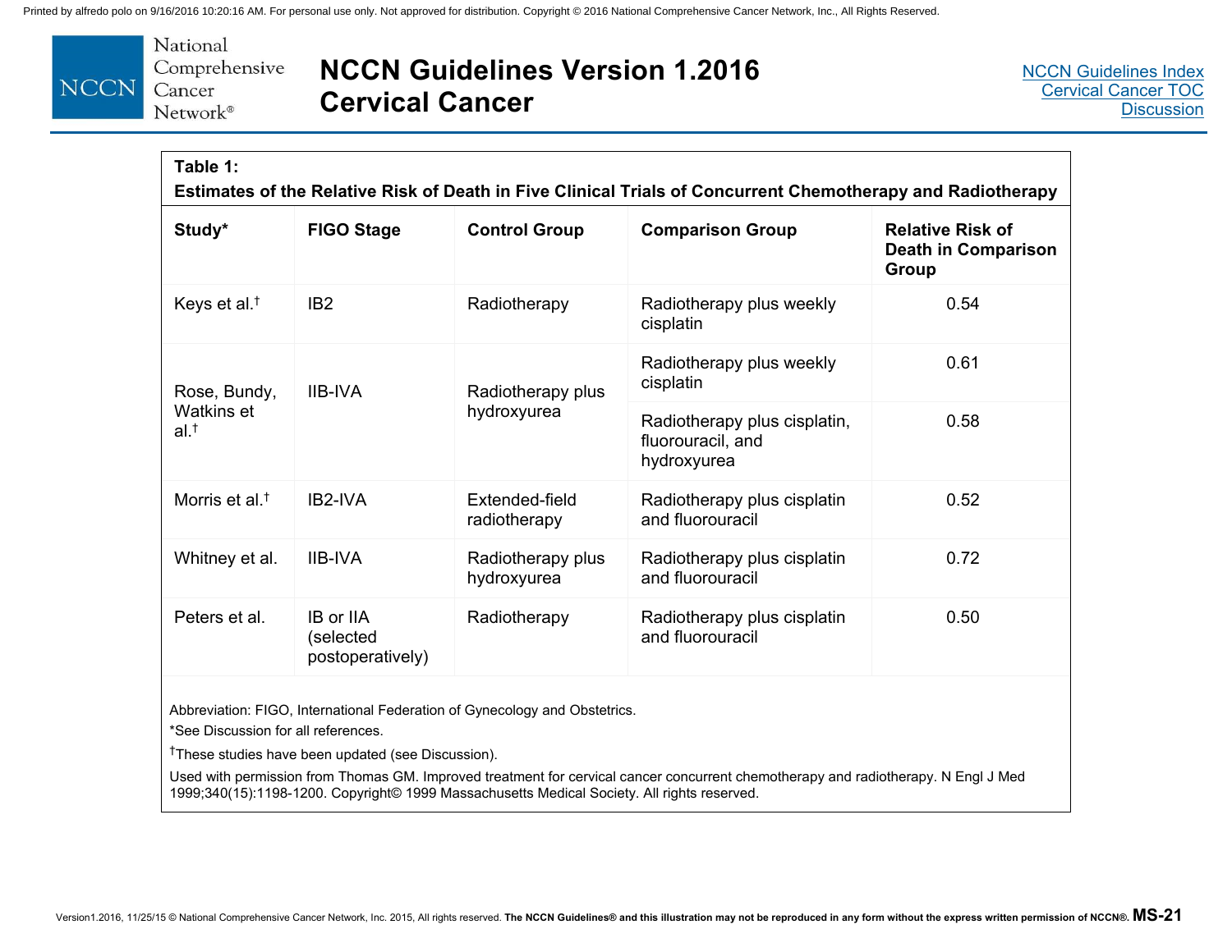**Table 1:**
**Estimates of the Relative Risk of Death in Five Clinical Trials of Concurrent Chemotherapy and Radiotherapy**

| Study* | FIGO Stage | Control Group | Comparison Group | Relative Risk of Death in Comparison Group |
|---|---|---|---|---|
| Keys et al.† | IB2 | Radiotherapy | Radiotherapy plus weekly cisplatin | 0.54 |
| Rose, Bundy, Watkins et al.† | IIB-IVA | Radiotherapy plus hydroxyurea | Radiotherapy plus weekly cisplatin | 0.61 |
| | | | Radiotherapy plus cisplatin, fluorouracil, and hydroxyurea | 0.58 |
| Morris et al.† | IB2-IVA | Extended-field radiotherapy | Radiotherapy plus cisplatin and fluorouracil | 0.52 |
| Whitney et al. | IIB-IVA | Radiotherapy plus hydroxyurea | Radiotherapy plus cisplatin and fluorouracil | 0.72 |
| Peters et al. | IB or IIA (selected postoperatively) | Radiotherapy | Radiotherapy plus cisplatin and fluorouracil | 0.50 |

Abbreviation: FIGO, International Federation of Gynecology and Obstetrics.

*See Discussion for all references.

†These studies have been updated (see Discussion).

Used with permission from Thomas GM. Improved treatment for cervical cancer concurrent chemotherapy and radiotherapy. N Engl J Med 1999;340(15):1198-1200. Copyright© 1999 Massachusetts Medical Society. All rights reserved.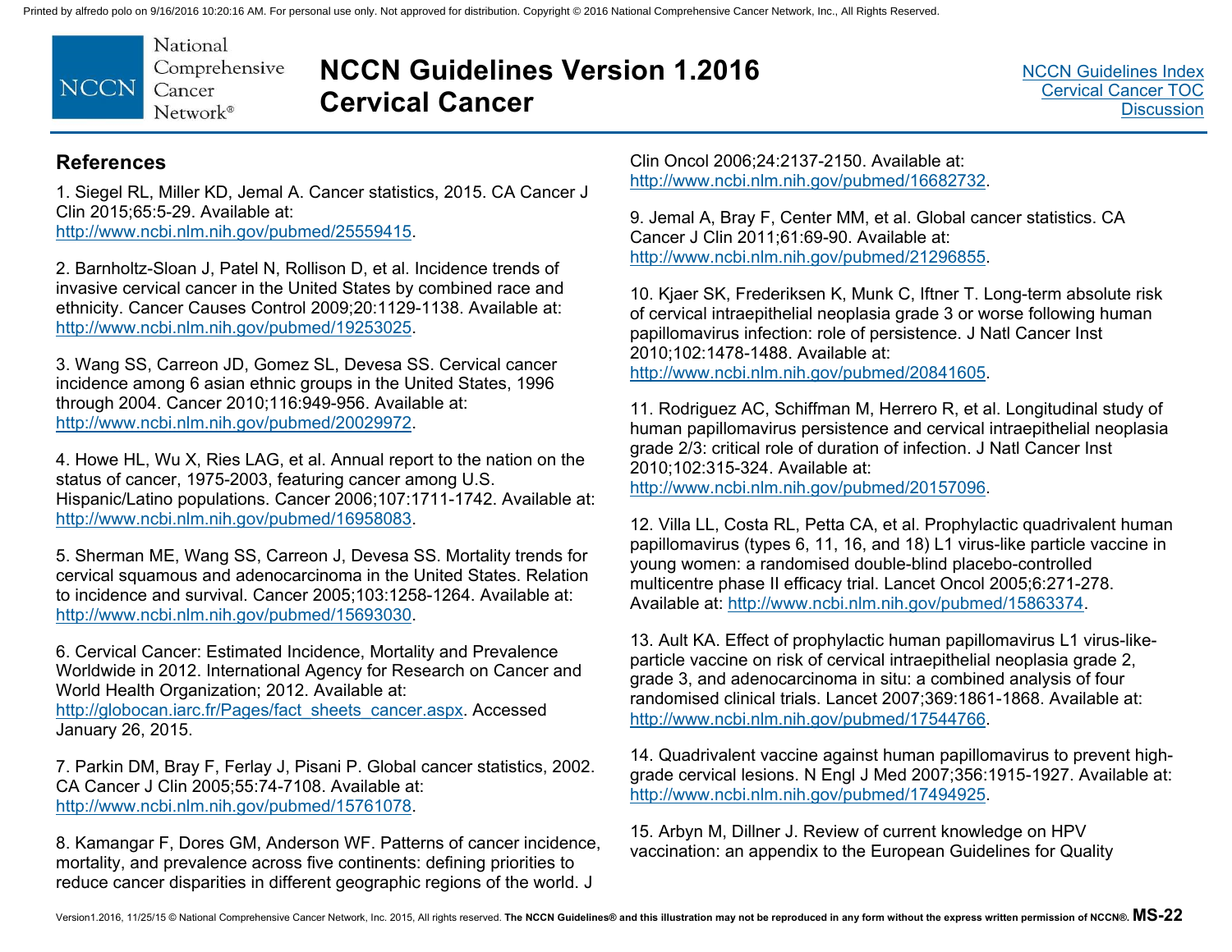## References

1. Siegel RL, Miller KD, Jemal A. Cancer statistics, 2015. CA Cancer J Clin 2015;65:5-29. Available at: http://www.ncbi.nlm.nih.gov/pubmed/25559415.

2. Barnholtz-Sloan J, Patel N, Rollison D, et al. Incidence trends of invasive cervical cancer in the United States by combined race and ethnicity. Cancer Causes Control 2009;20:1129-1138. Available at: http://www.ncbi.nlm.nih.gov/pubmed/19253025.

3. Wang SS, Carreon JD, Gomez SL, Devesa SS. Cervical cancer incidence among 6 asian ethnic groups in the United States, 1996 through 2004. Cancer 2010;116:949-956. Available at: http://www.ncbi.nlm.nih.gov/pubmed/20029972.

4. Howe HL, Wu X, Ries LAG, et al. Annual report to the nation on the status of cancer, 1975-2003, featuring cancer among U.S. Hispanic/Latino populations. Cancer 2006;107:1711-1742. Available at: http://www.ncbi.nlm.nih.gov/pubmed/16958083.

5. Sherman ME, Wang SS, Carreon J, Devesa SS. Mortality trends for cervical squamous and adenocarcinoma in the United States. Relation to incidence and survival. Cancer 2005;103:1258-1264. Available at: http://www.ncbi.nlm.nih.gov/pubmed/15693030.

6. Cervical Cancer: Estimated Incidence, Mortality and Prevalence Worldwide in 2012. International Agency for Research on Cancer and World Health Organization; 2012. Available at: http://globocan.iarc.fr/Pages/fact_sheets_cancer.aspx. Accessed January 26, 2015.

7. Parkin DM, Bray F, Ferlay J, Pisani P. Global cancer statistics, 2002. CA Cancer J Clin 2005;55:74-7108. Available at: http://www.ncbi.nlm.nih.gov/pubmed/15761078.

8. Kamangar F, Dores GM, Anderson WF. Patterns of cancer incidence, mortality, and prevalence across five continents: defining priorities to reduce cancer disparities in different geographic regions of the world. J Clin Oncol 2006;24:2137-2150. Available at: http://www.ncbi.nlm.nih.gov/pubmed/16682732.

9. Jemal A, Bray F, Center MM, et al. Global cancer statistics. CA Cancer J Clin 2011;61:69-90. Available at: http://www.ncbi.nlm.nih.gov/pubmed/21296855.

10. Kjaer SK, Frederiksen K, Munk C, Iftner T. Long-term absolute risk of cervical intraepithelial neoplasia grade 3 or worse following human papillomavirus infection: role of persistence. J Natl Cancer Inst 2010;102:1478-1488. Available at: http://www.ncbi.nlm.nih.gov/pubmed/20841605.

11. Rodriguez AC, Schiffman M, Herrero R, et al. Longitudinal study of human papillomavirus persistence and cervical intraepithelial neoplasia grade 2/3: critical role of duration of infection. J Natl Cancer Inst 2010;102:315-324. Available at: http://www.ncbi.nlm.nih.gov/pubmed/20157096.

12. Villa LL, Costa RL, Petta CA, et al. Prophylactic quadrivalent human papillomavirus (types 6, 11, 16, and 18) L1 virus-like particle vaccine in young women: a randomised double-blind placebo-controlled multicentre phase II efficacy trial. Lancet Oncol 2005;6:271-278. Available at: http://www.ncbi.nlm.nih.gov/pubmed/15863374.

13. Ault KA. Effect of prophylactic human papillomavirus L1 virus-like-particle vaccine on risk of cervical intraepithelial neoplasia grade 2, grade 3, and adenocarcinoma in situ: a combined analysis of four randomised clinical trials. Lancet 2007;369:1861-1868. Available at: http://www.ncbi.nlm.nih.gov/pubmed/17544766.

14. Quadrivalent vaccine against human papillomavirus to prevent high-grade cervical lesions. N Engl J Med 2007;356:1915-1927. Available at: http://www.ncbi.nlm.nih.gov/pubmed/17494925.

15. Arbyn M, Dillner J. Review of current knowledge on HPV vaccination: an appendix to the European Guidelines for Quality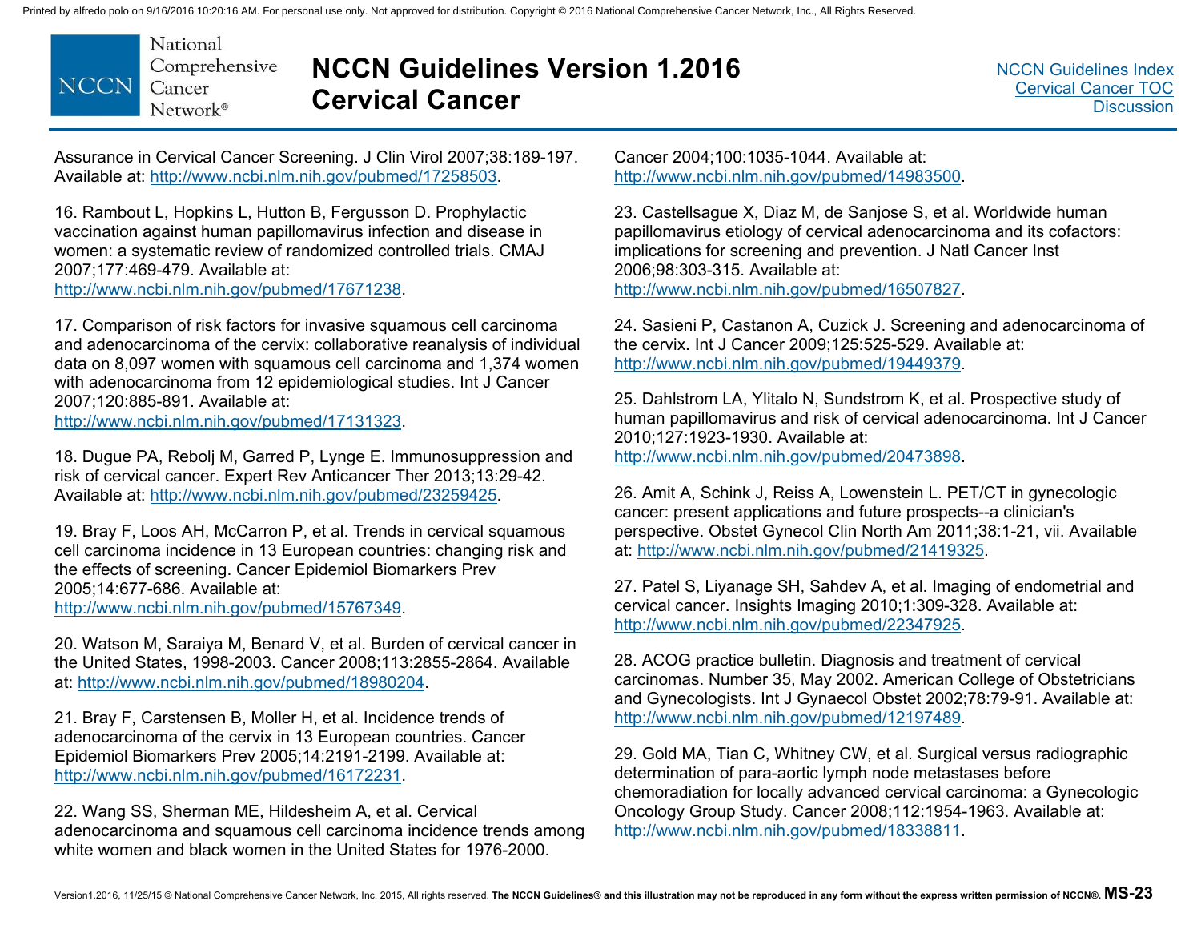Assurance in Cervical Cancer Screening. J Clin Virol 2007;38:189-197. Available at: http://www.ncbi.nlm.nih.gov/pubmed/17258503.

16. Rambout L, Hopkins L, Hutton B, Fergusson D. Prophylactic vaccination against human papillomavirus infection and disease in women: a systematic review of randomized controlled trials. CMAJ 2007;177:469-479. Available at: http://www.ncbi.nlm.nih.gov/pubmed/17671238.

17. Comparison of risk factors for invasive squamous cell carcinoma and adenocarcinoma of the cervix: collaborative reanalysis of individual data on 8,097 women with squamous cell carcinoma and 1,374 women with adenocarcinoma from 12 epidemiological studies. Int J Cancer 2007;120:885-891. Available at: http://www.ncbi.nlm.nih.gov/pubmed/17131323.

18. Dugue PA, Rebolj M, Garred P, Lynge E. Immunosuppression and risk of cervical cancer. Expert Rev Anticancer Ther 2013;13:29-42. Available at: http://www.ncbi.nlm.nih.gov/pubmed/23259425.

19. Bray F, Loos AH, McCarron P, et al. Trends in cervical squamous cell carcinoma incidence in 13 European countries: changing risk and the effects of screening. Cancer Epidemiol Biomarkers Prev 2005;14:677-686. Available at: http://www.ncbi.nlm.nih.gov/pubmed/15767349.

20. Watson M, Saraiya M, Benard V, et al. Burden of cervical cancer in the United States, 1998-2003. Cancer 2008;113:2855-2864. Available at: http://www.ncbi.nlm.nih.gov/pubmed/18980204.

21. Bray F, Carstensen B, Moller H, et al. Incidence trends of adenocarcinoma of the cervix in 13 European countries. Cancer Epidemiol Biomarkers Prev 2005;14:2191-2199. Available at: http://www.ncbi.nlm.nih.gov/pubmed/16172231.

22. Wang SS, Sherman ME, Hildesheim A, et al. Cervical adenocarcinoma and squamous cell carcinoma incidence trends among white women and black women in the United States for 1976-2000. Cancer 2004;100:1035-1044. Available at: http://www.ncbi.nlm.nih.gov/pubmed/14983500.

23. Castellsague X, Diaz M, de Sanjose S, et al. Worldwide human papillomavirus etiology of cervical adenocarcinoma and its cofactors: implications for screening and prevention. J Natl Cancer Inst 2006;98:303-315. Available at: http://www.ncbi.nlm.nih.gov/pubmed/16507827.

24. Sasieni P, Castanon A, Cuzick J. Screening and adenocarcinoma of the cervix. Int J Cancer 2009;125:525-529. Available at: http://www.ncbi.nlm.nih.gov/pubmed/19449379.

25. Dahlstrom LA, Ylitalo N, Sundstrom K, et al. Prospective study of human papillomavirus and risk of cervical adenocarcinoma. Int J Cancer 2010;127:1923-1930. Available at: http://www.ncbi.nlm.nih.gov/pubmed/20473898.

26. Amit A, Schink J, Reiss A, Lowenstein L. PET/CT in gynecologic cancer: present applications and future prospects--a clinician's perspective. Obstet Gynecol Clin North Am 2011;38:1-21, vii. Available at: http://www.ncbi.nlm.nih.gov/pubmed/21419325.

27. Patel S, Liyanage SH, Sahdev A, et al. Imaging of endometrial and cervical cancer. Insights Imaging 2010;1:309-328. Available at: http://www.ncbi.nlm.nih.gov/pubmed/22347925.

28. ACOG practice bulletin. Diagnosis and treatment of cervical carcinomas. Number 35, May 2002. American College of Obstetricians and Gynecologists. Int J Gynaecol Obstet 2002;78:79-91. Available at: http://www.ncbi.nlm.nih.gov/pubmed/12197489.

29. Gold MA, Tian C, Whitney CW, et al. Surgical versus radiographic determination of para-aortic lymph node metastases before chemoradiation for locally advanced cervical carcinoma: a Gynecologic Oncology Group Study. Cancer 2008;112:1954-1963. Available at: http://www.ncbi.nlm.nih.gov/pubmed/18338811.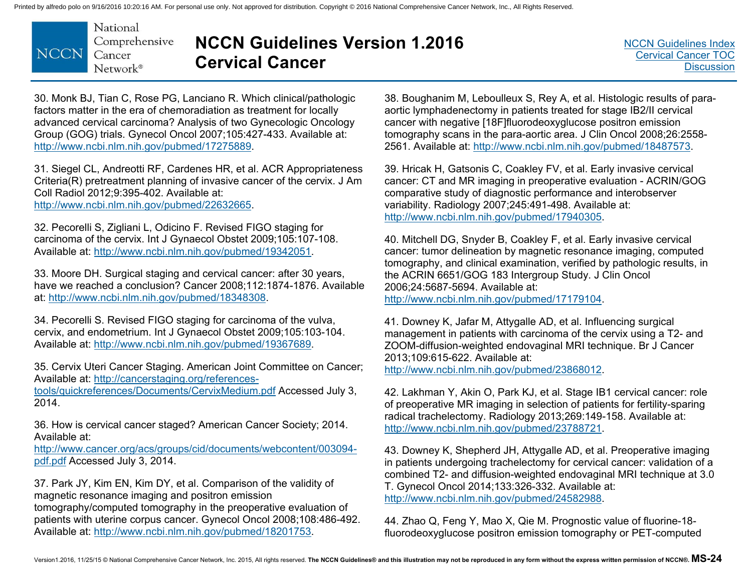30. Monk BJ, Tian C, Rose PG, Lanciano R. Which clinical/pathologic factors matter in the era of chemoradiation as treatment for locally advanced cervical carcinoma? Analysis of two Gynecologic Oncology Group (GOG) trials. Gynecol Oncol 2007;105:427-433. Available at: http://www.ncbi.nlm.nih.gov/pubmed/17275889.

31. Siegel CL, Andreotti RF, Cardenes HR, et al. ACR Appropriateness Criteria(R) pretreatment planning of invasive cancer of the cervix. J Am Coll Radiol 2012;9:395-402. Available at: http://www.ncbi.nlm.nih.gov/pubmed/22632665.

32. Pecorelli S, Zigliani L, Odicino F. Revised FIGO staging for carcinoma of the cervix. Int J Gynaecol Obstet 2009;105:107-108. Available at: http://www.ncbi.nlm.nih.gov/pubmed/19342051.

33. Moore DH. Surgical staging and cervical cancer: after 30 years, have we reached a conclusion? Cancer 2008;112:1874-1876. Available at: http://www.ncbi.nlm.nih.gov/pubmed/18348308.

34. Pecorelli S. Revised FIGO staging for carcinoma of the vulva, cervix, and endometrium. Int J Gynaecol Obstet 2009;105:103-104. Available at: http://www.ncbi.nlm.nih.gov/pubmed/19367689.

35. Cervix Uteri Cancer Staging. American Joint Committee on Cancer; Available at: http://cancerstaging.org/references-tools/quickreferences/Documents/CervixMedium.pdf Accessed July 3, 2014.

36. How is cervical cancer staged? American Cancer Society; 2014. Available at: http://www.cancer.org/acs/groups/cid/documents/webcontent/003094-pdf.pdf Accessed July 3, 2014.

37. Park JY, Kim EN, Kim DY, et al. Comparison of the validity of magnetic resonance imaging and positron emission tomography/computed tomography in the preoperative evaluation of patients with uterine corpus cancer. Gynecol Oncol 2008;108:486-492. Available at: http://www.ncbi.nlm.nih.gov/pubmed/18201753.

38. Boughanim M, Leboulleux S, Rey A, et al. Histologic results of para-aortic lymphadenectomy in patients treated for stage IB2/II cervical cancer with negative [18F]fluorodeoxyglucose positron emission tomography scans in the para-aortic area. J Clin Oncol 2008;26:2558-2561. Available at: http://www.ncbi.nlm.nih.gov/pubmed/18487573.

39. Hricak H, Gatsonis C, Coakley FV, et al. Early invasive cervical cancer: CT and MR imaging in preoperative evaluation - ACRIN/GOG comparative study of diagnostic performance and interobserver variability. Radiology 2007;245:491-498. Available at: http://www.ncbi.nlm.nih.gov/pubmed/17940305.

40. Mitchell DG, Snyder B, Coakley F, et al. Early invasive cervical cancer: tumor delineation by magnetic resonance imaging, computed tomography, and clinical examination, verified by pathologic results, in the ACRIN 6651/GOG 183 Intergroup Study. J Clin Oncol 2006;24:5687-5694. Available at: http://www.ncbi.nlm.nih.gov/pubmed/17179104.

41. Downey K, Jafar M, Attygalle AD, et al. Influencing surgical management in patients with carcinoma of the cervix using a T2- and ZOOM-diffusion-weighted endovaginal MRI technique. Br J Cancer 2013;109:615-622. Available at: http://www.ncbi.nlm.nih.gov/pubmed/23868012.

42. Lakhman Y, Akin O, Park KJ, et al. Stage IB1 cervical cancer: role of preoperative MR imaging in selection of patients for fertility-sparing radical trachelectomy. Radiology 2013;269:149-158. Available at: http://www.ncbi.nlm.nih.gov/pubmed/23788721.

43. Downey K, Shepherd JH, Attygalle AD, et al. Preoperative imaging in patients undergoing trachelectomy for cervical cancer: validation of a combined T2- and diffusion-weighted endovaginal MRI technique at 3.0 T. Gynecol Oncol 2014;133:326-332. Available at: http://www.ncbi.nlm.nih.gov/pubmed/24582988.

44. Zhao Q, Feng Y, Mao X, Qie M. Prognostic value of fluorine-18-fluorodeoxyglucose positron emission tomography or PET-computed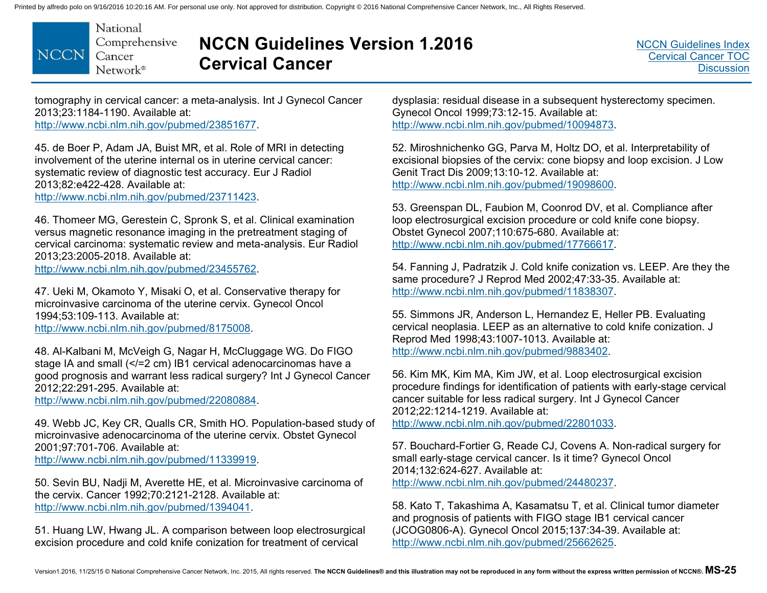tomography in cervical cancer: a meta-analysis. Int J Gynecol Cancer 2013;23:1184-1190. Available at: http://www.ncbi.nlm.nih.gov/pubmed/23851677.

45. de Boer P, Adam JA, Buist MR, et al. Role of MRI in detecting involvement of the uterine internal os in uterine cervical cancer: systematic review of diagnostic test accuracy. Eur J Radiol 2013;82:e422-428. Available at: http://www.ncbi.nlm.nih.gov/pubmed/23711423.

46. Thomeer MG, Gerestein C, Spronk S, et al. Clinical examination versus magnetic resonance imaging in the pretreatment staging of cervical carcinoma: systematic review and meta-analysis. Eur Radiol 2013;23:2005-2018. Available at: http://www.ncbi.nlm.nih.gov/pubmed/23455762.

47. Ueki M, Okamoto Y, Misaki O, et al. Conservative therapy for microinvasive carcinoma of the uterine cervix. Gynecol Oncol 1994;53:109-113. Available at: http://www.ncbi.nlm.nih.gov/pubmed/8175008.

48. Al-Kalbani M, McVeigh G, Nagar H, McCluggage WG. Do FIGO stage IA and small (</=2 cm) IB1 cervical adenocarcinomas have a good prognosis and warrant less radical surgery? Int J Gynecol Cancer 2012;22:291-295. Available at: http://www.ncbi.nlm.nih.gov/pubmed/22080884.

49. Webb JC, Key CR, Qualls CR, Smith HO. Population-based study of microinvasive adenocarcinoma of the uterine cervix. Obstet Gynecol 2001;97:701-706. Available at: http://www.ncbi.nlm.nih.gov/pubmed/11339919.

50. Sevin BU, Nadji M, Averette HE, et al. Microinvasive carcinoma of the cervix. Cancer 1992;70:2121-2128. Available at: http://www.ncbi.nlm.nih.gov/pubmed/1394041.

51. Huang LW, Hwang JL. A comparison between loop electrosurgical excision procedure and cold knife conization for treatment of cervical dysplasia: residual disease in a subsequent hysterectomy specimen. Gynecol Oncol 1999;73:12-15. Available at: http://www.ncbi.nlm.nih.gov/pubmed/10094873.

52. Miroshnichenko GG, Parva M, Holtz DO, et al. Interpretability of excisional biopsies of the cervix: cone biopsy and loop excision. J Low Genit Tract Dis 2009;13:10-12. Available at: http://www.ncbi.nlm.nih.gov/pubmed/19098600.

53. Greenspan DL, Faubion M, Coonrod DV, et al. Compliance after loop electrosurgical excision procedure or cold knife cone biopsy. Obstet Gynecol 2007;110:675-680. Available at: http://www.ncbi.nlm.nih.gov/pubmed/17766617.

54. Fanning J, Padratzik J. Cold knife conization vs. LEEP. Are they the same procedure? J Reprod Med 2002;47:33-35. Available at: http://www.ncbi.nlm.nih.gov/pubmed/11838307.

55. Simmons JR, Anderson L, Hernandez E, Heller PB. Evaluating cervical neoplasia. LEEP as an alternative to cold knife conization. J Reprod Med 1998;43:1007-1013. Available at: http://www.ncbi.nlm.nih.gov/pubmed/9883402.

56. Kim MK, Kim MA, Kim JW, et al. Loop electrosurgical excision procedure findings for identification of patients with early-stage cervical cancer suitable for less radical surgery. Int J Gynecol Cancer 2012;22:1214-1219. Available at: http://www.ncbi.nlm.nih.gov/pubmed/22801033.

57. Bouchard-Fortier G, Reade CJ, Covens A. Non-radical surgery for small early-stage cervical cancer. Is it time? Gynecol Oncol 2014;132:624-627. Available at: http://www.ncbi.nlm.nih.gov/pubmed/24480237.

58. Kato T, Takashima A, Kasamatsu T, et al. Clinical tumor diameter and prognosis of patients with FIGO stage IB1 cervical cancer (JCOG0806-A). Gynecol Oncol 2015;137:34-39. Available at: http://www.ncbi.nlm.nih.gov/pubmed/25662625.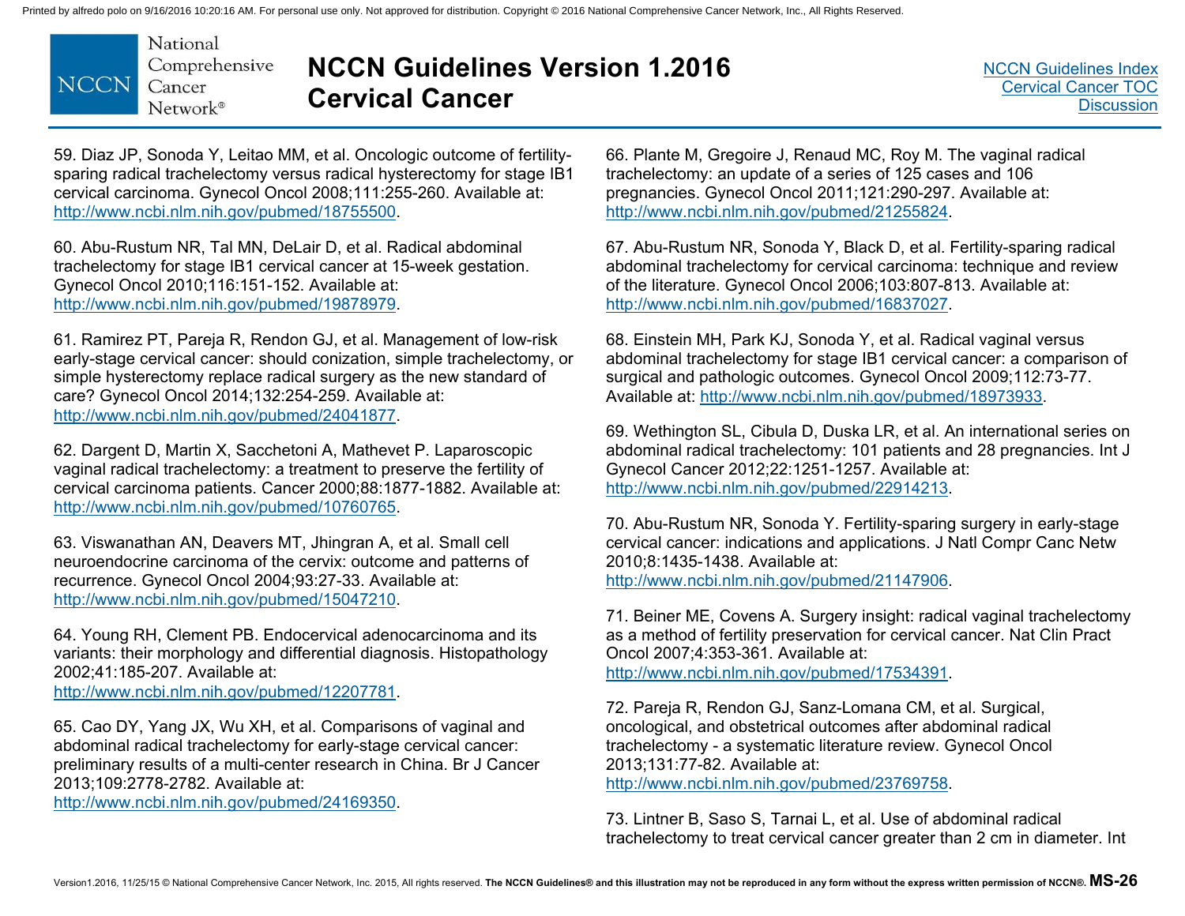59. Diaz JP, Sonoda Y, Leitao MM, et al. Oncologic outcome of fertility-sparing radical trachelectomy versus radical hysterectomy for stage IB1 cervical carcinoma. Gynecol Oncol 2008;111:255-260. Available at: http://www.ncbi.nlm.nih.gov/pubmed/18755500.

60. Abu-Rustum NR, Tal MN, DeLair D, et al. Radical abdominal trachelectomy for stage IB1 cervical cancer at 15-week gestation. Gynecol Oncol 2010;116:151-152. Available at: http://www.ncbi.nlm.nih.gov/pubmed/19878979.

61. Ramirez PT, Pareja R, Rendon GJ, et al. Management of low-risk early-stage cervical cancer: should conization, simple trachelectomy, or simple hysterectomy replace radical surgery as the new standard of care? Gynecol Oncol 2014;132:254-259. Available at: http://www.ncbi.nlm.nih.gov/pubmed/24041877.

62. Dargent D, Martin X, Sacchetoni A, Mathevet P. Laparoscopic vaginal radical trachelectomy: a treatment to preserve the fertility of cervical carcinoma patients. Cancer 2000;88:1877-1882. Available at: http://www.ncbi.nlm.nih.gov/pubmed/10760765.

63. Viswanathan AN, Deavers MT, Jhingran A, et al. Small cell neuroendocrine carcinoma of the cervix: outcome and patterns of recurrence. Gynecol Oncol 2004;93:27-33. Available at: http://www.ncbi.nlm.nih.gov/pubmed/15047210.

64. Young RH, Clement PB. Endocervical adenocarcinoma and its variants: their morphology and differential diagnosis. Histopathology 2002;41:185-207. Available at: http://www.ncbi.nlm.nih.gov/pubmed/12207781.

65. Cao DY, Yang JX, Wu XH, et al. Comparisons of vaginal and abdominal radical trachelectomy for early-stage cervical cancer: preliminary results of a multi-center research in China. Br J Cancer 2013;109:2778-2782. Available at: http://www.ncbi.nlm.nih.gov/pubmed/24169350.

66. Plante M, Gregoire J, Renaud MC, Roy M. The vaginal radical trachelectomy: an update of a series of 125 cases and 106 pregnancies. Gynecol Oncol 2011;121:290-297. Available at: http://www.ncbi.nlm.nih.gov/pubmed/21255824.

67. Abu-Rustum NR, Sonoda Y, Black D, et al. Fertility-sparing radical abdominal trachelectomy for cervical carcinoma: technique and review of the literature. Gynecol Oncol 2006;103:807-813. Available at: http://www.ncbi.nlm.nih.gov/pubmed/16837027.

68. Einstein MH, Park KJ, Sonoda Y, et al. Radical vaginal versus abdominal trachelectomy for stage IB1 cervical cancer: a comparison of surgical and pathologic outcomes. Gynecol Oncol 2009;112:73-77. Available at: http://www.ncbi.nlm.nih.gov/pubmed/18973933.

69. Wethington SL, Cibula D, Duska LR, et al. An international series on abdominal radical trachelectomy: 101 patients and 28 pregnancies. Int J Gynecol Cancer 2012;22:1251-1257. Available at: http://www.ncbi.nlm.nih.gov/pubmed/22914213.

70. Abu-Rustum NR, Sonoda Y. Fertility-sparing surgery in early-stage cervical cancer: indications and applications. J Natl Compr Canc Netw 2010;8:1435-1438. Available at: http://www.ncbi.nlm.nih.gov/pubmed/21147906.

71. Beiner ME, Covens A. Surgery insight: radical vaginal trachelectomy as a method of fertility preservation for cervical cancer. Nat Clin Pract Oncol 2007;4:353-361. Available at: http://www.ncbi.nlm.nih.gov/pubmed/17534391.

72. Pareja R, Rendon GJ, Sanz-Lomana CM, et al. Surgical, oncological, and obstetrical outcomes after abdominal radical trachelectomy - a systematic literature review. Gynecol Oncol 2013;131:77-82. Available at: http://www.ncbi.nlm.nih.gov/pubmed/23769758.

73. Lintner B, Saso S, Tarnai L, et al. Use of abdominal radical trachelectomy to treat cervical cancer greater than 2 cm in diameter. Int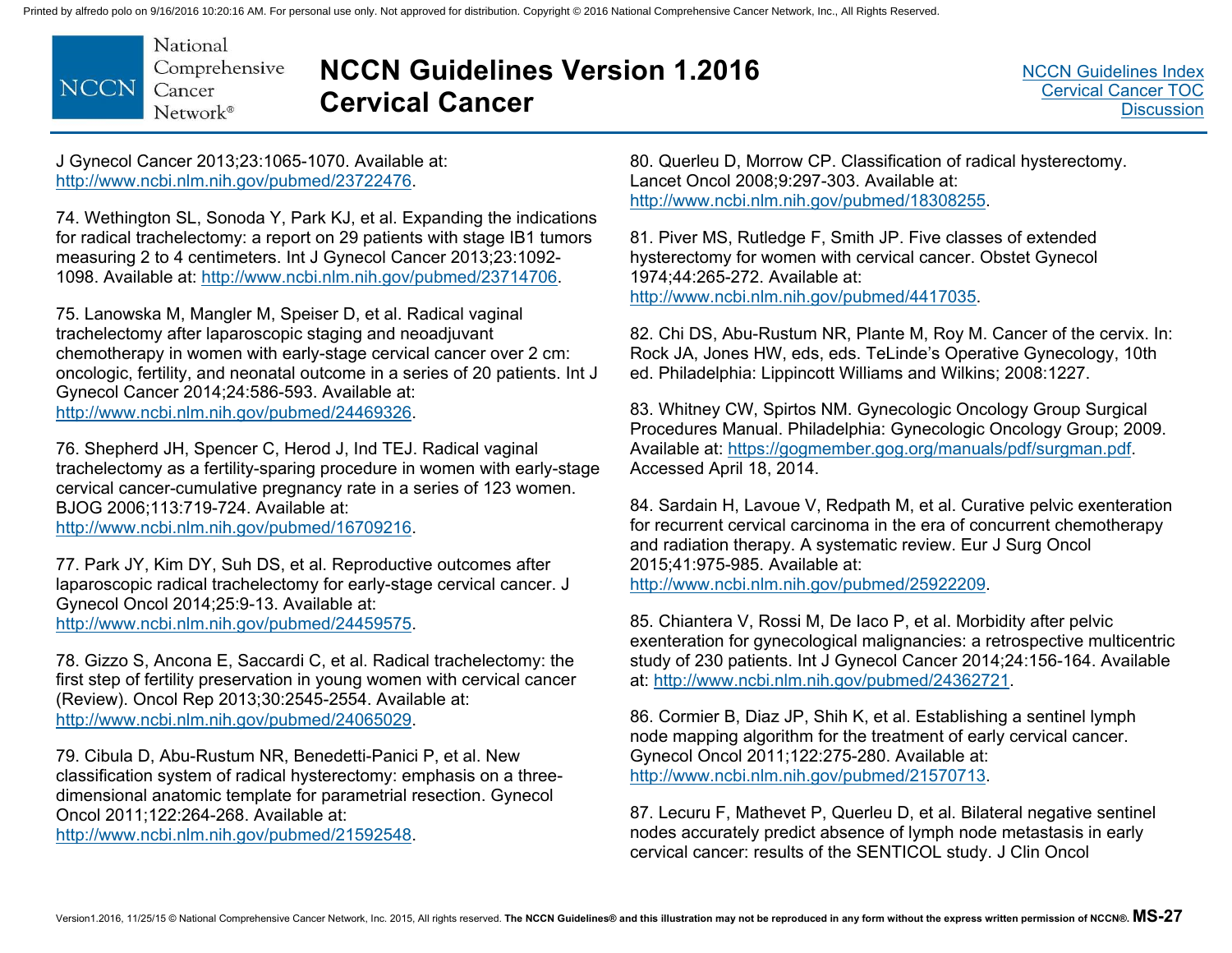J Gynecol Cancer 2013;23:1065-1070. Available at: http://www.ncbi.nlm.nih.gov/pubmed/23722476.

74. Wethington SL, Sonoda Y, Park KJ, et al. Expanding the indications for radical trachelectomy: a report on 29 patients with stage IB1 tumors measuring 2 to 4 centimeters. Int J Gynecol Cancer 2013;23:1092-1098. Available at: http://www.ncbi.nlm.nih.gov/pubmed/23714706.

75. Lanowska M, Mangler M, Speiser D, et al. Radical vaginal trachelectomy after laparoscopic staging and neoadjuvant chemotherapy in women with early-stage cervical cancer over 2 cm: oncologic, fertility, and neonatal outcome in a series of 20 patients. Int J Gynecol Cancer 2014;24:586-593. Available at: http://www.ncbi.nlm.nih.gov/pubmed/24469326.

76. Shepherd JH, Spencer C, Herod J, Ind TEJ. Radical vaginal trachelectomy as a fertility-sparing procedure in women with early-stage cervical cancer-cumulative pregnancy rate in a series of 123 women. BJOG 2006;113:719-724. Available at: http://www.ncbi.nlm.nih.gov/pubmed/16709216.

77. Park JY, Kim DY, Suh DS, et al. Reproductive outcomes after laparoscopic radical trachelectomy for early-stage cervical cancer. J Gynecol Oncol 2014;25:9-13. Available at: http://www.ncbi.nlm.nih.gov/pubmed/24459575.

78. Gizzo S, Ancona E, Saccardi C, et al. Radical trachelectomy: the first step of fertility preservation in young women with cervical cancer (Review). Oncol Rep 2013;30:2545-2554. Available at: http://www.ncbi.nlm.nih.gov/pubmed/24065029.

79. Cibula D, Abu-Rustum NR, Benedetti-Panici P, et al. New classification system of radical hysterectomy: emphasis on a three-dimensional anatomic template for parametrial resection. Gynecol Oncol 2011;122:264-268. Available at: http://www.ncbi.nlm.nih.gov/pubmed/21592548.

80. Querleu D, Morrow CP. Classification of radical hysterectomy. Lancet Oncol 2008;9:297-303. Available at: http://www.ncbi.nlm.nih.gov/pubmed/18308255.

81. Piver MS, Rutledge F, Smith JP. Five classes of extended hysterectomy for women with cervical cancer. Obstet Gynecol 1974;44:265-272. Available at: http://www.ncbi.nlm.nih.gov/pubmed/4417035.

82. Chi DS, Abu-Rustum NR, Plante M, Roy M. Cancer of the cervix. In: Rock JA, Jones HW, eds, eds. TeLinde's Operative Gynecology, 10th ed. Philadelphia: Lippincott Williams and Wilkins; 2008:1227.

83. Whitney CW, Spirtos NM. Gynecologic Oncology Group Surgical Procedures Manual. Philadelphia: Gynecologic Oncology Group; 2009. Available at: https://gogmember.gog.org/manuals/pdf/surgman.pdf. Accessed April 18, 2014.

84. Sardain H, Lavoue V, Redpath M, et al. Curative pelvic exenteration for recurrent cervical carcinoma in the era of concurrent chemotherapy and radiation therapy. A systematic review. Eur J Surg Oncol 2015;41:975-985. Available at: http://www.ncbi.nlm.nih.gov/pubmed/25922209.

85. Chiantera V, Rossi M, De Iaco P, et al. Morbidity after pelvic exenteration for gynecological malignancies: a retrospective multicentric study of 230 patients. Int J Gynecol Cancer 2014;24:156-164. Available at: http://www.ncbi.nlm.nih.gov/pubmed/24362721.

86. Cormier B, Diaz JP, Shih K, et al. Establishing a sentinel lymph node mapping algorithm for the treatment of early cervical cancer. Gynecol Oncol 2011;122:275-280. Available at: http://www.ncbi.nlm.nih.gov/pubmed/21570713.

87. Lecuru F, Mathevet P, Querleu D, et al. Bilateral negative sentinel nodes accurately predict absence of lymph node metastasis in early cervical cancer: results of the SENTICOL study. J Clin Oncol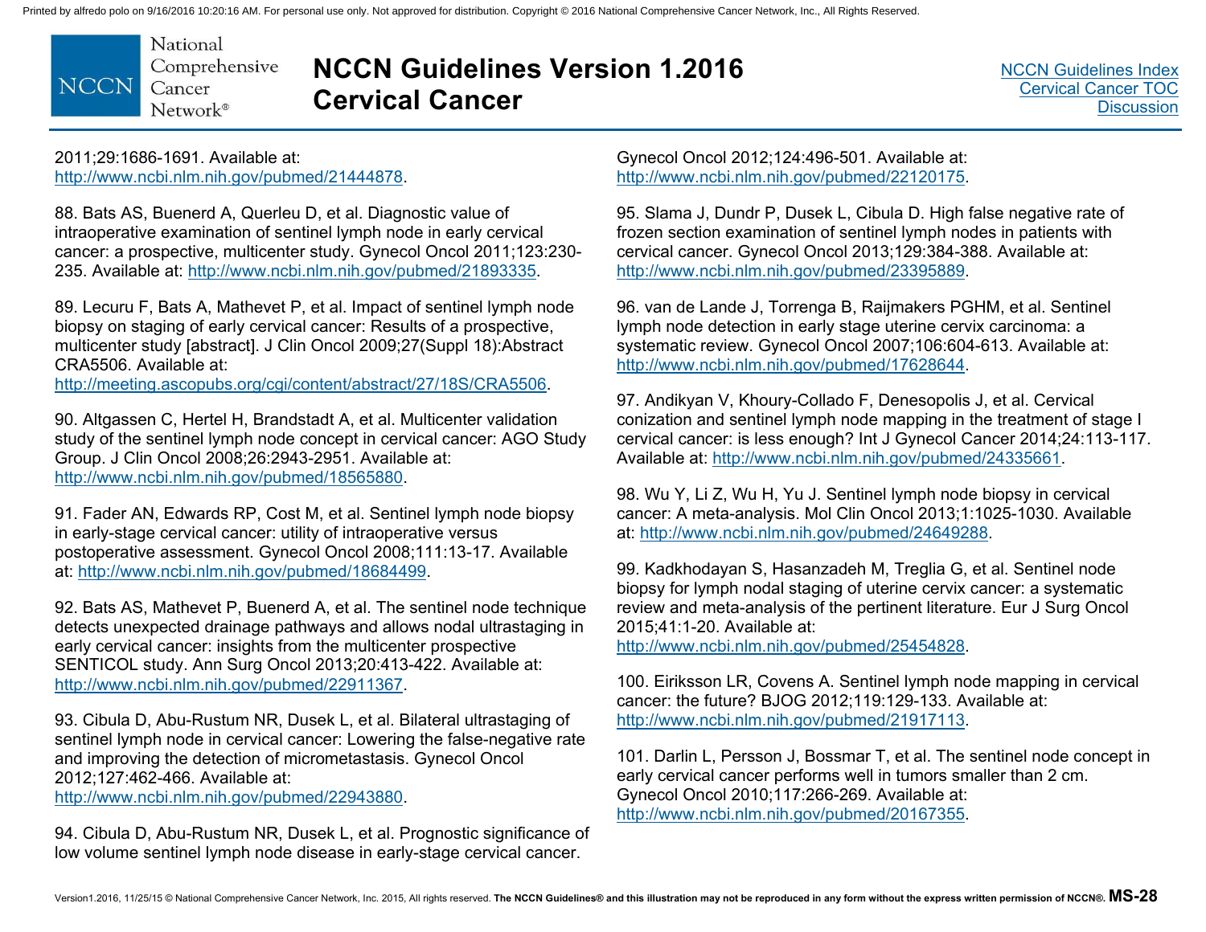2011;29:1686-1691. Available at: http://www.ncbi.nlm.nih.gov/pubmed/21444878.

88. Bats AS, Buenerd A, Querleu D, et al. Diagnostic value of intraoperative examination of sentinel lymph node in early cervical cancer: a prospective, multicenter study. Gynecol Oncol 2011;123:230-235. Available at: http://www.ncbi.nlm.nih.gov/pubmed/21893335.

89. Lecuru F, Bats A, Mathevet P, et al. Impact of sentinel lymph node biopsy on staging of early cervical cancer: Results of a prospective, multicenter study [abstract]. J Clin Oncol 2009;27(Suppl 18):Abstract CRA5506. Available at: http://meeting.ascopubs.org/cgi/content/abstract/27/18S/CRA5506.

90. Altgassen C, Hertel H, Brandstadt A, et al. Multicenter validation study of the sentinel lymph node concept in cervical cancer: AGO Study Group. J Clin Oncol 2008;26:2943-2951. Available at: http://www.ncbi.nlm.nih.gov/pubmed/18565880.

91. Fader AN, Edwards RP, Cost M, et al. Sentinel lymph node biopsy in early-stage cervical cancer: utility of intraoperative versus postoperative assessment. Gynecol Oncol 2008;111:13-17. Available at: http://www.ncbi.nlm.nih.gov/pubmed/18684499.

92. Bats AS, Mathevet P, Buenerd A, et al. The sentinel node technique detects unexpected drainage pathways and allows nodal ultrastaging in early cervical cancer: insights from the multicenter prospective SENTICOL study. Ann Surg Oncol 2013;20:413-422. Available at: http://www.ncbi.nlm.nih.gov/pubmed/22911367.

93. Cibula D, Abu-Rustum NR, Dusek L, et al. Bilateral ultrastaging of sentinel lymph node in cervical cancer: Lowering the false-negative rate and improving the detection of micrometastasis. Gynecol Oncol 2012;127:462-466. Available at: http://www.ncbi.nlm.nih.gov/pubmed/22943880.

94. Cibula D, Abu-Rustum NR, Dusek L, et al. Prognostic significance of low volume sentinel lymph node disease in early-stage cervical cancer. Gynecol Oncol 2012;124:496-501. Available at: http://www.ncbi.nlm.nih.gov/pubmed/22120175.

95. Slama J, Dundr P, Dusek L, Cibula D. High false negative rate of frozen section examination of sentinel lymph nodes in patients with cervical cancer. Gynecol Oncol 2013;129:384-388. Available at: http://www.ncbi.nlm.nih.gov/pubmed/23395889.

96. van de Lande J, Torrenga B, Raijmakers PGHM, et al. Sentinel lymph node detection in early stage uterine cervix carcinoma: a systematic review. Gynecol Oncol 2007;106:604-613. Available at: http://www.ncbi.nlm.nih.gov/pubmed/17628644.

97. Andikyan V, Khoury-Collado F, Denesopolis J, et al. Cervical conization and sentinel lymph node mapping in the treatment of stage I cervical cancer: is less enough? Int J Gynecol Cancer 2014;24:113-117. Available at: http://www.ncbi.nlm.nih.gov/pubmed/24335661.

98. Wu Y, Li Z, Wu H, Yu J. Sentinel lymph node biopsy in cervical cancer: A meta-analysis. Mol Clin Oncol 2013;1:1025-1030. Available at: http://www.ncbi.nlm.nih.gov/pubmed/24649288.

99. Kadkhodayan S, Hasanzadeh M, Treglia G, et al. Sentinel node biopsy for lymph nodal staging of uterine cervix cancer: a systematic review and meta-analysis of the pertinent literature. Eur J Surg Oncol 2015;41:1-20. Available at: http://www.ncbi.nlm.nih.gov/pubmed/25454828.

100. Eiriksson LR, Covens A. Sentinel lymph node mapping in cervical cancer: the future? BJOG 2012;119:129-133. Available at: http://www.ncbi.nlm.nih.gov/pubmed/21917113.

101. Darlin L, Persson J, Bossmar T, et al. The sentinel node concept in early cervical cancer performs well in tumors smaller than 2 cm. Gynecol Oncol 2010;117:266-269. Available at: http://www.ncbi.nlm.nih.gov/pubmed/20167355.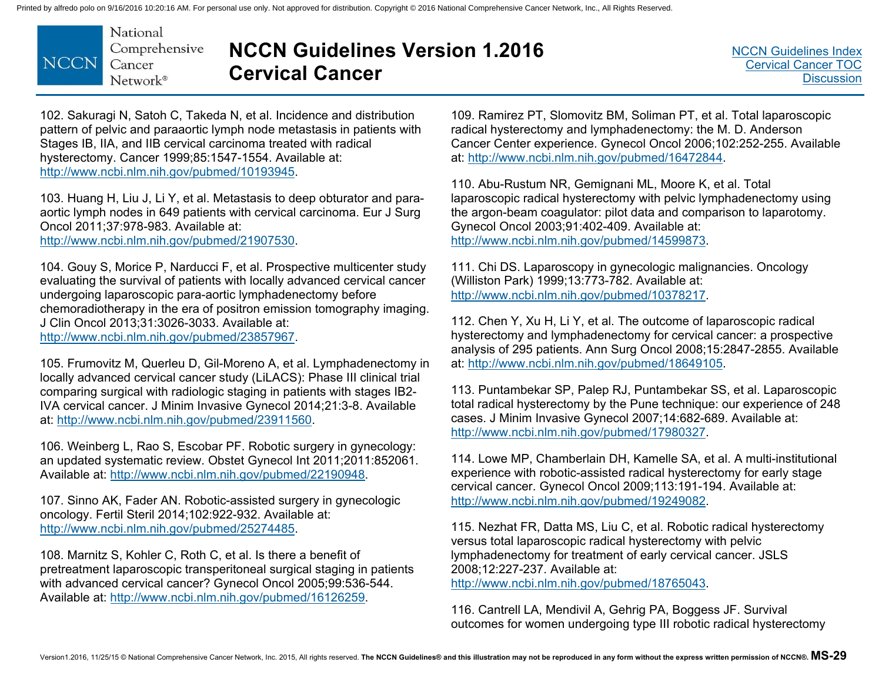102. Sakuragi N, Satoh C, Takeda N, et al. Incidence and distribution pattern of pelvic and paraaortic lymph node metastasis in patients with Stages IB, IIA, and IIB cervical carcinoma treated with radical hysterectomy. Cancer 1999;85:1547-1554. Available at: http://www.ncbi.nlm.nih.gov/pubmed/10193945.

103. Huang H, Liu J, Li Y, et al. Metastasis to deep obturator and para-aortic lymph nodes in 649 patients with cervical carcinoma. Eur J Surg Oncol 2011;37:978-983. Available at: http://www.ncbi.nlm.nih.gov/pubmed/21907530.

104. Gouy S, Morice P, Narducci F, et al. Prospective multicenter study evaluating the survival of patients with locally advanced cervical cancer undergoing laparoscopic para-aortic lymphadenectomy before chemoradiotherapy in the era of positron emission tomography imaging. J Clin Oncol 2013;31:3026-3033. Available at: http://www.ncbi.nlm.nih.gov/pubmed/23857967.

105. Frumovitz M, Querleu D, Gil-Moreno A, et al. Lymphadenectomy in locally advanced cervical cancer study (LiLACS): Phase III clinical trial comparing surgical with radiologic staging in patients with stages IB2-IVA cervical cancer. J Minim Invasive Gynecol 2014;21:3-8. Available at: http://www.ncbi.nlm.nih.gov/pubmed/23911560.

106. Weinberg L, Rao S, Escobar PF. Robotic surgery in gynecology: an updated systematic review. Obstet Gynecol Int 2011;2011:852061. Available at: http://www.ncbi.nlm.nih.gov/pubmed/22190948.

107. Sinno AK, Fader AN. Robotic-assisted surgery in gynecologic oncology. Fertil Steril 2014;102:922-932. Available at: http://www.ncbi.nlm.nih.gov/pubmed/25274485.

108. Marnitz S, Kohler C, Roth C, et al. Is there a benefit of pretreatment laparoscopic transperitoneal surgical staging in patients with advanced cervical cancer? Gynecol Oncol 2005;99:536-544. Available at: http://www.ncbi.nlm.nih.gov/pubmed/16126259.

109. Ramirez PT, Slomovitz BM, Soliman PT, et al. Total laparoscopic radical hysterectomy and lymphadenectomy: the M. D. Anderson Cancer Center experience. Gynecol Oncol 2006;102:252-255. Available at: http://www.ncbi.nlm.nih.gov/pubmed/16472844.

110. Abu-Rustum NR, Gemignani ML, Moore K, et al. Total laparoscopic radical hysterectomy with pelvic lymphadenectomy using the argon-beam coagulator: pilot data and comparison to laparotomy. Gynecol Oncol 2003;91:402-409. Available at: http://www.ncbi.nlm.nih.gov/pubmed/14599873.

111. Chi DS. Laparoscopy in gynecologic malignancies. Oncology (Williston Park) 1999;13:773-782. Available at: http://www.ncbi.nlm.nih.gov/pubmed/10378217.

112. Chen Y, Xu H, Li Y, et al. The outcome of laparoscopic radical hysterectomy and lymphadenectomy for cervical cancer: a prospective analysis of 295 patients. Ann Surg Oncol 2008;15:2847-2855. Available at: http://www.ncbi.nlm.nih.gov/pubmed/18649105.

113. Puntambekar SP, Palep RJ, Puntambekar SS, et al. Laparoscopic total radical hysterectomy by the Pune technique: our experience of 248 cases. J Minim Invasive Gynecol 2007;14:682-689. Available at: http://www.ncbi.nlm.nih.gov/pubmed/17980327.

114. Lowe MP, Chamberlain DH, Kamelle SA, et al. A multi-institutional experience with robotic-assisted radical hysterectomy for early stage cervical cancer. Gynecol Oncol 2009;113:191-194. Available at: http://www.ncbi.nlm.nih.gov/pubmed/19249082.

115. Nezhat FR, Datta MS, Liu C, et al. Robotic radical hysterectomy versus total laparoscopic radical hysterectomy with pelvic lymphadenectomy for treatment of early cervical cancer. JSLS 2008;12:227-237. Available at: http://www.ncbi.nlm.nih.gov/pubmed/18765043.

116. Cantrell LA, Mendivil A, Gehrig PA, Boggess JF. Survival outcomes for women undergoing type III robotic radical hysterectomy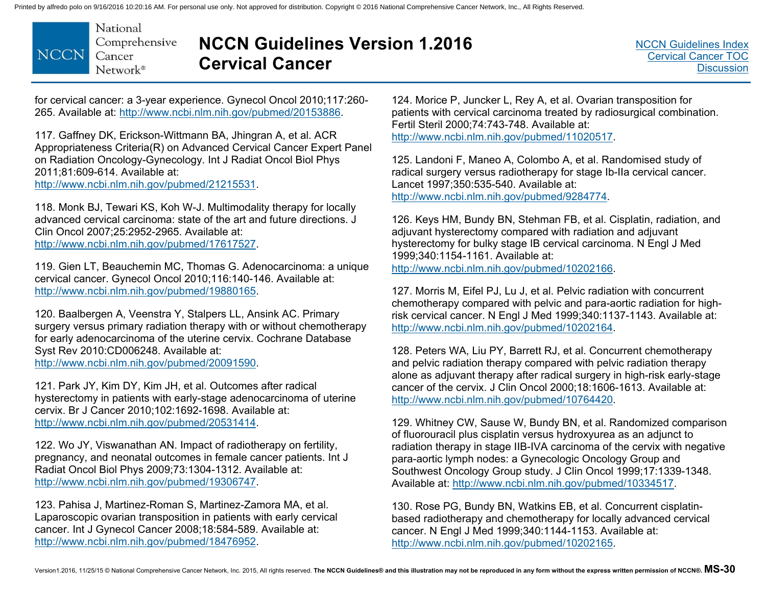for cervical cancer: a 3-year experience. Gynecol Oncol 2010;117:260-265. Available at: http://www.ncbi.nlm.nih.gov/pubmed/20153886.

117. Gaffney DK, Erickson-Wittmann BA, Jhingran A, et al. ACR Appropriateness Criteria(R) on Advanced Cervical Cancer Expert Panel on Radiation Oncology-Gynecology. Int J Radiat Oncol Biol Phys 2011;81:609-614. Available at: http://www.ncbi.nlm.nih.gov/pubmed/21215531.

118. Monk BJ, Tewari KS, Koh W-J. Multimodality therapy for locally advanced cervical carcinoma: state of the art and future directions. J Clin Oncol 2007;25:2952-2965. Available at: http://www.ncbi.nlm.nih.gov/pubmed/17617527.

119. Gien LT, Beauchemin MC, Thomas G. Adenocarcinoma: a unique cervical cancer. Gynecol Oncol 2010;116:140-146. Available at: http://www.ncbi.nlm.nih.gov/pubmed/19880165.

120. Baalbergen A, Veenstra Y, Stalpers LL, Ansink AC. Primary surgery versus primary radiation therapy with or without chemotherapy for early adenocarcinoma of the uterine cervix. Cochrane Database Syst Rev 2010:CD006248. Available at: http://www.ncbi.nlm.nih.gov/pubmed/20091590.

121. Park JY, Kim DY, Kim JH, et al. Outcomes after radical hysterectomy in patients with early-stage adenocarcinoma of uterine cervix. Br J Cancer 2010;102:1692-1698. Available at: http://www.ncbi.nlm.nih.gov/pubmed/20531414.

122. Wo JY, Viswanathan AN. Impact of radiotherapy on fertility, pregnancy, and neonatal outcomes in female cancer patients. Int J Radiat Oncol Biol Phys 2009;73:1304-1312. Available at: http://www.ncbi.nlm.nih.gov/pubmed/19306747.

123. Pahisa J, Martinez-Roman S, Martinez-Zamora MA, et al. Laparoscopic ovarian transposition in patients with early cervical cancer. Int J Gynecol Cancer 2008;18:584-589. Available at: http://www.ncbi.nlm.nih.gov/pubmed/18476952.

124. Morice P, Juncker L, Rey A, et al. Ovarian transposition for patients with cervical carcinoma treated by radiosurgical combination. Fertil Steril 2000;74:743-748. Available at: http://www.ncbi.nlm.nih.gov/pubmed/11020517.

125. Landoni F, Maneo A, Colombo A, et al. Randomised study of radical surgery versus radiotherapy for stage Ib-IIa cervical cancer. Lancet 1997;350:535-540. Available at: http://www.ncbi.nlm.nih.gov/pubmed/9284774.

126. Keys HM, Bundy BN, Stehman FB, et al. Cisplatin, radiation, and adjuvant hysterectomy compared with radiation and adjuvant hysterectomy for bulky stage IB cervical carcinoma. N Engl J Med 1999;340:1154-1161. Available at: http://www.ncbi.nlm.nih.gov/pubmed/10202166.

127. Morris M, Eifel PJ, Lu J, et al. Pelvic radiation with concurrent chemotherapy compared with pelvic and para-aortic radiation for high-risk cervical cancer. N Engl J Med 1999;340:1137-1143. Available at: http://www.ncbi.nlm.nih.gov/pubmed/10202164.

128. Peters WA, Liu PY, Barrett RJ, et al. Concurrent chemotherapy and pelvic radiation therapy compared with pelvic radiation therapy alone as adjuvant therapy after radical surgery in high-risk early-stage cancer of the cervix. J Clin Oncol 2000;18:1606-1613. Available at: http://www.ncbi.nlm.nih.gov/pubmed/10764420.

129. Whitney CW, Sause W, Bundy BN, et al. Randomized comparison of fluorouracil plus cisplatin versus hydroxyurea as an adjunct to radiation therapy in stage IIB-IVA carcinoma of the cervix with negative para-aortic lymph nodes: a Gynecologic Oncology Group and Southwest Oncology Group study. J Clin Oncol 1999;17:1339-1348. Available at: http://www.ncbi.nlm.nih.gov/pubmed/10334517.

130. Rose PG, Bundy BN, Watkins EB, et al. Concurrent cisplatin-based radiotherapy and chemotherapy for locally advanced cervical cancer. N Engl J Med 1999;340:1144-1153. Available at: http://www.ncbi.nlm.nih.gov/pubmed/10202165.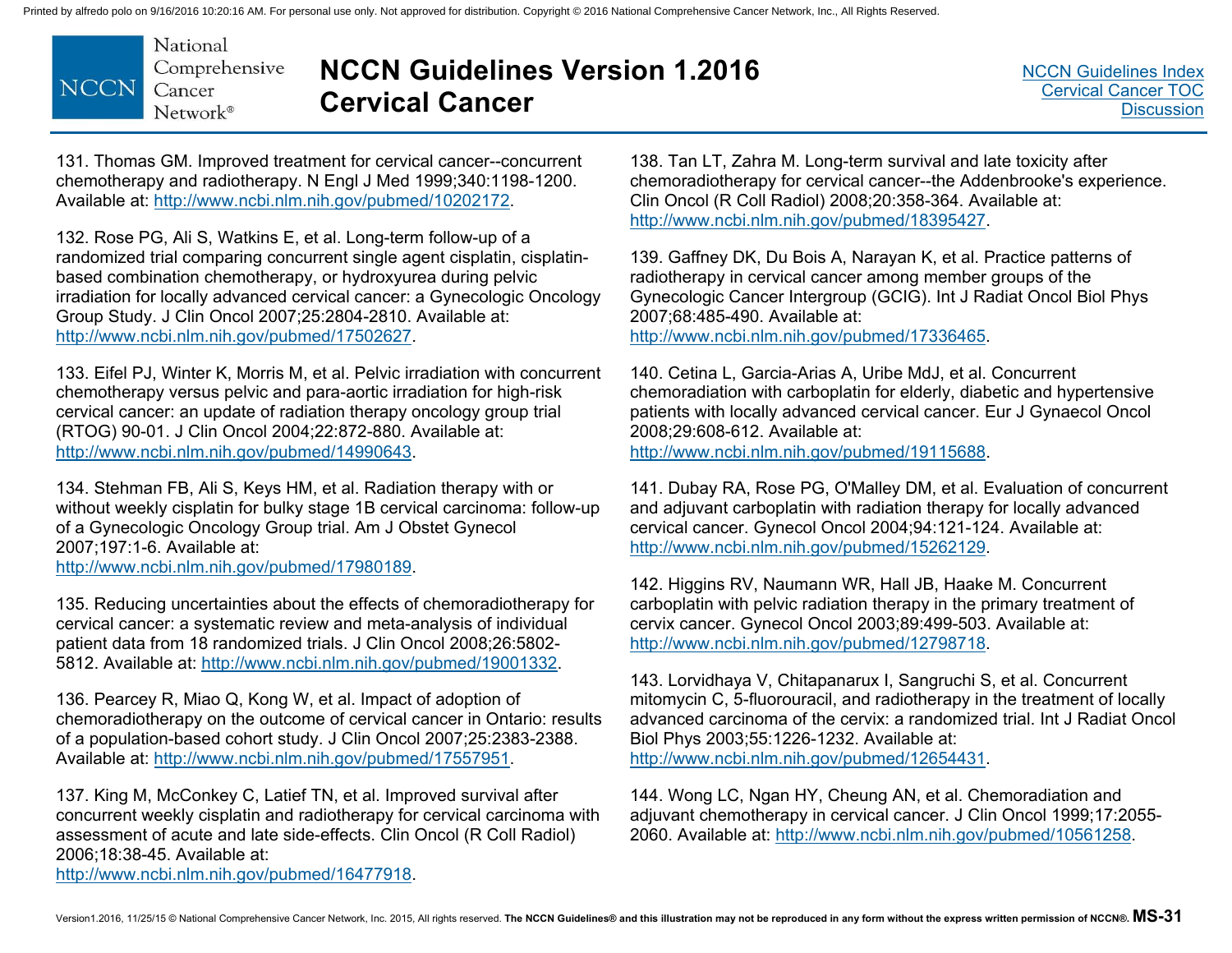131. Thomas GM. Improved treatment for cervical cancer--concurrent chemotherapy and radiotherapy. N Engl J Med 1999;340:1198-1200. Available at: http://www.ncbi.nlm.nih.gov/pubmed/10202172.

132. Rose PG, Ali S, Watkins E, et al. Long-term follow-up of a randomized trial comparing concurrent single agent cisplatin, cisplatin-based combination chemotherapy, or hydroxyurea during pelvic irradiation for locally advanced cervical cancer: a Gynecologic Oncology Group Study. J Clin Oncol 2007;25:2804-2810. Available at: http://www.ncbi.nlm.nih.gov/pubmed/17502627.

133. Eifel PJ, Winter K, Morris M, et al. Pelvic irradiation with concurrent chemotherapy versus pelvic and para-aortic irradiation for high-risk cervical cancer: an update of radiation therapy oncology group trial (RTOG) 90-01. J Clin Oncol 2004;22:872-880. Available at: http://www.ncbi.nlm.nih.gov/pubmed/14990643.

134. Stehman FB, Ali S, Keys HM, et al. Radiation therapy with or without weekly cisplatin for bulky stage 1B cervical carcinoma: follow-up of a Gynecologic Oncology Group trial. Am J Obstet Gynecol 2007;197:1-6. Available at: http://www.ncbi.nlm.nih.gov/pubmed/17980189.

135. Reducing uncertainties about the effects of chemoradiotherapy for cervical cancer: a systematic review and meta-analysis of individual patient data from 18 randomized trials. J Clin Oncol 2008;26:5802-5812. Available at: http://www.ncbi.nlm.nih.gov/pubmed/19001332.

136. Pearcey R, Miao Q, Kong W, et al. Impact of adoption of chemoradiotherapy on the outcome of cervical cancer in Ontario: results of a population-based cohort study. J Clin Oncol 2007;25:2383-2388. Available at: http://www.ncbi.nlm.nih.gov/pubmed/17557951.

137. King M, McConkey C, Latief TN, et al. Improved survival after concurrent weekly cisplatin and radiotherapy for cervical carcinoma with assessment of acute and late side-effects. Clin Oncol (R Coll Radiol) 2006;18:38-45. Available at: http://www.ncbi.nlm.nih.gov/pubmed/16477918.

138. Tan LT, Zahra M. Long-term survival and late toxicity after chemoradiotherapy for cervical cancer--the Addenbrooke's experience. Clin Oncol (R Coll Radiol) 2008;20:358-364. Available at: http://www.ncbi.nlm.nih.gov/pubmed/18395427.

139. Gaffney DK, Du Bois A, Narayan K, et al. Practice patterns of radiotherapy in cervical cancer among member groups of the Gynecologic Cancer Intergroup (GCIG). Int J Radiat Oncol Biol Phys 2007;68:485-490. Available at: http://www.ncbi.nlm.nih.gov/pubmed/17336465.

140. Cetina L, Garcia-Arias A, Uribe MdJ, et al. Concurrent chemoradiation with carboplatin for elderly, diabetic and hypertensive patients with locally advanced cervical cancer. Eur J Gynaecol Oncol 2008;29:608-612. Available at: http://www.ncbi.nlm.nih.gov/pubmed/19115688.

141. Dubay RA, Rose PG, O'Malley DM, et al. Evaluation of concurrent and adjuvant carboplatin with radiation therapy for locally advanced cervical cancer. Gynecol Oncol 2004;94:121-124. Available at: http://www.ncbi.nlm.nih.gov/pubmed/15262129.

142. Higgins RV, Naumann WR, Hall JB, Haake M. Concurrent carboplatin with pelvic radiation therapy in the primary treatment of cervix cancer. Gynecol Oncol 2003;89:499-503. Available at: http://www.ncbi.nlm.nih.gov/pubmed/12798718.

143. Lorvidhaya V, Chitapanarux I, Sangruchi S, et al. Concurrent mitomycin C, 5-fluorouracil, and radiotherapy in the treatment of locally advanced carcinoma of the cervix: a randomized trial. Int J Radiat Oncol Biol Phys 2003;55:1226-1232. Available at: http://www.ncbi.nlm.nih.gov/pubmed/12654431.

144. Wong LC, Ngan HY, Cheung AN, et al. Chemoradiation and adjuvant chemotherapy in cervical cancer. J Clin Oncol 1999;17:2055-2060. Available at: http://www.ncbi.nlm.nih.gov/pubmed/10561258.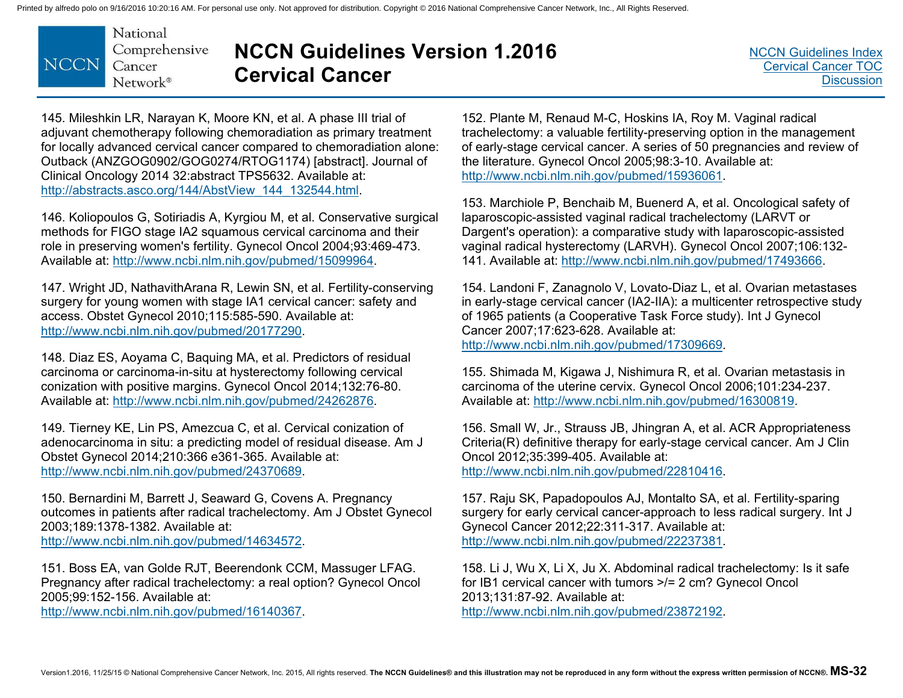145. Mileshkin LR, Narayan K, Moore KN, et al. A phase III trial of adjuvant chemotherapy following chemoradiation as primary treatment for locally advanced cervical cancer compared to chemoradiation alone: Outback (ANZGOG0902/GOG0274/RTOG1174) [abstract]. Journal of Clinical Oncology 2014 32:abstract TPS5632. Available at: http://abstracts.asco.org/144/AbstView_144_132544.html.

146. Koliopoulos G, Sotiriadis A, Kyrgiou M, et al. Conservative surgical methods for FIGO stage IA2 squamous cervical carcinoma and their role in preserving women's fertility. Gynecol Oncol 2004;93:469-473. Available at: http://www.ncbi.nlm.nih.gov/pubmed/15099964.

147. Wright JD, NathavithArana R, Lewin SN, et al. Fertility-conserving surgery for young women with stage IA1 cervical cancer: safety and access. Obstet Gynecol 2010;115:585-590. Available at: http://www.ncbi.nlm.nih.gov/pubmed/20177290.

148. Diaz ES, Aoyama C, Baquing MA, et al. Predictors of residual carcinoma or carcinoma-in-situ at hysterectomy following cervical conization with positive margins. Gynecol Oncol 2014;132:76-80. Available at: http://www.ncbi.nlm.nih.gov/pubmed/24262876.

149. Tierney KE, Lin PS, Amezcua C, et al. Cervical conization of adenocarcinoma in situ: a predicting model of residual disease. Am J Obstet Gynecol 2014;210:366 e361-365. Available at: http://www.ncbi.nlm.nih.gov/pubmed/24370689.

150. Bernardini M, Barrett J, Seaward G, Covens A. Pregnancy outcomes in patients after radical trachelectomy. Am J Obstet Gynecol 2003;189:1378-1382. Available at: http://www.ncbi.nlm.nih.gov/pubmed/14634572.

151. Boss EA, van Golde RJT, Beerendonk CCM, Massuger LFAG. Pregnancy after radical trachelectomy: a real option? Gynecol Oncol 2005;99:152-156. Available at: http://www.ncbi.nlm.nih.gov/pubmed/16140367.

152. Plante M, Renaud M-C, Hoskins IA, Roy M. Vaginal radical trachelectomy: a valuable fertility-preserving option in the management of early-stage cervical cancer. A series of 50 pregnancies and review of the literature. Gynecol Oncol 2005;98:3-10. Available at: http://www.ncbi.nlm.nih.gov/pubmed/15936061.

153. Marchiole P, Benchaib M, Buenerd A, et al. Oncological safety of laparoscopic-assisted vaginal radical trachelectomy (LARVT or Dargent's operation): a comparative study with laparoscopic-assisted vaginal radical hysterectomy (LARVH). Gynecol Oncol 2007;106:132-141. Available at: http://www.ncbi.nlm.nih.gov/pubmed/17493666.

154. Landoni F, Zanagnolo V, Lovato-Diaz L, et al. Ovarian metastases in early-stage cervical cancer (IA2-IIA): a multicenter retrospective study of 1965 patients (a Cooperative Task Force study). Int J Gynecol Cancer 2007;17:623-628. Available at: http://www.ncbi.nlm.nih.gov/pubmed/17309669.

155. Shimada M, Kigawa J, Nishimura R, et al. Ovarian metastasis in carcinoma of the uterine cervix. Gynecol Oncol 2006;101:234-237. Available at: http://www.ncbi.nlm.nih.gov/pubmed/16300819.

156. Small W, Jr., Strauss JB, Jhingran A, et al. ACR Appropriateness Criteria(R) definitive therapy for early-stage cervical cancer. Am J Clin Oncol 2012;35:399-405. Available at: http://www.ncbi.nlm.nih.gov/pubmed/22810416.

157. Raju SK, Papadopoulos AJ, Montalto SA, et al. Fertility-sparing surgery for early cervical cancer-approach to less radical surgery. Int J Gynecol Cancer 2012;22:311-317. Available at: http://www.ncbi.nlm.nih.gov/pubmed/22237381.

158. Li J, Wu X, Li X, Ju X. Abdominal radical trachelectomy: Is it safe for IB1 cervical cancer with tumors >/= 2 cm? Gynecol Oncol 2013;131:87-92. Available at: http://www.ncbi.nlm.nih.gov/pubmed/23872192.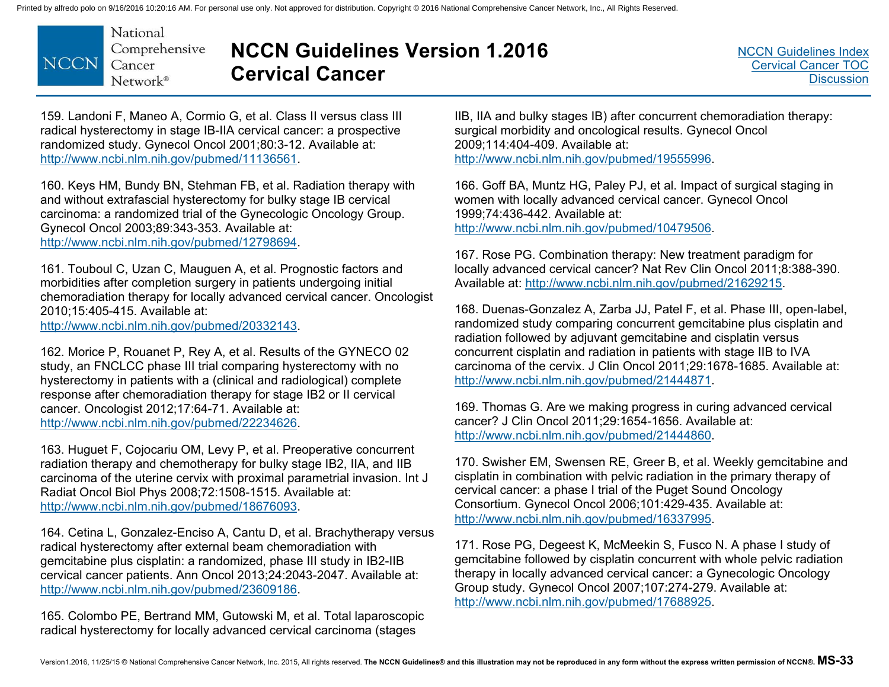159. Landoni F, Maneo A, Cormio G, et al. Class II versus class III radical hysterectomy in stage IB-IIA cervical cancer: a prospective randomized study. Gynecol Oncol 2001;80:3-12. Available at: http://www.ncbi.nlm.nih.gov/pubmed/11136561.

160. Keys HM, Bundy BN, Stehman FB, et al. Radiation therapy with and without extrafascial hysterectomy for bulky stage IB cervical carcinoma: a randomized trial of the Gynecologic Oncology Group. Gynecol Oncol 2003;89:343-353. Available at: http://www.ncbi.nlm.nih.gov/pubmed/12798694.

161. Touboul C, Uzan C, Mauguen A, et al. Prognostic factors and morbidities after completion surgery in patients undergoing initial chemoradiation therapy for locally advanced cervical cancer. Oncologist 2010;15:405-415. Available at: http://www.ncbi.nlm.nih.gov/pubmed/20332143.

162. Morice P, Rouanet P, Rey A, et al. Results of the GYNECO 02 study, an FNCLCC phase III trial comparing hysterectomy with no hysterectomy in patients with a (clinical and radiological) complete response after chemoradiation therapy for stage IB2 or II cervical cancer. Oncologist 2012;17:64-71. Available at: http://www.ncbi.nlm.nih.gov/pubmed/22234626.

163. Huguet F, Cojocariu OM, Levy P, et al. Preoperative concurrent radiation therapy and chemotherapy for bulky stage IB2, IIA, and IIB carcinoma of the uterine cervix with proximal parametrial invasion. Int J Radiat Oncol Biol Phys 2008;72:1508-1515. Available at: http://www.ncbi.nlm.nih.gov/pubmed/18676093.

164. Cetina L, Gonzalez-Enciso A, Cantu D, et al. Brachytherapy versus radical hysterectomy after external beam chemoradiation with gemcitabine plus cisplatin: a randomized, phase III study in IB2-IIB cervical cancer patients. Ann Oncol 2013;24:2043-2047. Available at: http://www.ncbi.nlm.nih.gov/pubmed/23609186.

165. Colombo PE, Bertrand MM, Gutowski M, et al. Total laparoscopic radical hysterectomy for locally advanced cervical carcinoma (stages IIB, IIA and bulky stages IB) after concurrent chemoradiation therapy: surgical morbidity and oncological results. Gynecol Oncol 2009;114:404-409. Available at: http://www.ncbi.nlm.nih.gov/pubmed/19555996.

166. Goff BA, Muntz HG, Paley PJ, et al. Impact of surgical staging in women with locally advanced cervical cancer. Gynecol Oncol 1999;74:436-442. Available at: http://www.ncbi.nlm.nih.gov/pubmed/10479506.

167. Rose PG. Combination therapy: New treatment paradigm for locally advanced cervical cancer? Nat Rev Clin Oncol 2011;8:388-390. Available at: http://www.ncbi.nlm.nih.gov/pubmed/21629215.

168. Duenas-Gonzalez A, Zarba JJ, Patel F, et al. Phase III, open-label, randomized study comparing concurrent gemcitabine plus cisplatin and radiation followed by adjuvant gemcitabine and cisplatin versus concurrent cisplatin and radiation in patients with stage IIB to IVA carcinoma of the cervix. J Clin Oncol 2011;29:1678-1685. Available at: http://www.ncbi.nlm.nih.gov/pubmed/21444871.

169. Thomas G. Are we making progress in curing advanced cervical cancer? J Clin Oncol 2011;29:1654-1656. Available at: http://www.ncbi.nlm.nih.gov/pubmed/21444860.

170. Swisher EM, Swensen RE, Greer B, et al. Weekly gemcitabine and cisplatin in combination with pelvic radiation in the primary therapy of cervical cancer: a phase I trial of the Puget Sound Oncology Consortium. Gynecol Oncol 2006;101:429-435. Available at: http://www.ncbi.nlm.nih.gov/pubmed/16337995.

171. Rose PG, Degeest K, McMeekin S, Fusco N. A phase I study of gemcitabine followed by cisplatin concurrent with whole pelvic radiation therapy in locally advanced cervical cancer: a Gynecologic Oncology Group study. Gynecol Oncol 2007;107:274-279. Available at: http://www.ncbi.nlm.nih.gov/pubmed/17688925.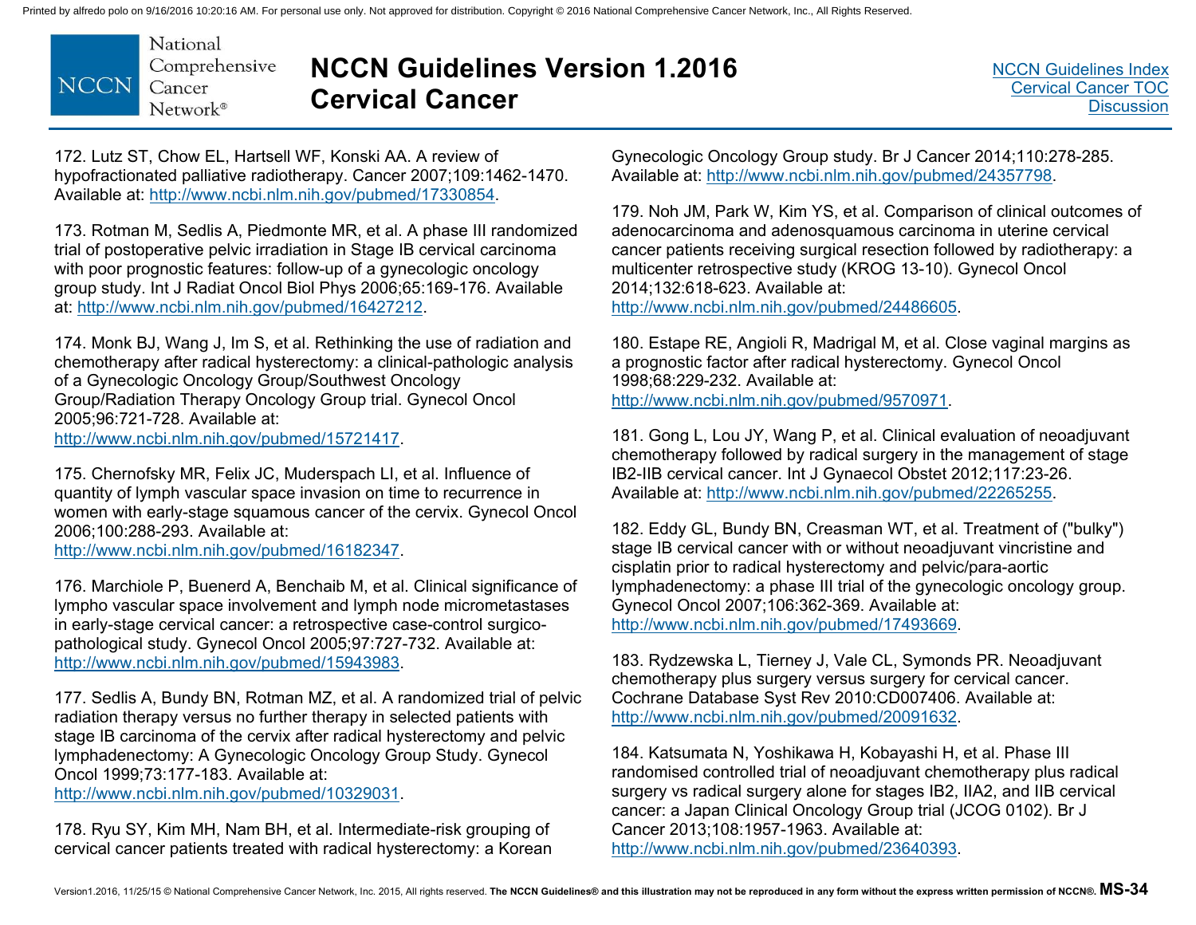172. Lutz ST, Chow EL, Hartsell WF, Konski AA. A review of hypofractionated palliative radiotherapy. Cancer 2007;109:1462-1470. Available at: http://www.ncbi.nlm.nih.gov/pubmed/17330854.

173. Rotman M, Sedlis A, Piedmonte MR, et al. A phase III randomized trial of postoperative pelvic irradiation in Stage IB cervical carcinoma with poor prognostic features: follow-up of a gynecologic oncology group study. Int J Radiat Oncol Biol Phys 2006;65:169-176. Available at: http://www.ncbi.nlm.nih.gov/pubmed/16427212.

174. Monk BJ, Wang J, Im S, et al. Rethinking the use of radiation and chemotherapy after radical hysterectomy: a clinical-pathologic analysis of a Gynecologic Oncology Group/Southwest Oncology Group/Radiation Therapy Oncology Group trial. Gynecol Oncol 2005;96:721-728. Available at: http://www.ncbi.nlm.nih.gov/pubmed/15721417.

175. Chernofsky MR, Felix JC, Muderspach LI, et al. Influence of quantity of lymph vascular space invasion on time to recurrence in women with early-stage squamous cancer of the cervix. Gynecol Oncol 2006;100:288-293. Available at: http://www.ncbi.nlm.nih.gov/pubmed/16182347.

176. Marchiole P, Buenerd A, Benchaib M, et al. Clinical significance of lympho vascular space involvement and lymph node micrometastases in early-stage cervical cancer: a retrospective case-control surgico-pathological study. Gynecol Oncol 2005;97:727-732. Available at: http://www.ncbi.nlm.nih.gov/pubmed/15943983.

177. Sedlis A, Bundy BN, Rotman MZ, et al. A randomized trial of pelvic radiation therapy versus no further therapy in selected patients with stage IB carcinoma of the cervix after radical hysterectomy and pelvic lymphadenectomy: A Gynecologic Oncology Group Study. Gynecol Oncol 1999;73:177-183. Available at: http://www.ncbi.nlm.nih.gov/pubmed/10329031.

178. Ryu SY, Kim MH, Nam BH, et al. Intermediate-risk grouping of cervical cancer patients treated with radical hysterectomy: a Korean Gynecologic Oncology Group study. Br J Cancer 2014;110:278-285. Available at: http://www.ncbi.nlm.nih.gov/pubmed/24357798.

179. Noh JM, Park W, Kim YS, et al. Comparison of clinical outcomes of adenocarcinoma and adenosquamous carcinoma in uterine cervical cancer patients receiving surgical resection followed by radiotherapy: a multicenter retrospective study (KROG 13-10). Gynecol Oncol 2014;132:618-623. Available at: http://www.ncbi.nlm.nih.gov/pubmed/24486605.

180. Estape RE, Angioli R, Madrigal M, et al. Close vaginal margins as a prognostic factor after radical hysterectomy. Gynecol Oncol 1998;68:229-232. Available at: http://www.ncbi.nlm.nih.gov/pubmed/9570971.

181. Gong L, Lou JY, Wang P, et al. Clinical evaluation of neoadjuvant chemotherapy followed by radical surgery in the management of stage IB2-IIB cervical cancer. Int J Gynaecol Obstet 2012;117:23-26. Available at: http://www.ncbi.nlm.nih.gov/pubmed/22265255.

182. Eddy GL, Bundy BN, Creasman WT, et al. Treatment of ("bulky") stage IB cervical cancer with or without neoadjuvant vincristine and cisplatin prior to radical hysterectomy and pelvic/para-aortic lymphadenectomy: a phase III trial of the gynecologic oncology group. Gynecol Oncol 2007;106:362-369. Available at: http://www.ncbi.nlm.nih.gov/pubmed/17493669.

183. Rydzewska L, Tierney J, Vale CL, Symonds PR. Neoadjuvant chemotherapy plus surgery versus surgery for cervical cancer. Cochrane Database Syst Rev 2010:CD007406. Available at: http://www.ncbi.nlm.nih.gov/pubmed/20091632.

184. Katsumata N, Yoshikawa H, Kobayashi H, et al. Phase III randomised controlled trial of neoadjuvant chemotherapy plus radical surgery vs radical surgery alone for stages IB2, IIA2, and IIB cervical cancer: a Japan Clinical Oncology Group trial (JCOG 0102). Br J Cancer 2013;108:1957-1963. Available at: http://www.ncbi.nlm.nih.gov/pubmed/23640393.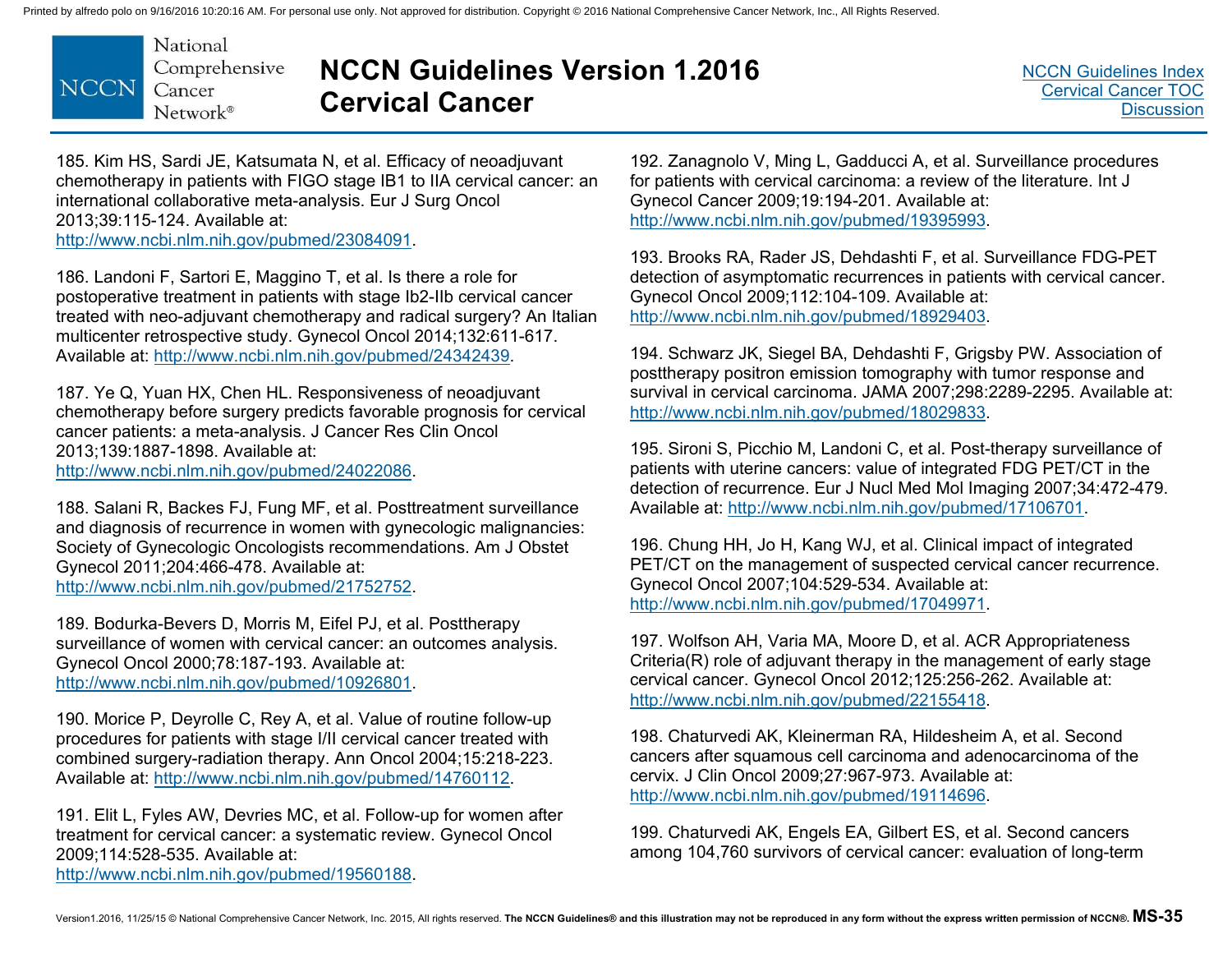185. Kim HS, Sardi JE, Katsumata N, et al. Efficacy of neoadjuvant chemotherapy in patients with FIGO stage IB1 to IIA cervical cancer: an international collaborative meta-analysis. Eur J Surg Oncol 2013;39:115-124. Available at: http://www.ncbi.nlm.nih.gov/pubmed/23084091.

186. Landoni F, Sartori E, Maggino T, et al. Is there a role for postoperative treatment in patients with stage Ib2-IIb cervical cancer treated with neo-adjuvant chemotherapy and radical surgery? An Italian multicenter retrospective study. Gynecol Oncol 2014;132:611-617. Available at: http://www.ncbi.nlm.nih.gov/pubmed/24342439.

187. Ye Q, Yuan HX, Chen HL. Responsiveness of neoadjuvant chemotherapy before surgery predicts favorable prognosis for cervical cancer patients: a meta-analysis. J Cancer Res Clin Oncol 2013;139:1887-1898. Available at: http://www.ncbi.nlm.nih.gov/pubmed/24022086.

188. Salani R, Backes FJ, Fung MF, et al. Posttreatment surveillance and diagnosis of recurrence in women with gynecologic malignancies: Society of Gynecologic Oncologists recommendations. Am J Obstet Gynecol 2011;204:466-478. Available at: http://www.ncbi.nlm.nih.gov/pubmed/21752752.

189. Bodurka-Bevers D, Morris M, Eifel PJ, et al. Posttherapy surveillance of women with cervical cancer: an outcomes analysis. Gynecol Oncol 2000;78:187-193. Available at: http://www.ncbi.nlm.nih.gov/pubmed/10926801.

190. Morice P, Deyrolle C, Rey A, et al. Value of routine follow-up procedures for patients with stage I/II cervical cancer treated with combined surgery-radiation therapy. Ann Oncol 2004;15:218-223. Available at: http://www.ncbi.nlm.nih.gov/pubmed/14760112.

191. Elit L, Fyles AW, Devries MC, et al. Follow-up for women after treatment for cervical cancer: a systematic review. Gynecol Oncol 2009;114:528-535. Available at: http://www.ncbi.nlm.nih.gov/pubmed/19560188.

192. Zanagnolo V, Ming L, Gadducci A, et al. Surveillance procedures for patients with cervical carcinoma: a review of the literature. Int J Gynecol Cancer 2009;19:194-201. Available at: http://www.ncbi.nlm.nih.gov/pubmed/19395993.

193. Brooks RA, Rader JS, Dehdashti F, et al. Surveillance FDG-PET detection of asymptomatic recurrences in patients with cervical cancer. Gynecol Oncol 2009;112:104-109. Available at: http://www.ncbi.nlm.nih.gov/pubmed/18929403.

194. Schwarz JK, Siegel BA, Dehdashti F, Grigsby PW. Association of posttherapy positron emission tomography with tumor response and survival in cervical carcinoma. JAMA 2007;298:2289-2295. Available at: http://www.ncbi.nlm.nih.gov/pubmed/18029833.

195. Sironi S, Picchio M, Landoni C, et al. Post-therapy surveillance of patients with uterine cancers: value of integrated FDG PET/CT in the detection of recurrence. Eur J Nucl Med Mol Imaging 2007;34:472-479. Available at: http://www.ncbi.nlm.nih.gov/pubmed/17106701.

196. Chung HH, Jo H, Kang WJ, et al. Clinical impact of integrated PET/CT on the management of suspected cervical cancer recurrence. Gynecol Oncol 2007;104:529-534. Available at: http://www.ncbi.nlm.nih.gov/pubmed/17049971.

197. Wolfson AH, Varia MA, Moore D, et al. ACR Appropriateness Criteria(R) role of adjuvant therapy in the management of early stage cervical cancer. Gynecol Oncol 2012;125:256-262. Available at: http://www.ncbi.nlm.nih.gov/pubmed/22155418.

198. Chaturvedi AK, Kleinerman RA, Hildesheim A, et al. Second cancers after squamous cell carcinoma and adenocarcinoma of the cervix. J Clin Oncol 2009;27:967-973. Available at: http://www.ncbi.nlm.nih.gov/pubmed/19114696.

199. Chaturvedi AK, Engels EA, Gilbert ES, et al. Second cancers among 104,760 survivors of cervical cancer: evaluation of long-term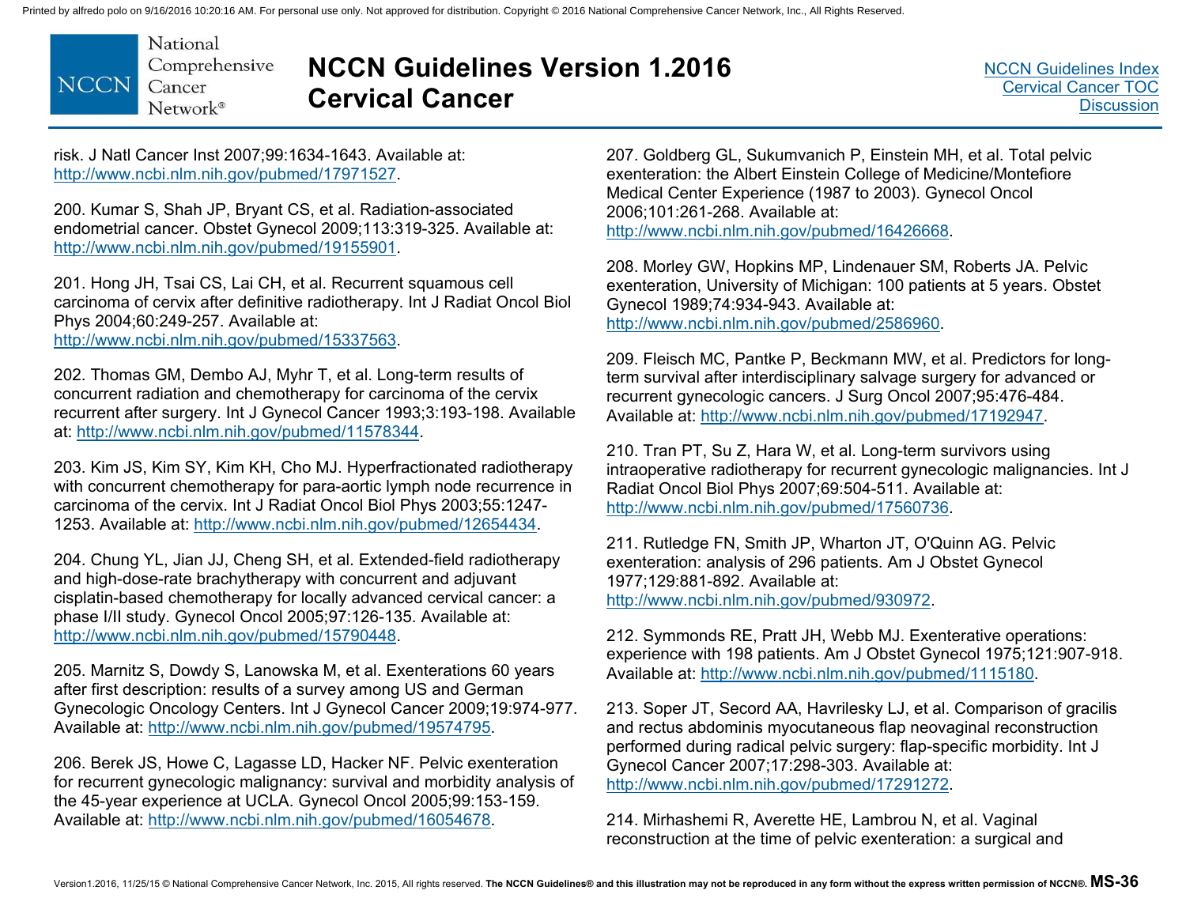risk. J Natl Cancer Inst 2007;99:1634-1643. Available at: http://www.ncbi.nlm.nih.gov/pubmed/17971527.

200. Kumar S, Shah JP, Bryant CS, et al. Radiation-associated endometrial cancer. Obstet Gynecol 2009;113:319-325. Available at: http://www.ncbi.nlm.nih.gov/pubmed/19155901.

201. Hong JH, Tsai CS, Lai CH, et al. Recurrent squamous cell carcinoma of cervix after definitive radiotherapy. Int J Radiat Oncol Biol Phys 2004;60:249-257. Available at: http://www.ncbi.nlm.nih.gov/pubmed/15337563.

202. Thomas GM, Dembo AJ, Myhr T, et al. Long-term results of concurrent radiation and chemotherapy for carcinoma of the cervix recurrent after surgery. Int J Gynecol Cancer 1993;3:193-198. Available at: http://www.ncbi.nlm.nih.gov/pubmed/11578344.

203. Kim JS, Kim SY, Kim KH, Cho MJ. Hyperfractionated radiotherapy with concurrent chemotherapy for para-aortic lymph node recurrence in carcinoma of the cervix. Int J Radiat Oncol Biol Phys 2003;55:1247-1253. Available at: http://www.ncbi.nlm.nih.gov/pubmed/12654434.

204. Chung YL, Jian JJ, Cheng SH, et al. Extended-field radiotherapy and high-dose-rate brachytherapy with concurrent and adjuvant cisplatin-based chemotherapy for locally advanced cervical cancer: a phase I/II study. Gynecol Oncol 2005;97:126-135. Available at: http://www.ncbi.nlm.nih.gov/pubmed/15790448.

205. Marnitz S, Dowdy S, Lanowska M, et al. Exenterations 60 years after first description: results of a survey among US and German Gynecologic Oncology Centers. Int J Gynecol Cancer 2009;19:974-977. Available at: http://www.ncbi.nlm.nih.gov/pubmed/19574795.

206. Berek JS, Howe C, Lagasse LD, Hacker NF. Pelvic exenteration for recurrent gynecologic malignancy: survival and morbidity analysis of the 45-year experience at UCLA. Gynecol Oncol 2005;99:153-159. Available at: http://www.ncbi.nlm.nih.gov/pubmed/16054678.

207. Goldberg GL, Sukumvanich P, Einstein MH, et al. Total pelvic exenteration: the Albert Einstein College of Medicine/Montefiore Medical Center Experience (1987 to 2003). Gynecol Oncol 2006;101:261-268. Available at: http://www.ncbi.nlm.nih.gov/pubmed/16426668.

208. Morley GW, Hopkins MP, Lindenauer SM, Roberts JA. Pelvic exenteration, University of Michigan: 100 patients at 5 years. Obstet Gynecol 1989;74:934-943. Available at: http://www.ncbi.nlm.nih.gov/pubmed/2586960.

209. Fleisch MC, Pantke P, Beckmann MW, et al. Predictors for long-term survival after interdisciplinary salvage surgery for advanced or recurrent gynecologic cancers. J Surg Oncol 2007;95:476-484. Available at: http://www.ncbi.nlm.nih.gov/pubmed/17192947.

210. Tran PT, Su Z, Hara W, et al. Long-term survivors using intraoperative radiotherapy for recurrent gynecologic malignancies. Int J Radiat Oncol Biol Phys 2007;69:504-511. Available at: http://www.ncbi.nlm.nih.gov/pubmed/17560736.

211. Rutledge FN, Smith JP, Wharton JT, O'Quinn AG. Pelvic exenteration: analysis of 296 patients. Am J Obstet Gynecol 1977;129:881-892. Available at: http://www.ncbi.nlm.nih.gov/pubmed/930972.

212. Symmonds RE, Pratt JH, Webb MJ. Exenterative operations: experience with 198 patients. Am J Obstet Gynecol 1975;121:907-918. Available at: http://www.ncbi.nlm.nih.gov/pubmed/1115180.

213. Soper JT, Secord AA, Havrilesky LJ, et al. Comparison of gracilis and rectus abdominis myocutaneous flap neovaginal reconstruction performed during radical pelvic surgery: flap-specific morbidity. Int J Gynecol Cancer 2007;17:298-303. Available at: http://www.ncbi.nlm.nih.gov/pubmed/17291272.

214. Mirhashemi R, Averette HE, Lambrou N, et al. Vaginal reconstruction at the time of pelvic exenteration: a surgical and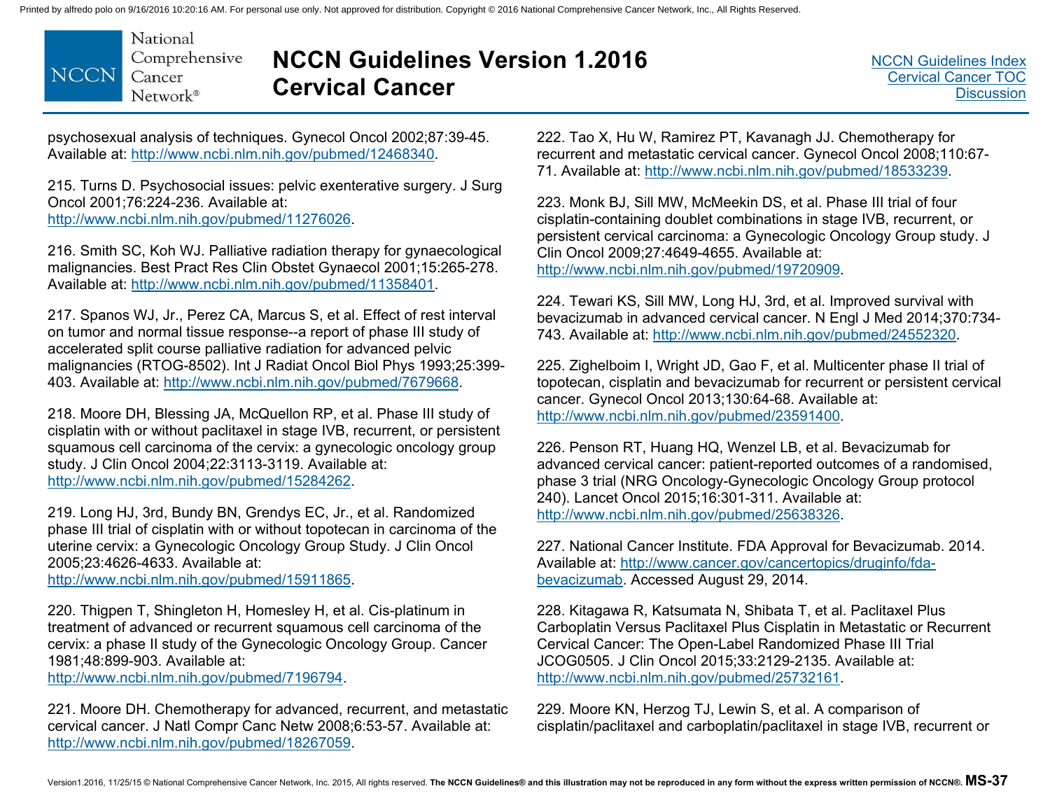psychosexual analysis of techniques. Gynecol Oncol 2002;87:39-45. Available at: http://www.ncbi.nlm.nih.gov/pubmed/12468340.

215. Turns D. Psychosocial issues: pelvic exenterative surgery. J Surg Oncol 2001;76:224-236. Available at: http://www.ncbi.nlm.nih.gov/pubmed/11276026.

216. Smith SC, Koh WJ. Palliative radiation therapy for gynaecological malignancies. Best Pract Res Clin Obstet Gynaecol 2001;15:265-278. Available at: http://www.ncbi.nlm.nih.gov/pubmed/11358401.

217. Spanos WJ, Jr., Perez CA, Marcus S, et al. Effect of rest interval on tumor and normal tissue response--a report of phase III study of accelerated split course palliative radiation for advanced pelvic malignancies (RTOG-8502). Int J Radiat Oncol Biol Phys 1993;25:399-403. Available at: http://www.ncbi.nlm.nih.gov/pubmed/7679668.

218. Moore DH, Blessing JA, McQuellon RP, et al. Phase III study of cisplatin with or without paclitaxel in stage IVB, recurrent, or persistent squamous cell carcinoma of the cervix: a gynecologic oncology group study. J Clin Oncol 2004;22:3113-3119. Available at: http://www.ncbi.nlm.nih.gov/pubmed/15284262.

219. Long HJ, 3rd, Bundy BN, Grendys EC, Jr., et al. Randomized phase III trial of cisplatin with or without topotecan in carcinoma of the uterine cervix: a Gynecologic Oncology Group Study. J Clin Oncol 2005;23:4626-4633. Available at: http://www.ncbi.nlm.nih.gov/pubmed/15911865.

220. Thigpen T, Shingleton H, Homesley H, et al. Cis-platinum in treatment of advanced or recurrent squamous cell carcinoma of the cervix: a phase II study of the Gynecologic Oncology Group. Cancer 1981;48:899-903. Available at: http://www.ncbi.nlm.nih.gov/pubmed/7196794.

221. Moore DH. Chemotherapy for advanced, recurrent, and metastatic cervical cancer. J Natl Compr Canc Netw 2008;6:53-57. Available at: http://www.ncbi.nlm.nih.gov/pubmed/18267059.

222. Tao X, Hu W, Ramirez PT, Kavanagh JJ. Chemotherapy for recurrent and metastatic cervical cancer. Gynecol Oncol 2008;110:67-71. Available at: http://www.ncbi.nlm.nih.gov/pubmed/18533239.

223. Monk BJ, Sill MW, McMeekin DS, et al. Phase III trial of four cisplatin-containing doublet combinations in stage IVB, recurrent, or persistent cervical carcinoma: a Gynecologic Oncology Group study. J Clin Oncol 2009;27:4649-4655. Available at: http://www.ncbi.nlm.nih.gov/pubmed/19720909.

224. Tewari KS, Sill MW, Long HJ, 3rd, et al. Improved survival with bevacizumab in advanced cervical cancer. N Engl J Med 2014;370:734-743. Available at: http://www.ncbi.nlm.nih.gov/pubmed/24552320.

225. Zighelboim I, Wright JD, Gao F, et al. Multicenter phase II trial of topotecan, cisplatin and bevacizumab for recurrent or persistent cervical cancer. Gynecol Oncol 2013;130:64-68. Available at: http://www.ncbi.nlm.nih.gov/pubmed/23591400.

226. Penson RT, Huang HQ, Wenzel LB, et al. Bevacizumab for advanced cervical cancer: patient-reported outcomes of a randomised, phase 3 trial (NRG Oncology-Gynecologic Oncology Group protocol 240). Lancet Oncol 2015;16:301-311. Available at: http://www.ncbi.nlm.nih.gov/pubmed/25638326.

227. National Cancer Institute. FDA Approval for Bevacizumab. 2014. Available at: http://www.cancer.gov/cancertopics/druginfo/fda-bevacizumab. Accessed August 29, 2014.

228. Kitagawa R, Katsumata N, Shibata T, et al. Paclitaxel Plus Carboplatin Versus Paclitaxel Plus Cisplatin in Metastatic or Recurrent Cervical Cancer: The Open-Label Randomized Phase III Trial JCOG0505. J Clin Oncol 2015;33:2129-2135. Available at: http://www.ncbi.nlm.nih.gov/pubmed/25732161.

229. Moore KN, Herzog TJ, Lewin S, et al. A comparison of cisplatin/paclitaxel and carboplatin/paclitaxel in stage IVB, recurrent or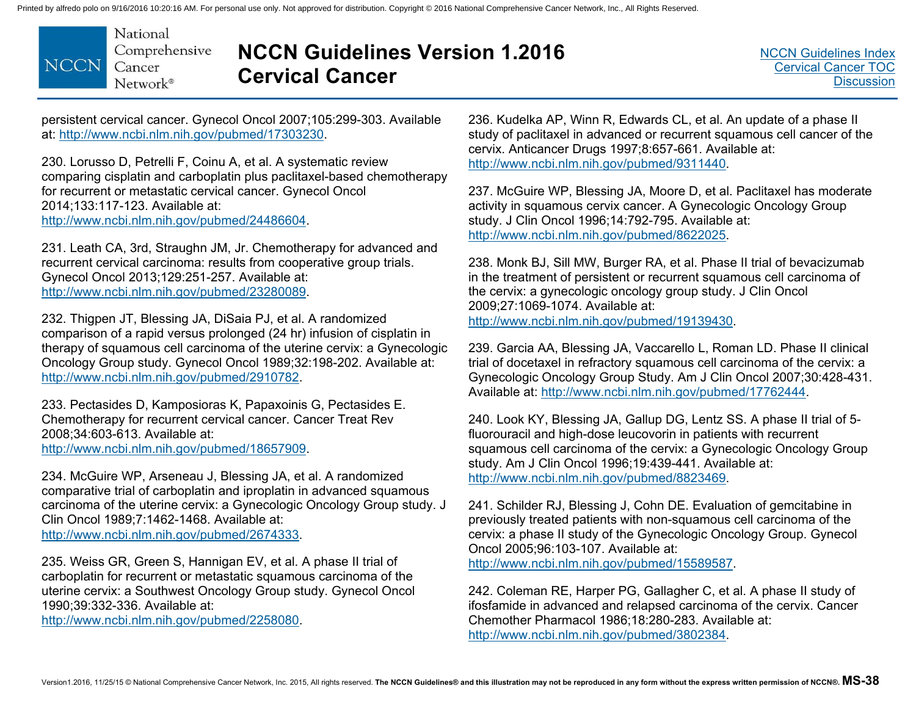persistent cervical cancer. Gynecol Oncol 2007;105:299-303. Available at: http://www.ncbi.nlm.nih.gov/pubmed/17303230.

230. Lorusso D, Petrelli F, Coinu A, et al. A systematic review comparing cisplatin and carboplatin plus paclitaxel-based chemotherapy for recurrent or metastatic cervical cancer. Gynecol Oncol 2014;133:117-123. Available at: http://www.ncbi.nlm.nih.gov/pubmed/24486604.

231. Leath CA, 3rd, Straughn JM, Jr. Chemotherapy for advanced and recurrent cervical carcinoma: results from cooperative group trials. Gynecol Oncol 2013;129:251-257. Available at: http://www.ncbi.nlm.nih.gov/pubmed/23280089.

232. Thigpen JT, Blessing JA, DiSaia PJ, et al. A randomized comparison of a rapid versus prolonged (24 hr) infusion of cisplatin in therapy of squamous cell carcinoma of the uterine cervix: a Gynecologic Oncology Group study. Gynecol Oncol 1989;32:198-202. Available at: http://www.ncbi.nlm.nih.gov/pubmed/2910782.

233. Pectasides D, Kamposioras K, Papaxoinis G, Pectasides E. Chemotherapy for recurrent cervical cancer. Cancer Treat Rev 2008;34:603-613. Available at: http://www.ncbi.nlm.nih.gov/pubmed/18657909.

234. McGuire WP, Arseneau J, Blessing JA, et al. A randomized comparative trial of carboplatin and iproplatin in advanced squamous carcinoma of the uterine cervix: a Gynecologic Oncology Group study. J Clin Oncol 1989;7:1462-1468. Available at: http://www.ncbi.nlm.nih.gov/pubmed/2674333.

235. Weiss GR, Green S, Hannigan EV, et al. A phase II trial of carboplatin for recurrent or metastatic squamous carcinoma of the uterine cervix: a Southwest Oncology Group study. Gynecol Oncol 1990;39:332-336. Available at: http://www.ncbi.nlm.nih.gov/pubmed/2258080.

236. Kudelka AP, Winn R, Edwards CL, et al. An update of a phase II study of paclitaxel in advanced or recurrent squamous cell cancer of the cervix. Anticancer Drugs 1997;8:657-661. Available at: http://www.ncbi.nlm.nih.gov/pubmed/9311440.

237. McGuire WP, Blessing JA, Moore D, et al. Paclitaxel has moderate activity in squamous cervix cancer. A Gynecologic Oncology Group study. J Clin Oncol 1996;14:792-795. Available at: http://www.ncbi.nlm.nih.gov/pubmed/8622025.

238. Monk BJ, Sill MW, Burger RA, et al. Phase II trial of bevacizumab in the treatment of persistent or recurrent squamous cell carcinoma of the cervix: a gynecologic oncology group study. J Clin Oncol 2009;27:1069-1074. Available at: http://www.ncbi.nlm.nih.gov/pubmed/19139430.

239. Garcia AA, Blessing JA, Vaccarello L, Roman LD. Phase II clinical trial of docetaxel in refractory squamous cell carcinoma of the cervix: a Gynecologic Oncology Group Study. Am J Clin Oncol 2007;30:428-431. Available at: http://www.ncbi.nlm.nih.gov/pubmed/17762444.

240. Look KY, Blessing JA, Gallup DG, Lentz SS. A phase II trial of 5-fluorouracil and high-dose leucovorin in patients with recurrent squamous cell carcinoma of the cervix: a Gynecologic Oncology Group study. Am J Clin Oncol 1996;19:439-441. Available at: http://www.ncbi.nlm.nih.gov/pubmed/8823469.

241. Schilder RJ, Blessing J, Cohn DE. Evaluation of gemcitabine in previously treated patients with non-squamous cell carcinoma of the cervix: a phase II study of the Gynecologic Oncology Group. Gynecol Oncol 2005;96:103-107. Available at: http://www.ncbi.nlm.nih.gov/pubmed/15589587.

242. Coleman RE, Harper PG, Gallagher C, et al. A phase II study of ifosfamide in advanced and relapsed carcinoma of the cervix. Cancer Chemother Pharmacol 1986;18:280-283. Available at: http://www.ncbi.nlm.nih.gov/pubmed/3802384.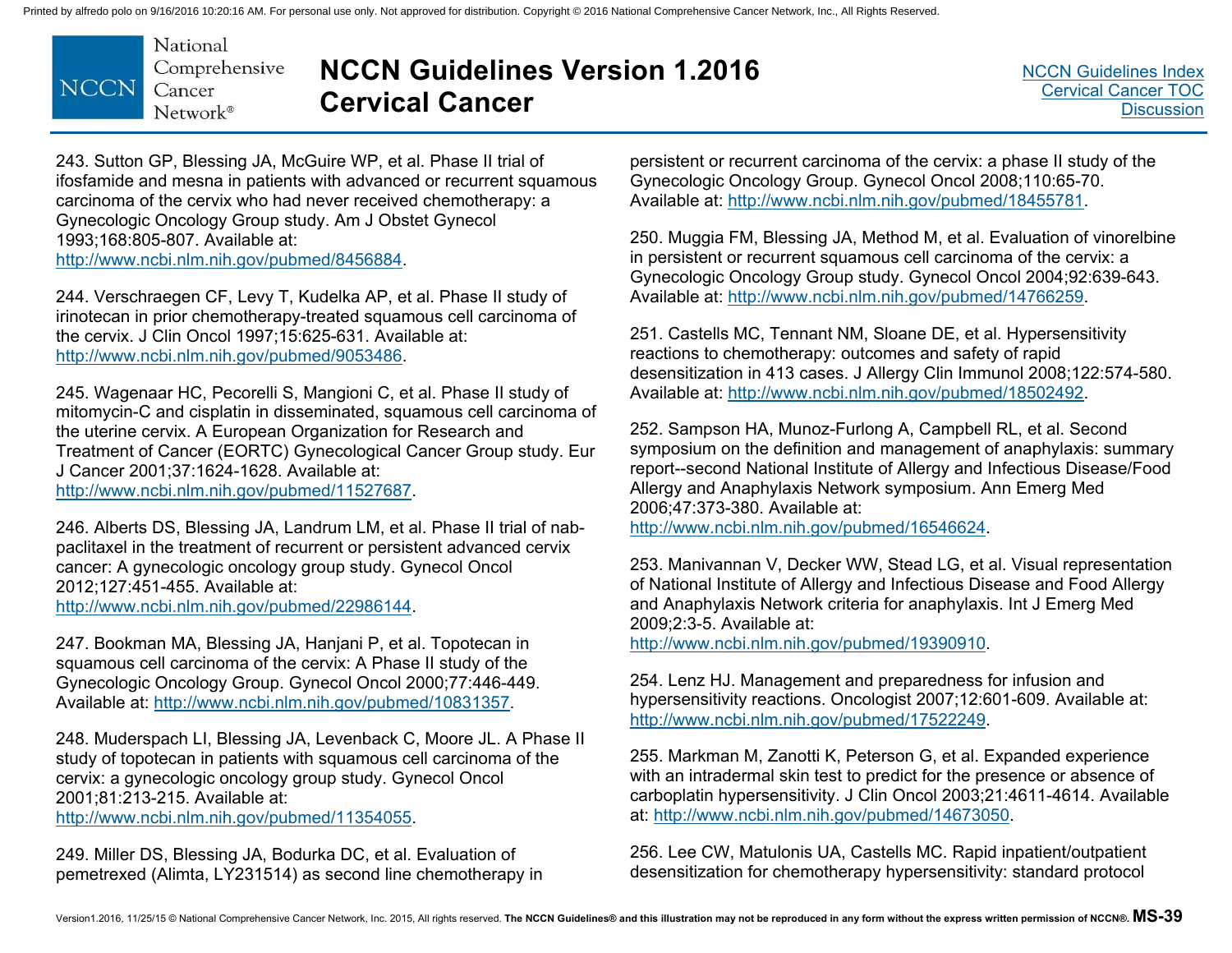243. Sutton GP, Blessing JA, McGuire WP, et al. Phase II trial of ifosfamide and mesna in patients with advanced or recurrent squamous carcinoma of the cervix who had never received chemotherapy: a Gynecologic Oncology Group study. Am J Obstet Gynecol 1993;168:805-807. Available at: http://www.ncbi.nlm.nih.gov/pubmed/8456884.

244. Verschraegen CF, Levy T, Kudelka AP, et al. Phase II study of irinotecan in prior chemotherapy-treated squamous cell carcinoma of the cervix. J Clin Oncol 1997;15:625-631. Available at: http://www.ncbi.nlm.nih.gov/pubmed/9053486.

245. Wagenaar HC, Pecorelli S, Mangioni C, et al. Phase II study of mitomycin-C and cisplatin in disseminated, squamous cell carcinoma of the uterine cervix. A European Organization for Research and Treatment of Cancer (EORTC) Gynecological Cancer Group study. Eur J Cancer 2001;37:1624-1628. Available at: http://www.ncbi.nlm.nih.gov/pubmed/11527687.

246. Alberts DS, Blessing JA, Landrum LM, et al. Phase II trial of nab-paclitaxel in the treatment of recurrent or persistent advanced cervix cancer: A gynecologic oncology group study. Gynecol Oncol 2012;127:451-455. Available at: http://www.ncbi.nlm.nih.gov/pubmed/22986144.

247. Bookman MA, Blessing JA, Hanjani P, et al. Topotecan in squamous cell carcinoma of the cervix: A Phase II study of the Gynecologic Oncology Group. Gynecol Oncol 2000;77:446-449. Available at: http://www.ncbi.nlm.nih.gov/pubmed/10831357.

248. Muderspach LI, Blessing JA, Levenback C, Moore JL. A Phase II study of topotecan in patients with squamous cell carcinoma of the cervix: a gynecologic oncology group study. Gynecol Oncol 2001;81:213-215. Available at: http://www.ncbi.nlm.nih.gov/pubmed/11354055.

249. Miller DS, Blessing JA, Bodurka DC, et al. Evaluation of pemetrexed (Alimta, LY231514) as second line chemotherapy in persistent or recurrent carcinoma of the cervix: a phase II study of the Gynecologic Oncology Group. Gynecol Oncol 2008;110:65-70. Available at: http://www.ncbi.nlm.nih.gov/pubmed/18455781.

250. Muggia FM, Blessing JA, Method M, et al. Evaluation of vinorelbine in persistent or recurrent squamous cell carcinoma of the cervix: a Gynecologic Oncology Group study. Gynecol Oncol 2004;92:639-643. Available at: http://www.ncbi.nlm.nih.gov/pubmed/14766259.

251. Castells MC, Tennant NM, Sloane DE, et al. Hypersensitivity reactions to chemotherapy: outcomes and safety of rapid desensitization in 413 cases. J Allergy Clin Immunol 2008;122:574-580. Available at: http://www.ncbi.nlm.nih.gov/pubmed/18502492.

252. Sampson HA, Munoz-Furlong A, Campbell RL, et al. Second symposium on the definition and management of anaphylaxis: summary report--second National Institute of Allergy and Infectious Disease/Food Allergy and Anaphylaxis Network symposium. Ann Emerg Med 2006;47:373-380. Available at: http://www.ncbi.nlm.nih.gov/pubmed/16546624.

253. Manivannan V, Decker WW, Stead LG, et al. Visual representation of National Institute of Allergy and Infectious Disease and Food Allergy and Anaphylaxis Network criteria for anaphylaxis. Int J Emerg Med 2009;2:3-5. Available at: http://www.ncbi.nlm.nih.gov/pubmed/19390910.

254. Lenz HJ. Management and preparedness for infusion and hypersensitivity reactions. Oncologist 2007;12:601-609. Available at: http://www.ncbi.nlm.nih.gov/pubmed/17522249.

255. Markman M, Zanotti K, Peterson G, et al. Expanded experience with an intradermal skin test to predict for the presence or absence of carboplatin hypersensitivity. J Clin Oncol 2003;21:4611-4614. Available at: http://www.ncbi.nlm.nih.gov/pubmed/14673050.

256. Lee CW, Matulonis UA, Castells MC. Rapid inpatient/outpatient desensitization for chemotherapy hypersensitivity: standard protocol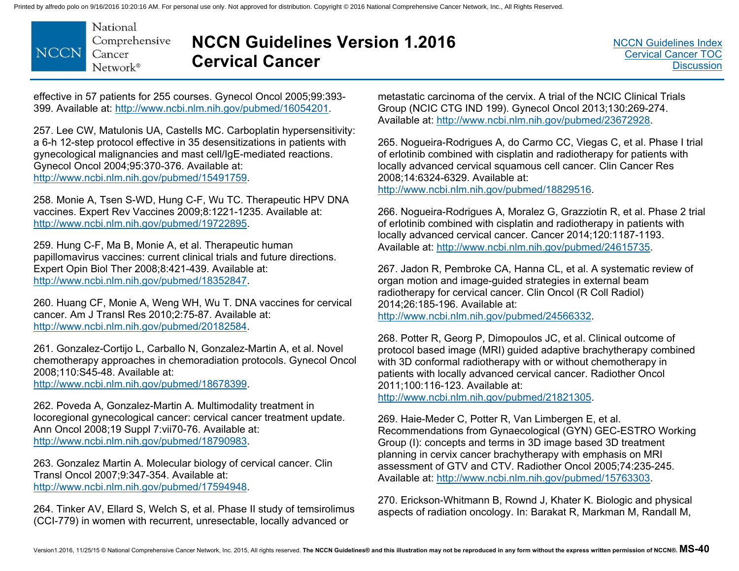effective in 57 patients for 255 courses. Gynecol Oncol 2005;99:393-399. Available at: http://www.ncbi.nlm.nih.gov/pubmed/16054201.

257. Lee CW, Matulonis UA, Castells MC. Carboplatin hypersensitivity: a 6-h 12-step protocol effective in 35 desensitizations in patients with gynecological malignancies and mast cell/IgE-mediated reactions. Gynecol Oncol 2004;95:370-376. Available at: http://www.ncbi.nlm.nih.gov/pubmed/15491759.

258. Monie A, Tsen S-WD, Hung C-F, Wu TC. Therapeutic HPV DNA vaccines. Expert Rev Vaccines 2009;8:1221-1235. Available at: http://www.ncbi.nlm.nih.gov/pubmed/19722895.

259. Hung C-F, Ma B, Monie A, et al. Therapeutic human papillomavirus vaccines: current clinical trials and future directions. Expert Opin Biol Ther 2008;8:421-439. Available at: http://www.ncbi.nlm.nih.gov/pubmed/18352847.

260. Huang CF, Monie A, Weng WH, Wu T. DNA vaccines for cervical cancer. Am J Transl Res 2010;2:75-87. Available at: http://www.ncbi.nlm.nih.gov/pubmed/20182584.

261. Gonzalez-Cortijo L, Carballo N, Gonzalez-Martin A, et al. Novel chemotherapy approaches in chemoradiation protocols. Gynecol Oncol 2008;110:S45-48. Available at: http://www.ncbi.nlm.nih.gov/pubmed/18678399.

262. Poveda A, Gonzalez-Martin A. Multimodality treatment in locoregional gynecological cancer: cervical cancer treatment update. Ann Oncol 2008;19 Suppl 7:vii70-76. Available at: http://www.ncbi.nlm.nih.gov/pubmed/18790983.

263. Gonzalez Martin A. Molecular biology of cervical cancer. Clin Transl Oncol 2007;9:347-354. Available at: http://www.ncbi.nlm.nih.gov/pubmed/17594948.

264. Tinker AV, Ellard S, Welch S, et al. Phase II study of temsirolimus (CCI-779) in women with recurrent, unresectable, locally advanced or metastatic carcinoma of the cervix. A trial of the NCIC Clinical Trials Group (NCIC CTG IND 199). Gynecol Oncol 2013;130:269-274. Available at: http://www.ncbi.nlm.nih.gov/pubmed/23672928.

265. Nogueira-Rodrigues A, do Carmo CC, Viegas C, et al. Phase I trial of erlotinib combined with cisplatin and radiotherapy for patients with locally advanced cervical squamous cell cancer. Clin Cancer Res 2008;14:6324-6329. Available at: http://www.ncbi.nlm.nih.gov/pubmed/18829516.

266. Nogueira-Rodrigues A, Moralez G, Grazziotin R, et al. Phase 2 trial of erlotinib combined with cisplatin and radiotherapy in patients with locally advanced cervical cancer. Cancer 2014;120:1187-1193. Available at: http://www.ncbi.nlm.nih.gov/pubmed/24615735.

267. Jadon R, Pembroke CA, Hanna CL, et al. A systematic review of organ motion and image-guided strategies in external beam radiotherapy for cervical cancer. Clin Oncol (R Coll Radiol) 2014;26:185-196. Available at: http://www.ncbi.nlm.nih.gov/pubmed/24566332.

268. Potter R, Georg P, Dimopoulos JC, et al. Clinical outcome of protocol based image (MRI) guided adaptive brachytherapy combined with 3D conformal radiotherapy with or without chemotherapy in patients with locally advanced cervical cancer. Radiother Oncol 2011;100:116-123. Available at: http://www.ncbi.nlm.nih.gov/pubmed/21821305.

269. Haie-Meder C, Potter R, Van Limbergen E, et al. Recommendations from Gynaecological (GYN) GEC-ESTRO Working Group (I): concepts and terms in 3D image based 3D treatment planning in cervix cancer brachytherapy with emphasis on MRI assessment of GTV and CTV. Radiother Oncol 2005;74:235-245. Available at: http://www.ncbi.nlm.nih.gov/pubmed/15763303.

270. Erickson-Whitmann B, Rownd J, Khater K. Biologic and physical aspects of radiation oncology. In: Barakat R, Markman M, Randall M,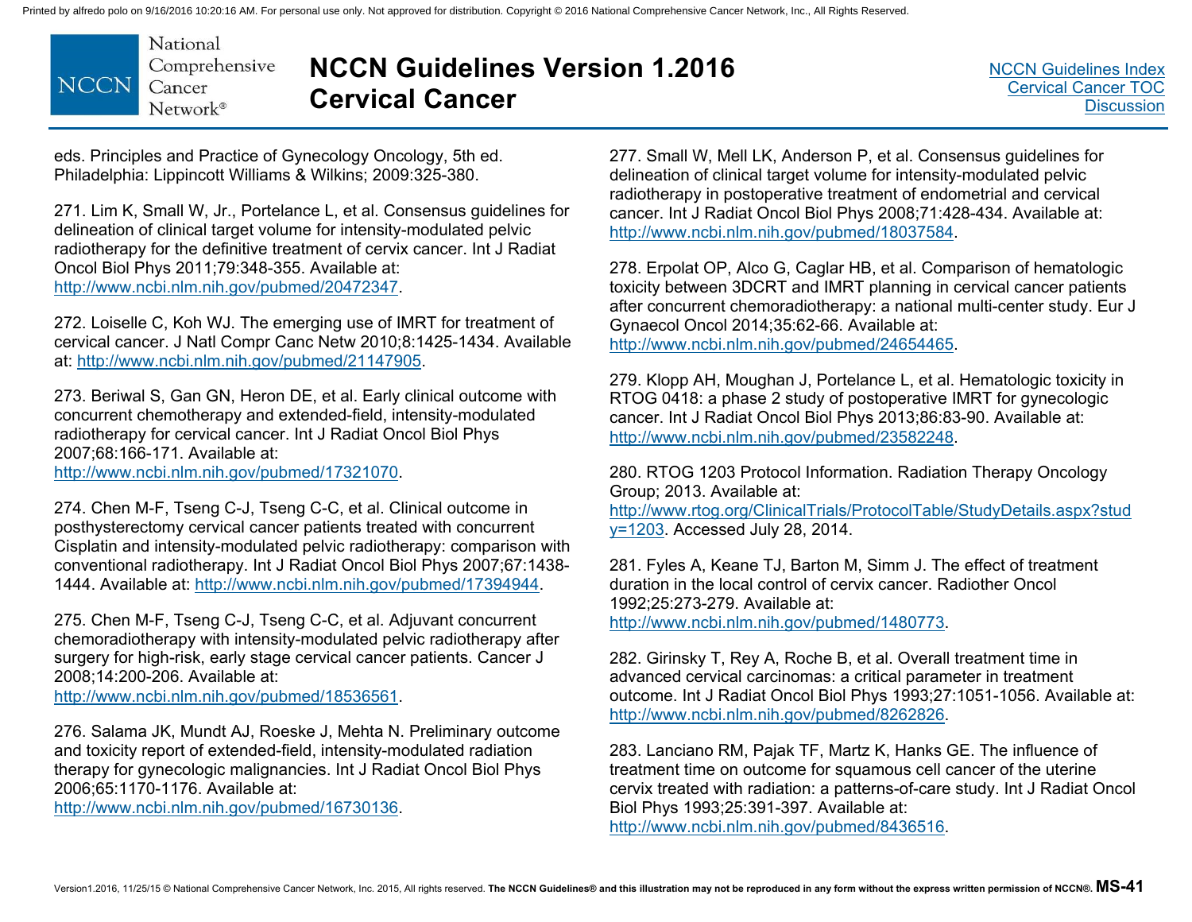eds. Principles and Practice of Gynecology Oncology, 5th ed. Philadelphia: Lippincott Williams & Wilkins; 2009:325-380.

271. Lim K, Small W, Jr., Portelance L, et al. Consensus guidelines for delineation of clinical target volume for intensity-modulated pelvic radiotherapy for the definitive treatment of cervix cancer. Int J Radiat Oncol Biol Phys 2011;79:348-355. Available at: http://www.ncbi.nlm.nih.gov/pubmed/20472347.

272. Loiselle C, Koh WJ. The emerging use of IMRT for treatment of cervical cancer. J Natl Compr Canc Netw 2010;8:1425-1434. Available at: http://www.ncbi.nlm.nih.gov/pubmed/21147905.

273. Beriwal S, Gan GN, Heron DE, et al. Early clinical outcome with concurrent chemotherapy and extended-field, intensity-modulated radiotherapy for cervical cancer. Int J Radiat Oncol Biol Phys 2007;68:166-171. Available at: http://www.ncbi.nlm.nih.gov/pubmed/17321070.

274. Chen M-F, Tseng C-J, Tseng C-C, et al. Clinical outcome in posthysterectomy cervical cancer patients treated with concurrent Cisplatin and intensity-modulated pelvic radiotherapy: comparison with conventional radiotherapy. Int J Radiat Oncol Biol Phys 2007;67:1438-1444. Available at: http://www.ncbi.nlm.nih.gov/pubmed/17394944.

275. Chen M-F, Tseng C-J, Tseng C-C, et al. Adjuvant concurrent chemoradiotherapy with intensity-modulated pelvic radiotherapy after surgery for high-risk, early stage cervical cancer patients. Cancer J 2008;14:200-206. Available at: http://www.ncbi.nlm.nih.gov/pubmed/18536561.

276. Salama JK, Mundt AJ, Roeske J, Mehta N. Preliminary outcome and toxicity report of extended-field, intensity-modulated radiation therapy for gynecologic malignancies. Int J Radiat Oncol Biol Phys 2006;65:1170-1176. Available at: http://www.ncbi.nlm.nih.gov/pubmed/16730136.

277. Small W, Mell LK, Anderson P, et al. Consensus guidelines for delineation of clinical target volume for intensity-modulated pelvic radiotherapy in postoperative treatment of endometrial and cervical cancer. Int J Radiat Oncol Biol Phys 2008;71:428-434. Available at: http://www.ncbi.nlm.nih.gov/pubmed/18037584.

278. Erpolat OP, Alco G, Caglar HB, et al. Comparison of hematologic toxicity between 3DCRT and IMRT planning in cervical cancer patients after concurrent chemoradiotherapy: a national multi-center study. Eur J Gynaecol Oncol 2014;35:62-66. Available at: http://www.ncbi.nlm.nih.gov/pubmed/24654465.

279. Klopp AH, Moughan J, Portelance L, et al. Hematologic toxicity in RTOG 0418: a phase 2 study of postoperative IMRT for gynecologic cancer. Int J Radiat Oncol Biol Phys 2013;86:83-90. Available at: http://www.ncbi.nlm.nih.gov/pubmed/23582248.

280. RTOG 1203 Protocol Information. Radiation Therapy Oncology Group; 2013. Available at: http://www.rtog.org/ClinicalTrials/ProtocolTable/StudyDetails.aspx?study=1203. Accessed July 28, 2014.

281. Fyles A, Keane TJ, Barton M, Simm J. The effect of treatment duration in the local control of cervix cancer. Radiother Oncol 1992;25:273-279. Available at: http://www.ncbi.nlm.nih.gov/pubmed/1480773.

282. Girinsky T, Rey A, Roche B, et al. Overall treatment time in advanced cervical carcinomas: a critical parameter in treatment outcome. Int J Radiat Oncol Biol Phys 1993;27:1051-1056. Available at: http://www.ncbi.nlm.nih.gov/pubmed/8262826.

283. Lanciano RM, Pajak TF, Martz K, Hanks GE. The influence of treatment time on outcome for squamous cell cancer of the uterine cervix treated with radiation: a patterns-of-care study. Int J Radiat Oncol Biol Phys 1993;25:391-397. Available at: http://www.ncbi.nlm.nih.gov/pubmed/8436516.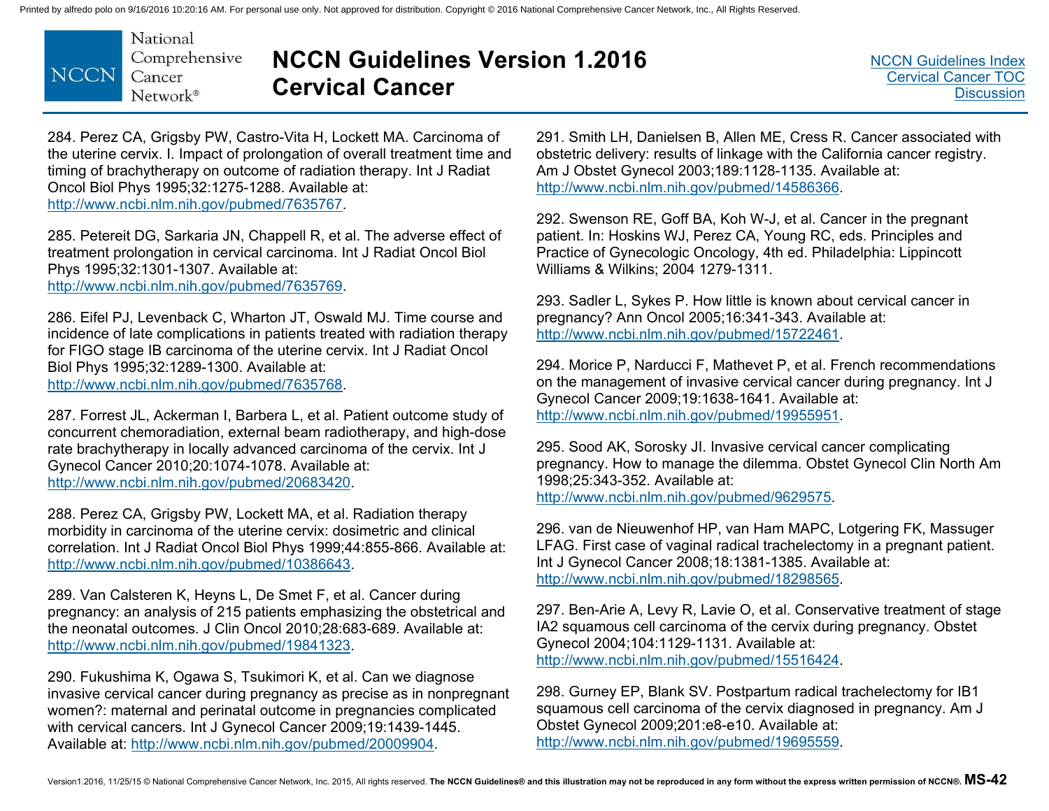284. Perez CA, Grigsby PW, Castro-Vita H, Lockett MA. Carcinoma of the uterine cervix. I. Impact of prolongation of overall treatment time and timing of brachytherapy on outcome of radiation therapy. Int J Radiat Oncol Biol Phys 1995;32:1275-1288. Available at: http://www.ncbi.nlm.nih.gov/pubmed/7635767.

285. Petereit DG, Sarkaria JN, Chappell R, et al. The adverse effect of treatment prolongation in cervical carcinoma. Int J Radiat Oncol Biol Phys 1995;32:1301-1307. Available at: http://www.ncbi.nlm.nih.gov/pubmed/7635769.

286. Eifel PJ, Levenback C, Wharton JT, Oswald MJ. Time course and incidence of late complications in patients treated with radiation therapy for FIGO stage IB carcinoma of the uterine cervix. Int J Radiat Oncol Biol Phys 1995;32:1289-1300. Available at: http://www.ncbi.nlm.nih.gov/pubmed/7635768.

287. Forrest JL, Ackerman I, Barbera L, et al. Patient outcome study of concurrent chemoradiation, external beam radiotherapy, and high-dose rate brachytherapy in locally advanced carcinoma of the cervix. Int J Gynecol Cancer 2010;20:1074-1078. Available at: http://www.ncbi.nlm.nih.gov/pubmed/20683420.

288. Perez CA, Grigsby PW, Lockett MA, et al. Radiation therapy morbidity in carcinoma of the uterine cervix: dosimetric and clinical correlation. Int J Radiat Oncol Biol Phys 1999;44:855-866. Available at: http://www.ncbi.nlm.nih.gov/pubmed/10386643.

289. Van Calsteren K, Heyns L, De Smet F, et al. Cancer during pregnancy: an analysis of 215 patients emphasizing the obstetrical and the neonatal outcomes. J Clin Oncol 2010;28:683-689. Available at: http://www.ncbi.nlm.nih.gov/pubmed/19841323.

290. Fukushima K, Ogawa S, Tsukimori K, et al. Can we diagnose invasive cervical cancer during pregnancy as precise as in nonpregnant women?: maternal and perinatal outcome in pregnancies complicated with cervical cancers. Int J Gynecol Cancer 2009;19:1439-1445. Available at: http://www.ncbi.nlm.nih.gov/pubmed/20009904.

291. Smith LH, Danielsen B, Allen ME, Cress R. Cancer associated with obstetric delivery: results of linkage with the California cancer registry. Am J Obstet Gynecol 2003;189:1128-1135. Available at: http://www.ncbi.nlm.nih.gov/pubmed/14586366.

292. Swenson RE, Goff BA, Koh W-J, et al. Cancer in the pregnant patient. In: Hoskins WJ, Perez CA, Young RC, eds. Principles and Practice of Gynecologic Oncology, 4th ed. Philadelphia: Lippincott Williams & Wilkins; 2004 1279-1311.

293. Sadler L, Sykes P. How little is known about cervical cancer in pregnancy? Ann Oncol 2005;16:341-343. Available at: http://www.ncbi.nlm.nih.gov/pubmed/15722461.

294. Morice P, Narducci F, Mathevet P, et al. French recommendations on the management of invasive cervical cancer during pregnancy. Int J Gynecol Cancer 2009;19:1638-1641. Available at: http://www.ncbi.nlm.nih.gov/pubmed/19955951.

295. Sood AK, Sorosky JI. Invasive cervical cancer complicating pregnancy. How to manage the dilemma. Obstet Gynecol Clin North Am 1998;25:343-352. Available at: http://www.ncbi.nlm.nih.gov/pubmed/9629575.

296. van de Nieuwenhof HP, van Ham MAPC, Lotgering FK, Massuger LFAG. First case of vaginal radical trachelectomy in a pregnant patient. Int J Gynecol Cancer 2008;18:1381-1385. Available at: http://www.ncbi.nlm.nih.gov/pubmed/18298565.

297. Ben-Arie A, Levy R, Lavie O, et al. Conservative treatment of stage IA2 squamous cell carcinoma of the cervix during pregnancy. Obstet Gynecol 2004;104:1129-1131. Available at: http://www.ncbi.nlm.nih.gov/pubmed/15516424.

298. Gurney EP, Blank SV. Postpartum radical trachelectomy for IB1 squamous cell carcinoma of the cervix diagnosed in pregnancy. Am J Obstet Gynecol 2009;201:e8-e10. Available at: http://www.ncbi.nlm.nih.gov/pubmed/19695559.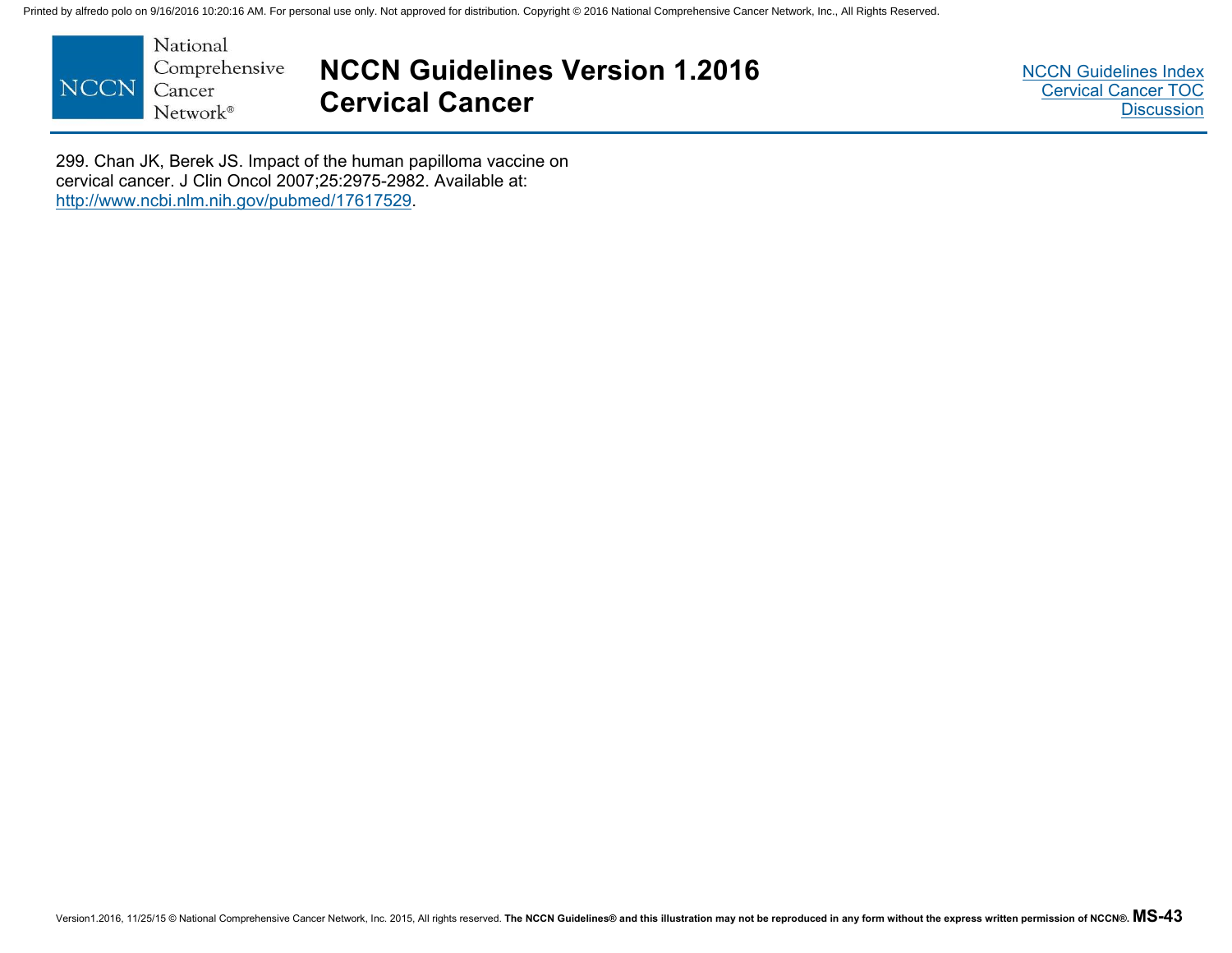299. Chan JK, Berek JS. Impact of the human papilloma vaccine on cervical cancer. J Clin Oncol 2007;25:2975-2982. Available at: http://www.ncbi.nlm.nih.gov/pubmed/17617529.